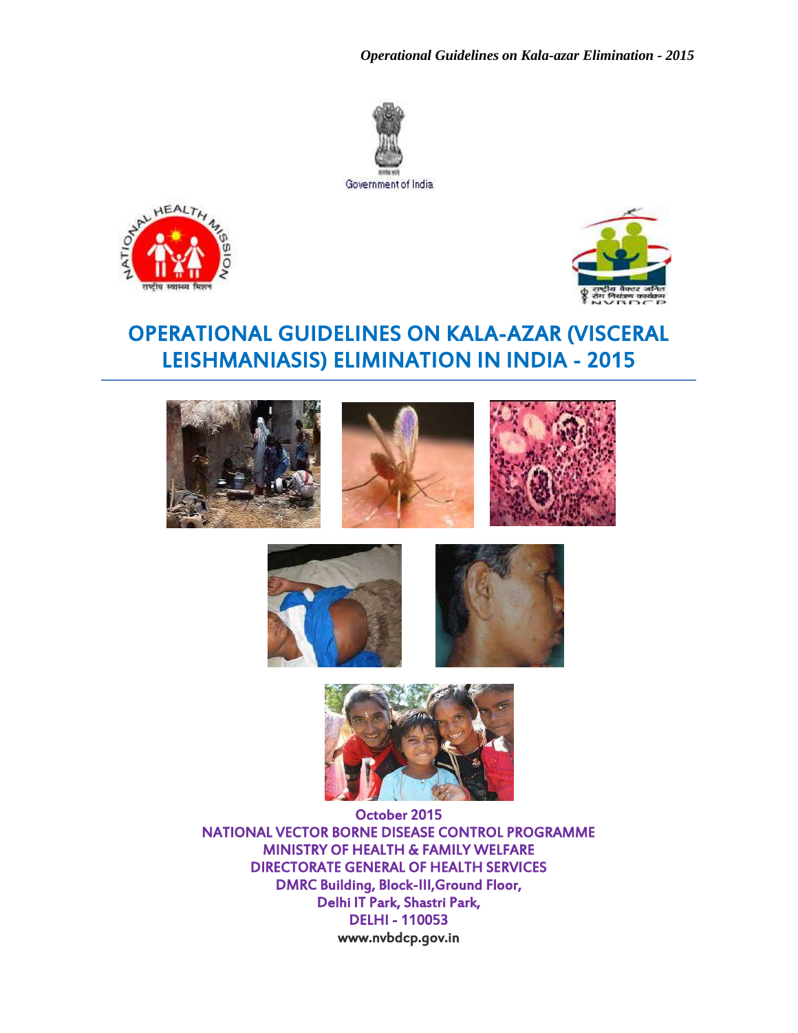Government of India

# OPERATIONAL GUIDELINES ON KALA-AZAR (VISCERAL LEISHMANIASIS) ELIMINATION IN INDIA - 2015

October 2015

NATIONAL VECTOR BORNE DISEASE CONTROL PROGRAMME

MINISTRY OF HEALTH & FAMILY WELFARE

DIRECTORATE GENERAL OF HEALTH SERVICES

DMRC Building, Block-III, Ground Floor,

Delhi IT Park, Shastri Park,

DELHI - 110053

www.nvbdcp.gov.in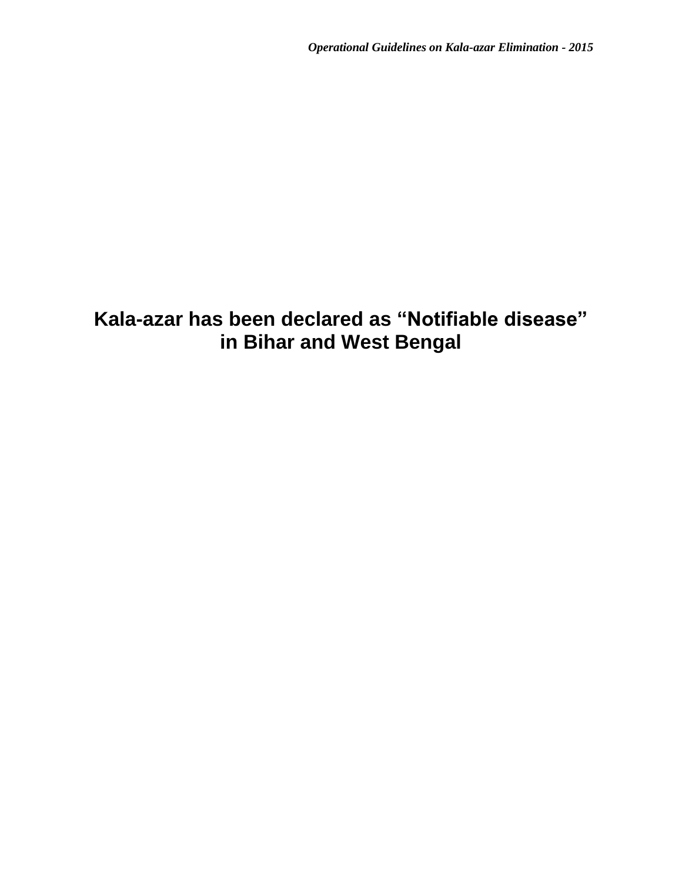**Kala-azar has been declared as "Notifiable disease" in Bihar and West Bengal**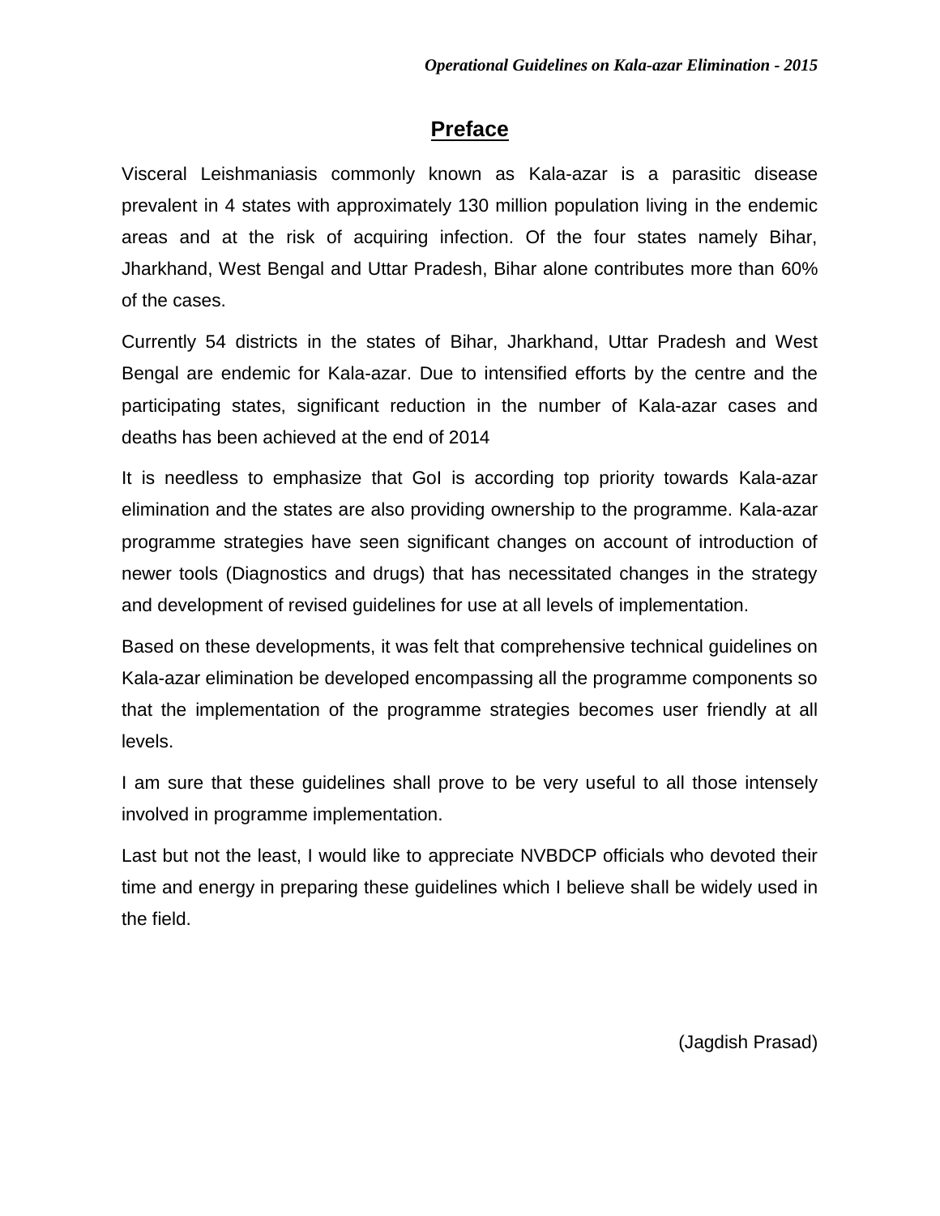## Preface

Visceral Leishmaniasis commonly known as Kala-azar is a parasitic disease prevalent in 4 states with approximately 130 million population living in the endemic areas and at the risk of acquiring infection. Of the four states namely Bihar, Jharkhand, West Bengal and Uttar Pradesh, Bihar alone contributes more than 60% of the cases.

Currently 54 districts in the states of Bihar, Jharkhand, Uttar Pradesh and West Bengal are endemic for Kala-azar. Due to intensified efforts by the centre and the participating states, significant reduction in the number of Kala-azar cases and deaths has been achieved at the end of 2014

It is needless to emphasize that GoI is according top priority towards Kala-azar elimination and the states are also providing ownership to the programme. Kala-azar programme strategies have seen significant changes on account of introduction of newer tools (Diagnostics and drugs) that has necessitated changes in the strategy and development of revised guidelines for use at all levels of implementation.

Based on these developments, it was felt that comprehensive technical guidelines on Kala-azar elimination be developed encompassing all the programme components so that the implementation of the programme strategies becomes user friendly at all levels.

I am sure that these guidelines shall prove to be very useful to all those intensely involved in programme implementation.

Last but not the least, I would like to appreciate NVBDCP officials who devoted their time and energy in preparing these guidelines which I believe shall be widely used in the field.

(Jagdish Prasad)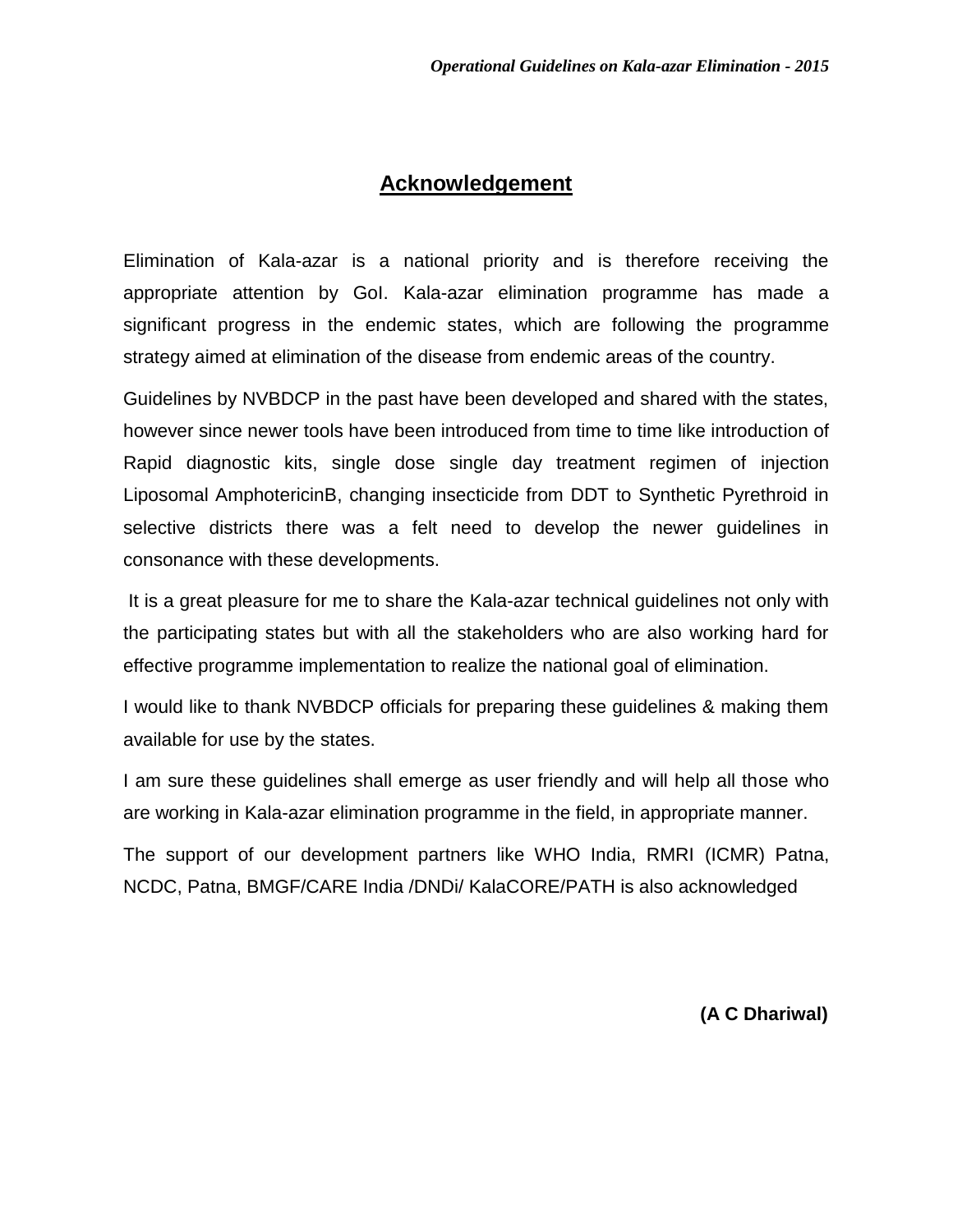## Acknowledgement

Elimination of Kala-azar is a national priority and is therefore receiving the appropriate attention by GoI. Kala-azar elimination programme has made a significant progress in the endemic states, which are following the programme strategy aimed at elimination of the disease from endemic areas of the country.

Guidelines by NVBDCP in the past have been developed and shared with the states, however since newer tools have been introduced from time to time like introduction of Rapid diagnostic kits, single dose single day treatment regimen of injection Liposomal AmphotericinB, changing insecticide from DDT to Synthetic Pyrethroid in selective districts there was a felt need to develop the newer guidelines in consonance with these developments.

It is a great pleasure for me to share the Kala-azar technical guidelines not only with the participating states but with all the stakeholders who are also working hard for effective programme implementation to realize the national goal of elimination.

I would like to thank NVBDCP officials for preparing these guidelines & making them available for use by the states.

I am sure these guidelines shall emerge as user friendly and will help all those who are working in Kala-azar elimination programme in the field, in appropriate manner.

The support of our development partners like WHO India, RMRI (ICMR) Patna, NCDC, Patna, BMGF/CARE India /DNDi/ KalaCORE/PATH is also acknowledged

**(A C Dhariwal)**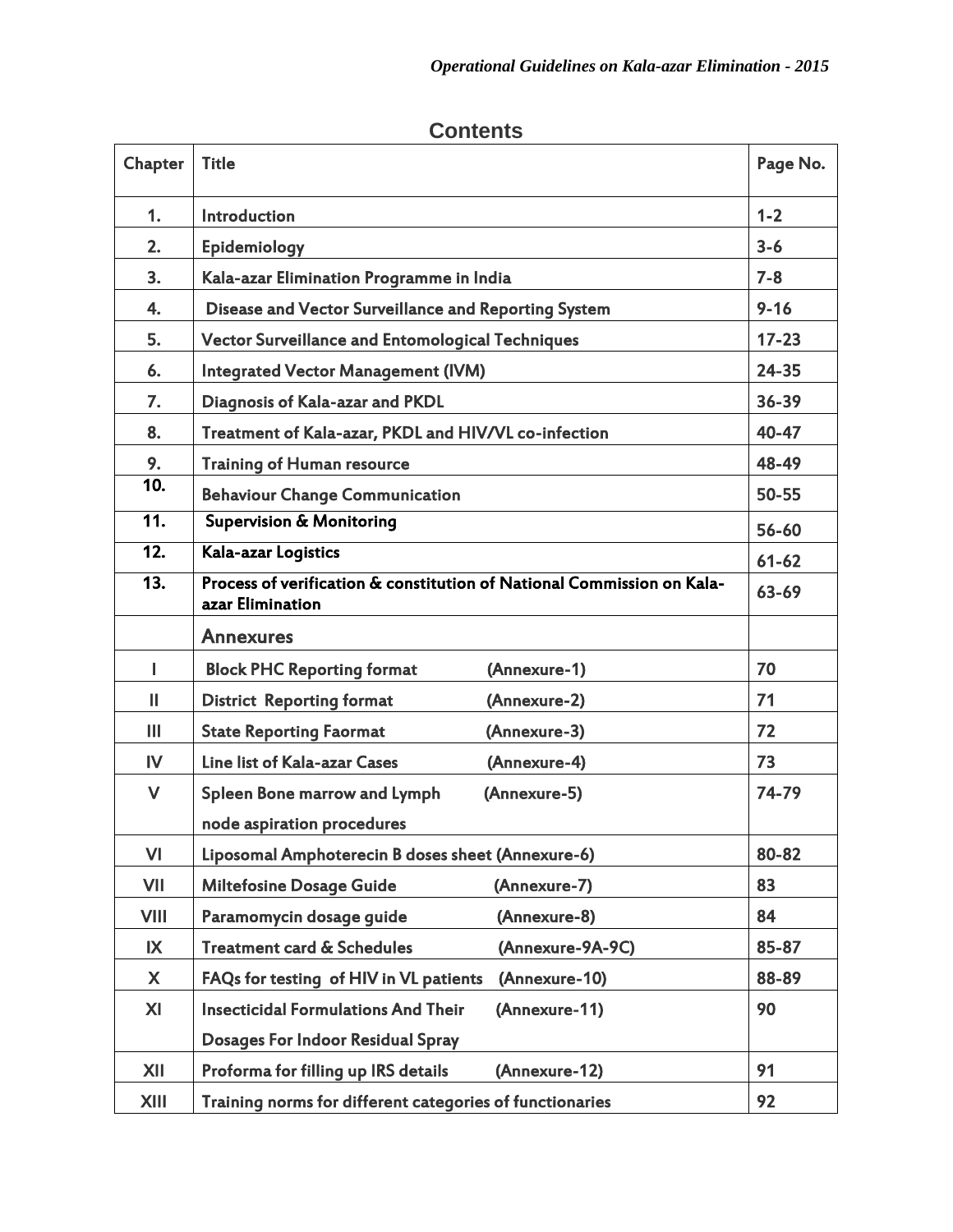# Contents

| Chapter | Title | Page No. |
|---|---|---|
| 1. | Introduction | 1-2 |
| 2. | Epidemiology | 3-6 |
| 3. | Kala-azar Elimination Programme in India | 7-8 |
| 4. | Disease and Vector Surveillance and Reporting System | 9-16 |
| 5. | Vector Surveillance and Entomological Techniques | 17-23 |
| 6. | Integrated Vector Management (IVM) | 24-35 |
| 7. | Diagnosis of Kala-azar and PKDL | 36-39 |
| 8. | Treatment of Kala-azar, PKDL and HIV/VL co-infection | 40-47 |
| 9. | Training of Human resource | 48-49 |
| 10. | Behaviour Change Communication | 50-55 |
| 11. | Supervision & Monitoring | 56-60 |
| 12. | Kala-azar Logistics | 61-62 |
| 13. | Process of verification & constitution of National Commission on Kala-azar Elimination | 63-69 |
| | **Annexures** | |
| I | Block PHC Reporting format (Annexure-1) | 70 |
| II | District Reporting format (Annexure-2) | 71 |
| III | State Reporting Faormat (Annexure-3) | 72 |
| IV | Line list of Kala-azar Cases (Annexure-4) | 73 |
| V | Spleen Bone marrow and Lymph node aspiration procedures (Annexure-5) | 74-79 |
| VI | Liposomal Amphoterecin B doses sheet (Annexure-6) | 80-82 |
| VII | Miltefosine Dosage Guide (Annexure-7) | 83 |
| VIII | Paramomycin dosage guide (Annexure-8) | 84 |
| IX | Treatment card & Schedules (Annexure-9A-9C) | 85-87 |
| X | FAQs for testing of HIV in VL patients (Annexure-10) | 88-89 |
| XI | Insecticidal Formulations And Their Dosages For Indoor Residual Spray (Annexure-11) | 90 |
| XII | Proforma for filling up IRS details (Annexure-12) | 91 |
| XIII | Training norms for different categories of functionaries | 92 |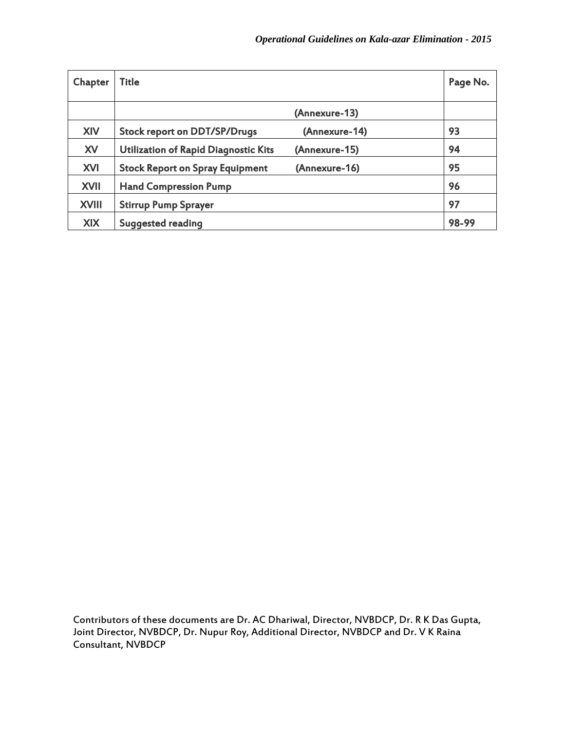| Chapter | Title | Page No. |
|---|---|---|
| | (Annexure-13) | |
| XIV | Stock report on DDT/SP/Drugs (Annexure-14) | 93 |
| XV | Utilization of Rapid Diagnostic Kits (Annexure-15) | 94 |
| XVI | Stock Report on Spray Equipment (Annexure-16) | 95 |
| XVII | Hand Compression Pump | 96 |
| XVIII | Stirrup Pump Sprayer | 97 |
| XIX | Suggested reading | 98-99 |

Contributors of these documents are Dr. AC Dhariwal, Director, NVBDCP, Dr. R K Das Gupta, Joint Director, NVBDCP, Dr. Nupur Roy, Additional Director, NVBDCP and Dr. V K Raina Consultant, NVBDCP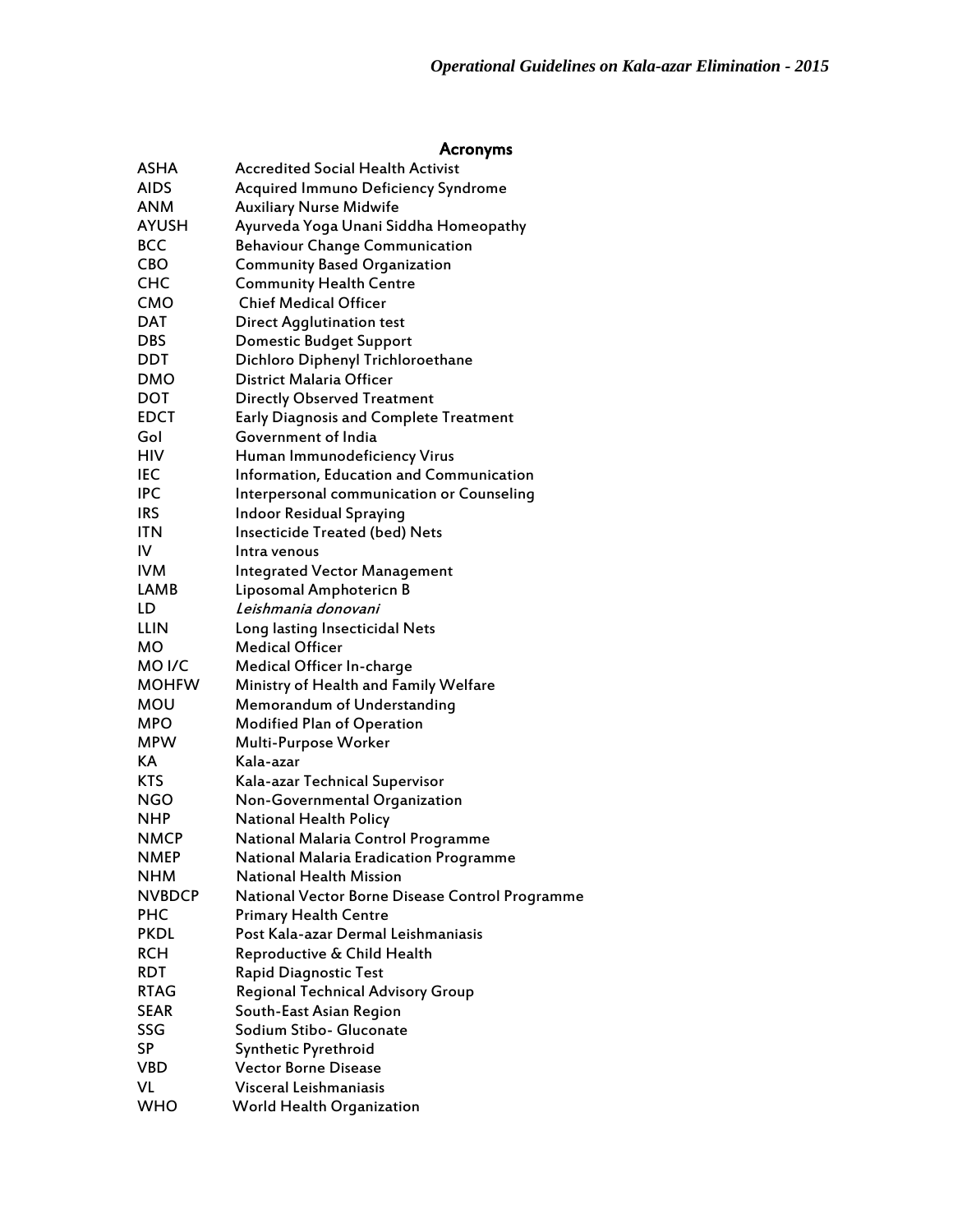## Acronyms

| | |
|---|---|
| ASHA | Accredited Social Health Activist |
| AIDS | Acquired Immuno Deficiency Syndrome |
| ANM | Auxiliary Nurse Midwife |
| AYUSH | Ayurveda Yoga Unani Siddha Homeopathy |
| BCC | Behaviour Change Communication |
| CBO | Community Based Organization |
| CHC | Community Health Centre |
| CMO | Chief Medical Officer |
| DAT | Direct Agglutination test |
| DBS | Domestic Budget Support |
| DDT | Dichloro Diphenyl Trichloroethane |
| DMO | District Malaria Officer |
| DOT | Directly Observed Treatment |
| EDCT | Early Diagnosis and Complete Treatment |
| GoI | Government of India |
| HIV | Human Immunodeficiency Virus |
| IEC | Information, Education and Communication |
| IPC | Interpersonal communication or Counseling |
| IRS | Indoor Residual Spraying |
| ITN | Insecticide Treated (bed) Nets |
| IV | Intra venous |
| IVM | Integrated Vector Management |
| LAMB | Liposomal Amphotericn B |
| LD | *Leishmania donovani* |
| LLIN | Long lasting Insecticidal Nets |
| MO | Medical Officer |
| MO I/C | Medical Officer In-charge |
| MOHFW | Ministry of Health and Family Welfare |
| MOU | Memorandum of Understanding |
| MPO | Modified Plan of Operation |
| MPW | Multi-Purpose Worker |
| KA | Kala-azar |
| KTS | Kala-azar Technical Supervisor |
| NGO | Non-Governmental Organization |
| NHP | National Health Policy |
| NMCP | National Malaria Control Programme |
| NMEP | National Malaria Eradication Programme |
| NHM | National Health Mission |
| NVBDCP | National Vector Borne Disease Control Programme |
| PHC | Primary Health Centre |
| PKDL | Post Kala-azar Dermal Leishmaniasis |
| RCH | Reproductive & Child Health |
| RDT | Rapid Diagnostic Test |
| RTAG | Regional Technical Advisory Group |
| SEAR | South-East Asian Region |
| SSG | Sodium Stibo- Gluconate |
| SP | Synthetic Pyrethroid |
| VBD | Vector Borne Disease |
| VL | Visceral Leishmaniasis |
| WHO | World Health Organization |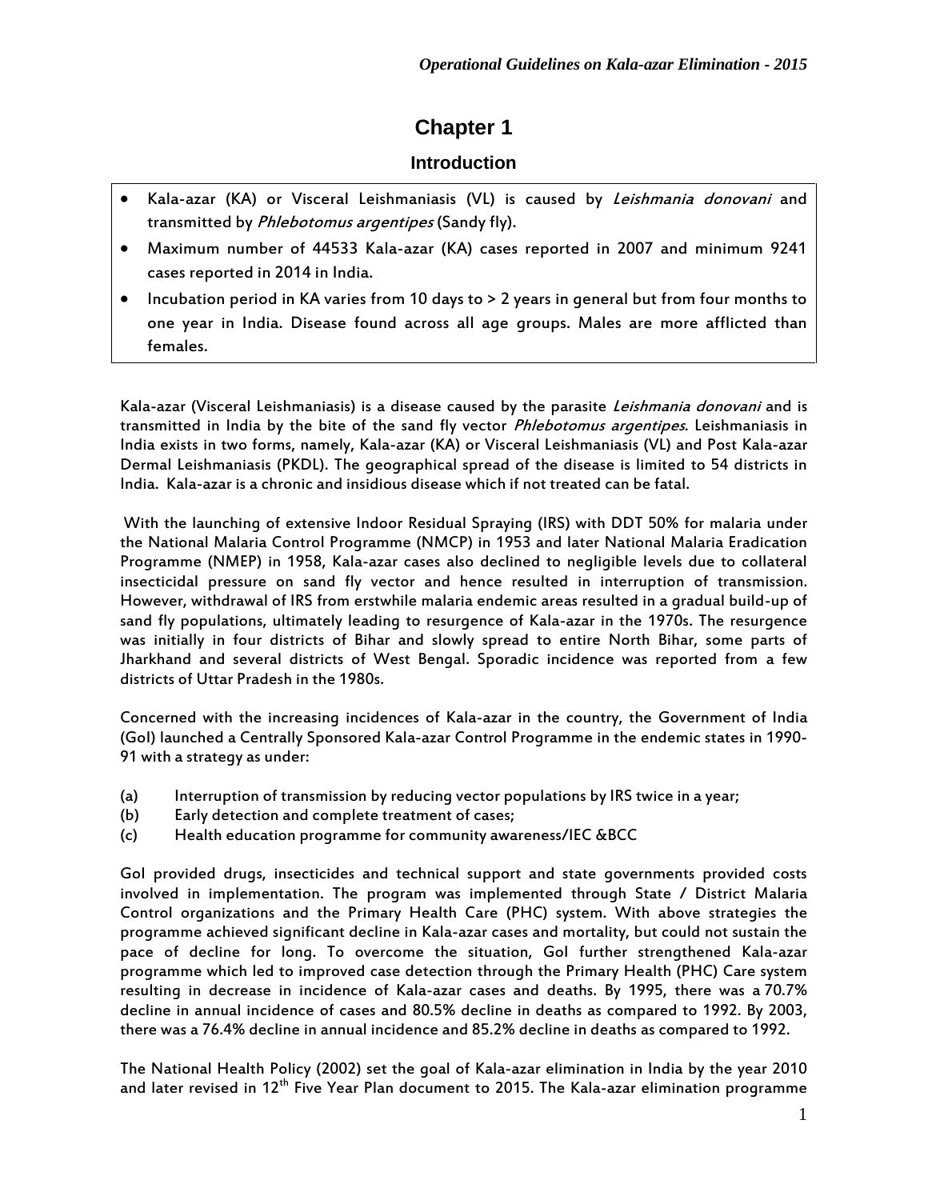# Chapter 1

## Introduction

- Kala-azar (KA) or Visceral Leishmaniasis (VL) is caused by *Leishmania donovani* and transmitted by *Phlebotomus argentipes* (Sandy fly).
- Maximum number of 44533 Kala-azar (KA) cases reported in 2007 and minimum 9241 cases reported in 2014 in India.
- Incubation period in KA varies from 10 days to > 2 years in general but from four months to one year in India. Disease found across all age groups. Males are more afflicted than females.

Kala-azar (Visceral Leishmaniasis) is a disease caused by the parasite *Leishmania donovani* and is transmitted in India by the bite of the sand fly vector *Phlebotomus argentipes*. Leishmaniasis in India exists in two forms, namely, Kala-azar (KA) or Visceral Leishmaniasis (VL) and Post Kala-azar Dermal Leishmaniasis (PKDL). The geographical spread of the disease is limited to 54 districts in India. Kala-azar is a chronic and insidious disease which if not treated can be fatal.

With the launching of extensive Indoor Residual Spraying (IRS) with DDT 50% for malaria under the National Malaria Control Programme (NMCP) in 1953 and later National Malaria Eradication Programme (NMEP) in 1958, Kala-azar cases also declined to negligible levels due to collateral insecticidal pressure on sand fly vector and hence resulted in interruption of transmission. However, withdrawal of IRS from erstwhile malaria endemic areas resulted in a gradual build-up of sand fly populations, ultimately leading to resurgence of Kala-azar in the 1970s. The resurgence was initially in four districts of Bihar and slowly spread to entire North Bihar, some parts of Jharkhand and several districts of West Bengal. Sporadic incidence was reported from a few districts of Uttar Pradesh in the 1980s.

Concerned with the increasing incidences of Kala-azar in the country, the Government of India (GoI) launched a Centrally Sponsored Kala-azar Control Programme in the endemic states in 1990-91 with a strategy as under:

(a) Interruption of transmission by reducing vector populations by IRS twice in a year;
(b) Early detection and complete treatment of cases;
(c) Health education programme for community awareness/IEC &BCC

GoI provided drugs, insecticides and technical support and state governments provided costs involved in implementation. The program was implemented through State / District Malaria Control organizations and the Primary Health Care (PHC) system. With above strategies the programme achieved significant decline in Kala-azar cases and mortality, but could not sustain the pace of decline for long. To overcome the situation, GoI further strengthened Kala-azar programme which led to improved case detection through the Primary Health (PHC) Care system resulting in decrease in incidence of Kala-azar cases and deaths. By 1995, there was a 70.7% decline in annual incidence of cases and 80.5% decline in deaths as compared to 1992. By 2003, there was a 76.4% decline in annual incidence and 85.2% decline in deaths as compared to 1992.

The National Health Policy (2002) set the goal of Kala-azar elimination in India by the year 2010 and later revised in 12th Five Year Plan document to 2015. The Kala-azar elimination programme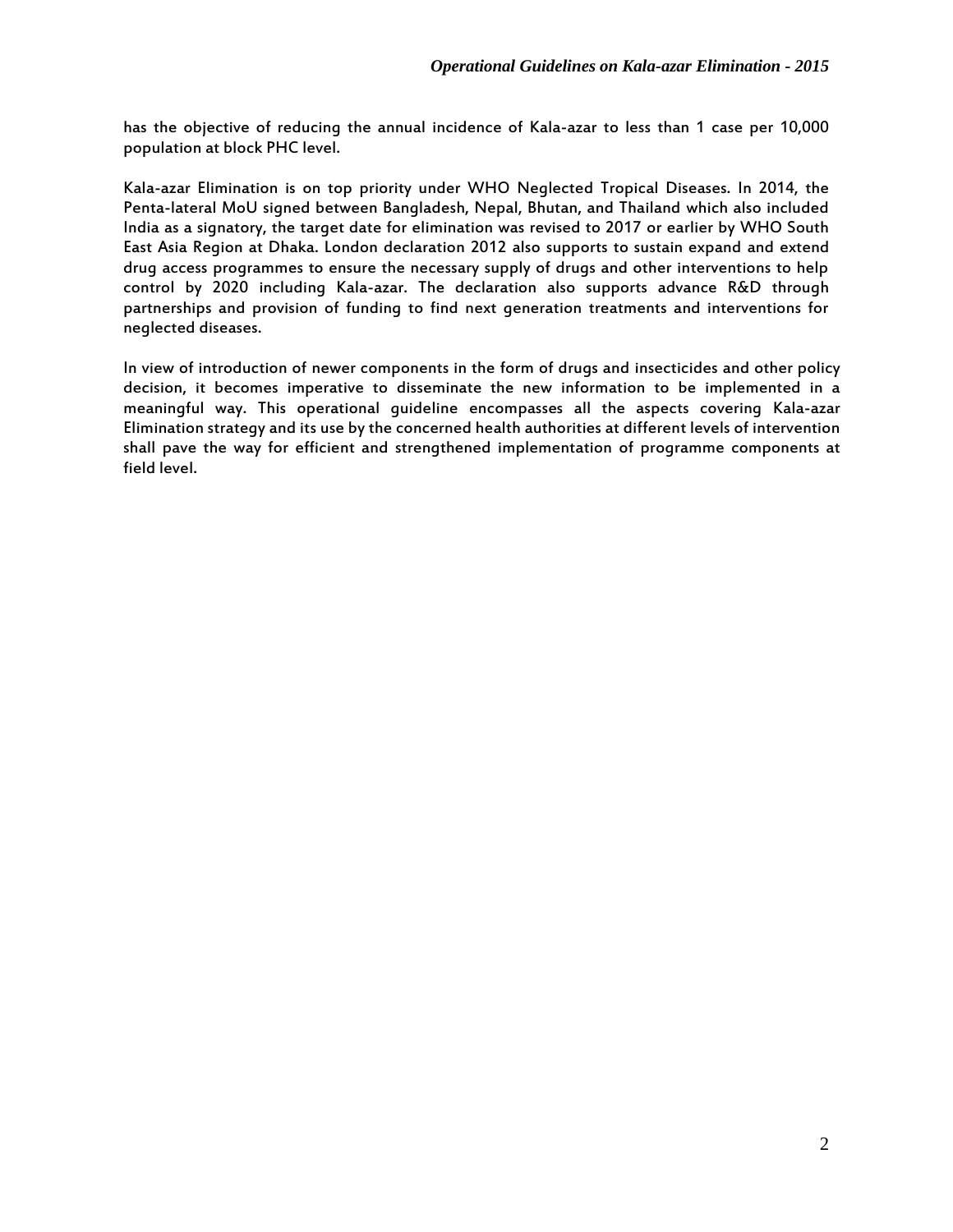has the objective of reducing the annual incidence of Kala-azar to less than 1 case per 10,000 population at block PHC level.

Kala-azar Elimination is on top priority under WHO Neglected Tropical Diseases. In 2014, the Penta-lateral MoU signed between Bangladesh, Nepal, Bhutan, and Thailand which also included India as a signatory, the target date for elimination was revised to 2017 or earlier by WHO South East Asia Region at Dhaka. London declaration 2012 also supports to sustain expand and extend drug access programmes to ensure the necessary supply of drugs and other interventions to help control by 2020 including Kala-azar. The declaration also supports advance R&D through partnerships and provision of funding to find next generation treatments and interventions for neglected diseases.

In view of introduction of newer components in the form of drugs and insecticides and other policy decision, it becomes imperative to disseminate the new information to be implemented in a meaningful way. This operational guideline encompasses all the aspects covering Kala-azar Elimination strategy and its use by the concerned health authorities at different levels of intervention shall pave the way for efficient and strengthened implementation of programme components at field level.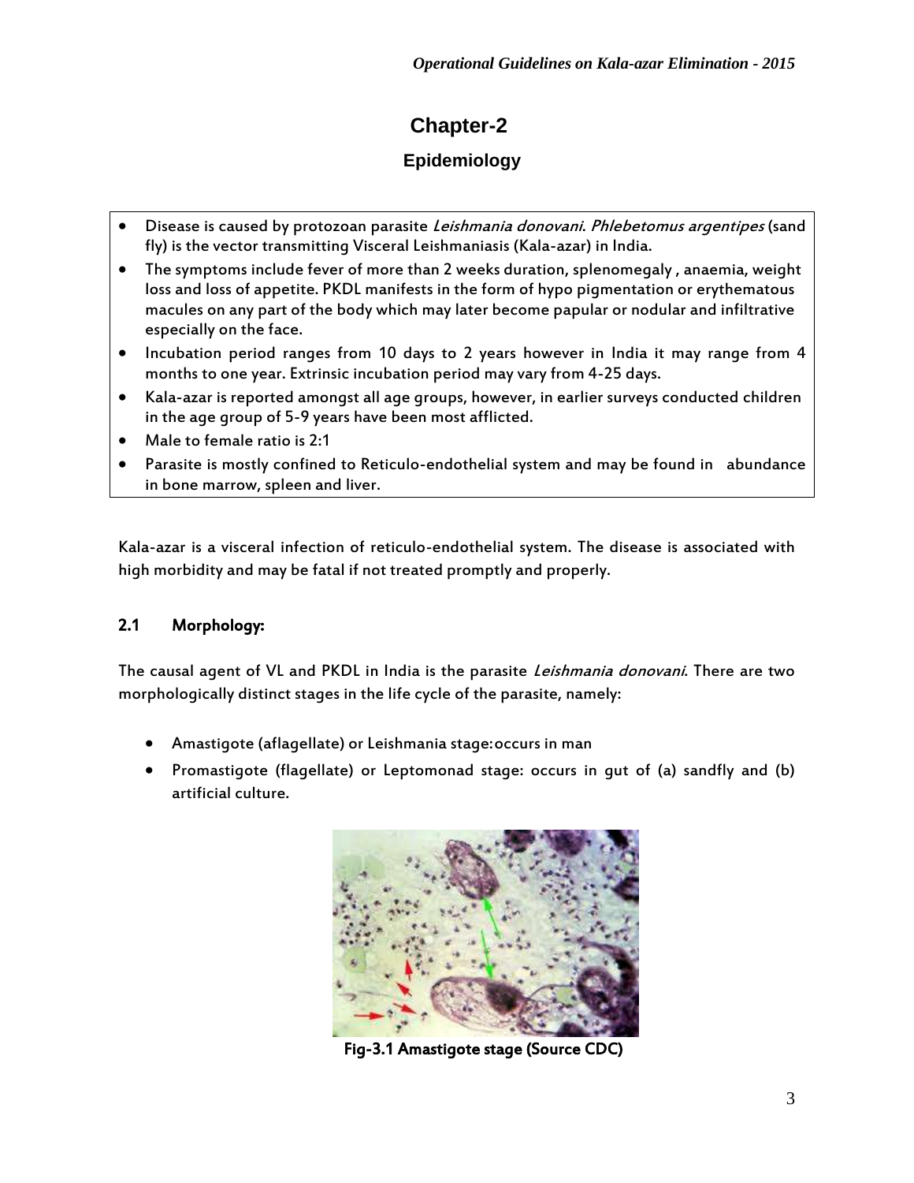# Chapter-2

## Epidemiology

- Disease is caused by protozoan parasite *Leishmania donovani*. *Phlebetomus argentipes* (sand fly) is the vector transmitting Visceral Leishmaniasis (Kala-azar) in India.
- The symptoms include fever of more than 2 weeks duration, splenomegaly , anaemia, weight loss and loss of appetite. PKDL manifests in the form of hypo pigmentation or erythematous macules on any part of the body which may later become papular or nodular and infiltrative especially on the face.
- Incubation period ranges from 10 days to 2 years however in India it may range from 4 months to one year. Extrinsic incubation period may vary from 4-25 days.
- Kala-azar is reported amongst all age groups, however, in earlier surveys conducted children in the age group of 5-9 years have been most afflicted.
- Male to female ratio is 2:1
- Parasite is mostly confined to Reticulo-endothelial system and may be found in abundance in bone marrow, spleen and liver.

Kala-azar is a visceral infection of reticulo-endothelial system. The disease is associated with high morbidity and may be fatal if not treated promptly and properly.

### 2.1 Morphology:

The causal agent of VL and PKDL in India is the parasite *Leishmania donovani*. There are two morphologically distinct stages in the life cycle of the parasite, namely:

- Amastigote (aflagellate) or Leishmania stage: occurs in man
- Promastigote (flagellate) or Leptomonad stage: occurs in gut of (a) sandfly and (b) artificial culture.

**Fig-3.1 Amastigote stage (Source CDC)**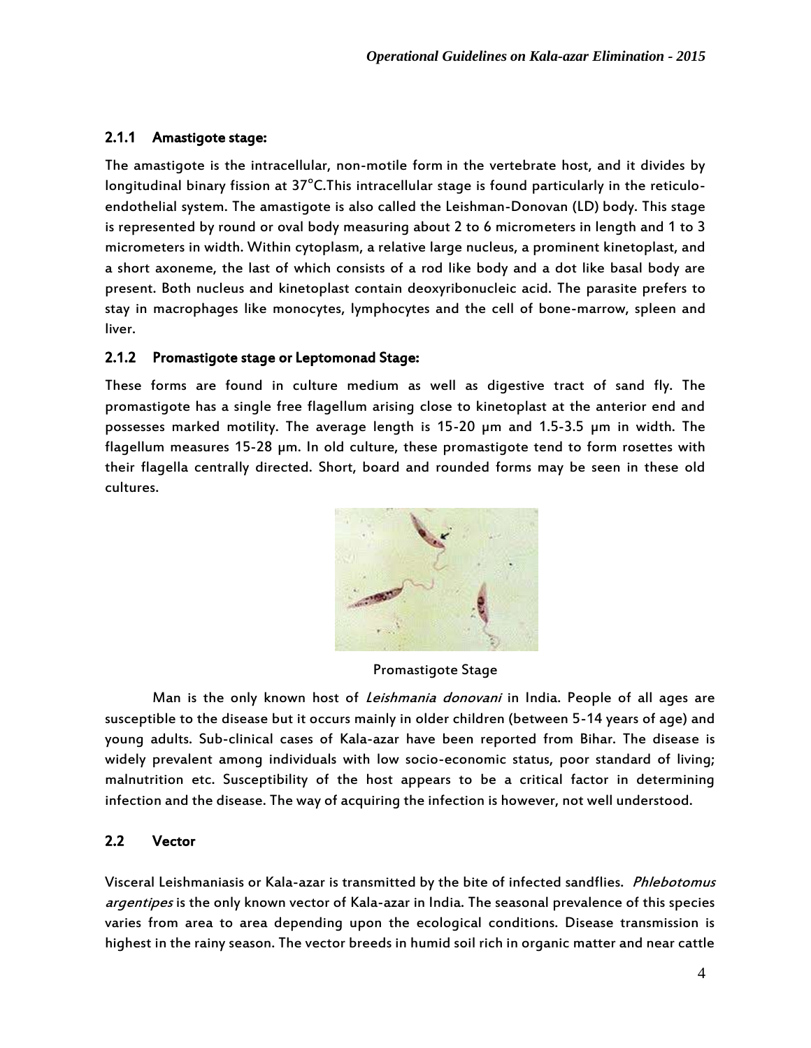### 2.1.1 Amastigote stage:

The amastigote is the intracellular, non-motile form in the vertebrate host, and it divides by longitudinal binary fission at 37°C.This intracellular stage is found particularly in the reticulo-endothelial system. The amastigote is also called the Leishman-Donovan (LD) body. This stage is represented by round or oval body measuring about 2 to 6 micrometers in length and 1 to 3 micrometers in width. Within cytoplasm, a relative large nucleus, a prominent kinetoplast, and a short axoneme, the last of which consists of a rod like body and a dot like basal body are present. Both nucleus and kinetoplast contain deoxyribonucleic acid. The parasite prefers to stay in macrophages like monocytes, lymphocytes and the cell of bone-marrow, spleen and liver.

### 2.1.2 Promastigote stage or Leptomonad Stage:

These forms are found in culture medium as well as digestive tract of sand fly. The promastigote has a single free flagellum arising close to kinetoplast at the anterior end and possesses marked motility. The average length is 15-20 μm and 1.5-3.5 μm in width. The flagellum measures 15-28 μm. In old culture, these promastigote tend to form rosettes with their flagella centrally directed. Short, board and rounded forms may be seen in these old cultures.

Promastigote Stage

Man is the only known host of *Leishmania donovani* in India. People of all ages are susceptible to the disease but it occurs mainly in older children (between 5-14 years of age) and young adults. Sub-clinical cases of Kala-azar have been reported from Bihar. The disease is widely prevalent among individuals with low socio-economic status, poor standard of living; malnutrition etc. Susceptibility of the host appears to be a critical factor in determining infection and the disease. The way of acquiring the infection is however, not well understood.

## 2.2 Vector

Visceral Leishmaniasis or Kala-azar is transmitted by the bite of infected sandflies. *Phlebotomus argentipes* is the only known vector of Kala-azar in India. The seasonal prevalence of this species varies from area to area depending upon the ecological conditions. Disease transmission is highest in the rainy season. The vector breeds in humid soil rich in organic matter and near cattle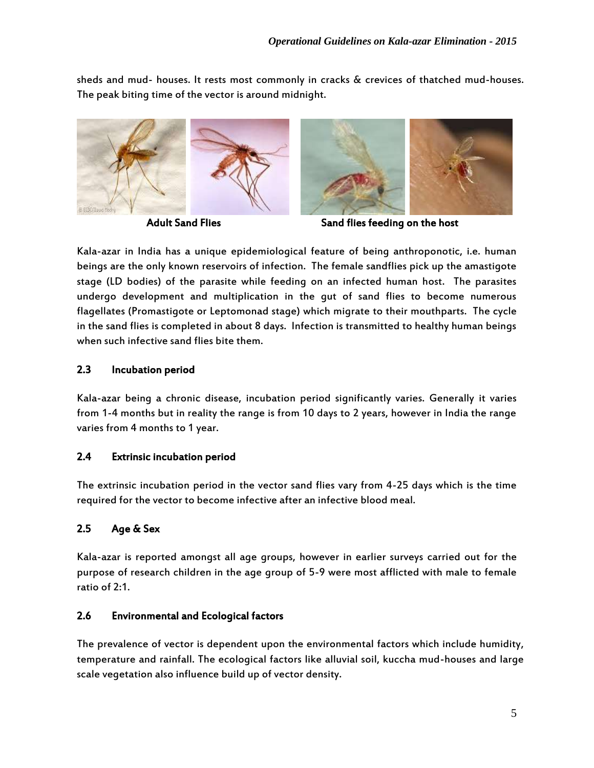sheds and mud- houses. It rests most commonly in cracks & crevices of thatched mud-houses. The peak biting time of the vector is around midnight.

**Adult Sand Flies** **Sand flies feeding on the host**

Kala-azar in India has a unique epidemiological feature of being anthroponotic, i.e. human beings are the only known reservoirs of infection. The female sandflies pick up the amastigote stage (LD bodies) of the parasite while feeding on an infected human host. The parasites undergo development and multiplication in the gut of sand flies to become numerous flagellates (Promastigote or Leptomonad stage) which migrate to their mouthparts. The cycle in the sand flies is completed in about 8 days. Infection is transmitted to healthy human beings when such infective sand flies bite them.

### 2.3 Incubation period

Kala-azar being a chronic disease, incubation period significantly varies. Generally it varies from 1-4 months but in reality the range is from 10 days to 2 years, however in India the range varies from 4 months to 1 year.

### 2.4 Extrinsic incubation period

The extrinsic incubation period in the vector sand flies vary from 4-25 days which is the time required for the vector to become infective after an infective blood meal.

### 2.5 Age & Sex

Kala-azar is reported amongst all age groups, however in earlier surveys carried out for the purpose of research children in the age group of 5-9 were most afflicted with male to female ratio of 2:1.

### 2.6 Environmental and Ecological factors

The prevalence of vector is dependent upon the environmental factors which include humidity, temperature and rainfall. The ecological factors like alluvial soil, kuccha mud-houses and large scale vegetation also influence build up of vector density.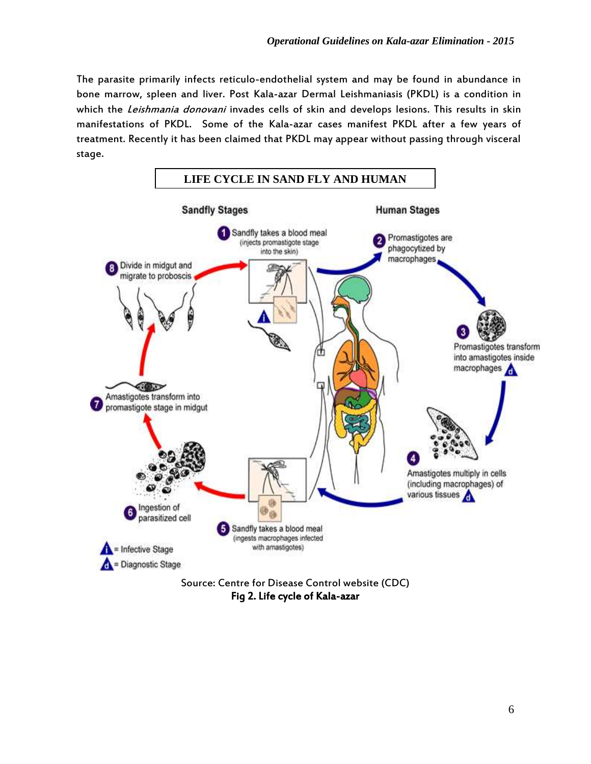The parasite primarily infects reticulo-endothelial system and may be found in abundance in bone marrow, spleen and liver. Post Kala-azar Dermal Leishmaniasis (PKDL) is a condition in which the *Leishmania donovani* invades cells of skin and develops lesions. This results in skin manifestations of PKDL. Some of the Kala-azar cases manifest PKDL after a few years of treatment. Recently it has been claimed that PKDL may appear without passing through visceral stage.

**LIFE CYCLE IN SAND FLY AND HUMAN**

Source: Centre for Disease Control website (CDC)

**Fig 2. Life cycle of Kala-azar**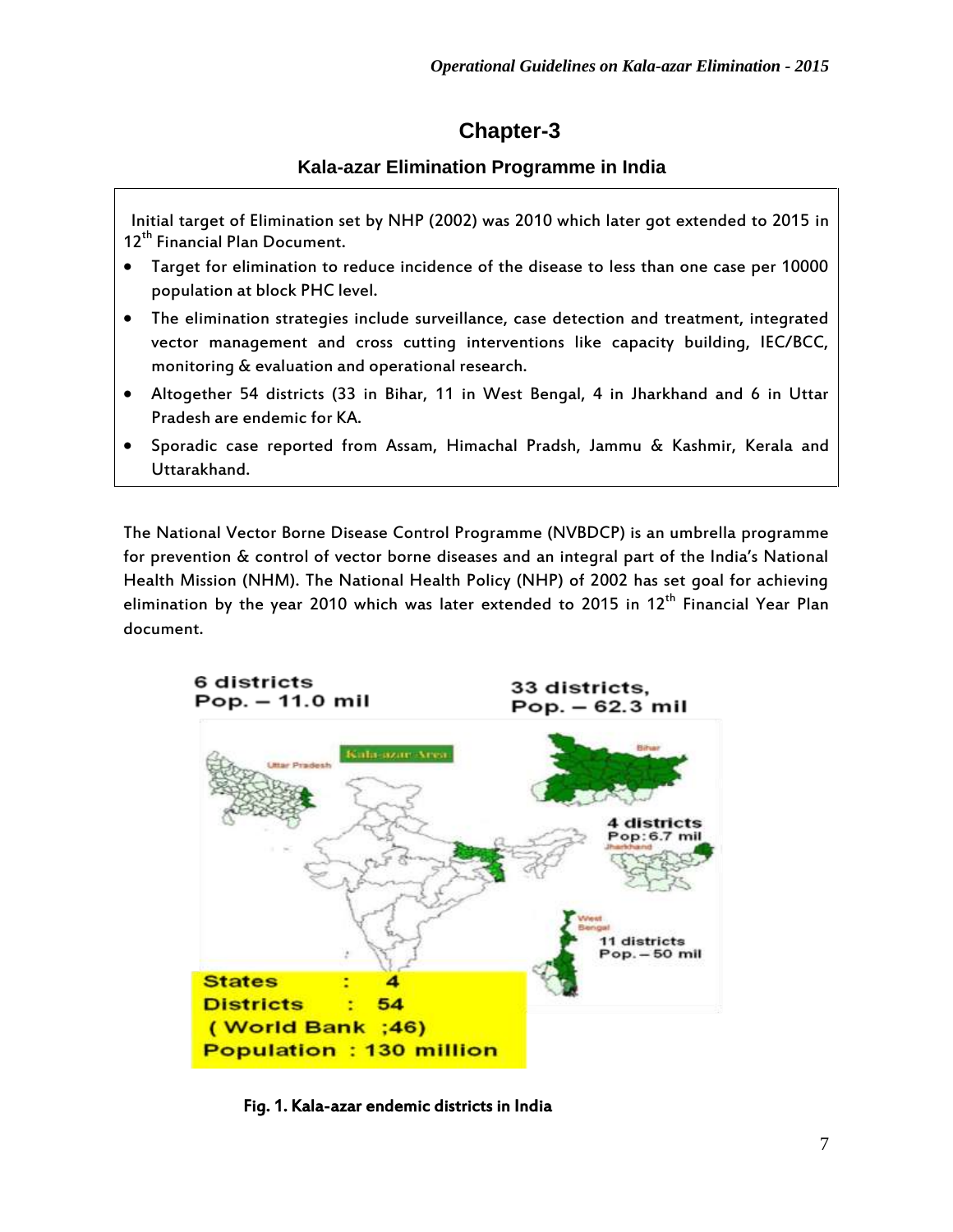# Chapter-3

## Kala-azar Elimination Programme in India

Initial target of Elimination set by NHP (2002) was 2010 which later got extended to 2015 in 12th Financial Plan Document.

- Target for elimination to reduce incidence of the disease to less than one case per 10000 population at block PHC level.
- The elimination strategies include surveillance, case detection and treatment, integrated vector management and cross cutting interventions like capacity building, IEC/BCC, monitoring & evaluation and operational research.
- Altogether 54 districts (33 in Bihar, 11 in West Bengal, 4 in Jharkhand and 6 in Uttar Pradesh are endemic for KA.
- Sporadic case reported from Assam, Himachal Pradsh, Jammu & Kashmir, Kerala and Uttarakhand.

The National Vector Borne Disease Control Programme (NVBDCP) is an umbrella programme for prevention & control of vector borne diseases and an integral part of the India's National Health Mission (NHM). The National Health Policy (NHP) of 2002 has set goal for achieving elimination by the year 2010 which was later extended to 2015 in 12th Financial Year Plan document.

**Fig. 1. Kala-azar endemic districts in India**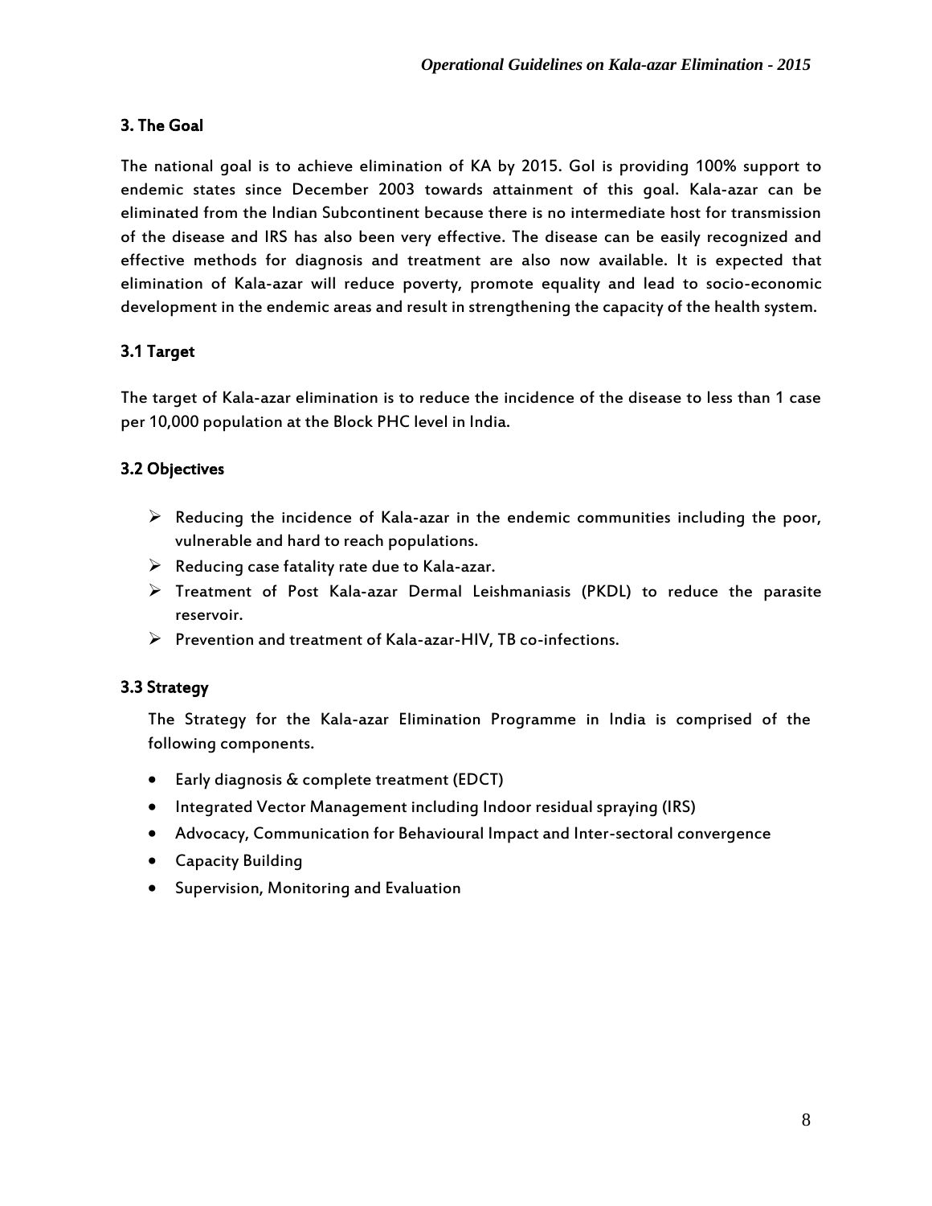## 3. The Goal

The national goal is to achieve elimination of KA by 2015. GoI is providing 100% support to endemic states since December 2003 towards attainment of this goal. Kala-azar can be eliminated from the Indian Subcontinent because there is no intermediate host for transmission of the disease and IRS has also been very effective. The disease can be easily recognized and effective methods for diagnosis and treatment are also now available. It is expected that elimination of Kala-azar will reduce poverty, promote equality and lead to socio-economic development in the endemic areas and result in strengthening the capacity of the health system.

### 3.1 Target

The target of Kala-azar elimination is to reduce the incidence of the disease to less than 1 case per 10,000 population at the Block PHC level in India.

### 3.2 Objectives

- Reducing the incidence of Kala-azar in the endemic communities including the poor, vulnerable and hard to reach populations.
- Reducing case fatality rate due to Kala-azar.
- Treatment of Post Kala-azar Dermal Leishmaniasis (PKDL) to reduce the parasite reservoir.
- Prevention and treatment of Kala-azar-HIV, TB co-infections.

### 3.3 Strategy

The Strategy for the Kala-azar Elimination Programme in India is comprised of the following components.

- Early diagnosis & complete treatment (EDCT)
- Integrated Vector Management including Indoor residual spraying (IRS)
- Advocacy, Communication for Behavioural Impact and Inter-sectoral convergence
- Capacity Building
- Supervision, Monitoring and Evaluation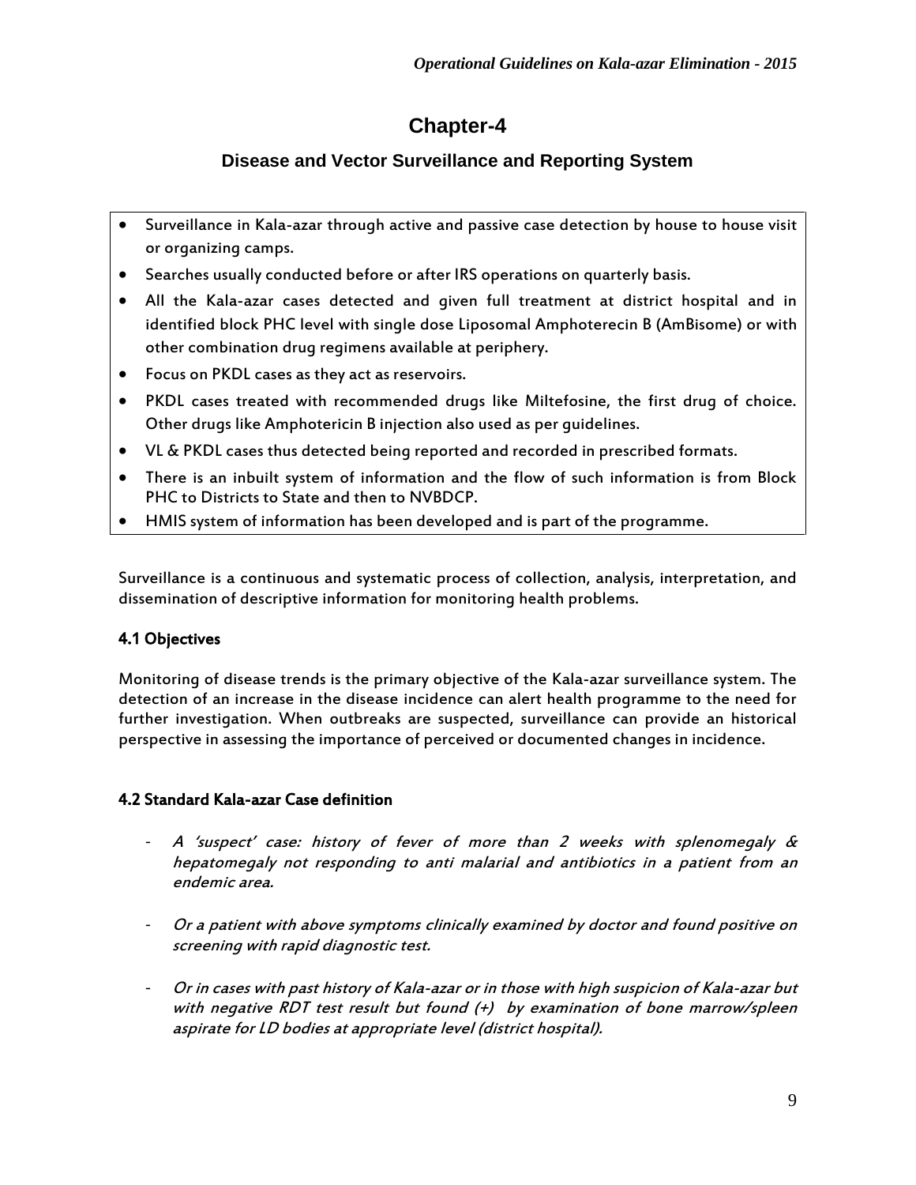# Chapter-4

## Disease and Vector Surveillance and Reporting System

- Surveillance in Kala-azar through active and passive case detection by house to house visit or organizing camps.
- Searches usually conducted before or after IRS operations on quarterly basis.
- All the Kala-azar cases detected and given full treatment at district hospital and in identified block PHC level with single dose Liposomal Amphoterecin B (AmBisome) or with other combination drug regimens available at periphery.
- Focus on PKDL cases as they act as reservoirs.
- PKDL cases treated with recommended drugs like Miltefosine, the first drug of choice. Other drugs like Amphotericin B injection also used as per guidelines.
- VL & PKDL cases thus detected being reported and recorded in prescribed formats.
- There is an inbuilt system of information and the flow of such information is from Block PHC to Districts to State and then to NVBDCP.
- HMIS system of information has been developed and is part of the programme.

Surveillance is a continuous and systematic process of collection, analysis, interpretation, and dissemination of descriptive information for monitoring health problems.

### 4.1 Objectives

Monitoring of disease trends is the primary objective of the Kala-azar surveillance system. The detection of an increase in the disease incidence can alert health programme to the need for further investigation. When outbreaks are suspected, surveillance can provide an historical perspective in assessing the importance of perceived or documented changes in incidence.

### 4.2 Standard Kala-azar Case definition

- *A 'suspect' case: history of fever of more than 2 weeks with splenomegaly & hepatomegaly not responding to anti malarial and antibiotics in a patient from an endemic area.*
- *Or a patient with above symptoms clinically examined by doctor and found positive on screening with rapid diagnostic test.*
- *Or in cases with past history of Kala-azar or in those with high suspicion of Kala-azar but with negative RDT test result but found (+) by examination of bone marrow/spleen aspirate for LD bodies at appropriate level (district hospital).*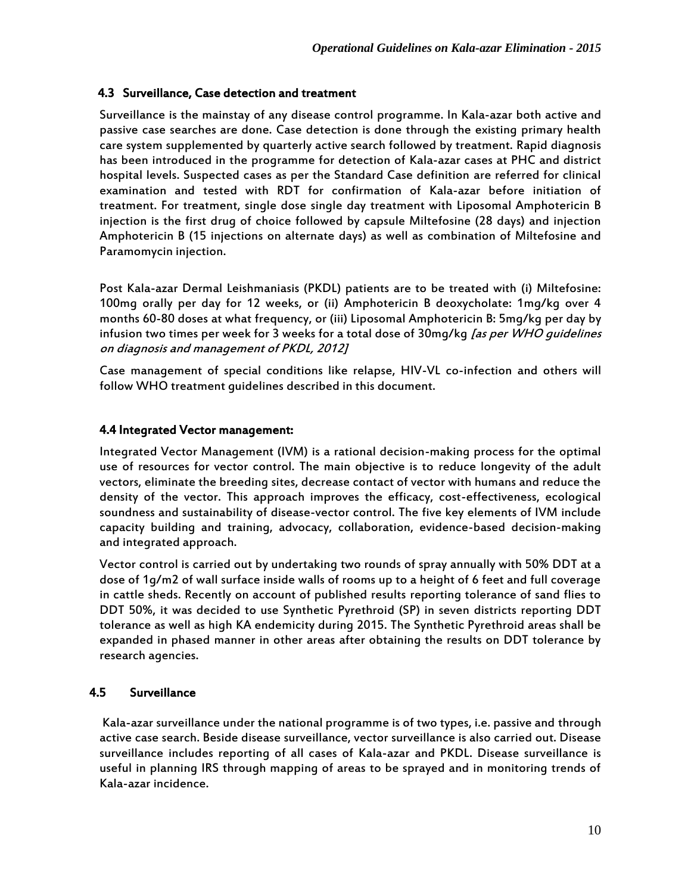### 4.3 Surveillance, Case detection and treatment

Surveillance is the mainstay of any disease control programme. In Kala-azar both active and passive case searches are done. Case detection is done through the existing primary health care system supplemented by quarterly active search followed by treatment. Rapid diagnosis has been introduced in the programme for detection of Kala-azar cases at PHC and district hospital levels. Suspected cases as per the Standard Case definition are referred for clinical examination and tested with RDT for confirmation of Kala-azar before initiation of treatment. For treatment, single dose single day treatment with Liposomal Amphotericin B injection is the first drug of choice followed by capsule Miltefosine (28 days) and injection Amphotericin B (15 injections on alternate days) as well as combination of Miltefosine and Paramomycin injection.

Post Kala-azar Dermal Leishmaniasis (PKDL) patients are to be treated with (i) Miltefosine: 100mg orally per day for 12 weeks, or (ii) Amphotericin B deoxycholate: 1mg/kg over 4 months 60-80 doses at what frequency, or (iii) Liposomal Amphotericin B: 5mg/kg per day by infusion two times per week for 3 weeks for a total dose of 30mg/kg *[as per WHO guidelines on diagnosis and management of PKDL, 2012]*

Case management of special conditions like relapse, HIV-VL co-infection and others will follow WHO treatment guidelines described in this document.

### 4.4 Integrated Vector management:

Integrated Vector Management (IVM) is a rational decision-making process for the optimal use of resources for vector control. The main objective is to reduce longevity of the adult vectors, eliminate the breeding sites, decrease contact of vector with humans and reduce the density of the vector. This approach improves the efficacy, cost-effectiveness, ecological soundness and sustainability of disease-vector control. The five key elements of IVM include capacity building and training, advocacy, collaboration, evidence-based decision-making and integrated approach.

Vector control is carried out by undertaking two rounds of spray annually with 50% DDT at a dose of 1g/m2 of wall surface inside walls of rooms up to a height of 6 feet and full coverage in cattle sheds. Recently on account of published results reporting tolerance of sand flies to DDT 50%, it was decided to use Synthetic Pyrethroid (SP) in seven districts reporting DDT tolerance as well as high KA endemicity during 2015. The Synthetic Pyrethroid areas shall be expanded in phased manner in other areas after obtaining the results on DDT tolerance by research agencies.

### 4.5 Surveillance

Kala-azar surveillance under the national programme is of two types, i.e. passive and through active case search. Beside disease surveillance, vector surveillance is also carried out. Disease surveillance includes reporting of all cases of Kala-azar and PKDL. Disease surveillance is useful in planning IRS through mapping of areas to be sprayed and in monitoring trends of Kala-azar incidence.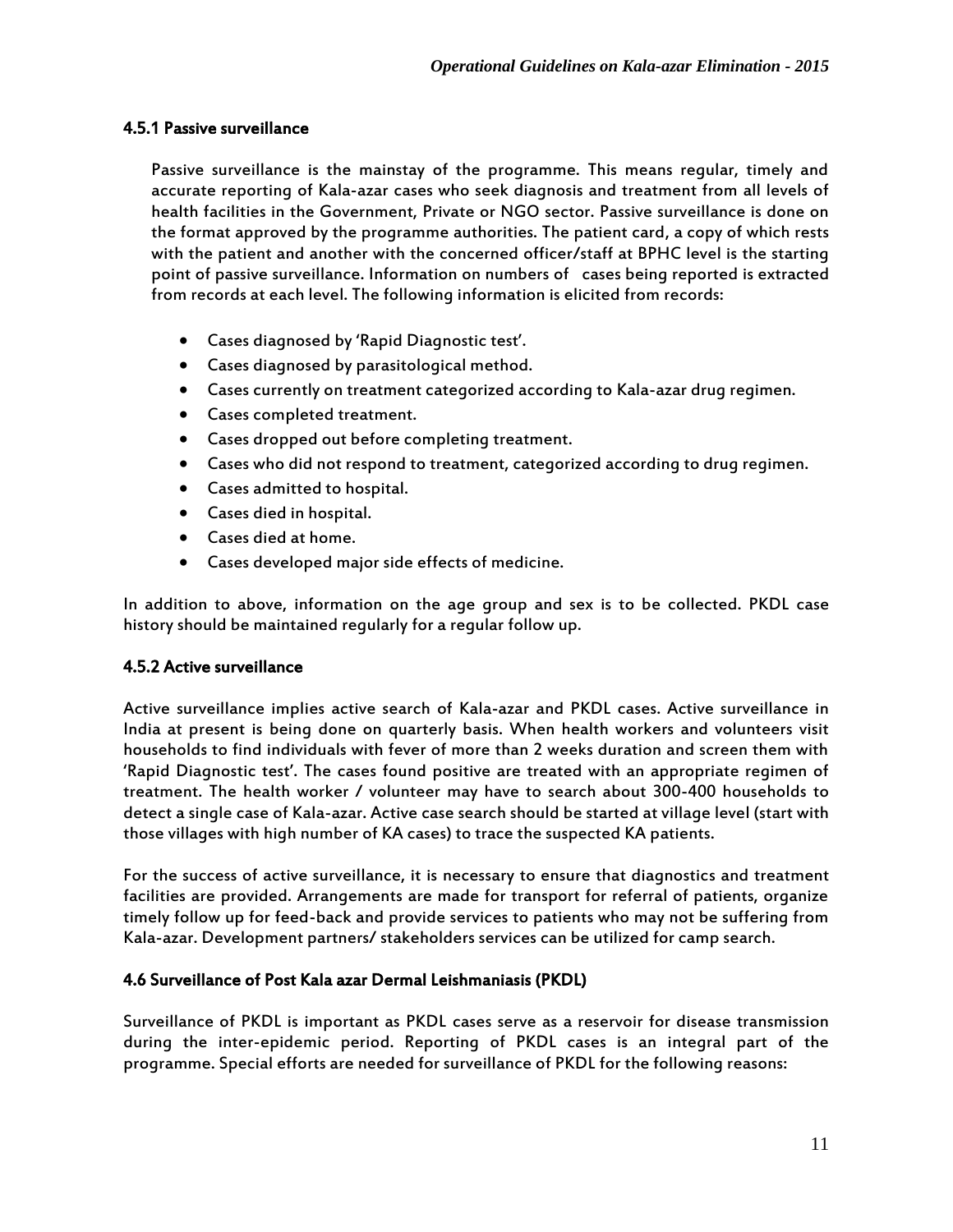#### 4.5.1 Passive surveillance

Passive surveillance is the mainstay of the programme. This means regular, timely and accurate reporting of Kala-azar cases who seek diagnosis and treatment from all levels of health facilities in the Government, Private or NGO sector. Passive surveillance is done on the format approved by the programme authorities. The patient card, a copy of which rests with the patient and another with the concerned officer/staff at BPHC level is the starting point of passive surveillance. Information on numbers of cases being reported is extracted from records at each level. The following information is elicited from records:

- Cases diagnosed by 'Rapid Diagnostic test'.
- Cases diagnosed by parasitological method.
- Cases currently on treatment categorized according to Kala-azar drug regimen.
- Cases completed treatment.
- Cases dropped out before completing treatment.
- Cases who did not respond to treatment, categorized according to drug regimen.
- Cases admitted to hospital.
- Cases died in hospital.
- Cases died at home.
- Cases developed major side effects of medicine.

In addition to above, information on the age group and sex is to be collected. PKDL case history should be maintained regularly for a regular follow up.

#### 4.5.2 Active surveillance

Active surveillance implies active search of Kala-azar and PKDL cases. Active surveillance in India at present is being done on quarterly basis. When health workers and volunteers visit households to find individuals with fever of more than 2 weeks duration and screen them with 'Rapid Diagnostic test'. The cases found positive are treated with an appropriate regimen of treatment. The health worker / volunteer may have to search about 300-400 households to detect a single case of Kala-azar. Active case search should be started at village level (start with those villages with high number of KA cases) to trace the suspected KA patients.

For the success of active surveillance, it is necessary to ensure that diagnostics and treatment facilities are provided. Arrangements are made for transport for referral of patients, organize timely follow up for feed-back and provide services to patients who may not be suffering from Kala-azar. Development partners/ stakeholders services can be utilized for camp search.

### 4.6 Surveillance of Post Kala azar Dermal Leishmaniasis (PKDL)

Surveillance of PKDL is important as PKDL cases serve as a reservoir for disease transmission during the inter-epidemic period. Reporting of PKDL cases is an integral part of the programme. Special efforts are needed for surveillance of PKDL for the following reasons: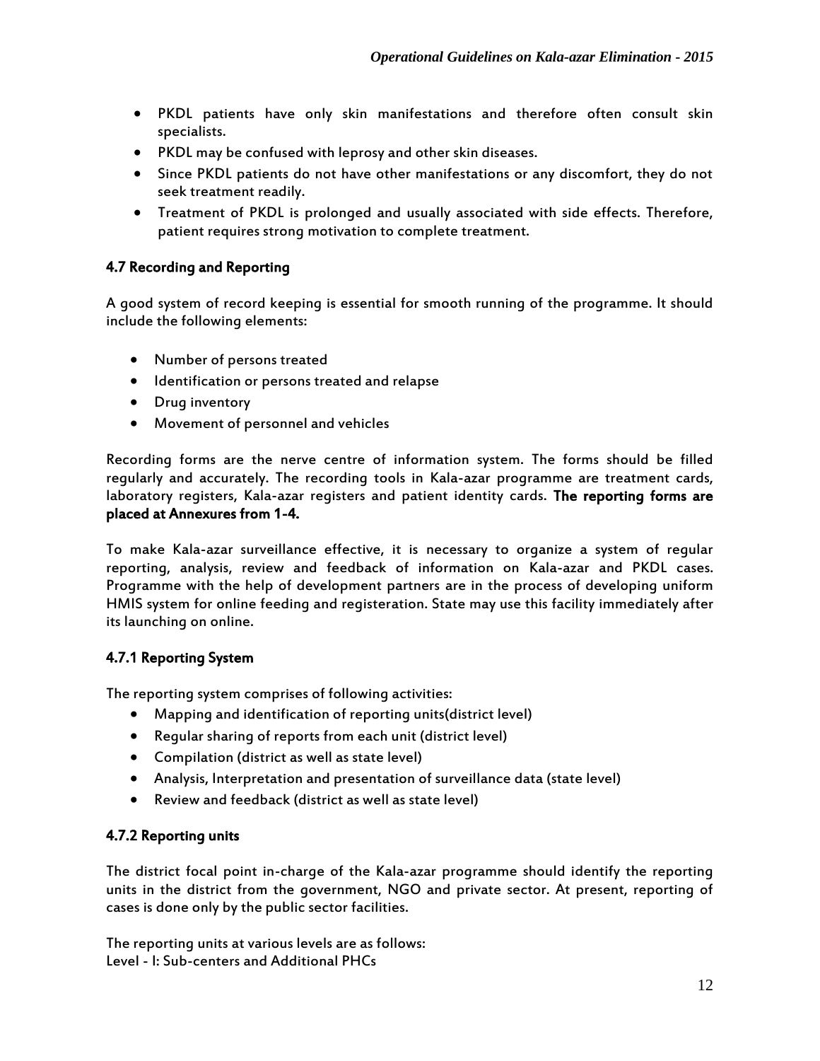- PKDL patients have only skin manifestations and therefore often consult skin specialists.
- PKDL may be confused with leprosy and other skin diseases.
- Since PKDL patients do not have other manifestations or any discomfort, they do not seek treatment readily.
- Treatment of PKDL is prolonged and usually associated with side effects. Therefore, patient requires strong motivation to complete treatment.

### 4.7 Recording and Reporting

A good system of record keeping is essential for smooth running of the programme. It should include the following elements:

- Number of persons treated
- Identification or persons treated and relapse
- Drug inventory
- Movement of personnel and vehicles

Recording forms are the nerve centre of information system. The forms should be filled regularly and accurately. The recording tools in Kala-azar programme are treatment cards, laboratory registers, Kala-azar registers and patient identity cards. **The reporting forms are placed at Annexures from 1-4.**

To make Kala-azar surveillance effective, it is necessary to organize a system of regular reporting, analysis, review and feedback of information on Kala-azar and PKDL cases. Programme with the help of development partners are in the process of developing uniform HMIS system for online feeding and registeration. State may use this facility immediately after its launching on online.

#### 4.7.1 Reporting System

The reporting system comprises of following activities:

- Mapping and identification of reporting units(district level)
- Regular sharing of reports from each unit (district level)
- Compilation (district as well as state level)
- Analysis, Interpretation and presentation of surveillance data (state level)
- Review and feedback (district as well as state level)

#### 4.7.2 Reporting units

The district focal point in-charge of the Kala-azar programme should identify the reporting units in the district from the government, NGO and private sector. At present, reporting of cases is done only by the public sector facilities.

The reporting units at various levels are as follows:
Level - I: Sub-centers and Additional PHCs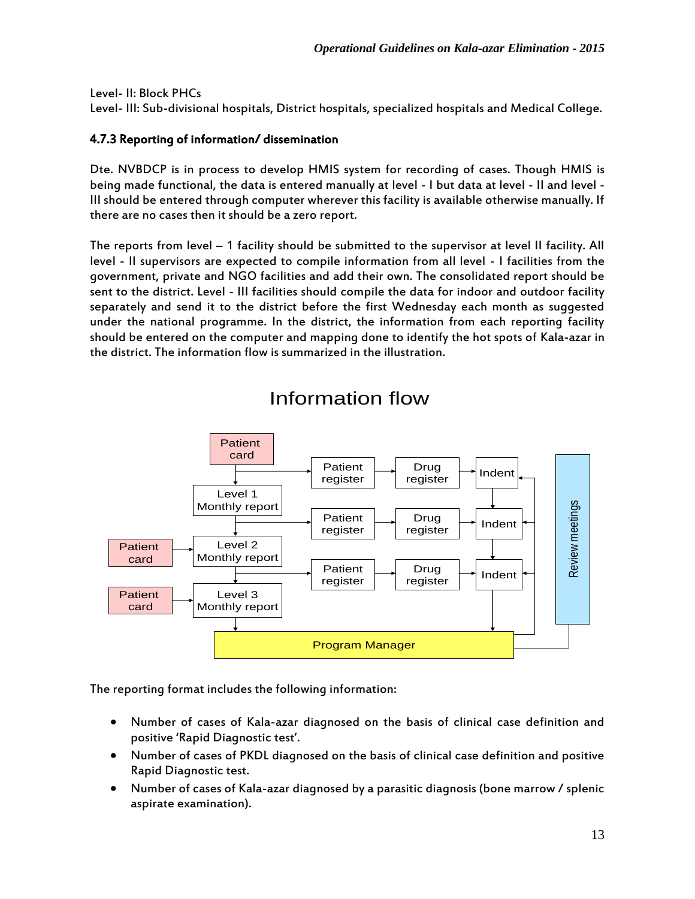Level- II: Block PHCs

Level- III: Sub-divisional hospitals, District hospitals, specialized hospitals and Medical College.

### 4.7.3 Reporting of information/ dissemination

Dte. NVBDCP is in process to develop HMIS system for recording of cases. Though HMIS is being made functional, the data is entered manually at level - I but data at level - II and level - III should be entered through computer wherever this facility is available otherwise manually. If there are no cases then it should be a zero report.

The reports from level – 1 facility should be submitted to the supervisor at level II facility. All level - II supervisors are expected to compile information from all level - I facilities from the government, private and NGO facilities and add their own. The consolidated report should be sent to the district. Level - III facilities should compile the data for indoor and outdoor facility separately and send it to the district before the first Wednesday each month as suggested under the national programme. In the district, the information from each reporting facility should be entered on the computer and mapping done to identify the hot spots of Kala-azar in the district. The information flow is summarized in the illustration.

Information flow

The reporting format includes the following information:

- Number of cases of Kala-azar diagnosed on the basis of clinical case definition and positive 'Rapid Diagnostic test'.
- Number of cases of PKDL diagnosed on the basis of clinical case definition and positive Rapid Diagnostic test.
- Number of cases of Kala-azar diagnosed by a parasitic diagnosis (bone marrow / splenic aspirate examination).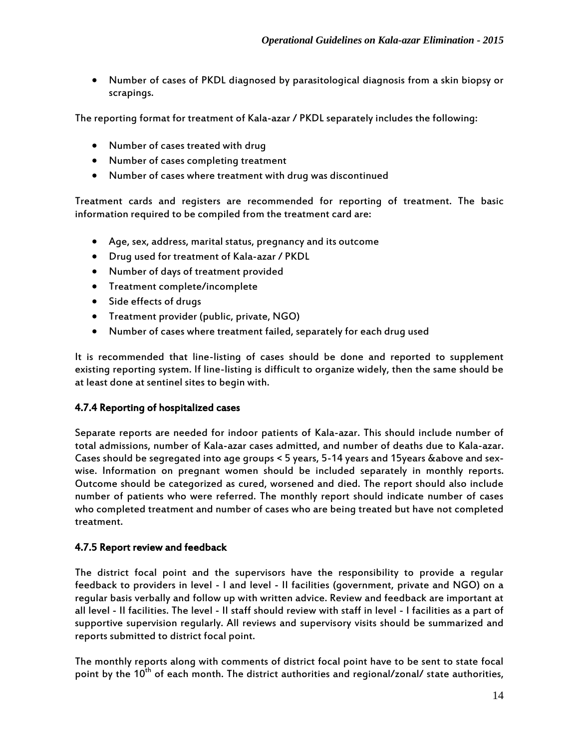- Number of cases of PKDL diagnosed by parasitological diagnosis from a skin biopsy or scrapings.

The reporting format for treatment of Kala-azar / PKDL separately includes the following:

- Number of cases treated with drug
- Number of cases completing treatment
- Number of cases where treatment with drug was discontinued

Treatment cards and registers are recommended for reporting of treatment. The basic information required to be compiled from the treatment card are:

- Age, sex, address, marital status, pregnancy and its outcome
- Drug used for treatment of Kala-azar / PKDL
- Number of days of treatment provided
- Treatment complete/incomplete
- Side effects of drugs
- Treatment provider (public, private, NGO)
- Number of cases where treatment failed, separately for each drug used

It is recommended that line-listing of cases should be done and reported to supplement existing reporting system. If line-listing is difficult to organize widely, then the same should be at least done at sentinel sites to begin with.

### 4.7.4 Reporting of hospitalized cases

Separate reports are needed for indoor patients of Kala-azar. This should include number of total admissions, number of Kala-azar cases admitted, and number of deaths due to Kala-azar. Cases should be segregated into age groups < 5 years, 5-14 years and 15years &above and sex-wise. Information on pregnant women should be included separately in monthly reports. Outcome should be categorized as cured, worsened and died. The report should also include number of patients who were referred. The monthly report should indicate number of cases who completed treatment and number of cases who are being treated but have not completed treatment.

### 4.7.5 Report review and feedback

The district focal point and the supervisors have the responsibility to provide a regular feedback to providers in level - I and level - II facilities (government, private and NGO) on a regular basis verbally and follow up with written advice. Review and feedback are important at all level - II facilities. The level - II staff should review with staff in level - I facilities as a part of supportive supervision regularly. All reviews and supervisory visits should be summarized and reports submitted to district focal point.

The monthly reports along with comments of district focal point have to be sent to state focal point by the 10th of each month. The district authorities and regional/zonal/ state authorities,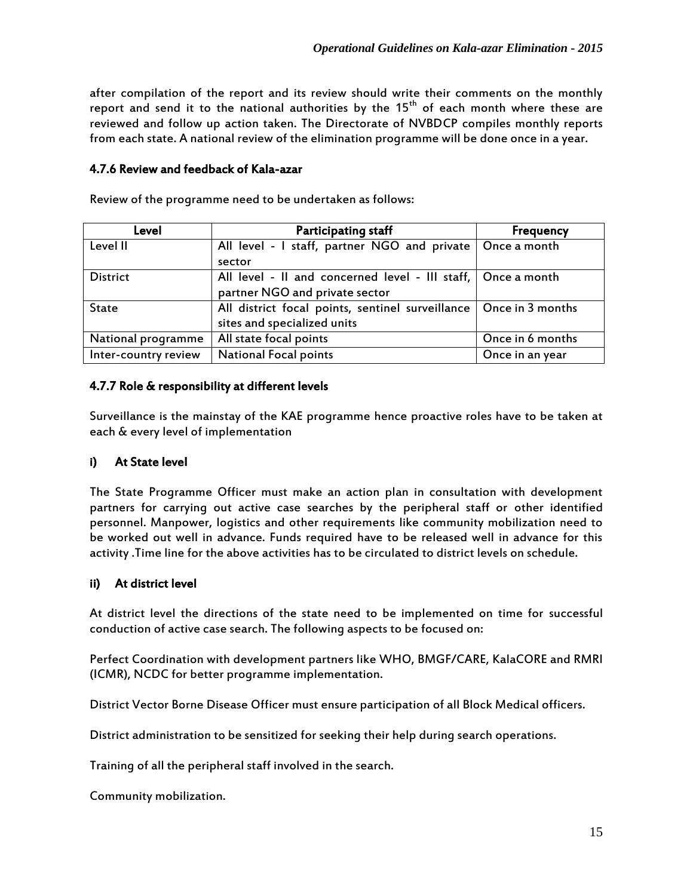after compilation of the report and its review should write their comments on the monthly report and send it to the national authorities by the 15th of each month where these are reviewed and follow up action taken. The Directorate of NVBDCP compiles monthly reports from each state. A national review of the elimination programme will be done once in a year.

### 4.7.6 Review and feedback of Kala-azar

Review of the programme need to be undertaken as follows:

| Level | Participating staff | Frequency |
|---|---|---|
| Level II | All level - I staff, partner NGO and private sector | Once a month |
| District | All level - II and concerned level - III staff, partner NGO and private sector | Once a month |
| State | All district focal points, sentinel surveillance sites and specialized units | Once in 3 months |
| National programme | All state focal points | Once in 6 months |
| Inter-country review | National Focal points | Once in an year |

### 4.7.7 Role & responsibility at different levels

Surveillance is the mainstay of the KAE programme hence proactive roles have to be taken at each & every level of implementation

#### i) At State level

The State Programme Officer must make an action plan in consultation with development partners for carrying out active case searches by the peripheral staff or other identified personnel. Manpower, logistics and other requirements like community mobilization need to be worked out well in advance. Funds required have to be released well in advance for this activity .Time line for the above activities has to be circulated to district levels on schedule.

#### ii) At district level

At district level the directions of the state need to be implemented on time for successful conduction of active case search. The following aspects to be focused on:

Perfect Coordination with development partners like WHO, BMGF/CARE, KalaCORE and RMRI (ICMR), NCDC for better programme implementation.

District Vector Borne Disease Officer must ensure participation of all Block Medical officers.

District administration to be sensitized for seeking their help during search operations.

Training of all the peripheral staff involved in the search.

Community mobilization.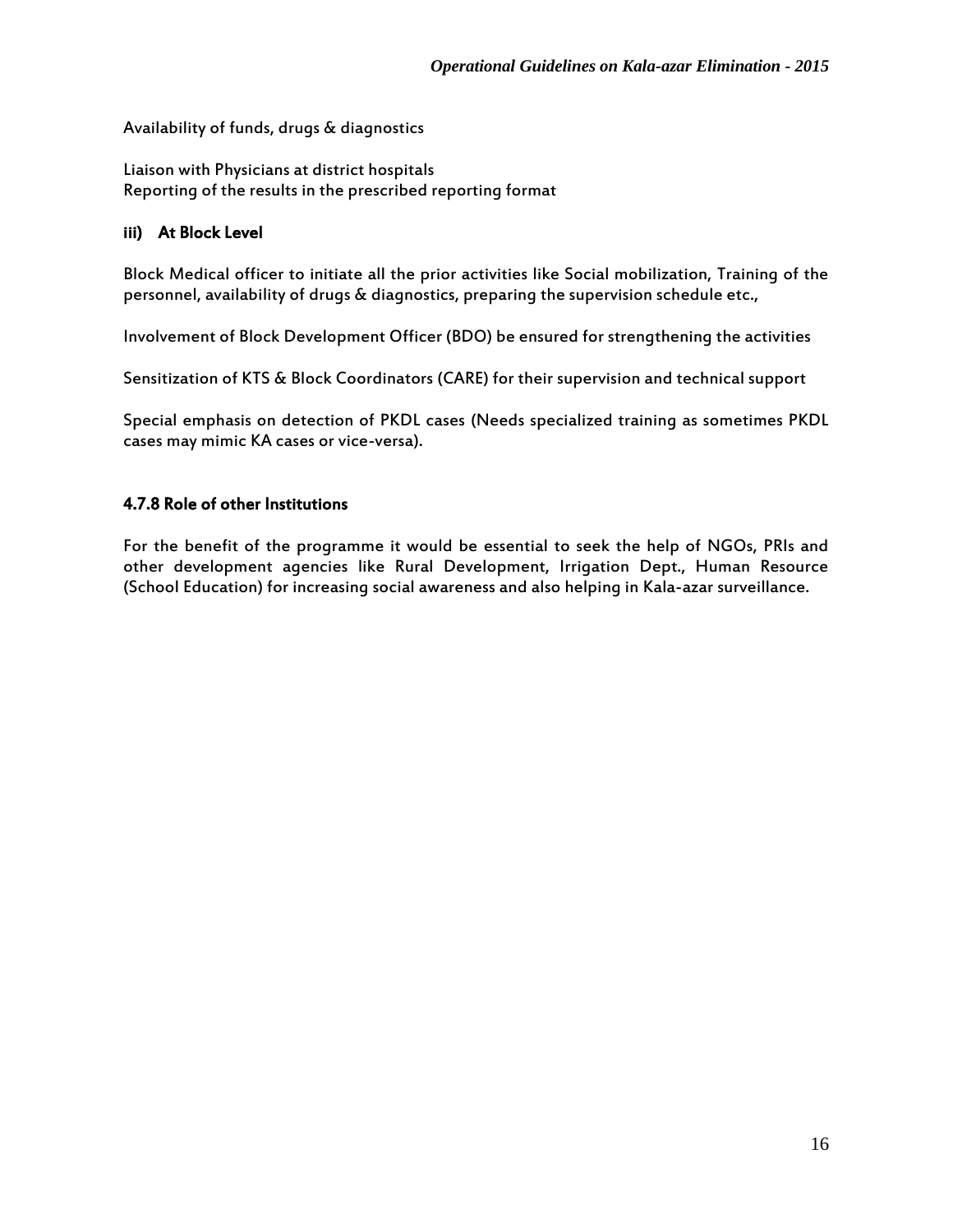Availability of funds, drugs & diagnostics

Liaison with Physicians at district hospitals
Reporting of the results in the prescribed reporting format

#### iii) At Block Level

Block Medical officer to initiate all the prior activities like Social mobilization, Training of the personnel, availability of drugs & diagnostics, preparing the supervision schedule etc.,

Involvement of Block Development Officer (BDO) be ensured for strengthening the activities

Sensitization of KTS & Block Coordinators (CARE) for their supervision and technical support

Special emphasis on detection of PKDL cases (Needs specialized training as sometimes PKDL cases may mimic KA cases or vice-versa).

### 4.7.8 Role of other Institutions

For the benefit of the programme it would be essential to seek the help of NGOs, PRIs and other development agencies like Rural Development, Irrigation Dept., Human Resource (School Education) for increasing social awareness and also helping in Kala-azar surveillance.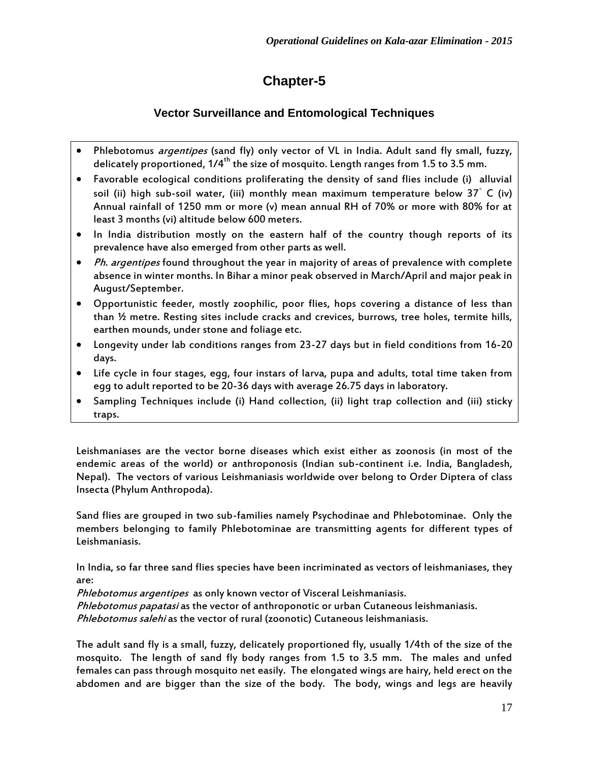# Chapter-5

## Vector Surveillance and Entomological Techniques

- Phlebotomus *argentipes* (sand fly) only vector of VL in India. Adult sand fly small, fuzzy, delicately proportioned, 1/4$^{th}$ the size of mosquito. Length ranges from 1.5 to 3.5 mm.
- Favorable ecological conditions proliferating the density of sand flies include (i) alluvial soil (ii) high sub-soil water, (iii) monthly mean maximum temperature below 37° C (iv) Annual rainfall of 1250 mm or more (v) mean annual RH of 70% or more with 80% for at least 3 months (vi) altitude below 600 meters.
- In India distribution mostly on the eastern half of the country though reports of its prevalence have also emerged from other parts as well.
- *Ph. argentipes* found throughout the year in majority of areas of prevalence with complete absence in winter months. In Bihar a minor peak observed in March/April and major peak in August/September.
- Opportunistic feeder, mostly zoophilic, poor flies, hops covering a distance of less than than ½ metre. Resting sites include cracks and crevices, burrows, tree holes, termite hills, earthen mounds, under stone and foliage etc.
- Longevity under lab conditions ranges from 23-27 days but in field conditions from 16-20 days.
- Life cycle in four stages, egg, four instars of larva, pupa and adults, total time taken from egg to adult reported to be 20-36 days with average 26.75 days in laboratory.
- Sampling Techniques include (i) Hand collection, (ii) light trap collection and (iii) sticky traps.

Leishmaniases are the vector borne diseases which exist either as zoonosis (in most of the endemic areas of the world) or anthroponosis (Indian sub-continent i.e. India, Bangladesh, Nepal). The vectors of various Leishmaniasis worldwide over belong to Order Diptera of class Insecta (Phylum Anthropoda).

Sand flies are grouped in two sub-families namely Psychodinae and Phlebotominae. Only the members belonging to family Phlebotominae are transmitting agents for different types of Leishmaniasis.

In India, so far three sand flies species have been incriminated as vectors of leishmaniases, they are:

*Phlebotomus argentipes* as only known vector of Visceral Leishmaniasis.
*Phlebotomus papatasi* as the vector of anthroponotic or urban Cutaneous leishmaniasis.
*Phlebotomus salehi* as the vector of rural (zoonotic) Cutaneous leishmaniasis.

The adult sand fly is a small, fuzzy, delicately proportioned fly, usually 1/4th of the size of the mosquito. The length of sand fly body ranges from 1.5 to 3.5 mm. The males and unfed females can pass through mosquito net easily. The elongated wings are hairy, held erect on the abdomen and are bigger than the size of the body. The body, wings and legs are heavily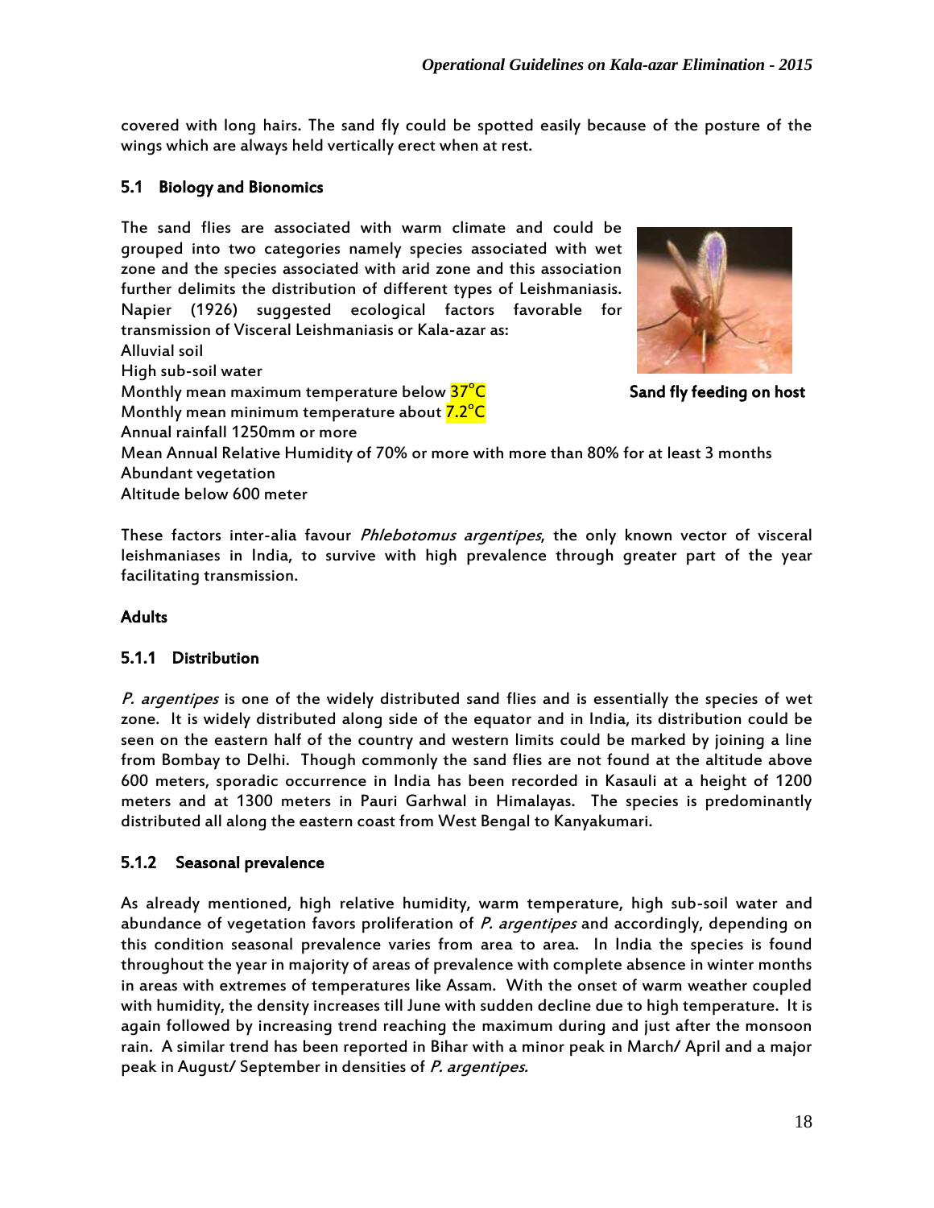covered with long hairs. The sand fly could be spotted easily because of the posture of the wings which are always held vertically erect when at rest.

## 5.1 Biology and Bionomics

The sand flies are associated with warm climate and could be grouped into two categories namely species associated with wet zone and the species associated with arid zone and this association further delimits the distribution of different types of Leishmaniasis. Napier (1926) suggested ecological factors favorable for transmission of Visceral Leishmaniasis or Kala-azar as:

Alluvial soil
High sub-soil water
Monthly mean maximum temperature below 37°C
Monthly mean minimum temperature about 7.2°C
Annual rainfall 1250mm or more
Mean Annual Relative Humidity of 70% or more with more than 80% for at least 3 months
Abundant vegetation
Altitude below 600 meter

**Sand fly feeding on host**

These factors inter-alia favour *Phlebotomus argentipes*, the only known vector of visceral leishmaniases in India, to survive with high prevalence through greater part of the year facilitating transmission.

### Adults

### 5.1.1 Distribution

*P. argentipes* is one of the widely distributed sand flies and is essentially the species of wet zone. It is widely distributed along side of the equator and in India, its distribution could be seen on the eastern half of the country and western limits could be marked by joining a line from Bombay to Delhi. Though commonly the sand flies are not found at the altitude above 600 meters, sporadic occurrence in India has been recorded in Kasauli at a height of 1200 meters and at 1300 meters in Pauri Garhwal in Himalayas. The species is predominantly distributed all along the eastern coast from West Bengal to Kanyakumari.

### 5.1.2 Seasonal prevalence

As already mentioned, high relative humidity, warm temperature, high sub-soil water and abundance of vegetation favors proliferation of *P. argentipes* and accordingly, depending on this condition seasonal prevalence varies from area to area. In India the species is found throughout the year in majority of areas of prevalence with complete absence in winter months in areas with extremes of temperatures like Assam. With the onset of warm weather coupled with humidity, the density increases till June with sudden decline due to high temperature. It is again followed by increasing trend reaching the maximum during and just after the monsoon rain. A similar trend has been reported in Bihar with a minor peak in March/ April and a major peak in August/ September in densities of *P. argentipes.*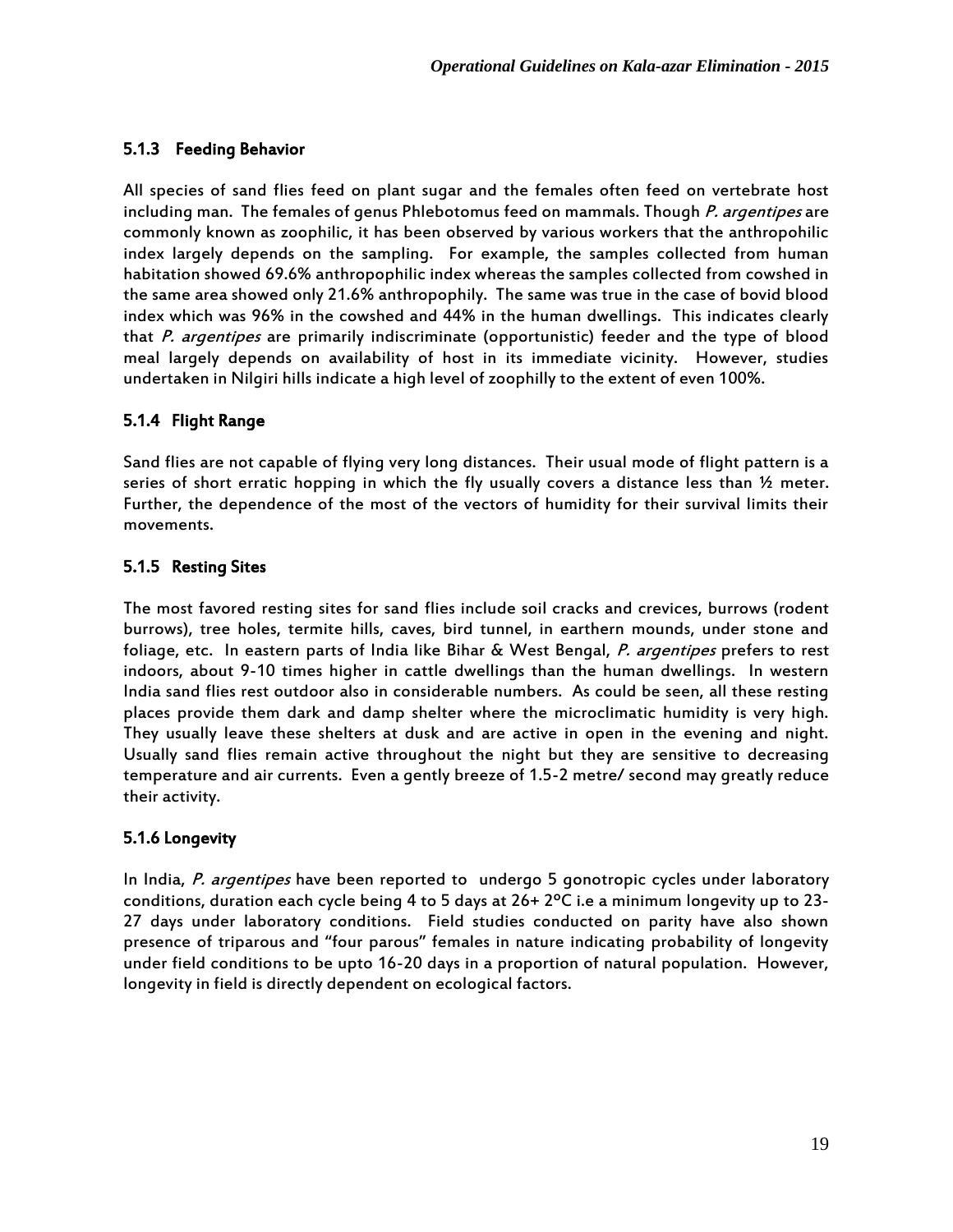### 5.1.3 Feeding Behavior

All species of sand flies feed on plant sugar and the females often feed on vertebrate host including man. The females of genus Phlebotomus feed on mammals. Though *P. argentipes* are commonly known as zoophilic, it has been observed by various workers that the anthropohilic index largely depends on the sampling. For example, the samples collected from human habitation showed 69.6% anthropophilic index whereas the samples collected from cowshed in the same area showed only 21.6% anthropophily. The same was true in the case of bovid blood index which was 96% in the cowshed and 44% in the human dwellings. This indicates clearly that *P. argentipes* are primarily indiscriminate (opportunistic) feeder and the type of blood meal largely depends on availability of host in its immediate vicinity. However, studies undertaken in Nilgiri hills indicate a high level of zoophilly to the extent of even 100%.

### 5.1.4 Flight Range

Sand flies are not capable of flying very long distances. Their usual mode of flight pattern is a series of short erratic hopping in which the fly usually covers a distance less than ½ meter. Further, the dependence of the most of the vectors of humidity for their survival limits their movements.

### 5.1.5 Resting Sites

The most favored resting sites for sand flies include soil cracks and crevices, burrows (rodent burrows), tree holes, termite hills, caves, bird tunnel, in earthern mounds, under stone and foliage, etc. In eastern parts of India like Bihar & West Bengal, *P. argentipes* prefers to rest indoors, about 9-10 times higher in cattle dwellings than the human dwellings. In western India sand flies rest outdoor also in considerable numbers. As could be seen, all these resting places provide them dark and damp shelter where the microclimatic humidity is very high. They usually leave these shelters at dusk and are active in open in the evening and night. Usually sand flies remain active throughout the night but they are sensitive to decreasing temperature and air currents. Even a gently breeze of 1.5-2 metre/ second may greatly reduce their activity.

### 5.1.6 Longevity

In India, *P. argentipes* have been reported to undergo 5 gonotropic cycles under laboratory conditions, duration each cycle being 4 to 5 days at 26+ 2ºC i.e a minimum longevity up to 23-27 days under laboratory conditions. Field studies conducted on parity have also shown presence of triparous and "four parous" females in nature indicating probability of longevity under field conditions to be upto 16-20 days in a proportion of natural population. However, longevity in field is directly dependent on ecological factors.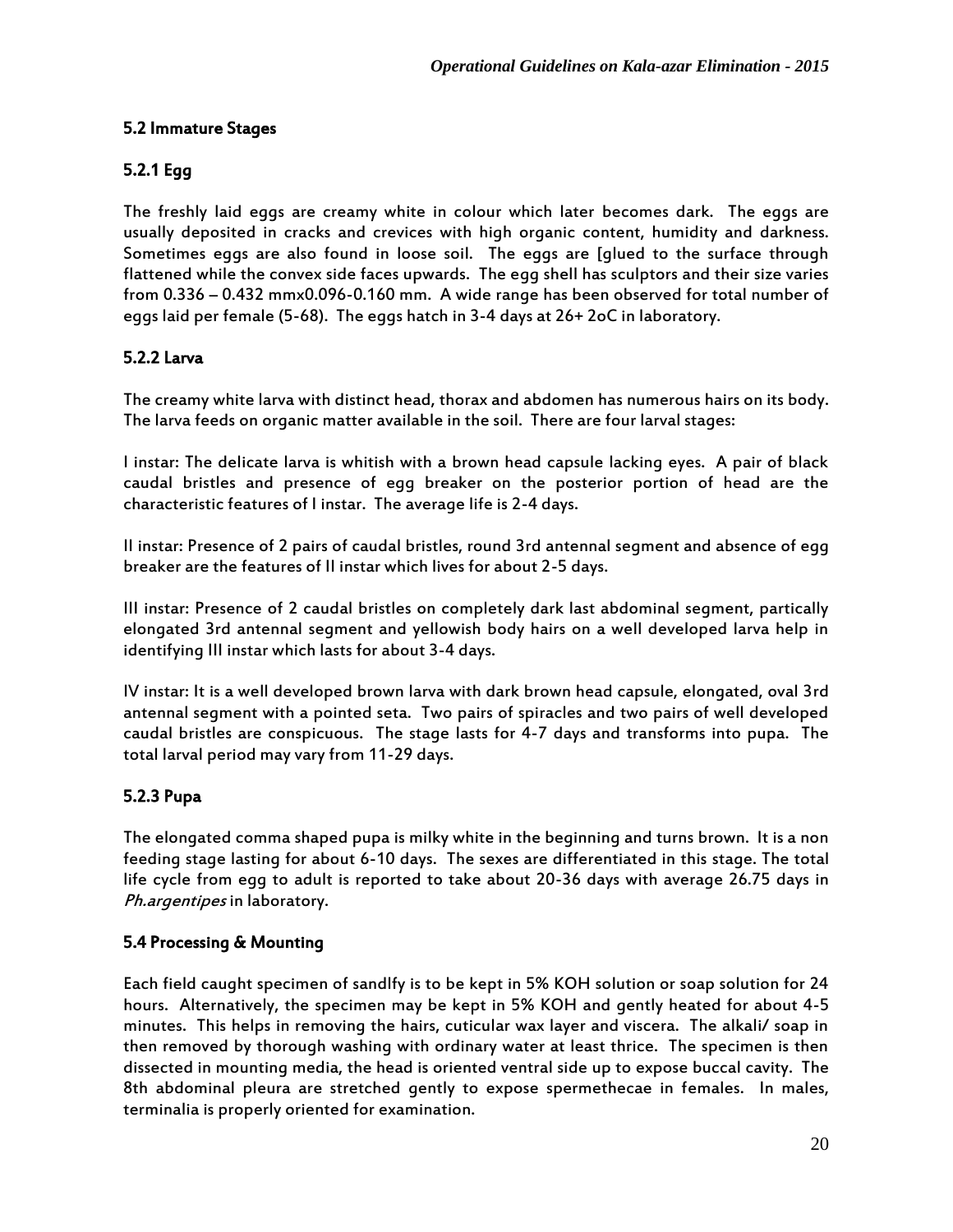### 5.2 Immature Stages

#### 5.2.1 Egg

The freshly laid eggs are creamy white in colour which later becomes dark. The eggs are usually deposited in cracks and crevices with high organic content, humidity and darkness. Sometimes eggs are also found in loose soil. The eggs are [glued to the surface through flattened while the convex side faces upwards. The egg shell has sculptors and their size varies from 0.336 – 0.432 mmx0.096-0.160 mm. A wide range has been observed for total number of eggs laid per female (5-68). The eggs hatch in 3-4 days at 26+ 2oC in laboratory.

#### 5.2.2 Larva

The creamy white larva with distinct head, thorax and abdomen has numerous hairs on its body. The larva feeds on organic matter available in the soil. There are four larval stages:

I instar: The delicate larva is whitish with a brown head capsule lacking eyes. A pair of black caudal bristles and presence of egg breaker on the posterior portion of head are the characteristic features of I instar. The average life is 2-4 days.

II instar: Presence of 2 pairs of caudal bristles, round 3rd antennal segment and absence of egg breaker are the features of II instar which lives for about 2-5 days.

III instar: Presence of 2 caudal bristles on completely dark last abdominal segment, partically elongated 3rd antennal segment and yellowish body hairs on a well developed larva help in identifying III instar which lasts for about 3-4 days.

IV instar: It is a well developed brown larva with dark brown head capsule, elongated, oval 3rd antennal segment with a pointed seta. Two pairs of spiracles and two pairs of well developed caudal bristles are conspicuous. The stage lasts for 4-7 days and transforms into pupa. The total larval period may vary from 11-29 days.

#### 5.2.3 Pupa

The elongated comma shaped pupa is milky white in the beginning and turns brown. It is a non feeding stage lasting for about 6-10 days. The sexes are differentiated in this stage. The total life cycle from egg to adult is reported to take about 20-36 days with average 26.75 days in *Ph.argentipes* in laboratory.

### 5.4 Processing & Mounting

Each field caught specimen of sandlfy is to be kept in 5% KOH solution or soap solution for 24 hours. Alternatively, the specimen may be kept in 5% KOH and gently heated for about 4-5 minutes. This helps in removing the hairs, cuticular wax layer and viscera. The alkali/ soap in then removed by thorough washing with ordinary water at least thrice. The specimen is then dissected in mounting media, the head is oriented ventral side up to expose buccal cavity. The 8th abdominal pleura are stretched gently to expose spermethecae in females. In males, terminalia is properly oriented for examination.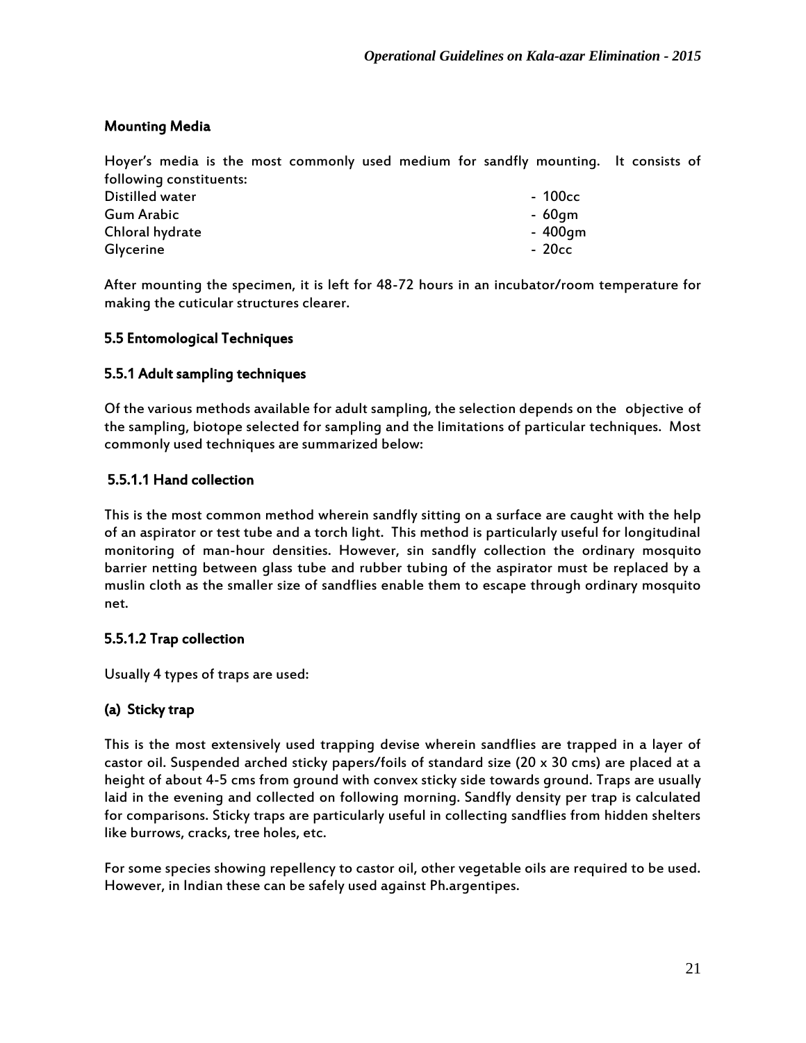### Mounting Media

Hoyer's media is the most commonly used medium for sandfly mounting. It consists of following constituents:

| | |
|---|---|
| Distilled water | - 100cc |
| Gum Arabic | - 60gm |
| Chloral hydrate | - 400gm |
| Glycerine | - 20cc |

After mounting the specimen, it is left for 48-72 hours in an incubator/room temperature for making the cuticular structures clearer.

### 5.5 Entomological Techniques

#### 5.5.1 Adult sampling techniques

Of the various methods available for adult sampling, the selection depends on the objective of the sampling, biotope selected for sampling and the limitations of particular techniques. Most commonly used techniques are summarized below:

#### 5.5.1.1 Hand collection

This is the most common method wherein sandfly sitting on a surface are caught with the help of an aspirator or test tube and a torch light. This method is particularly useful for longitudinal monitoring of man-hour densities. However, sin sandfly collection the ordinary mosquito barrier netting between glass tube and rubber tubing of the aspirator must be replaced by a muslin cloth as the smaller size of sandflies enable them to escape through ordinary mosquito net.

#### 5.5.1.2 Trap collection

Usually 4 types of traps are used:

**(a) Sticky trap**

This is the most extensively used trapping devise wherein sandflies are trapped in a layer of castor oil. Suspended arched sticky papers/foils of standard size (20 x 30 cms) are placed at a height of about 4-5 cms from ground with convex sticky side towards ground. Traps are usually laid in the evening and collected on following morning. Sandfly density per trap is calculated for comparisons. Sticky traps are particularly useful in collecting sandflies from hidden shelters like burrows, cracks, tree holes, etc.

For some species showing repellency to castor oil, other vegetable oils are required to be used. However, in Indian these can be safely used against Ph.argentipes.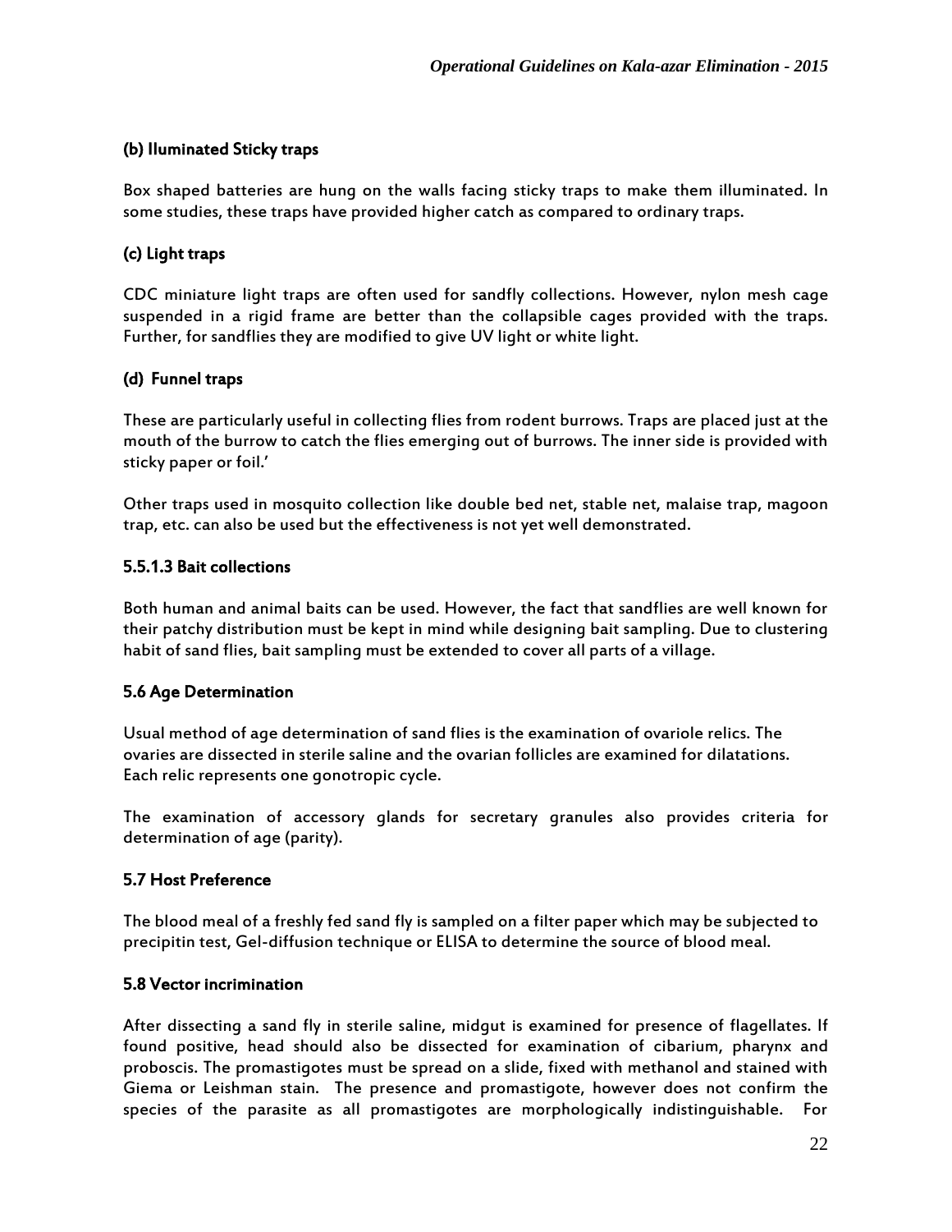#### (b) Iluminated Sticky traps

Box shaped batteries are hung on the walls facing sticky traps to make them illuminated. In some studies, these traps have provided higher catch as compared to ordinary traps.

#### (c) Light traps

CDC miniature light traps are often used for sandfly collections. However, nylon mesh cage suspended in a rigid frame are better than the collapsible cages provided with the traps. Further, for sandflies they are modified to give UV light or white light.

#### (d) Funnel traps

These are particularly useful in collecting flies from rodent burrows. Traps are placed just at the mouth of the burrow to catch the flies emerging out of burrows. The inner side is provided with sticky paper or foil.'

Other traps used in mosquito collection like double bed net, stable net, malaise trap, magoon trap, etc. can also be used but the effectiveness is not yet well demonstrated.

### 5.5.1.3 Bait collections

Both human and animal baits can be used. However, the fact that sandflies are well known for their patchy distribution must be kept in mind while designing bait sampling. Due to clustering habit of sand flies, bait sampling must be extended to cover all parts of a village.

## 5.6 Age Determination

Usual method of age determination of sand flies is the examination of ovariole relics. The ovaries are dissected in sterile saline and the ovarian follicles are examined for dilatations. Each relic represents one gonotropic cycle.

The examination of accessory glands for secretary granules also provides criteria for determination of age (parity).

## 5.7 Host Preference

The blood meal of a freshly fed sand fly is sampled on a filter paper which may be subjected to precipitin test, Gel-diffusion technique or ELISA to determine the source of blood meal.

## 5.8 Vector incrimination

After dissecting a sand fly in sterile saline, midgut is examined for presence of flagellates. If found positive, head should also be dissected for examination of cibarium, pharynx and proboscis. The promastigotes must be spread on a slide, fixed with methanol and stained with Giema or Leishman stain. The presence and promastigote, however does not confirm the species of the parasite as all promastigotes are morphologically indistinguishable. For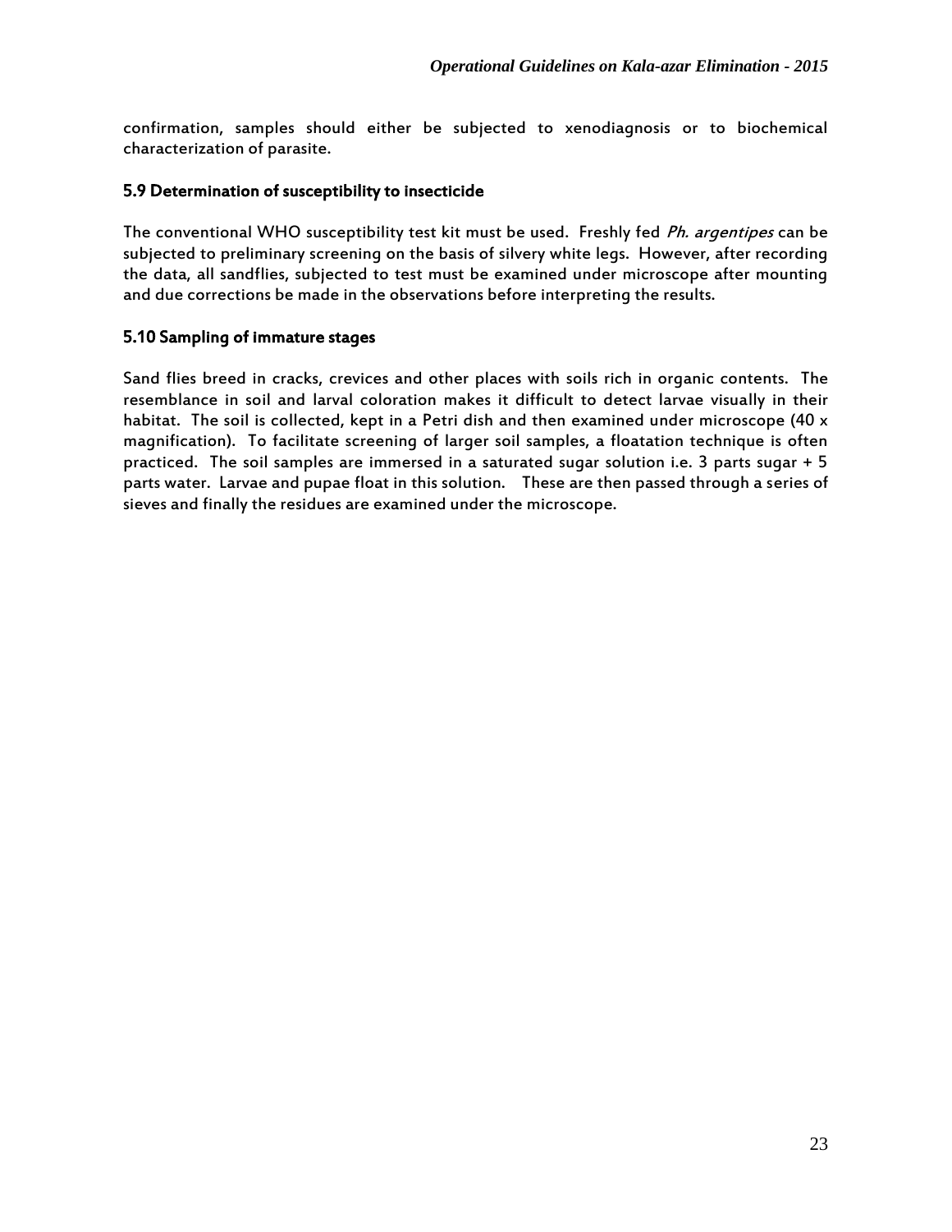confirmation, samples should either be subjected to xenodiagnosis or to biochemical characterization of parasite.

### 5.9 Determination of susceptibility to insecticide

The conventional WHO susceptibility test kit must be used. Freshly fed *Ph. argentipes* can be subjected to preliminary screening on the basis of silvery white legs. However, after recording the data, all sandflies, subjected to test must be examined under microscope after mounting and due corrections be made in the observations before interpreting the results.

### 5.10 Sampling of immature stages

Sand flies breed in cracks, crevices and other places with soils rich in organic contents. The resemblance in soil and larval coloration makes it difficult to detect larvae visually in their habitat. The soil is collected, kept in a Petri dish and then examined under microscope (40 x magnification). To facilitate screening of larger soil samples, a floatation technique is often practiced. The soil samples are immersed in a saturated sugar solution i.e. 3 parts sugar + 5 parts water. Larvae and pupae float in this solution. These are then passed through a series of sieves and finally the residues are examined under the microscope.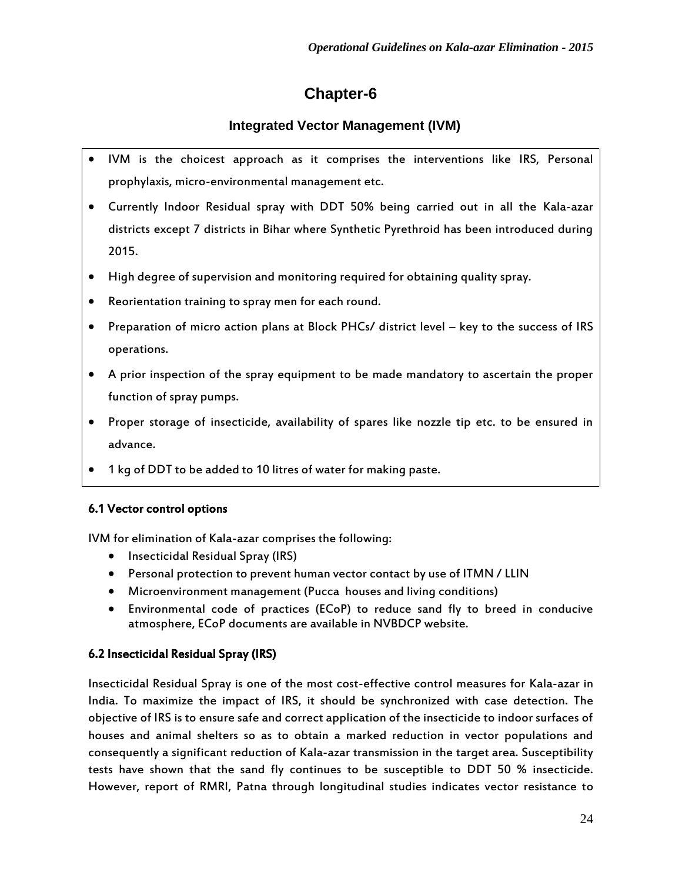# Chapter-6

## Integrated Vector Management (IVM)

- IVM is the choicest approach as it comprises the interventions like IRS, Personal prophylaxis, micro-environmental management etc.
- Currently Indoor Residual spray with DDT 50% being carried out in all the Kala-azar districts except 7 districts in Bihar where Synthetic Pyrethroid has been introduced during 2015.
- High degree of supervision and monitoring required for obtaining quality spray.
- Reorientation training to spray men for each round.
- Preparation of micro action plans at Block PHCs/ district level – key to the success of IRS operations.
- A prior inspection of the spray equipment to be made mandatory to ascertain the proper function of spray pumps.
- Proper storage of insecticide, availability of spares like nozzle tip etc. to be ensured in advance.
- 1 kg of DDT to be added to 10 litres of water for making paste.

### 6.1 Vector control options

IVM for elimination of Kala-azar comprises the following:

- Insecticidal Residual Spray (IRS)
- Personal protection to prevent human vector contact by use of ITMN / LLIN
- Microenvironment management (Pucca houses and living conditions)
- Environmental code of practices (ECoP) to reduce sand fly to breed in conducive atmosphere, ECoP documents are available in NVBDCP website.

### 6.2 Insecticidal Residual Spray (IRS)

Insecticidal Residual Spray is one of the most cost-effective control measures for Kala-azar in India. To maximize the impact of IRS, it should be synchronized with case detection. The objective of IRS is to ensure safe and correct application of the insecticide to indoor surfaces of houses and animal shelters so as to obtain a marked reduction in vector populations and consequently a significant reduction of Kala-azar transmission in the target area. Susceptibility tests have shown that the sand fly continues to be susceptible to DDT 50 % insecticide. However, report of RMRI, Patna through longitudinal studies indicates vector resistance to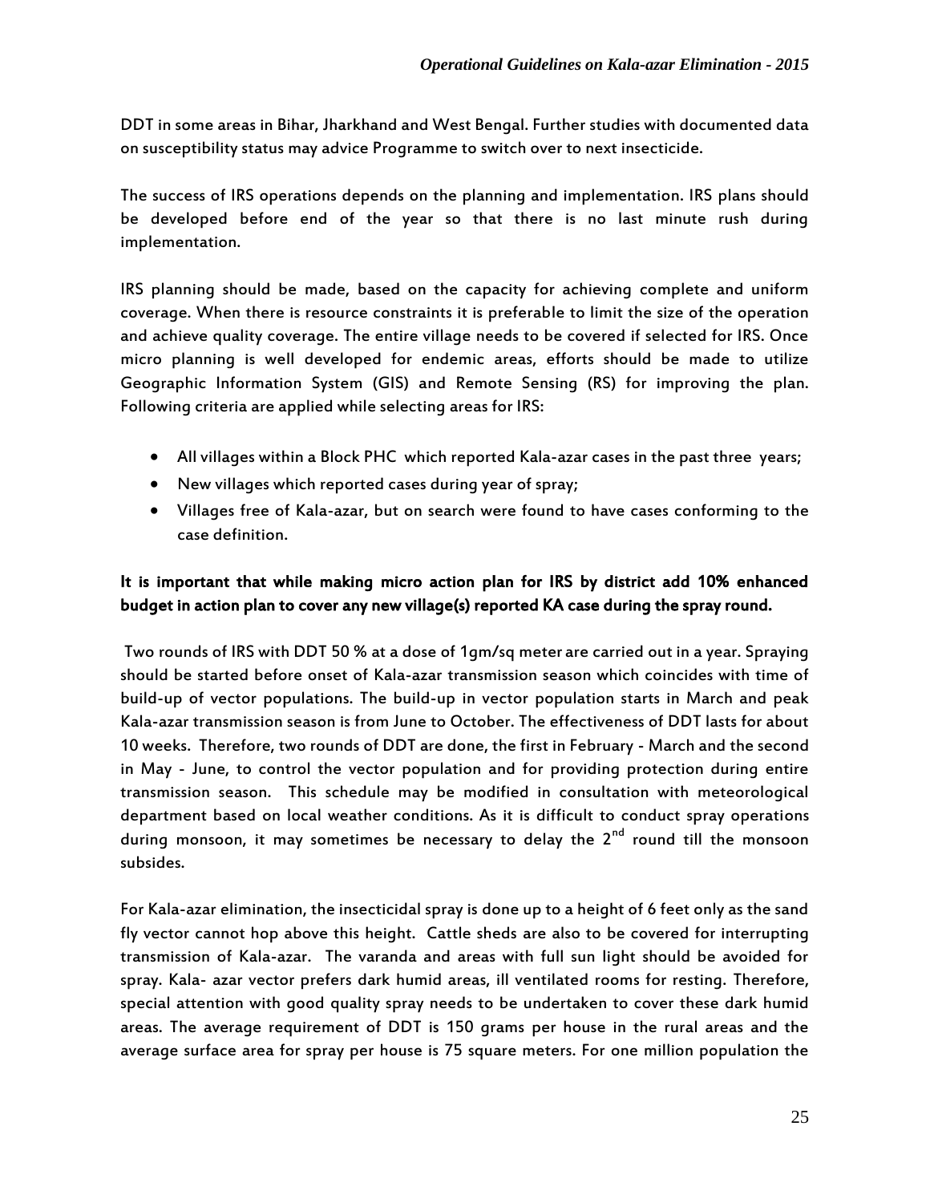DDT in some areas in Bihar, Jharkhand and West Bengal. Further studies with documented data on susceptibility status may advice Programme to switch over to next insecticide.

The success of IRS operations depends on the planning and implementation. IRS plans should be developed before end of the year so that there is no last minute rush during implementation.

IRS planning should be made, based on the capacity for achieving complete and uniform coverage. When there is resource constraints it is preferable to limit the size of the operation and achieve quality coverage. The entire village needs to be covered if selected for IRS. Once micro planning is well developed for endemic areas, efforts should be made to utilize Geographic Information System (GIS) and Remote Sensing (RS) for improving the plan. Following criteria are applied while selecting areas for IRS:

- All villages within a Block PHC which reported Kala-azar cases in the past three years;
- New villages which reported cases during year of spray;
- Villages free of Kala-azar, but on search were found to have cases conforming to the case definition.

**It is important that while making micro action plan for IRS by district add 10% enhanced budget in action plan to cover any new village(s) reported KA case during the spray round.**

Two rounds of IRS with DDT 50 % at a dose of 1gm/sq meter are carried out in a year. Spraying should be started before onset of Kala-azar transmission season which coincides with time of build-up of vector populations. The build-up in vector population starts in March and peak Kala-azar transmission season is from June to October. The effectiveness of DDT lasts for about 10 weeks. Therefore, two rounds of DDT are done, the first in February - March and the second in May - June, to control the vector population and for providing protection during entire transmission season. This schedule may be modified in consultation with meteorological department based on local weather conditions. As it is difficult to conduct spray operations during monsoon, it may sometimes be necessary to delay the 2nd round till the monsoon subsides.

For Kala-azar elimination, the insecticidal spray is done up to a height of 6 feet only as the sand fly vector cannot hop above this height. Cattle sheds are also to be covered for interrupting transmission of Kala-azar. The varanda and areas with full sun light should be avoided for spray. Kala- azar vector prefers dark humid areas, ill ventilated rooms for resting. Therefore, special attention with good quality spray needs to be undertaken to cover these dark humid areas. The average requirement of DDT is 150 grams per house in the rural areas and the average surface area for spray per house is 75 square meters. For one million population the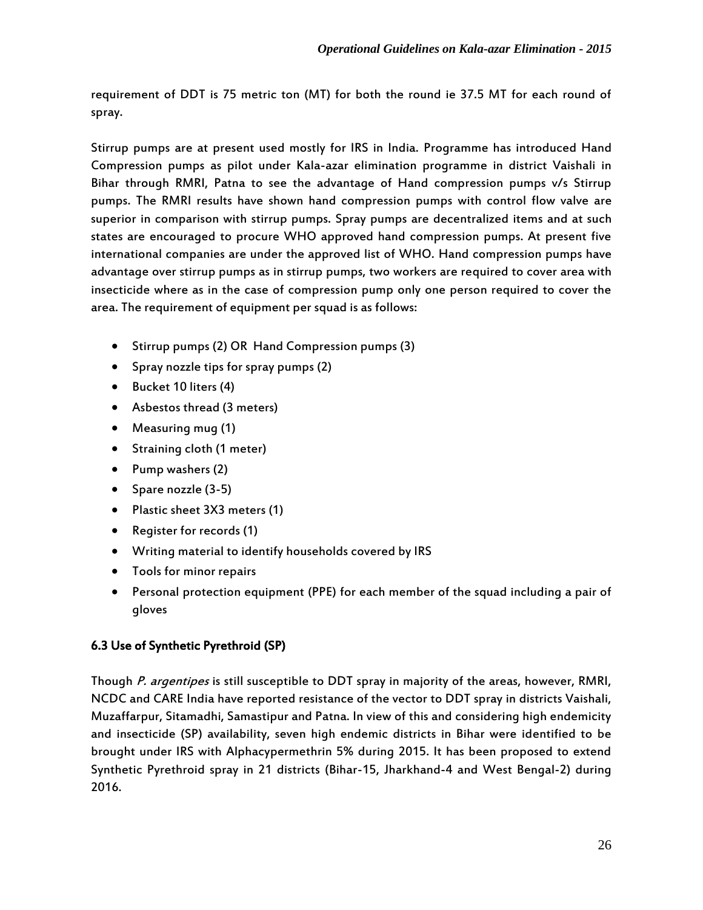requirement of DDT is 75 metric ton (MT) for both the round ie 37.5 MT for each round of spray.

Stirrup pumps are at present used mostly for IRS in India. Programme has introduced Hand Compression pumps as pilot under Kala-azar elimination programme in district Vaishali in Bihar through RMRI, Patna to see the advantage of Hand compression pumps v/s Stirrup pumps. The RMRI results have shown hand compression pumps with control flow valve are superior in comparison with stirrup pumps. Spray pumps are decentralized items and at such states are encouraged to procure WHO approved hand compression pumps. At present five international companies are under the approved list of WHO. Hand compression pumps have advantage over stirrup pumps as in stirrup pumps, two workers are required to cover area with insecticide where as in the case of compression pump only one person required to cover the area. The requirement of equipment per squad is as follows:

- Stirrup pumps (2) OR Hand Compression pumps (3)
- Spray nozzle tips for spray pumps (2)
- Bucket 10 liters (4)
- Asbestos thread (3 meters)
- Measuring mug (1)
- Straining cloth (1 meter)
- Pump washers (2)
- Spare nozzle (3-5)
- Plastic sheet 3X3 meters (1)
- Register for records (1)
- Writing material to identify households covered by IRS
- Tools for minor repairs
- Personal protection equipment (PPE) for each member of the squad including a pair of gloves

### 6.3 Use of Synthetic Pyrethroid (SP)

Though *P. argentipes* is still susceptible to DDT spray in majority of the areas, however, RMRI, NCDC and CARE India have reported resistance of the vector to DDT spray in districts Vaishali, Muzaffarpur, Sitamadhi, Samastipur and Patna. In view of this and considering high endemicity and insecticide (SP) availability, seven high endemic districts in Bihar were identified to be brought under IRS with Alphacypermethrin 5% during 2015. It has been proposed to extend Synthetic Pyrethroid spray in 21 districts (Bihar-15, Jharkhand-4 and West Bengal-2) during 2016.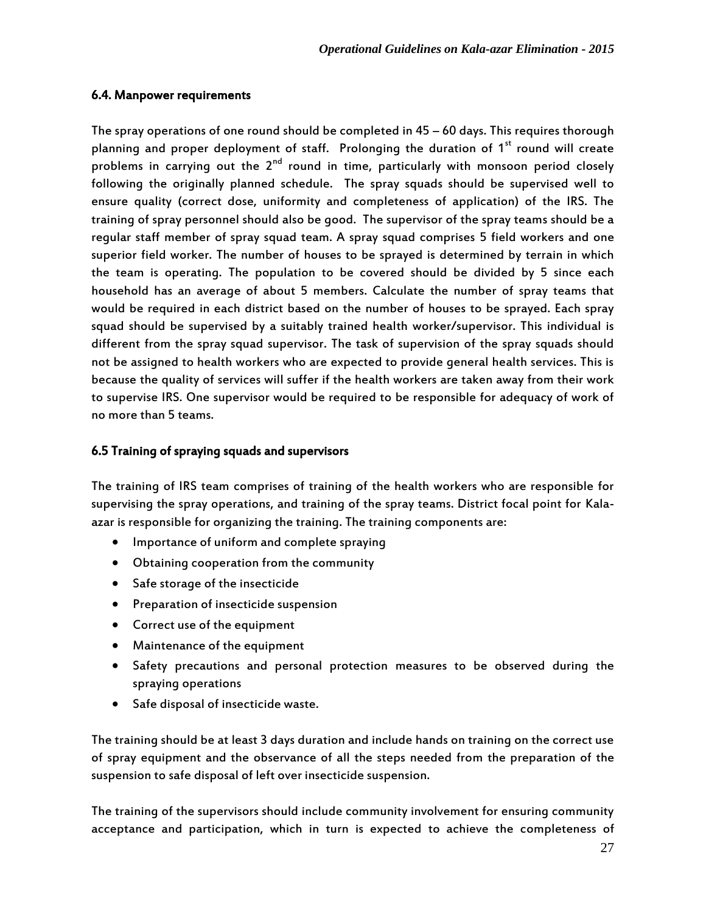### 6.4. Manpower requirements

The spray operations of one round should be completed in 45 – 60 days. This requires thorough planning and proper deployment of staff. Prolonging the duration of 1st round will create problems in carrying out the 2nd round in time, particularly with monsoon period closely following the originally planned schedule. The spray squads should be supervised well to ensure quality (correct dose, uniformity and completeness of application) of the IRS. The training of spray personnel should also be good. The supervisor of the spray teams should be a regular staff member of spray squad team. A spray squad comprises 5 field workers and one superior field worker. The number of houses to be sprayed is determined by terrain in which the team is operating. The population to be covered should be divided by 5 since each household has an average of about 5 members. Calculate the number of spray teams that would be required in each district based on the number of houses to be sprayed. Each spray squad should be supervised by a suitably trained health worker/supervisor. This individual is different from the spray squad supervisor. The task of supervision of the spray squads should not be assigned to health workers who are expected to provide general health services. This is because the quality of services will suffer if the health workers are taken away from their work to supervise IRS. One supervisor would be required to be responsible for adequacy of work of no more than 5 teams.

### 6.5 Training of spraying squads and supervisors

The training of IRS team comprises of training of the health workers who are responsible for supervising the spray operations, and training of the spray teams. District focal point for Kala-azar is responsible for organizing the training. The training components are:

- Importance of uniform and complete spraying
- Obtaining cooperation from the community
- Safe storage of the insecticide
- Preparation of insecticide suspension
- Correct use of the equipment
- Maintenance of the equipment
- Safety precautions and personal protection measures to be observed during the spraying operations
- Safe disposal of insecticide waste.

The training should be at least 3 days duration and include hands on training on the correct use of spray equipment and the observance of all the steps needed from the preparation of the suspension to safe disposal of left over insecticide suspension.

The training of the supervisors should include community involvement for ensuring community acceptance and participation, which in turn is expected to achieve the completeness of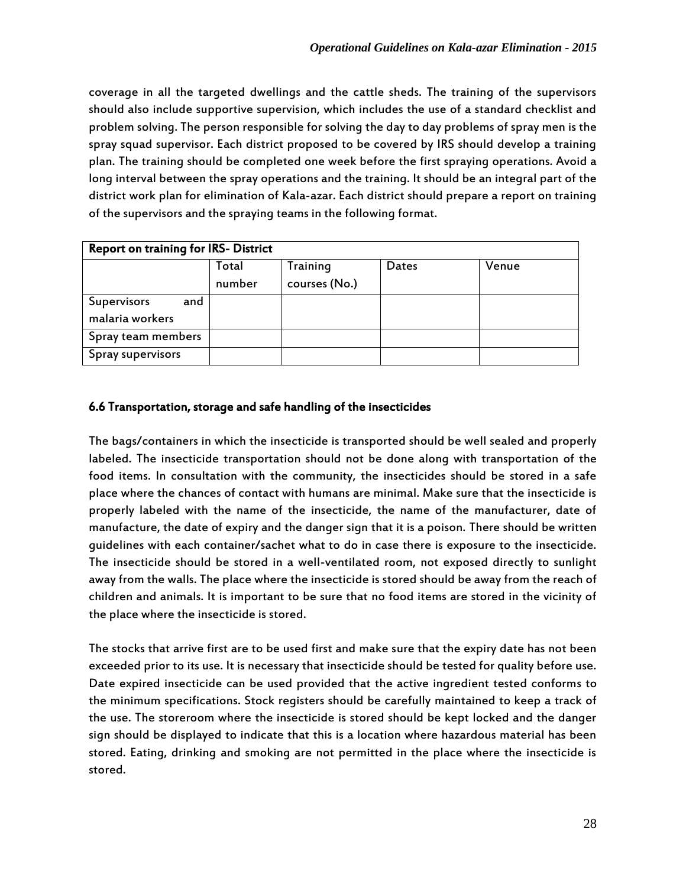coverage in all the targeted dwellings and the cattle sheds. The training of the supervisors should also include supportive supervision, which includes the use of a standard checklist and problem solving. The person responsible for solving the day to day problems of spray men is the spray squad supervisor. Each district proposed to be covered by IRS should develop a training plan. The training should be completed one week before the first spraying operations. Avoid a long interval between the spray operations and the training. It should be an integral part of the district work plan for elimination of Kala-azar. Each district should prepare a report on training of the supervisors and the spraying teams in the following format.

| **Report on training for IRS- District** | | | | |
|---|---|---|---|---|
| | Total number | Training courses (No.) | Dates | Venue |
| Supervisors and malaria workers | | | | |
| Spray team members | | | | |
| Spray supervisors | | | | |

### 6.6 Transportation, storage and safe handling of the insecticides

The bags/containers in which the insecticide is transported should be well sealed and properly labeled. The insecticide transportation should not be done along with transportation of the food items. In consultation with the community, the insecticides should be stored in a safe place where the chances of contact with humans are minimal. Make sure that the insecticide is properly labeled with the name of the insecticide, the name of the manufacturer, date of manufacture, the date of expiry and the danger sign that it is a poison. There should be written guidelines with each container/sachet what to do in case there is exposure to the insecticide. The insecticide should be stored in a well-ventilated room, not exposed directly to sunlight away from the walls. The place where the insecticide is stored should be away from the reach of children and animals. It is important to be sure that no food items are stored in the vicinity of the place where the insecticide is stored.

The stocks that arrive first are to be used first and make sure that the expiry date has not been exceeded prior to its use. It is necessary that insecticide should be tested for quality before use. Date expired insecticide can be used provided that the active ingredient tested conforms to the minimum specifications. Stock registers should be carefully maintained to keep a track of the use. The storeroom where the insecticide is stored should be kept locked and the danger sign should be displayed to indicate that this is a location where hazardous material has been stored. Eating, drinking and smoking are not permitted in the place where the insecticide is stored.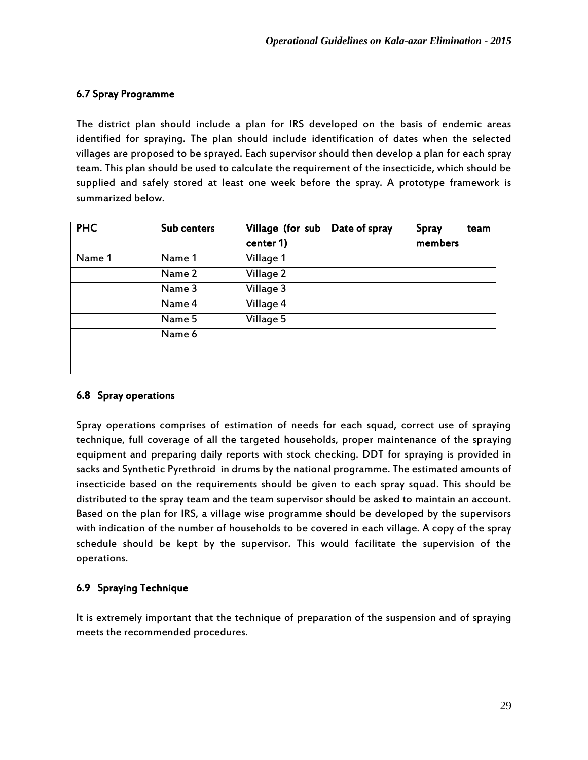### 6.7 Spray Programme

The district plan should include a plan for IRS developed on the basis of endemic areas identified for spraying. The plan should include identification of dates when the selected villages are proposed to be sprayed. Each supervisor should then develop a plan for each spray team. This plan should be used to calculate the requirement of the insecticide, which should be supplied and safely stored at least one week before the spray. A prototype framework is summarized below.

| PHC | Sub centers | Village (for sub center 1) | Date of spray | Spray team members |
|---|---|---|---|---|
| Name 1 | Name 1 | Village 1 | | |
| | Name 2 | Village 2 | | |
| | Name 3 | Village 3 | | |
| | Name 4 | Village 4 | | |
| | Name 5 | Village 5 | | |
| | Name 6 | | | |
| | | | | |
| | | | | |

### 6.8 Spray operations

Spray operations comprises of estimation of needs for each squad, correct use of spraying technique, full coverage of all the targeted households, proper maintenance of the spraying equipment and preparing daily reports with stock checking. DDT for spraying is provided in sacks and Synthetic Pyrethroid in drums by the national programme. The estimated amounts of insecticide based on the requirements should be given to each spray squad. This should be distributed to the spray team and the team supervisor should be asked to maintain an account. Based on the plan for IRS, a village wise programme should be developed by the supervisors with indication of the number of households to be covered in each village. A copy of the spray schedule should be kept by the supervisor. This would facilitate the supervision of the operations.

### 6.9 Spraying Technique

It is extremely important that the technique of preparation of the suspension and of spraying meets the recommended procedures.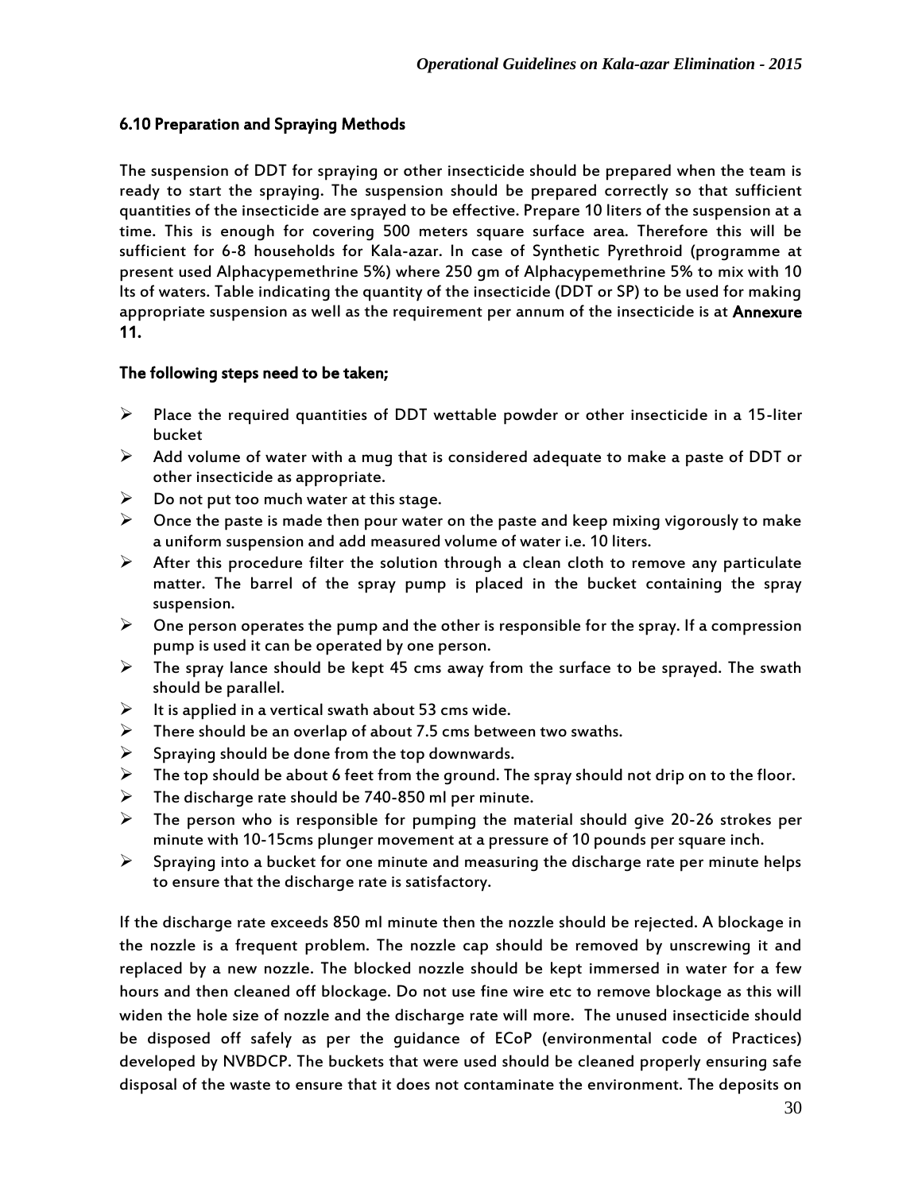### 6.10 Preparation and Spraying Methods

The suspension of DDT for spraying or other insecticide should be prepared when the team is ready to start the spraying. The suspension should be prepared correctly so that sufficient quantities of the insecticide are sprayed to be effective. Prepare 10 liters of the suspension at a time. This is enough for covering 500 meters square surface area. Therefore this will be sufficient for 6-8 households for Kala-azar. In case of Synthetic Pyrethroid (programme at present used Alphacypemethrine 5%) where 250 gm of Alphacypemethrine 5% to mix with 10 lts of waters. Table indicating the quantity of the insecticide (DDT or SP) to be used for making appropriate suspension as well as the requirement per annum of the insecticide is at **Annexure 11.**

**The following steps need to be taken;**

- Place the required quantities of DDT wettable powder or other insecticide in a 15-liter bucket
- Add volume of water with a mug that is considered adequate to make a paste of DDT or other insecticide as appropriate.
- Do not put too much water at this stage.
- Once the paste is made then pour water on the paste and keep mixing vigorously to make a uniform suspension and add measured volume of water i.e. 10 liters.
- After this procedure filter the solution through a clean cloth to remove any particulate matter. The barrel of the spray pump is placed in the bucket containing the spray suspension.
- One person operates the pump and the other is responsible for the spray. If a compression pump is used it can be operated by one person.
- The spray lance should be kept 45 cms away from the surface to be sprayed. The swath should be parallel.
- It is applied in a vertical swath about 53 cms wide.
- There should be an overlap of about 7.5 cms between two swaths.
- Spraying should be done from the top downwards.
- The top should be about 6 feet from the ground. The spray should not drip on to the floor.
- The discharge rate should be 740-850 ml per minute.
- The person who is responsible for pumping the material should give 20-26 strokes per minute with 10-15cms plunger movement at a pressure of 10 pounds per square inch.
- Spraying into a bucket for one minute and measuring the discharge rate per minute helps to ensure that the discharge rate is satisfactory.

If the discharge rate exceeds 850 ml minute then the nozzle should be rejected. A blockage in the nozzle is a frequent problem. The nozzle cap should be removed by unscrewing it and replaced by a new nozzle. The blocked nozzle should be kept immersed in water for a few hours and then cleaned off blockage. Do not use fine wire etc to remove blockage as this will widen the hole size of nozzle and the discharge rate will more. The unused insecticide should be disposed off safely as per the guidance of ECoP (environmental code of Practices) developed by NVBDCP. The buckets that were used should be cleaned properly ensuring safe disposal of the waste to ensure that it does not contaminate the environment. The deposits on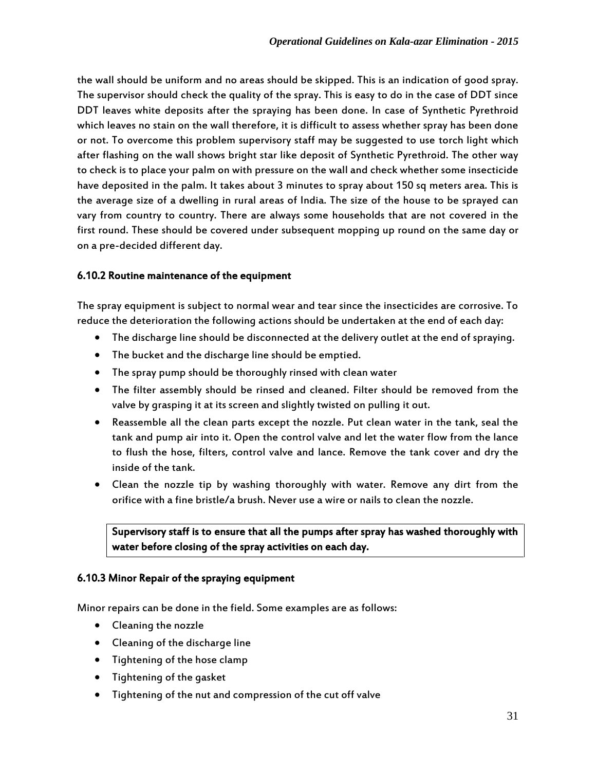the wall should be uniform and no areas should be skipped. This is an indication of good spray. The supervisor should check the quality of the spray. This is easy to do in the case of DDT since DDT leaves white deposits after the spraying has been done. In case of Synthetic Pyrethroid which leaves no stain on the wall therefore, it is difficult to assess whether spray has been done or not. To overcome this problem supervisory staff may be suggested to use torch light which after flashing on the wall shows bright star like deposit of Synthetic Pyrethroid. The other way to check is to place your palm on with pressure on the wall and check whether some insecticide have deposited in the palm. It takes about 3 minutes to spray about 150 sq meters area. This is the average size of a dwelling in rural areas of India. The size of the house to be sprayed can vary from country to country. There are always some households that are not covered in the first round. These should be covered under subsequent mopping up round on the same day or on a pre-decided different day.

### 6.10.2 Routine maintenance of the equipment

The spray equipment is subject to normal wear and tear since the insecticides are corrosive. To reduce the deterioration the following actions should be undertaken at the end of each day:

- The discharge line should be disconnected at the delivery outlet at the end of spraying.
- The bucket and the discharge line should be emptied.
- The spray pump should be thoroughly rinsed with clean water
- The filter assembly should be rinsed and cleaned. Filter should be removed from the valve by grasping it at its screen and slightly twisted on pulling it out.
- Reassemble all the clean parts except the nozzle. Put clean water in the tank, seal the tank and pump air into it. Open the control valve and let the water flow from the lance to flush the hose, filters, control valve and lance. Remove the tank cover and dry the inside of the tank.
- Clean the nozzle tip by washing thoroughly with water. Remove any dirt from the orifice with a fine bristle/a brush. Never use a wire or nails to clean the nozzle.

**Supervisory staff is to ensure that all the pumps after spray has washed thoroughly with water before closing of the spray activities on each day.**

### 6.10.3 Minor Repair of the spraying equipment

Minor repairs can be done in the field. Some examples are as follows:

- Cleaning the nozzle
- Cleaning of the discharge line
- Tightening of the hose clamp
- Tightening of the gasket
- Tightening of the nut and compression of the cut off valve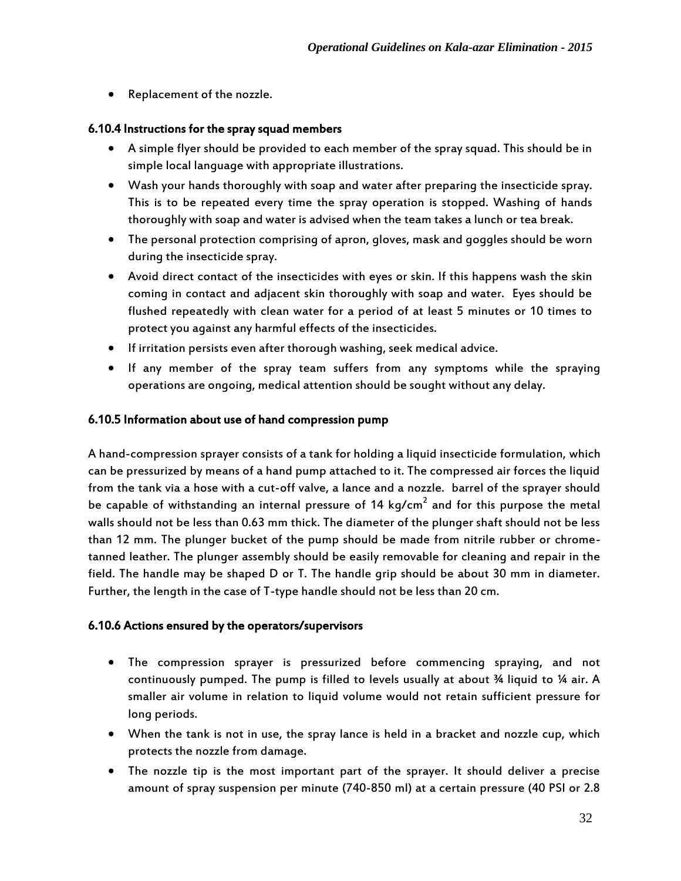- Replacement of the nozzle.

### 6.10.4 Instructions for the spray squad members

- A simple flyer should be provided to each member of the spray squad. This should be in simple local language with appropriate illustrations.
- Wash your hands thoroughly with soap and water after preparing the insecticide spray. This is to be repeated every time the spray operation is stopped. Washing of hands thoroughly with soap and water is advised when the team takes a lunch or tea break.
- The personal protection comprising of apron, gloves, mask and goggles should be worn during the insecticide spray.
- Avoid direct contact of the insecticides with eyes or skin. If this happens wash the skin coming in contact and adjacent skin thoroughly with soap and water. Eyes should be flushed repeatedly with clean water for a period of at least 5 minutes or 10 times to protect you against any harmful effects of the insecticides.
- If irritation persists even after thorough washing, seek medical advice.
- If any member of the spray team suffers from any symptoms while the spraying operations are ongoing, medical attention should be sought without any delay.

### 6.10.5 Information about use of hand compression pump

A hand-compression sprayer consists of a tank for holding a liquid insecticide formulation, which can be pressurized by means of a hand pump attached to it. The compressed air forces the liquid from the tank via a hose with a cut-off valve, a lance and a nozzle. barrel of the sprayer should be capable of withstanding an internal pressure of 14 kg/cm$^2$ and for this purpose the metal walls should not be less than 0.63 mm thick. The diameter of the plunger shaft should not be less than 12 mm. The plunger bucket of the pump should be made from nitrile rubber or chrome-tanned leather. The plunger assembly should be easily removable for cleaning and repair in the field. The handle may be shaped D or T. The handle grip should be about 30 mm in diameter. Further, the length in the case of T-type handle should not be less than 20 cm.

### 6.10.6 Actions ensured by the operators/supervisors

- The compression sprayer is pressurized before commencing spraying, and not continuously pumped. The pump is filled to levels usually at about ¾ liquid to ¼ air. A smaller air volume in relation to liquid volume would not retain sufficient pressure for long periods.
- When the tank is not in use, the spray lance is held in a bracket and nozzle cup, which protects the nozzle from damage.
- The nozzle tip is the most important part of the sprayer. It should deliver a precise amount of spray suspension per minute (740-850 ml) at a certain pressure (40 PSI or 2.8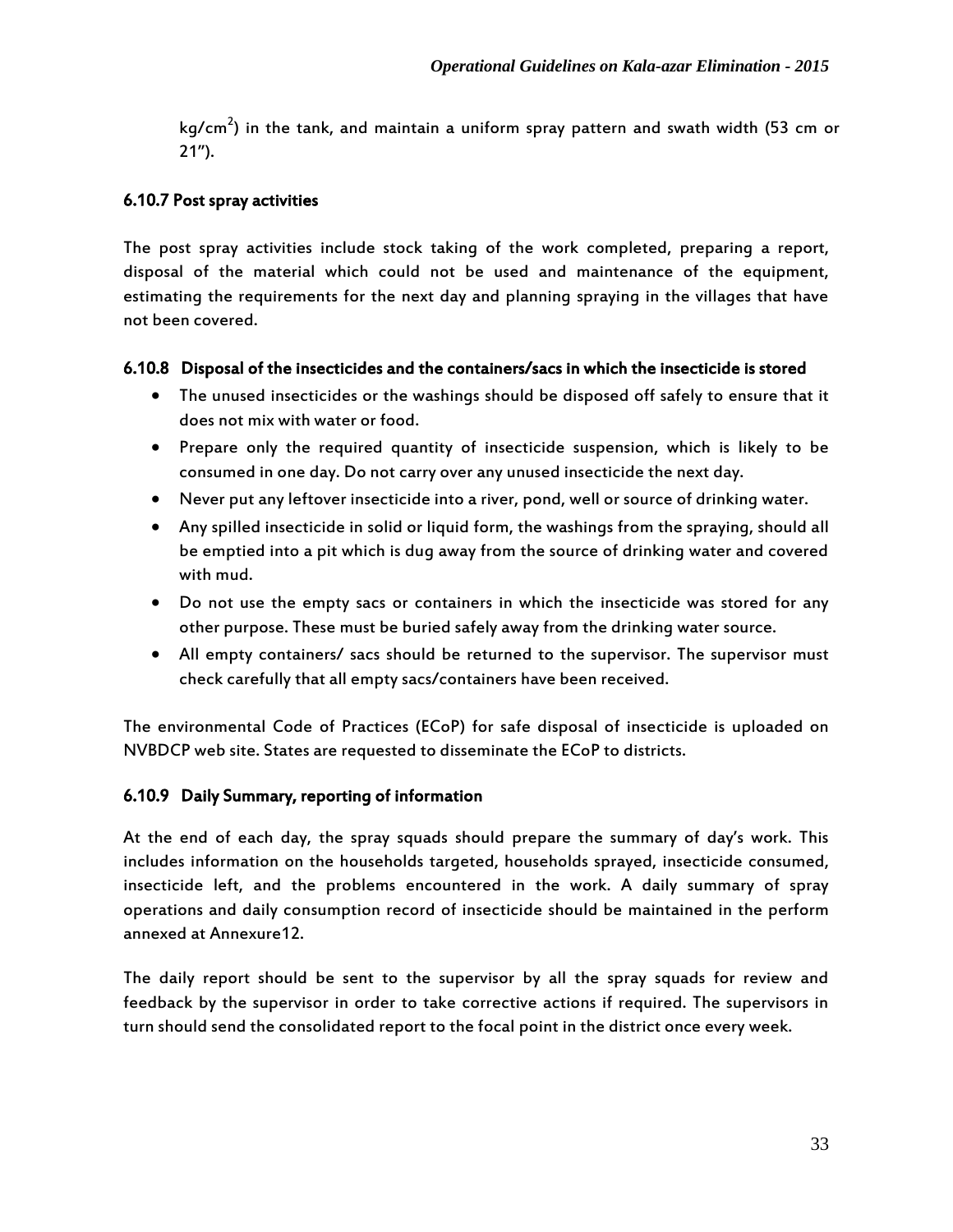kg/cm$^2$) in the tank, and maintain a uniform spray pattern and swath width (53 cm or 21").

### 6.10.7 Post spray activities

The post spray activities include stock taking of the work completed, preparing a report, disposal of the material which could not be used and maintenance of the equipment, estimating the requirements for the next day and planning spraying in the villages that have not been covered.

### 6.10.8 Disposal of the insecticides and the containers/sacs in which the insecticide is stored

- The unused insecticides or the washings should be disposed off safely to ensure that it does not mix with water or food.
- Prepare only the required quantity of insecticide suspension, which is likely to be consumed in one day. Do not carry over any unused insecticide the next day.
- Never put any leftover insecticide into a river, pond, well or source of drinking water.
- Any spilled insecticide in solid or liquid form, the washings from the spraying, should all be emptied into a pit which is dug away from the source of drinking water and covered with mud.
- Do not use the empty sacs or containers in which the insecticide was stored for any other purpose. These must be buried safely away from the drinking water source.
- All empty containers/ sacs should be returned to the supervisor. The supervisor must check carefully that all empty sacs/containers have been received.

The environmental Code of Practices (ECoP) for safe disposal of insecticide is uploaded on NVBDCP web site. States are requested to disseminate the ECoP to districts.

### 6.10.9 Daily Summary, reporting of information

At the end of each day, the spray squads should prepare the summary of day's work. This includes information on the households targeted, households sprayed, insecticide consumed, insecticide left, and the problems encountered in the work. A daily summary of spray operations and daily consumption record of insecticide should be maintained in the perform annexed at Annexure12.

The daily report should be sent to the supervisor by all the spray squads for review and feedback by the supervisor in order to take corrective actions if required. The supervisors in turn should send the consolidated report to the focal point in the district once every week.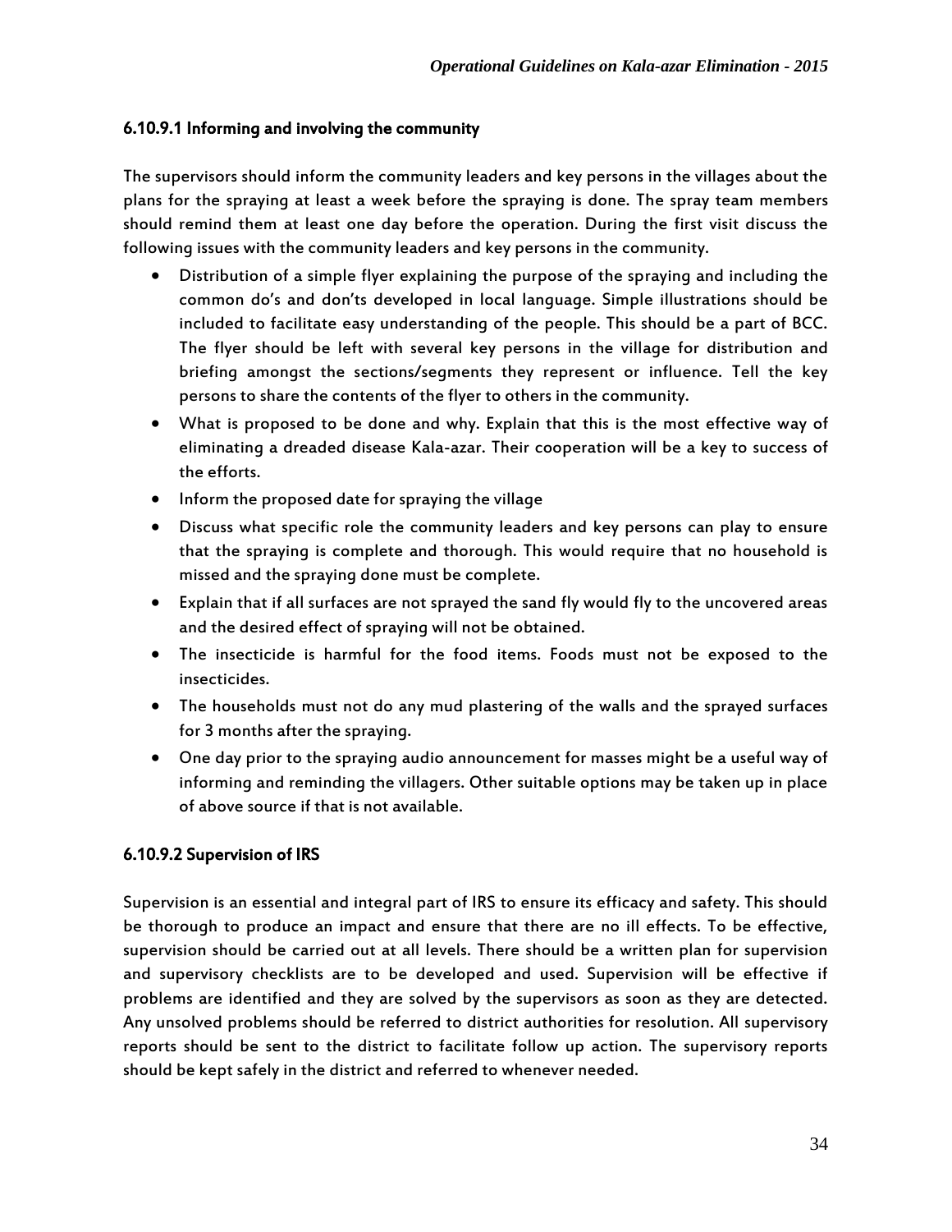#### 6.10.9.1 Informing and involving the community

The supervisors should inform the community leaders and key persons in the villages about the plans for the spraying at least a week before the spraying is done. The spray team members should remind them at least one day before the operation. During the first visit discuss the following issues with the community leaders and key persons in the community.

- Distribution of a simple flyer explaining the purpose of the spraying and including the common do's and don'ts developed in local language. Simple illustrations should be included to facilitate easy understanding of the people. This should be a part of BCC. The flyer should be left with several key persons in the village for distribution and briefing amongst the sections/segments they represent or influence. Tell the key persons to share the contents of the flyer to others in the community.
- What is proposed to be done and why. Explain that this is the most effective way of eliminating a dreaded disease Kala-azar. Their cooperation will be a key to success of the efforts.
- Inform the proposed date for spraying the village
- Discuss what specific role the community leaders and key persons can play to ensure that the spraying is complete and thorough. This would require that no household is missed and the spraying done must be complete.
- Explain that if all surfaces are not sprayed the sand fly would fly to the uncovered areas and the desired effect of spraying will not be obtained.
- The insecticide is harmful for the food items. Foods must not be exposed to the insecticides.
- The households must not do any mud plastering of the walls and the sprayed surfaces for 3 months after the spraying.
- One day prior to the spraying audio announcement for masses might be a useful way of informing and reminding the villagers. Other suitable options may be taken up in place of above source if that is not available.

#### 6.10.9.2 Supervision of IRS

Supervision is an essential and integral part of IRS to ensure its efficacy and safety. This should be thorough to produce an impact and ensure that there are no ill effects. To be effective, supervision should be carried out at all levels. There should be a written plan for supervision and supervisory checklists are to be developed and used. Supervision will be effective if problems are identified and they are solved by the supervisors as soon as they are detected. Any unsolved problems should be referred to district authorities for resolution. All supervisory reports should be sent to the district to facilitate follow up action. The supervisory reports should be kept safely in the district and referred to whenever needed.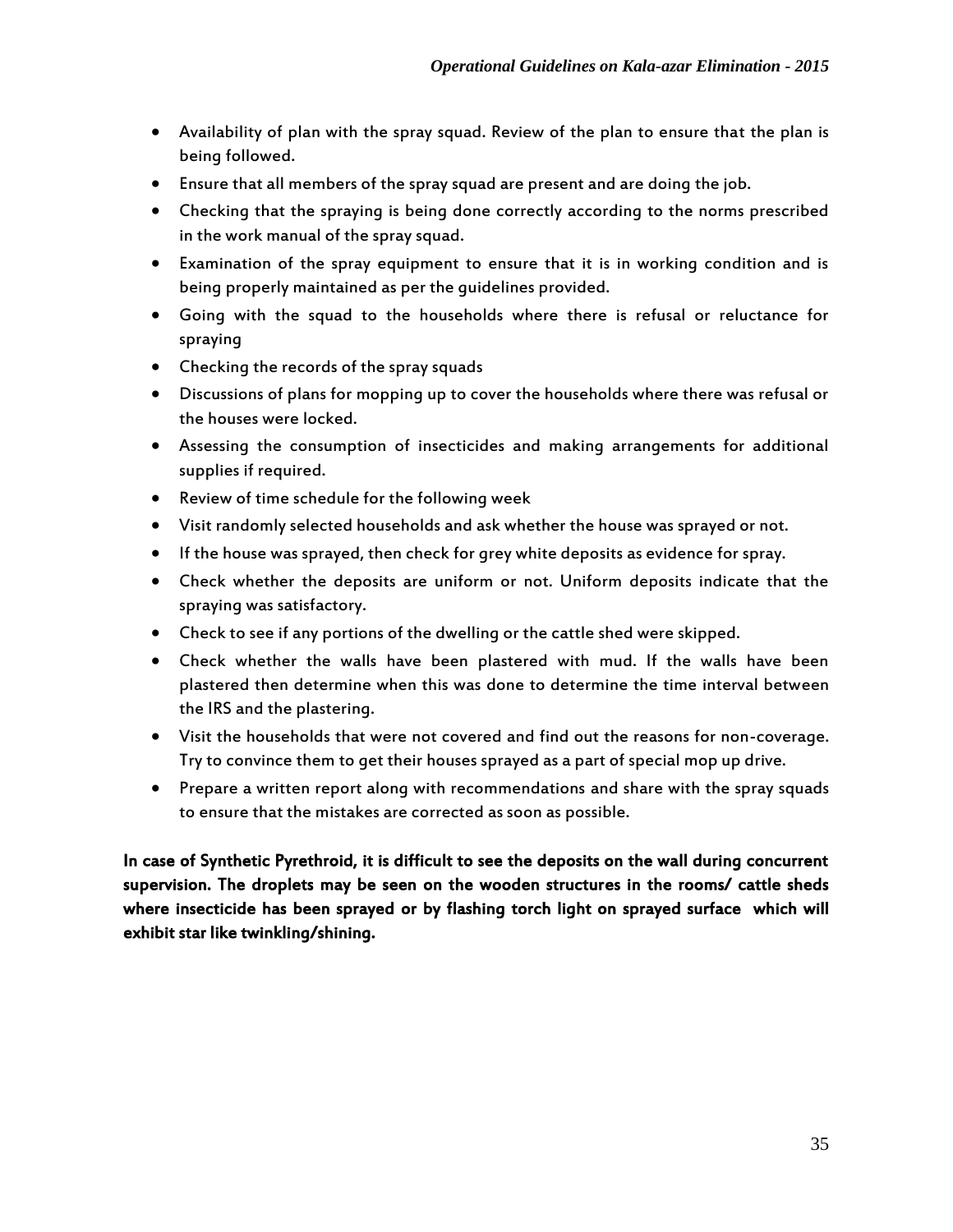- Availability of plan with the spray squad. Review of the plan to ensure that the plan is being followed.
- Ensure that all members of the spray squad are present and are doing the job.
- Checking that the spraying is being done correctly according to the norms prescribed in the work manual of the spray squad.
- Examination of the spray equipment to ensure that it is in working condition and is being properly maintained as per the guidelines provided.
- Going with the squad to the households where there is refusal or reluctance for spraying
- Checking the records of the spray squads
- Discussions of plans for mopping up to cover the households where there was refusal or the houses were locked.
- Assessing the consumption of insecticides and making arrangements for additional supplies if required.
- Review of time schedule for the following week
- Visit randomly selected households and ask whether the house was sprayed or not.
- If the house was sprayed, then check for grey white deposits as evidence for spray.
- Check whether the deposits are uniform or not. Uniform deposits indicate that the spraying was satisfactory.
- Check to see if any portions of the dwelling or the cattle shed were skipped.
- Check whether the walls have been plastered with mud. If the walls have been plastered then determine when this was done to determine the time interval between the IRS and the plastering.
- Visit the households that were not covered and find out the reasons for non-coverage. Try to convince them to get their houses sprayed as a part of special mop up drive.
- Prepare a written report along with recommendations and share with the spray squads to ensure that the mistakes are corrected as soon as possible.

**In case of Synthetic Pyrethroid, it is difficult to see the deposits on the wall during concurrent supervision. The droplets may be seen on the wooden structures in the rooms/ cattle sheds where insecticide has been sprayed or by flashing torch light on sprayed surface which will exhibit star like twinkling/shining.**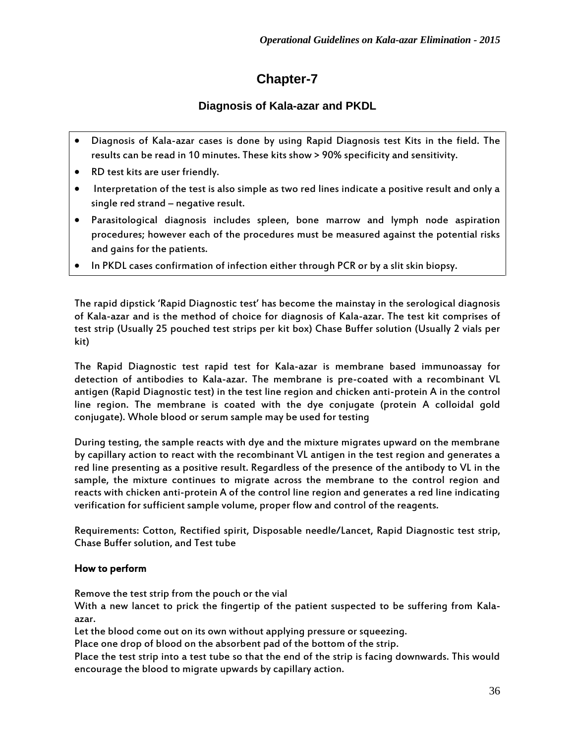# Chapter-7

## Diagnosis of Kala-azar and PKDL

- Diagnosis of Kala-azar cases is done by using Rapid Diagnosis test Kits in the field. The results can be read in 10 minutes. These kits show > 90% specificity and sensitivity.
- RD test kits are user friendly.
- Interpretation of the test is also simple as two red lines indicate a positive result and only a single red strand – negative result.
- Parasitological diagnosis includes spleen, bone marrow and lymph node aspiration procedures; however each of the procedures must be measured against the potential risks and gains for the patients.
- In PKDL cases confirmation of infection either through PCR or by a slit skin biopsy.

The rapid dipstick 'Rapid Diagnostic test' has become the mainstay in the serological diagnosis of Kala-azar and is the method of choice for diagnosis of Kala-azar. The test kit comprises of test strip (Usually 25 pouched test strips per kit box) Chase Buffer solution (Usually 2 vials per kit)

The Rapid Diagnostic test rapid test for Kala-azar is membrane based immunoassay for detection of antibodies to Kala-azar. The membrane is pre-coated with a recombinant VL antigen (Rapid Diagnostic test) in the test line region and chicken anti-protein A in the control line region. The membrane is coated with the dye conjugate (protein A colloidal gold conjugate). Whole blood or serum sample may be used for testing

During testing, the sample reacts with dye and the mixture migrates upward on the membrane by capillary action to react with the recombinant VL antigen in the test region and generates a red line presenting as a positive result. Regardless of the presence of the antibody to VL in the sample, the mixture continues to migrate across the membrane to the control region and reacts with chicken anti-protein A of the control line region and generates a red line indicating verification for sufficient sample volume, proper flow and control of the reagents.

Requirements: Cotton, Rectified spirit, Disposable needle/Lancet, Rapid Diagnostic test strip, Chase Buffer solution, and Test tube

### How to perform

Remove the test strip from the pouch or the vial

With a new lancet to prick the fingertip of the patient suspected to be suffering from Kala-azar.

Let the blood come out on its own without applying pressure or squeezing.

Place one drop of blood on the absorbent pad of the bottom of the strip.

Place the test strip into a test tube so that the end of the strip is facing downwards. This would encourage the blood to migrate upwards by capillary action.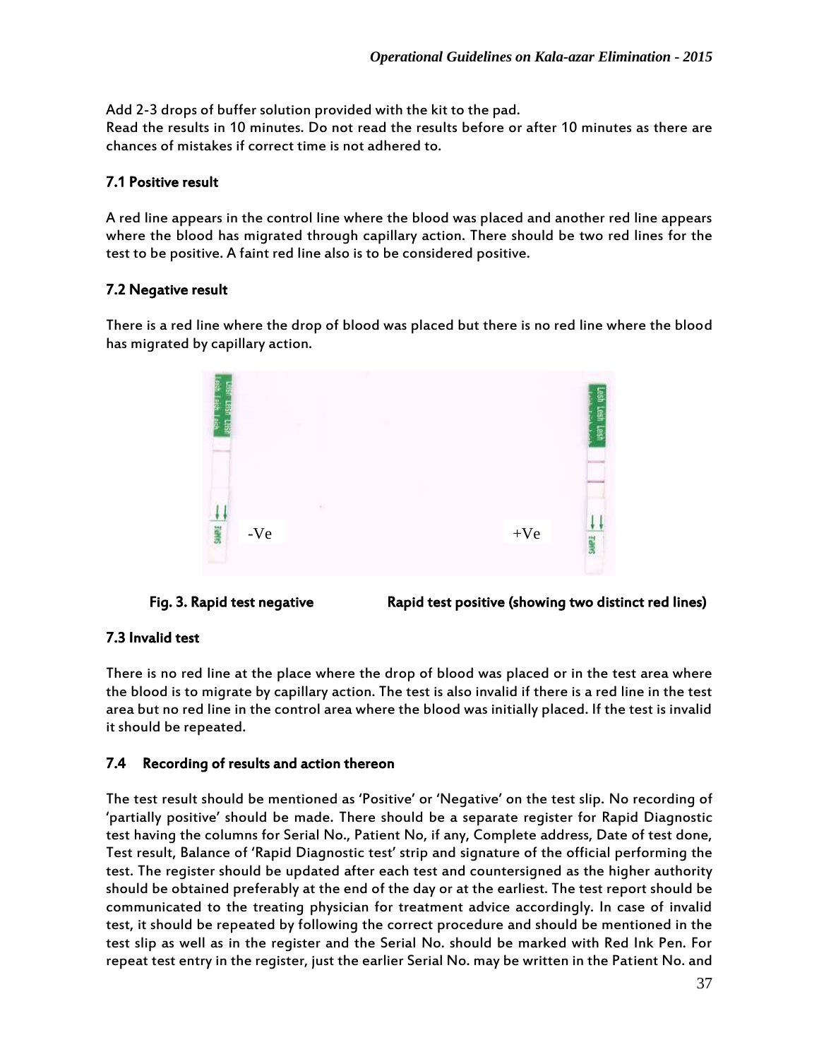Add 2-3 drops of buffer solution provided with the kit to the pad.
Read the results in 10 minutes. Do not read the results before or after 10 minutes as there are chances of mistakes if correct time is not adhered to.

### 7.1 Positive result

A red line appears in the control line where the blood was placed and another red line appears where the blood has migrated through capillary action. There should be two red lines for the test to be positive. A faint red line also is to be considered positive.

### 7.2 Negative result

There is a red line where the drop of blood was placed but there is no red line where the blood has migrated by capillary action.

-Ve　　　　　　　　　　　　　　+Ve

**Fig. 3. Rapid test negative　　　　　Rapid test positive (showing two distinct red lines)**

### 7.3 Invalid test

There is no red line at the place where the drop of blood was placed or in the test area where the blood is to migrate by capillary action. The test is also invalid if there is a red line in the test area but no red line in the control area where the blood was initially placed. If the test is invalid it should be repeated.

### 7.4 Recording of results and action thereon

The test result should be mentioned as 'Positive' or 'Negative' on the test slip. No recording of 'partially positive' should be made. There should be a separate register for Rapid Diagnostic test having the columns for Serial No., Patient No, if any, Complete address, Date of test done, Test result, Balance of 'Rapid Diagnostic test' strip and signature of the official performing the test. The register should be updated after each test and countersigned as the higher authority should be obtained preferably at the end of the day or at the earliest. The test report should be communicated to the treating physician for treatment advice accordingly. In case of invalid test, it should be repeated by following the correct procedure and should be mentioned in the test slip as well as in the register and the Serial No. should be marked with Red Ink Pen. For repeat test entry in the register, just the earlier Serial No. may be written in the Patient No. and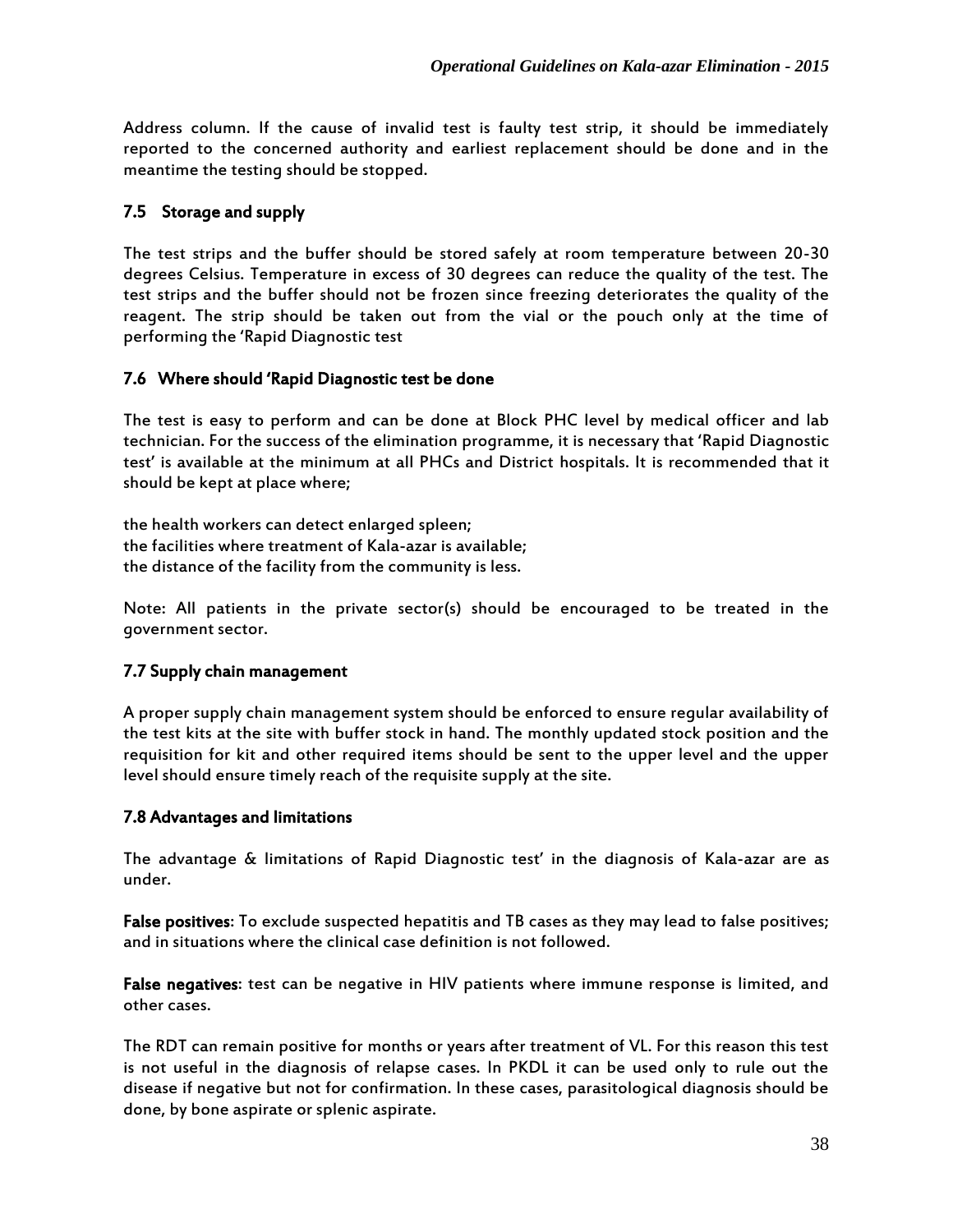Address column. If the cause of invalid test is faulty test strip, it should be immediately reported to the concerned authority and earliest replacement should be done and in the meantime the testing should be stopped.

### 7.5 Storage and supply

The test strips and the buffer should be stored safely at room temperature between 20-30 degrees Celsius. Temperature in excess of 30 degrees can reduce the quality of the test. The test strips and the buffer should not be frozen since freezing deteriorates the quality of the reagent. The strip should be taken out from the vial or the pouch only at the time of performing the 'Rapid Diagnostic test

### 7.6 Where should 'Rapid Diagnostic test be done

The test is easy to perform and can be done at Block PHC level by medical officer and lab technician. For the success of the elimination programme, it is necessary that 'Rapid Diagnostic test' is available at the minimum at all PHCs and District hospitals. It is recommended that it should be kept at place where;

the health workers can detect enlarged spleen;
the facilities where treatment of Kala-azar is available;
the distance of the facility from the community is less.

Note: All patients in the private sector(s) should be encouraged to be treated in the government sector.

### 7.7 Supply chain management

A proper supply chain management system should be enforced to ensure regular availability of the test kits at the site with buffer stock in hand. The monthly updated stock position and the requisition for kit and other required items should be sent to the upper level and the upper level should ensure timely reach of the requisite supply at the site.

### 7.8 Advantages and limitations

The advantage & limitations of Rapid Diagnostic test' in the diagnosis of Kala-azar are as under.

**False positives**: To exclude suspected hepatitis and TB cases as they may lead to false positives; and in situations where the clinical case definition is not followed.

**False negatives**: test can be negative in HIV patients where immune response is limited, and other cases.

The RDT can remain positive for months or years after treatment of VL. For this reason this test is not useful in the diagnosis of relapse cases. In PKDL it can be used only to rule out the disease if negative but not for confirmation. In these cases, parasitological diagnosis should be done, by bone aspirate or splenic aspirate.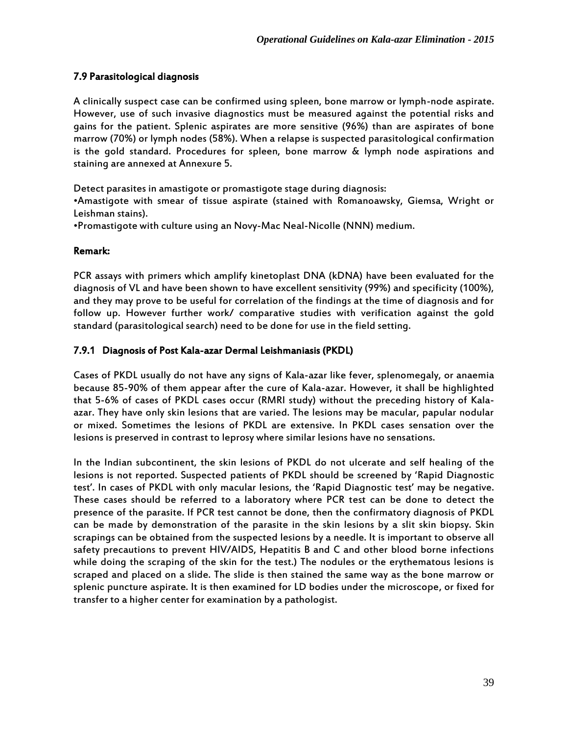### 7.9 Parasitological diagnosis

A clinically suspect case can be confirmed using spleen, bone marrow or lymph-node aspirate. However, use of such invasive diagnostics must be measured against the potential risks and gains for the patient. Splenic aspirates are more sensitive (96%) than are aspirates of bone marrow (70%) or lymph nodes (58%). When a relapse is suspected parasitological confirmation is the gold standard. Procedures for spleen, bone marrow & lymph node aspirations and staining are annexed at Annexure 5.

Detect parasites in amastigote or promastigote stage during diagnosis:

•Amastigote with smear of tissue aspirate (stained with Romanoawsky, Giemsa, Wright or Leishman stains).

•Promastigote with culture using an Novy-Mac Neal-Nicolle (NNN) medium.

**Remark:**

PCR assays with primers which amplify kinetoplast DNA (kDNA) have been evaluated for the diagnosis of VL and have been shown to have excellent sensitivity (99%) and specificity (100%), and they may prove to be useful for correlation of the findings at the time of diagnosis and for follow up. However further work/ comparative studies with verification against the gold standard (parasitological search) need to be done for use in the field setting.

#### 7.9.1 Diagnosis of Post Kala-azar Dermal Leishmaniasis (PKDL)

Cases of PKDL usually do not have any signs of Kala-azar like fever, splenomegaly, or anaemia because 85-90% of them appear after the cure of Kala-azar. However, it shall be highlighted that 5-6% of cases of PKDL cases occur (RMRI study) without the preceding history of Kala-azar. They have only skin lesions that are varied. The lesions may be macular, papular nodular or mixed. Sometimes the lesions of PKDL are extensive. In PKDL cases sensation over the lesions is preserved in contrast to leprosy where similar lesions have no sensations.

In the Indian subcontinent, the skin lesions of PKDL do not ulcerate and self healing of the lesions is not reported. Suspected patients of PKDL should be screened by 'Rapid Diagnostic test'. In cases of PKDL with only macular lesions, the 'Rapid Diagnostic test' may be negative. These cases should be referred to a laboratory where PCR test can be done to detect the presence of the parasite. If PCR test cannot be done, then the confirmatory diagnosis of PKDL can be made by demonstration of the parasite in the skin lesions by a slit skin biopsy. Skin scrapings can be obtained from the suspected lesions by a needle. It is important to observe all safety precautions to prevent HIV/AIDS, Hepatitis B and C and other blood borne infections while doing the scraping of the skin for the test.) The nodules or the erythematous lesions is scraped and placed on a slide. The slide is then stained the same way as the bone marrow or splenic puncture aspirate. It is then examined for LD bodies under the microscope, or fixed for transfer to a higher center for examination by a pathologist.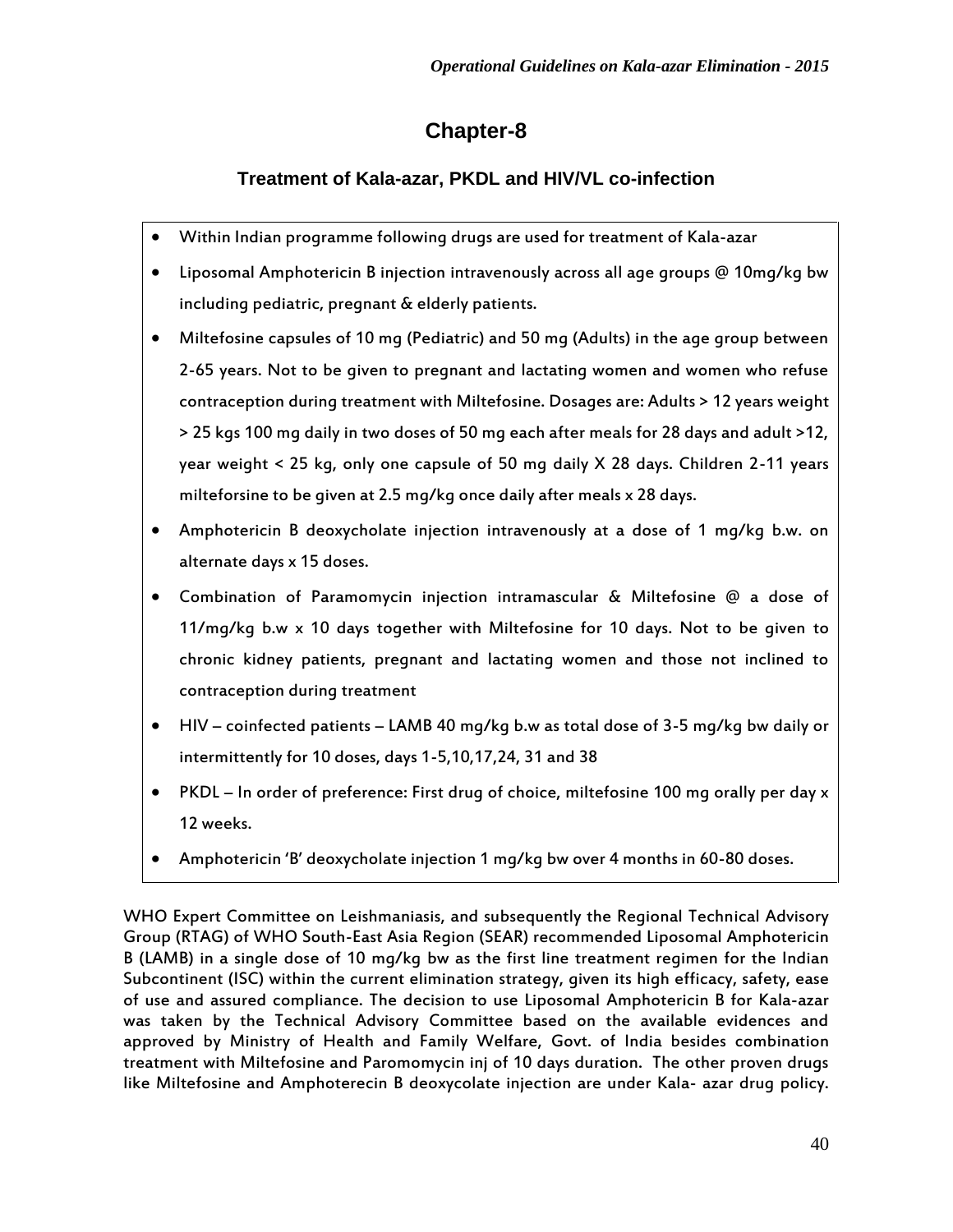# Chapter-8

## Treatment of Kala-azar, PKDL and HIV/VL co-infection

- Within Indian programme following drugs are used for treatment of Kala-azar
- Liposomal Amphotericin B injection intravenously across all age groups @ 10mg/kg bw including pediatric, pregnant & elderly patients.
- Miltefosine capsules of 10 mg (Pediatric) and 50 mg (Adults) in the age group between 2-65 years. Not to be given to pregnant and lactating women and women who refuse contraception during treatment with Miltefosine. Dosages are: Adults > 12 years weight > 25 kgs 100 mg daily in two doses of 50 mg each after meals for 28 days and adult >12, year weight < 25 kg, only one capsule of 50 mg daily X 28 days. Children 2-11 years milteforsine to be given at 2.5 mg/kg once daily after meals x 28 days.
- Amphotericin B deoxycholate injection intravenously at a dose of 1 mg/kg b.w. on alternate days x 15 doses.
- Combination of Paramomycin injection intramascular & Miltefosine @ a dose of 11/mg/kg b.w x 10 days together with Miltefosine for 10 days. Not to be given to chronic kidney patients, pregnant and lactating women and those not inclined to contraception during treatment
- HIV – coinfected patients – LAMB 40 mg/kg b.w as total dose of 3-5 mg/kg bw daily or intermittently for 10 doses, days 1-5,10,17,24, 31 and 38
- PKDL – In order of preference: First drug of choice, miltefosine 100 mg orally per day x 12 weeks.
- Amphotericin 'B' deoxycholate injection 1 mg/kg bw over 4 months in 60-80 doses.

WHO Expert Committee on Leishmaniasis, and subsequently the Regional Technical Advisory Group (RTAG) of WHO South-East Asia Region (SEAR) recommended Liposomal Amphotericin B (LAMB) in a single dose of 10 mg/kg bw as the first line treatment regimen for the Indian Subcontinent (ISC) within the current elimination strategy, given its high efficacy, safety, ease of use and assured compliance. The decision to use Liposomal Amphotericin B for Kala-azar was taken by the Technical Advisory Committee based on the available evidences and approved by Ministry of Health and Family Welfare, Govt. of India besides combination treatment with Miltefosine and Paromomycin inj of 10 days duration. The other proven drugs like Miltefosine and Amphoterecin B deoxycolate injection are under Kala- azar drug policy.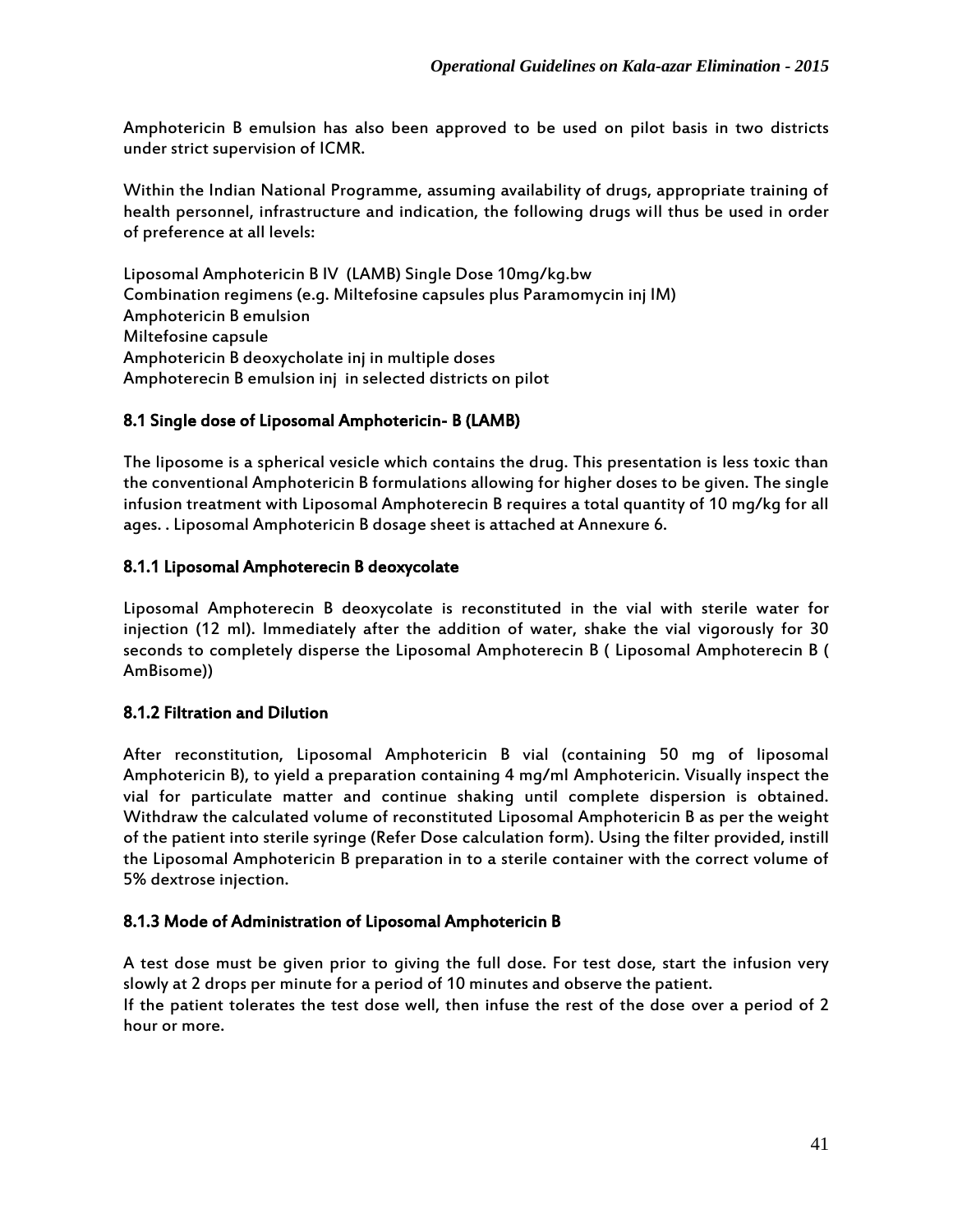Amphotericin B emulsion has also been approved to be used on pilot basis in two districts under strict supervision of ICMR.

Within the Indian National Programme, assuming availability of drugs, appropriate training of health personnel, infrastructure and indication, the following drugs will thus be used in order of preference at all levels:

Liposomal Amphotericin B IV (LAMB) Single Dose 10mg/kg.bw
Combination regimens (e.g. Miltefosine capsules plus Paramomycin inj IM)
Amphotericin B emulsion
Miltefosine capsule
Amphotericin B deoxycholate inj in multiple doses
Amphoterecin B emulsion inj in selected districts on pilot

### 8.1 Single dose of Liposomal Amphotericin- B (LAMB)

The liposome is a spherical vesicle which contains the drug. This presentation is less toxic than the conventional Amphotericin B formulations allowing for higher doses to be given. The single infusion treatment with Liposomal Amphoterecin B requires a total quantity of 10 mg/kg for all ages. . Liposomal Amphotericin B dosage sheet is attached at Annexure 6.

#### 8.1.1 Liposomal Amphoterecin B deoxycolate

Liposomal Amphoterecin B deoxycolate is reconstituted in the vial with sterile water for injection (12 ml). Immediately after the addition of water, shake the vial vigorously for 30 seconds to completely disperse the Liposomal Amphoterecin B ( Liposomal Amphoterecin B ( AmBisome))

#### 8.1.2 Filtration and Dilution

After reconstitution, Liposomal Amphotericin B vial (containing 50 mg of liposomal Amphotericin B), to yield a preparation containing 4 mg/ml Amphotericin. Visually inspect the vial for particulate matter and continue shaking until complete dispersion is obtained. Withdraw the calculated volume of reconstituted Liposomal Amphotericin B as per the weight of the patient into sterile syringe (Refer Dose calculation form). Using the filter provided, instill the Liposomal Amphotericin B preparation in to a sterile container with the correct volume of 5% dextrose injection.

#### 8.1.3 Mode of Administration of Liposomal Amphotericin B

A test dose must be given prior to giving the full dose. For test dose, start the infusion very slowly at 2 drops per minute for a period of 10 minutes and observe the patient.
If the patient tolerates the test dose well, then infuse the rest of the dose over a period of 2 hour or more.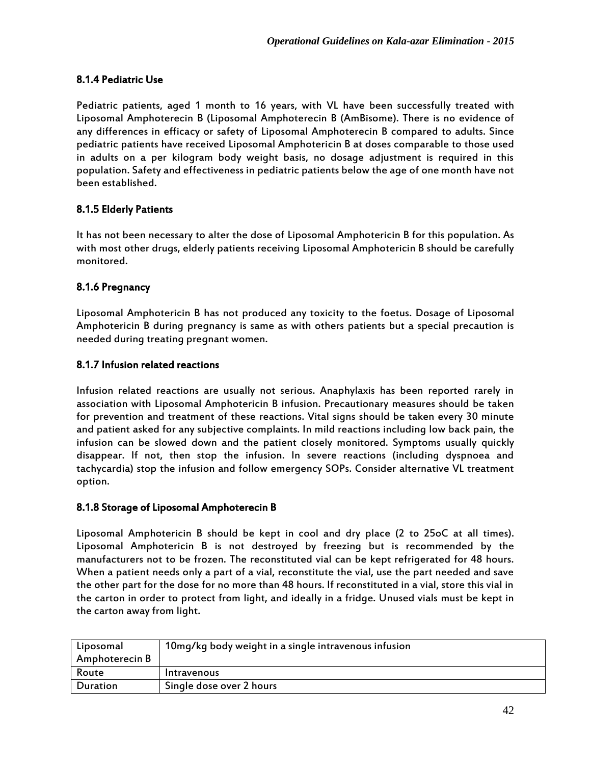### 8.1.4 Pediatric Use

Pediatric patients, aged 1 month to 16 years, with VL have been successfully treated with Liposomal Amphoterecin B (Liposomal Amphoterecin B (AmBisome). There is no evidence of any differences in efficacy or safety of Liposomal Amphoterecin B compared to adults. Since pediatric patients have received Liposomal Amphotericin B at doses comparable to those used in adults on a per kilogram body weight basis, no dosage adjustment is required in this population. Safety and effectiveness in pediatric patients below the age of one month have not been established.

### 8.1.5 Elderly Patients

It has not been necessary to alter the dose of Liposomal Amphotericin B for this population. As with most other drugs, elderly patients receiving Liposomal Amphotericin B should be carefully monitored.

### 8.1.6 Pregnancy

Liposomal Amphotericin B has not produced any toxicity to the foetus. Dosage of Liposomal Amphotericin B during pregnancy is same as with others patients but a special precaution is needed during treating pregnant women.

### 8.1.7 Infusion related reactions

Infusion related reactions are usually not serious. Anaphylaxis has been reported rarely in association with Liposomal Amphotericin B infusion. Precautionary measures should be taken for prevention and treatment of these reactions. Vital signs should be taken every 30 minute and patient asked for any subjective complaints. In mild reactions including low back pain, the infusion can be slowed down and the patient closely monitored. Symptoms usually quickly disappear. If not, then stop the infusion. In severe reactions (including dyspnoea and tachycardia) stop the infusion and follow emergency SOPs. Consider alternative VL treatment option.

### 8.1.8 Storage of Liposomal Amphoterecin B

Liposomal Amphotericin B should be kept in cool and dry place (2 to 25oC at all times). Liposomal Amphotericin B is not destroyed by freezing but is recommended by the manufacturers not to be frozen. The reconstituted vial can be kept refrigerated for 48 hours. When a patient needs only a part of a vial, reconstitute the vial, use the part needed and save the other part for the dose for no more than 48 hours. If reconstituted in a vial, store this vial in the carton in order to protect from light, and ideally in a fridge. Unused vials must be kept in the carton away from light.

| Liposomal Amphoterecin B | 10mg/kg body weight in a single intravenous infusion |
|---|---|
| Route | Intravenous |
| Duration | Single dose over 2 hours |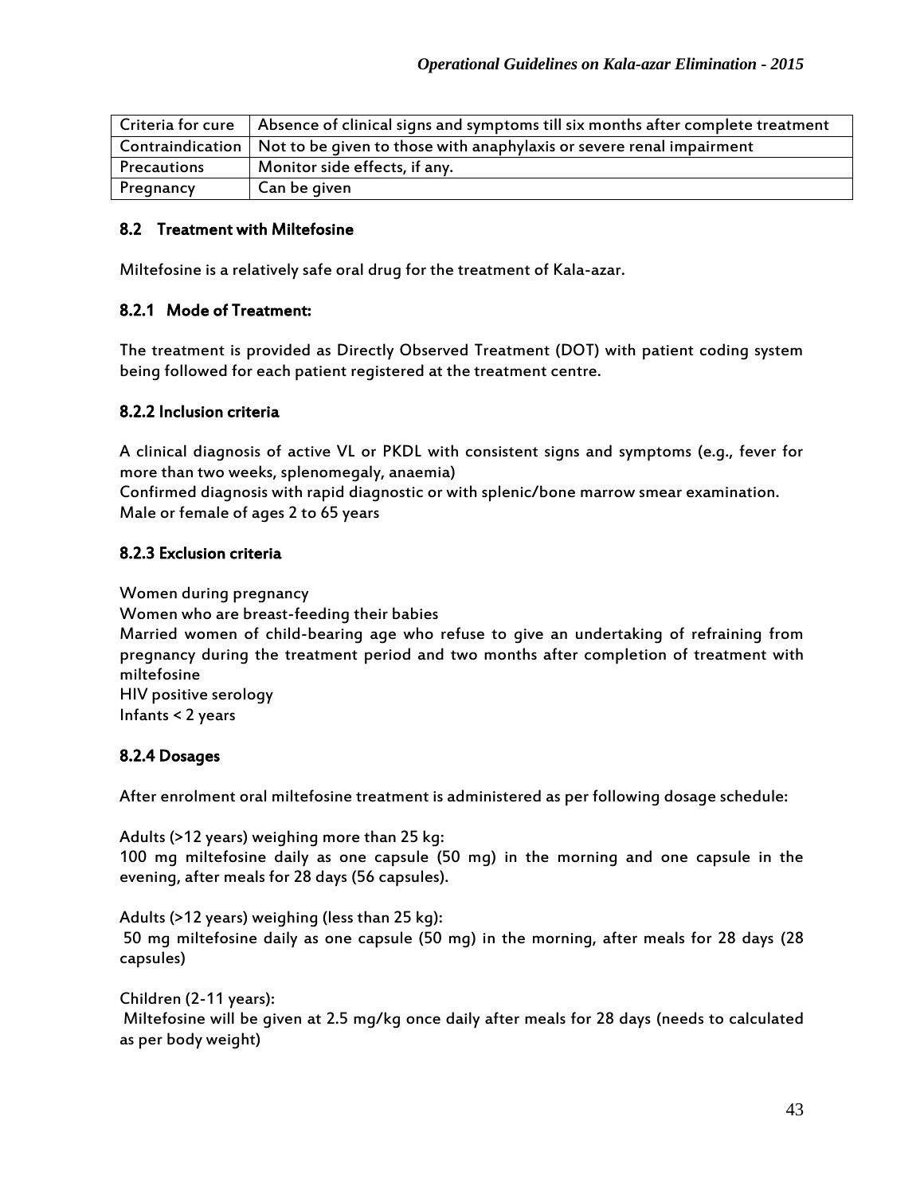| Criteria for cure | Absence of clinical signs and symptoms till six months after complete treatment |
|---|---|
| Contraindication | Not to be given to those with anaphylaxis or severe renal impairment |
| Precautions | Monitor side effects, if any. |
| Pregnancy | Can be given |

## 8.2 Treatment with Miltefosine

Miltefosine is a relatively safe oral drug for the treatment of Kala-azar.

### 8.2.1 Mode of Treatment:

The treatment is provided as Directly Observed Treatment (DOT) with patient coding system being followed for each patient registered at the treatment centre.

### 8.2.2 Inclusion criteria

A clinical diagnosis of active VL or PKDL with consistent signs and symptoms (e.g., fever for more than two weeks, splenomegaly, anaemia)
Confirmed diagnosis with rapid diagnostic or with splenic/bone marrow smear examination.
Male or female of ages 2 to 65 years

### 8.2.3 Exclusion criteria

Women during pregnancy
Women who are breast-feeding their babies
Married women of child-bearing age who refuse to give an undertaking of refraining from pregnancy during the treatment period and two months after completion of treatment with miltefosine
HIV positive serology
Infants < 2 years

### 8.2.4 Dosages

After enrolment oral miltefosine treatment is administered as per following dosage schedule:

Adults (>12 years) weighing more than 25 kg:
100 mg miltefosine daily as one capsule (50 mg) in the morning and one capsule in the evening, after meals for 28 days (56 capsules).

Adults (>12 years) weighing (less than 25 kg):
50 mg miltefosine daily as one capsule (50 mg) in the morning, after meals for 28 days (28 capsules)

Children (2-11 years):
Miltefosine will be given at 2.5 mg/kg once daily after meals for 28 days (needs to calculated as per body weight)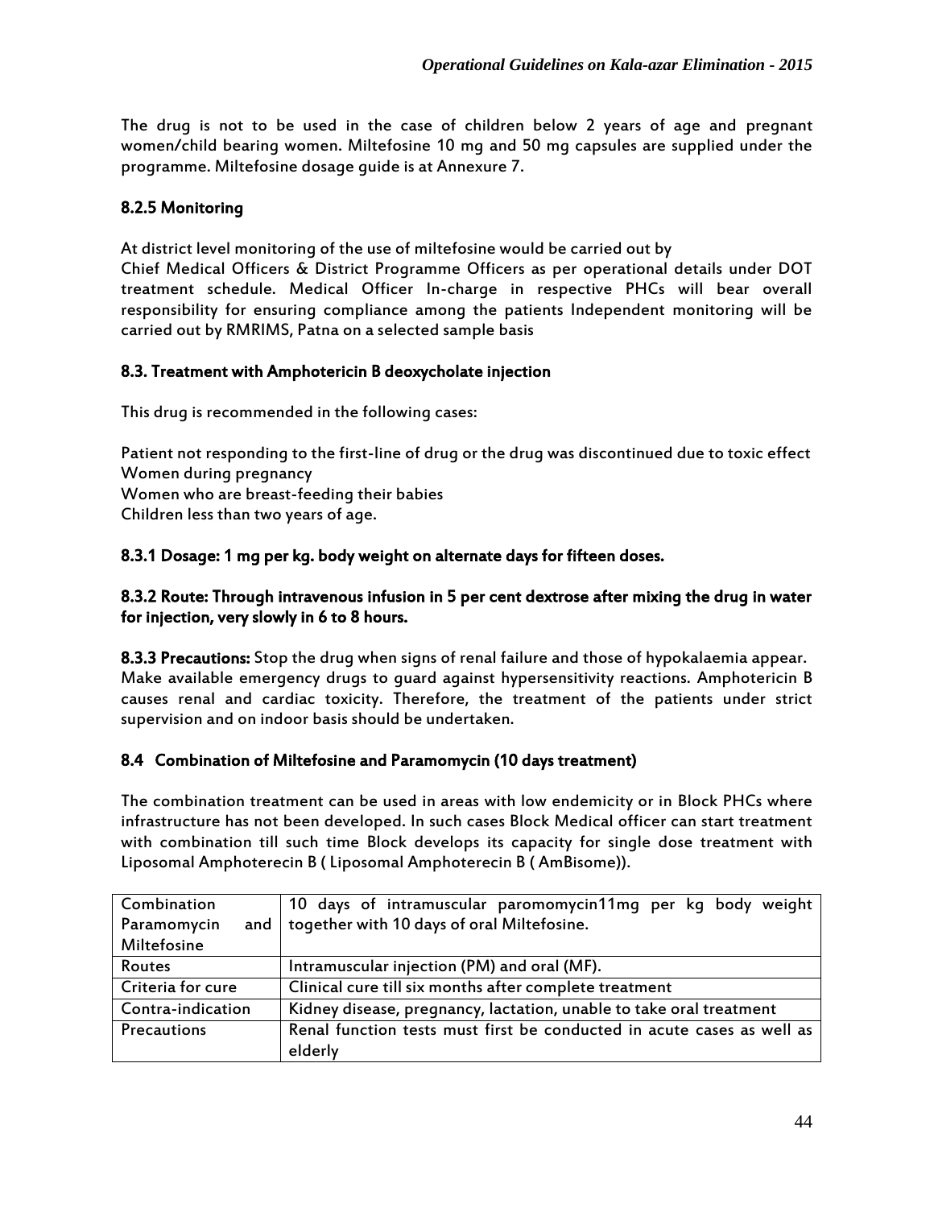The drug is not to be used in the case of children below 2 years of age and pregnant women/child bearing women. Miltefosine 10 mg and 50 mg capsules are supplied under the programme. Miltefosine dosage guide is at Annexure 7.

### 8.2.5 Monitoring

At district level monitoring of the use of miltefosine would be carried out by
Chief Medical Officers & District Programme Officers as per operational details under DOT treatment schedule. Medical Officer In-charge in respective PHCs will bear overall responsibility for ensuring compliance among the patients Independent monitoring will be carried out by RMRIMS, Patna on a selected sample basis

### 8.3. Treatment with Amphotericin B deoxycholate injection

This drug is recommended in the following cases:

Patient not responding to the first-line of drug or the drug was discontinued due to toxic effect
Women during pregnancy
Women who are breast-feeding their babies
Children less than two years of age.

#### 8.3.1 Dosage: 1 mg per kg. body weight on alternate days for fifteen doses.

#### 8.3.2 Route: Through intravenous infusion in 5 per cent dextrose after mixing the drug in water for injection, very slowly in 6 to 8 hours.

**8.3.3 Precautions:** Stop the drug when signs of renal failure and those of hypokalaemia appear. Make available emergency drugs to guard against hypersensitivity reactions. Amphotericin B causes renal and cardiac toxicity. Therefore, the treatment of the patients under strict supervision and on indoor basis should be undertaken.

### 8.4 Combination of Miltefosine and Paramomycin (10 days treatment)

The combination treatment can be used in areas with low endemicity or in Block PHCs where infrastructure has not been developed. In such cases Block Medical officer can start treatment with combination till such time Block develops its capacity for single dose treatment with Liposomal Amphoterecin B ( Liposomal Amphoterecin B ( AmBisome)).

| Combination Paramomycin and Miltefosine | 10 days of intramuscular paromomycin11mg per kg body weight together with 10 days of oral Miltefosine. |
|---|---|
| Routes | Intramuscular injection (PM) and oral (MF). |
| Criteria for cure | Clinical cure till six months after complete treatment |
| Contra-indication | Kidney disease, pregnancy, lactation, unable to take oral treatment |
| Precautions | Renal function tests must first be conducted in acute cases as well as elderly |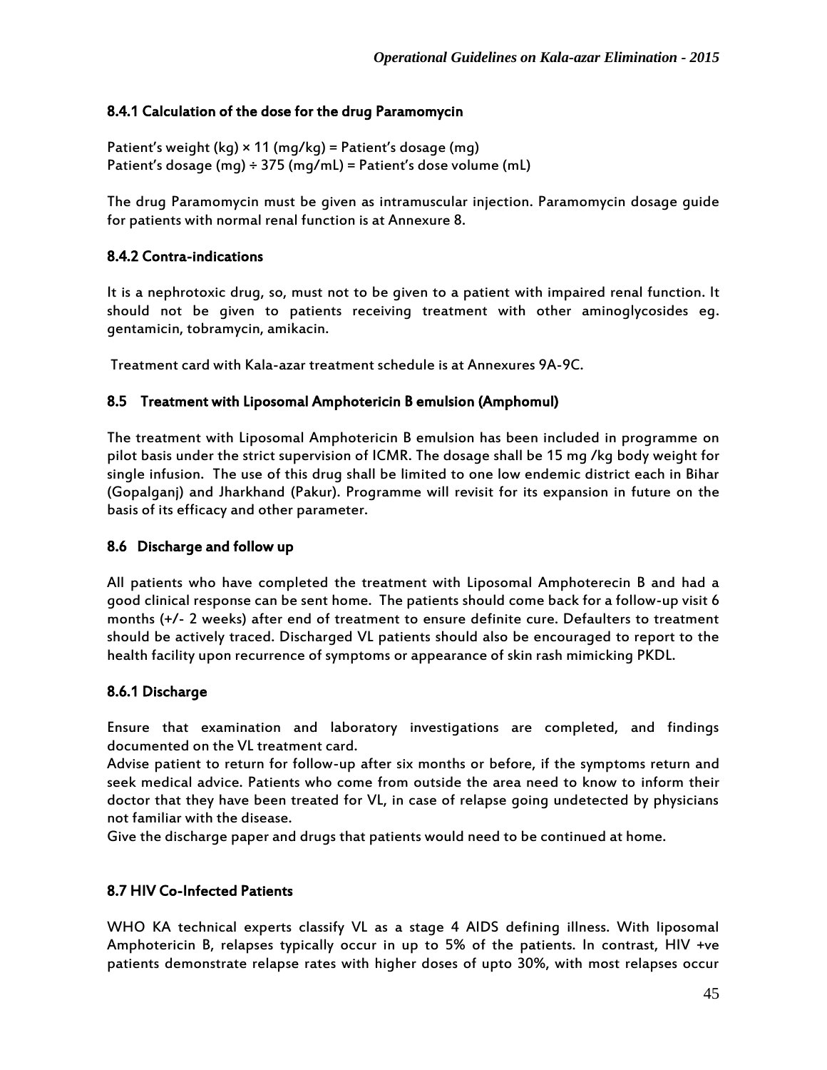#### 8.4.1 Calculation of the dose for the drug Paramomycin

Patient's weight (kg) × 11 (mg/kg) = Patient's dosage (mg)
Patient's dosage (mg) ÷ 375 (mg/mL) = Patient's dose volume (mL)

The drug Paramomycin must be given as intramuscular injection. Paramomycin dosage guide for patients with normal renal function is at Annexure 8.

#### 8.4.2 Contra-indications

It is a nephrotoxic drug, so, must not to be given to a patient with impaired renal function. It should not be given to patients receiving treatment with other aminoglycosides eg. gentamicin, tobramycin, amikacin.

Treatment card with Kala-azar treatment schedule is at Annexures 9A-9C.

### 8.5 Treatment with Liposomal Amphotericin B emulsion (Amphomul)

The treatment with Liposomal Amphotericin B emulsion has been included in programme on pilot basis under the strict supervision of ICMR. The dosage shall be 15 mg /kg body weight for single infusion. The use of this drug shall be limited to one low endemic district each in Bihar (Gopalganj) and Jharkhand (Pakur). Programme will revisit for its expansion in future on the basis of its efficacy and other parameter.

### 8.6 Discharge and follow up

All patients who have completed the treatment with Liposomal Amphoterecin B and had a good clinical response can be sent home. The patients should come back for a follow-up visit 6 months (+/- 2 weeks) after end of treatment to ensure definite cure. Defaulters to treatment should be actively traced. Discharged VL patients should also be encouraged to report to the health facility upon recurrence of symptoms or appearance of skin rash mimicking PKDL.

#### 8.6.1 Discharge

Ensure that examination and laboratory investigations are completed, and findings documented on the VL treatment card.

Advise patient to return for follow-up after six months or before, if the symptoms return and seek medical advice. Patients who come from outside the area need to know to inform their doctor that they have been treated for VL, in case of relapse going undetected by physicians not familiar with the disease.

Give the discharge paper and drugs that patients would need to be continued at home.

### 8.7 HIV Co-Infected Patients

WHO KA technical experts classify VL as a stage 4 AIDS defining illness. With liposomal Amphotericin B, relapses typically occur in up to 5% of the patients. In contrast, HIV +ve patients demonstrate relapse rates with higher doses of upto 30%, with most relapses occur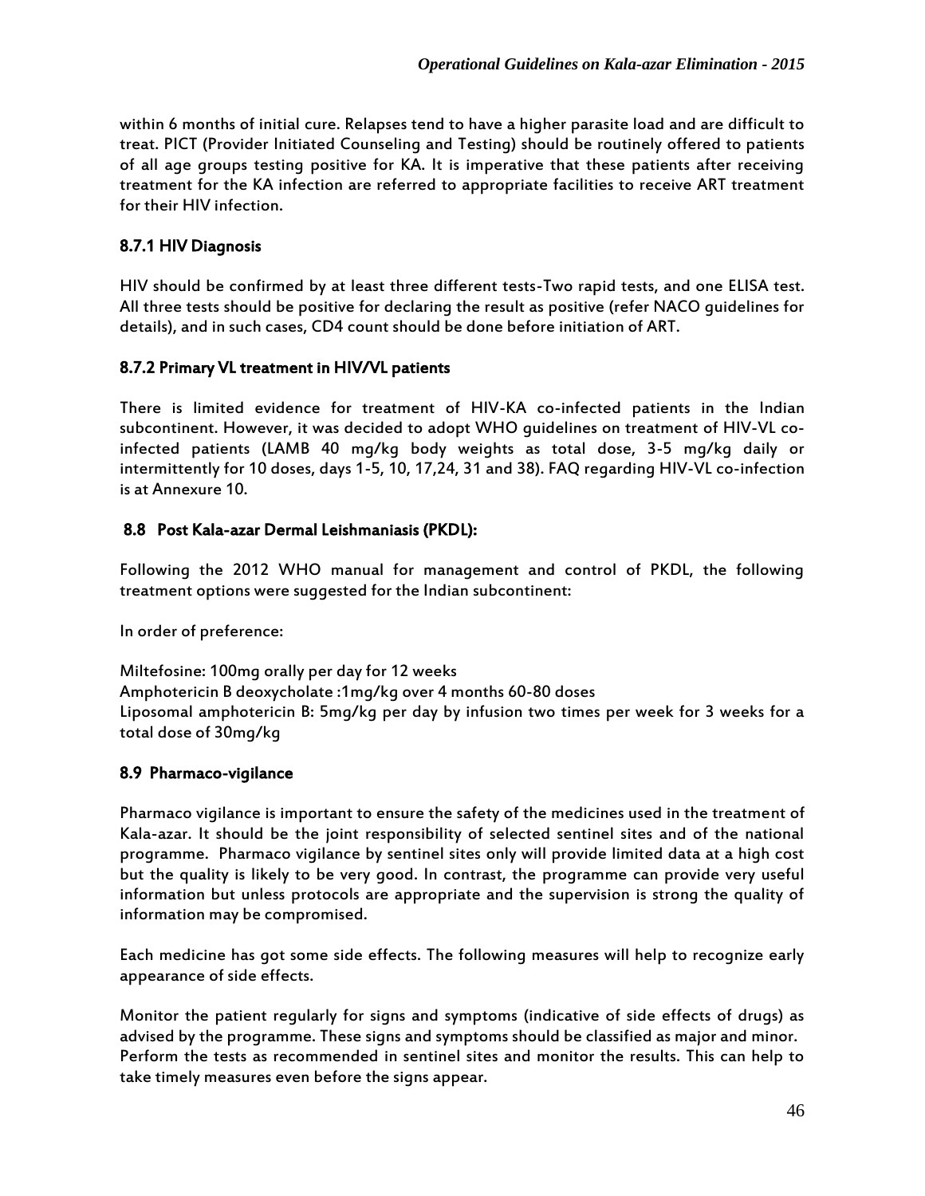within 6 months of initial cure. Relapses tend to have a higher parasite load and are difficult to treat. PICT (Provider Initiated Counseling and Testing) should be routinely offered to patients of all age groups testing positive for KA. It is imperative that these patients after receiving treatment for the KA infection are referred to appropriate facilities to receive ART treatment for their HIV infection.

### 8.7.1 HIV Diagnosis

HIV should be confirmed by at least three different tests-Two rapid tests, and one ELISA test. All three tests should be positive for declaring the result as positive (refer NACO guidelines for details), and in such cases, CD4 count should be done before initiation of ART.

### 8.7.2 Primary VL treatment in HIV/VL patients

There is limited evidence for treatment of HIV-KA co-infected patients in the Indian subcontinent. However, it was decided to adopt WHO guidelines on treatment of HIV-VL co-infected patients (LAMB 40 mg/kg body weights as total dose, 3-5 mg/kg daily or intermittently for 10 doses, days 1-5, 10, 17,24, 31 and 38). FAQ regarding HIV-VL co-infection is at Annexure 10.

## 8.8 Post Kala-azar Dermal Leishmaniasis (PKDL):

Following the 2012 WHO manual for management and control of PKDL, the following treatment options were suggested for the Indian subcontinent:

In order of preference:

Miltefosine: 100mg orally per day for 12 weeks
Amphotericin B deoxycholate :1mg/kg over 4 months 60-80 doses
Liposomal amphotericin B: 5mg/kg per day by infusion two times per week for 3 weeks for a total dose of 30mg/kg

## 8.9 Pharmaco-vigilance

Pharmaco vigilance is important to ensure the safety of the medicines used in the treatment of Kala-azar. It should be the joint responsibility of selected sentinel sites and of the national programme. Pharmaco vigilance by sentinel sites only will provide limited data at a high cost but the quality is likely to be very good. In contrast, the programme can provide very useful information but unless protocols are appropriate and the supervision is strong the quality of information may be compromised.

Each medicine has got some side effects. The following measures will help to recognize early appearance of side effects.

Monitor the patient regularly for signs and symptoms (indicative of side effects of drugs) as advised by the programme. These signs and symptoms should be classified as major and minor.
Perform the tests as recommended in sentinel sites and monitor the results. This can help to take timely measures even before the signs appear.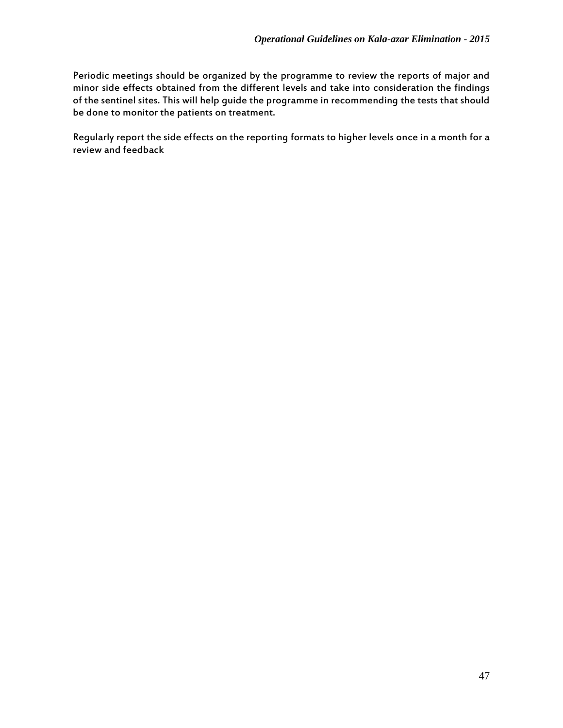Periodic meetings should be organized by the programme to review the reports of major and minor side effects obtained from the different levels and take into consideration the findings of the sentinel sites. This will help guide the programme in recommending the tests that should be done to monitor the patients on treatment.

Regularly report the side effects on the reporting formats to higher levels once in a month for a review and feedback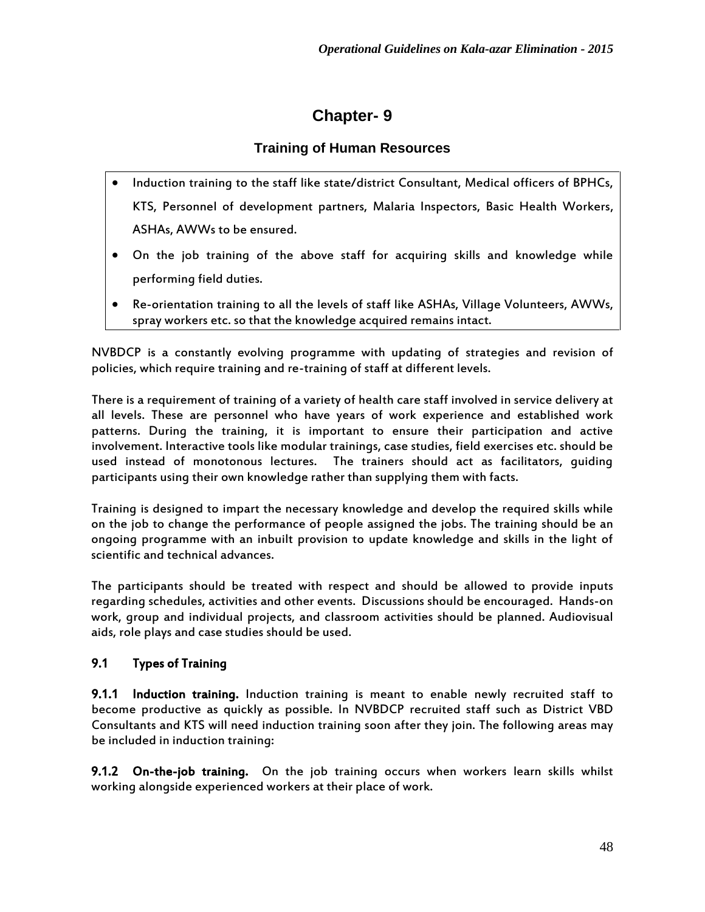# Chapter- 9

## Training of Human Resources

- Induction training to the staff like state/district Consultant, Medical officers of BPHCs, KTS, Personnel of development partners, Malaria Inspectors, Basic Health Workers, ASHAs, AWWs to be ensured.
- On the job training of the above staff for acquiring skills and knowledge while performing field duties.
- Re-orientation training to all the levels of staff like ASHAs, Village Volunteers, AWWs, spray workers etc. so that the knowledge acquired remains intact.

NVBDCP is a constantly evolving programme with updating of strategies and revision of policies, which require training and re-training of staff at different levels.

There is a requirement of training of a variety of health care staff involved in service delivery at all levels. These are personnel who have years of work experience and established work patterns. During the training, it is important to ensure their participation and active involvement. Interactive tools like modular trainings, case studies, field exercises etc. should be used instead of monotonous lectures. The trainers should act as facilitators, guiding participants using their own knowledge rather than supplying them with facts.

Training is designed to impart the necessary knowledge and develop the required skills while on the job to change the performance of people assigned the jobs. The training should be an ongoing programme with an inbuilt provision to update knowledge and skills in the light of scientific and technical advances.

The participants should be treated with respect and should be allowed to provide inputs regarding schedules, activities and other events. Discussions should be encouraged. Hands-on work, group and individual projects, and classroom activities should be planned. Audiovisual aids, role plays and case studies should be used.

### 9.1 Types of Training

**9.1.1 Induction training.** Induction training is meant to enable newly recruited staff to become productive as quickly as possible. In NVBDCP recruited staff such as District VBD Consultants and KTS will need induction training soon after they join. The following areas may be included in induction training:

**9.1.2 On-the-job training.** On the job training occurs when workers learn skills whilst working alongside experienced workers at their place of work.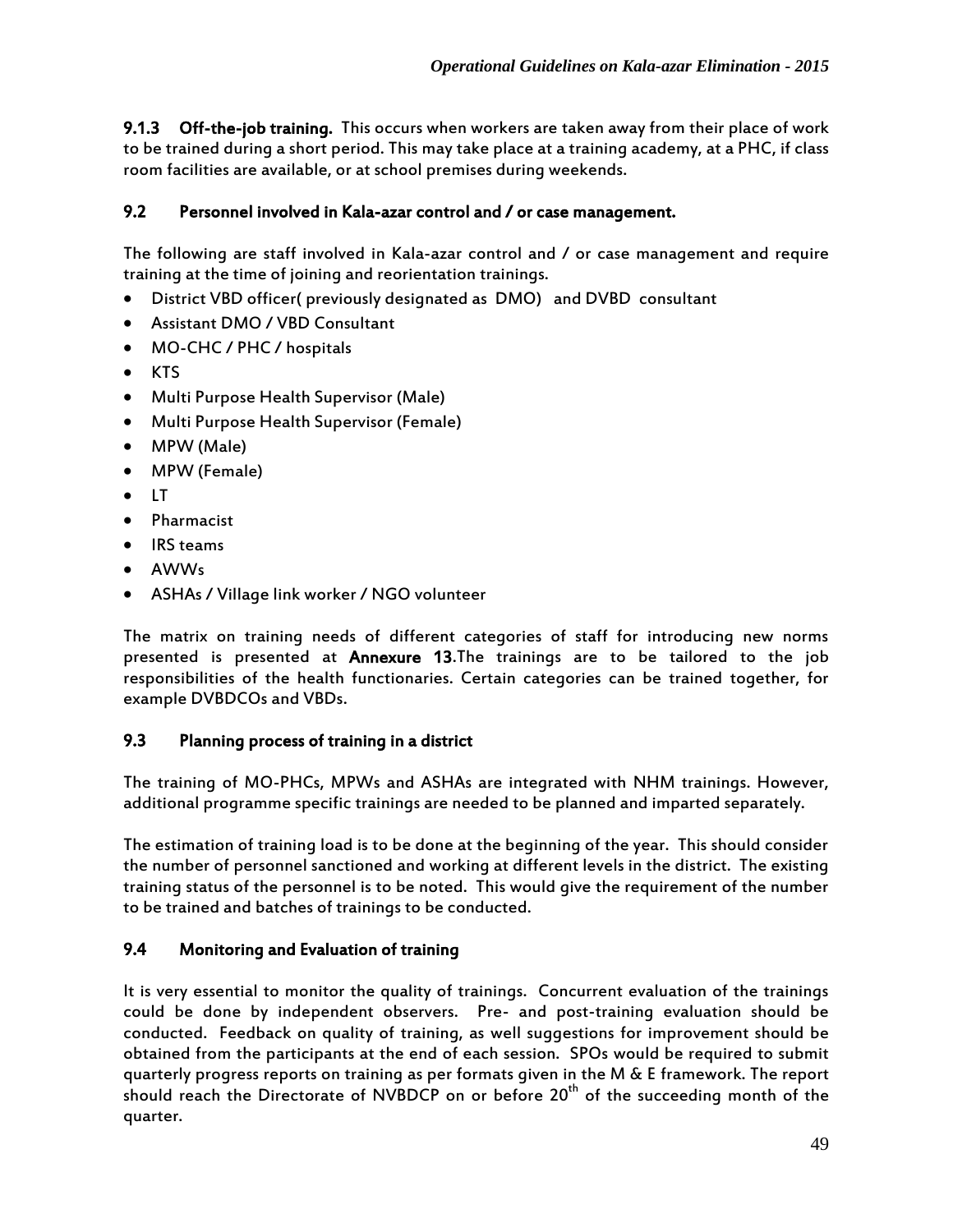**9.1.3 Off-the-job training.** This occurs when workers are taken away from their place of work to be trained during a short period. This may take place at a training academy, at a PHC, if class room facilities are available, or at school premises during weekends.

### 9.2 Personnel involved in Kala-azar control and / or case management.

The following are staff involved in Kala-azar control and / or case management and require training at the time of joining and reorientation trainings.

- District VBD officer( previously designated as DMO) and DVBD consultant
- Assistant DMO / VBD Consultant
- MO-CHC / PHC / hospitals
- KTS
- Multi Purpose Health Supervisor (Male)
- Multi Purpose Health Supervisor (Female)
- MPW (Male)
- MPW (Female)
- LT
- Pharmacist
- IRS teams
- AWWs
- ASHAs / Village link worker / NGO volunteer

The matrix on training needs of different categories of staff for introducing new norms presented is presented at **Annexure 13**.The trainings are to be tailored to the job responsibilities of the health functionaries. Certain categories can be trained together, for example DVBDCOs and VBDs.

### 9.3 Planning process of training in a district

The training of MO-PHCs, MPWs and ASHAs are integrated with NHM trainings. However, additional programme specific trainings are needed to be planned and imparted separately.

The estimation of training load is to be done at the beginning of the year. This should consider the number of personnel sanctioned and working at different levels in the district. The existing training status of the personnel is to be noted. This would give the requirement of the number to be trained and batches of trainings to be conducted.

### 9.4 Monitoring and Evaluation of training

It is very essential to monitor the quality of trainings. Concurrent evaluation of the trainings could be done by independent observers. Pre- and post-training evaluation should be conducted. Feedback on quality of training, as well suggestions for improvement should be obtained from the participants at the end of each session. SPOs would be required to submit quarterly progress reports on training as per formats given in the M & E framework. The report should reach the Directorate of NVBDCP on or before 20th of the succeeding month of the quarter.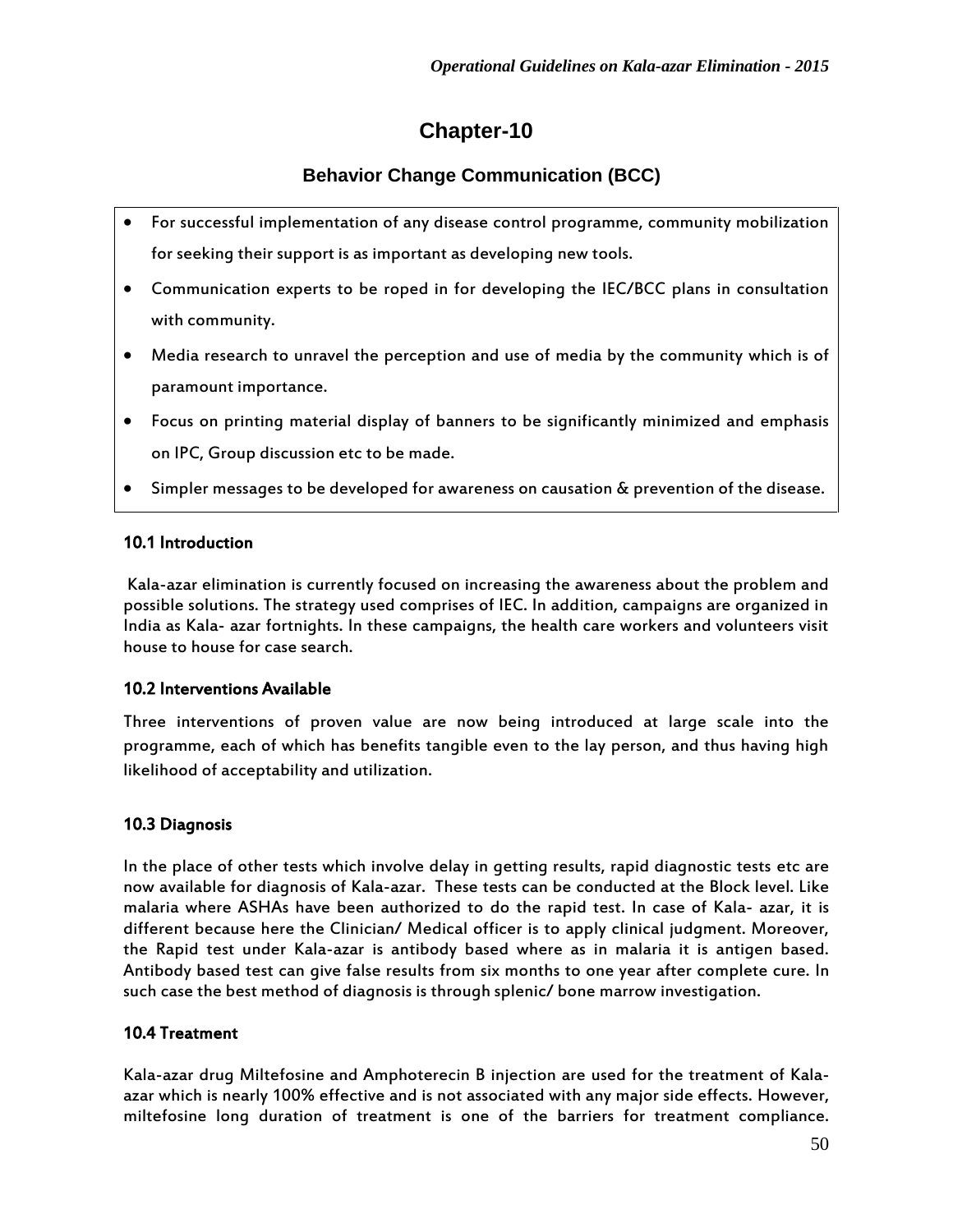# Chapter-10

## Behavior Change Communication (BCC)

- For successful implementation of any disease control programme, community mobilization for seeking their support is as important as developing new tools.
- Communication experts to be roped in for developing the IEC/BCC plans in consultation with community.
- Media research to unravel the perception and use of media by the community which is of paramount importance.
- Focus on printing material display of banners to be significantly minimized and emphasis on IPC, Group discussion etc to be made.
- Simpler messages to be developed for awareness on causation & prevention of the disease.

### 10.1 Introduction

Kala-azar elimination is currently focused on increasing the awareness about the problem and possible solutions. The strategy used comprises of IEC. In addition, campaigns are organized in India as Kala- azar fortnights. In these campaigns, the health care workers and volunteers visit house to house for case search.

### 10.2 Interventions Available

Three interventions of proven value are now being introduced at large scale into the programme, each of which has benefits tangible even to the lay person, and thus having high likelihood of acceptability and utilization.

### 10.3 Diagnosis

In the place of other tests which involve delay in getting results, rapid diagnostic tests etc are now available for diagnosis of Kala-azar. These tests can be conducted at the Block level. Like malaria where ASHAs have been authorized to do the rapid test. In case of Kala- azar, it is different because here the Clinician/ Medical officer is to apply clinical judgment. Moreover, the Rapid test under Kala-azar is antibody based where as in malaria it is antigen based. Antibody based test can give false results from six months to one year after complete cure. In such case the best method of diagnosis is through splenic/ bone marrow investigation.

### 10.4 Treatment

Kala-azar drug Miltefosine and Amphoterecin B injection are used for the treatment of Kala-azar which is nearly 100% effective and is not associated with any major side effects. However, miltefosine long duration of treatment is one of the barriers for treatment compliance.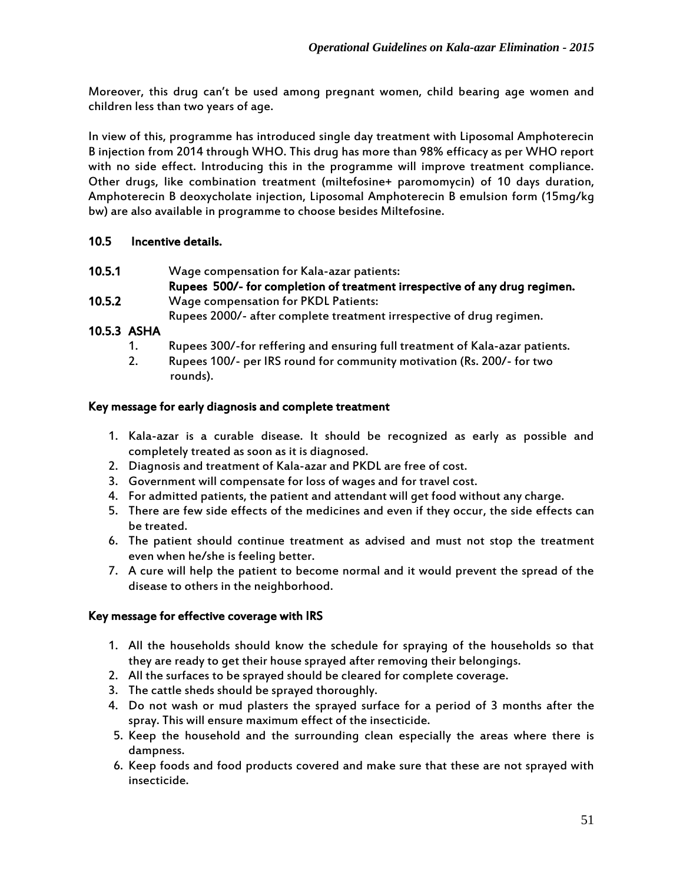Moreover, this drug can't be used among pregnant women, child bearing age women and children less than two years of age.

In view of this, programme has introduced single day treatment with Liposomal Amphoterecin B injection from 2014 through WHO. This drug has more than 98% efficacy as per WHO report with no side effect. Introducing this in the programme will improve treatment compliance. Other drugs, like combination treatment (miltefosine+ paromomycin) of 10 days duration, Amphoterecin B deoxycholate injection, Liposomal Amphoterecin B emulsion form (15mg/kg bw) are also available in programme to choose besides Miltefosine.

### 10.5 Incentive details.

**10.5.1** Wage compensation for Kala-azar patients:
**Rupees 500/- for completion of treatment irrespective of any drug regimen.**

**10.5.2** Wage compensation for PKDL Patients:
Rupees 2000/- after complete treatment irrespective of drug regimen.

**10.5.3 ASHA**

1. Rupees 300/-for reffering and ensuring full treatment of Kala-azar patients.
2. Rupees 100/- per IRS round for community motivation (Rs. 200/- for two rounds).

#### Key message for early diagnosis and complete treatment

1. Kala-azar is a curable disease. It should be recognized as early as possible and completely treated as soon as it is diagnosed.
2. Diagnosis and treatment of Kala-azar and PKDL are free of cost.
3. Government will compensate for loss of wages and for travel cost.
4. For admitted patients, the patient and attendant will get food without any charge.
5. There are few side effects of the medicines and even if they occur, the side effects can be treated.
6. The patient should continue treatment as advised and must not stop the treatment even when he/she is feeling better.
7. A cure will help the patient to become normal and it would prevent the spread of the disease to others in the neighborhood.

#### Key message for effective coverage with IRS

1. All the households should know the schedule for spraying of the households so that they are ready to get their house sprayed after removing their belongings.
2. All the surfaces to be sprayed should be cleared for complete coverage.
3. The cattle sheds should be sprayed thoroughly.
4. Do not wash or mud plasters the sprayed surface for a period of 3 months after the spray. This will ensure maximum effect of the insecticide.
5. Keep the household and the surrounding clean especially the areas where there is dampness.
6. Keep foods and food products covered and make sure that these are not sprayed with insecticide.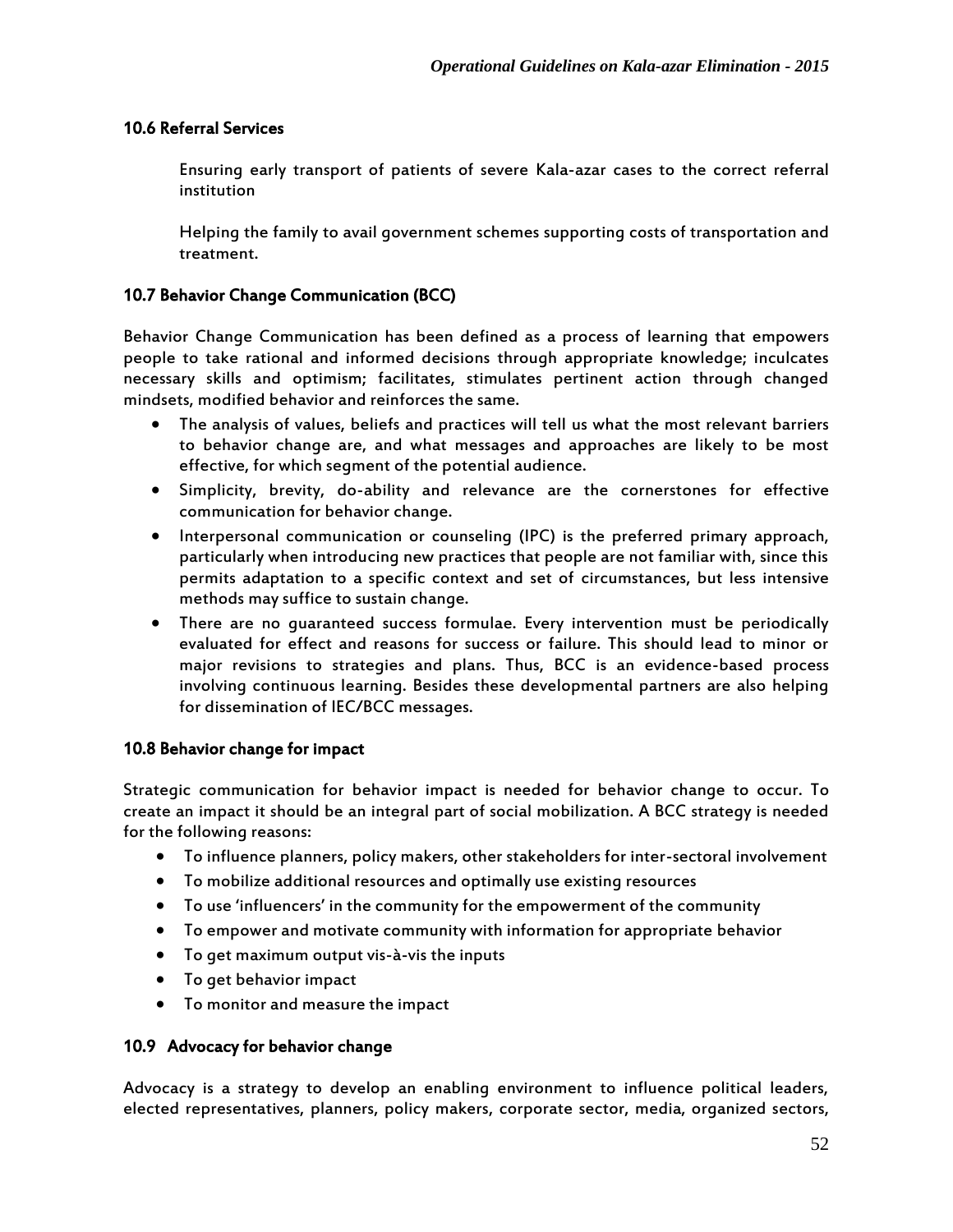### 10.6 Referral Services

Ensuring early transport of patients of severe Kala-azar cases to the correct referral institution

Helping the family to avail government schemes supporting costs of transportation and treatment.

### 10.7 Behavior Change Communication (BCC)

Behavior Change Communication has been defined as a process of learning that empowers people to take rational and informed decisions through appropriate knowledge; inculcates necessary skills and optimism; facilitates, stimulates pertinent action through changed mindsets, modified behavior and reinforces the same.

- The analysis of values, beliefs and practices will tell us what the most relevant barriers to behavior change are, and what messages and approaches are likely to be most effective, for which segment of the potential audience.
- Simplicity, brevity, do-ability and relevance are the cornerstones for effective communication for behavior change.
- Interpersonal communication or counseling (IPC) is the preferred primary approach, particularly when introducing new practices that people are not familiar with, since this permits adaptation to a specific context and set of circumstances, but less intensive methods may suffice to sustain change.
- There are no guaranteed success formulae. Every intervention must be periodically evaluated for effect and reasons for success or failure. This should lead to minor or major revisions to strategies and plans. Thus, BCC is an evidence-based process involving continuous learning. Besides these developmental partners are also helping for dissemination of IEC/BCC messages.

### 10.8 Behavior change for impact

Strategic communication for behavior impact is needed for behavior change to occur. To create an impact it should be an integral part of social mobilization. A BCC strategy is needed for the following reasons:

- To influence planners, policy makers, other stakeholders for inter-sectoral involvement
- To mobilize additional resources and optimally use existing resources
- To use 'influencers' in the community for the empowerment of the community
- To empower and motivate community with information for appropriate behavior
- To get maximum output vis-à-vis the inputs
- To get behavior impact
- To monitor and measure the impact

### 10.9 Advocacy for behavior change

Advocacy is a strategy to develop an enabling environment to influence political leaders, elected representatives, planners, policy makers, corporate sector, media, organized sectors,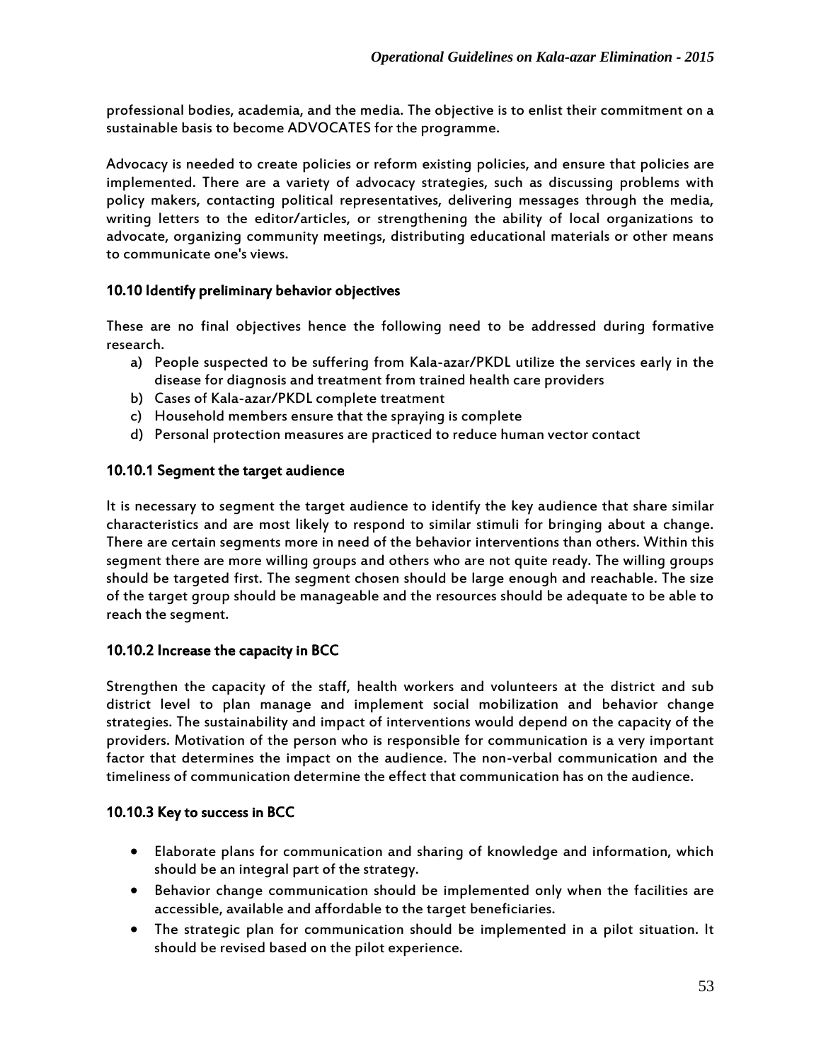professional bodies, academia, and the media. The objective is to enlist their commitment on a sustainable basis to become ADVOCATES for the programme.

Advocacy is needed to create policies or reform existing policies, and ensure that policies are implemented. There are a variety of advocacy strategies, such as discussing problems with policy makers, contacting political representatives, delivering messages through the media, writing letters to the editor/articles, or strengthening the ability of local organizations to advocate, organizing community meetings, distributing educational materials or other means to communicate one's views.

### 10.10 Identify preliminary behavior objectives

These are no final objectives hence the following need to be addressed during formative research.

a) People suspected to be suffering from Kala-azar/PKDL utilize the services early in the disease for diagnosis and treatment from trained health care providers
b) Cases of Kala-azar/PKDL complete treatment
c) Household members ensure that the spraying is complete
d) Personal protection measures are practiced to reduce human vector contact

#### 10.10.1 Segment the target audience

It is necessary to segment the target audience to identify the key audience that share similar characteristics and are most likely to respond to similar stimuli for bringing about a change. There are certain segments more in need of the behavior interventions than others. Within this segment there are more willing groups and others who are not quite ready. The willing groups should be targeted first. The segment chosen should be large enough and reachable. The size of the target group should be manageable and the resources should be adequate to be able to reach the segment.

#### 10.10.2 Increase the capacity in BCC

Strengthen the capacity of the staff, health workers and volunteers at the district and sub district level to plan manage and implement social mobilization and behavior change strategies. The sustainability and impact of interventions would depend on the capacity of the providers. Motivation of the person who is responsible for communication is a very important factor that determines the impact on the audience. The non-verbal communication and the timeliness of communication determine the effect that communication has on the audience.

#### 10.10.3 Key to success in BCC

- Elaborate plans for communication and sharing of knowledge and information, which should be an integral part of the strategy.
- Behavior change communication should be implemented only when the facilities are accessible, available and affordable to the target beneficiaries.
- The strategic plan for communication should be implemented in a pilot situation. It should be revised based on the pilot experience.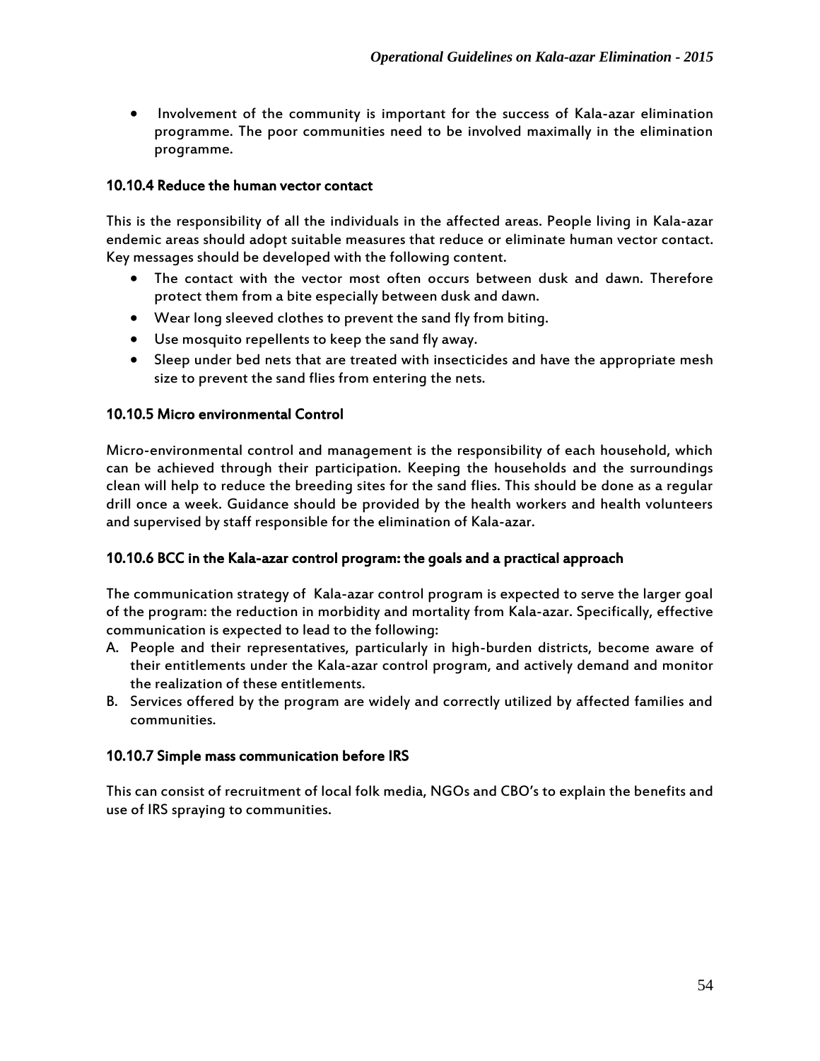- Involvement of the community is important for the success of Kala-azar elimination programme. The poor communities need to be involved maximally in the elimination programme.

### 10.10.4 Reduce the human vector contact

This is the responsibility of all the individuals in the affected areas. People living in Kala-azar endemic areas should adopt suitable measures that reduce or eliminate human vector contact. Key messages should be developed with the following content.

- The contact with the vector most often occurs between dusk and dawn. Therefore protect them from a bite especially between dusk and dawn.
- Wear long sleeved clothes to prevent the sand fly from biting.
- Use mosquito repellents to keep the sand fly away.
- Sleep under bed nets that are treated with insecticides and have the appropriate mesh size to prevent the sand flies from entering the nets.

### 10.10.5 Micro environmental Control

Micro-environmental control and management is the responsibility of each household, which can be achieved through their participation. Keeping the households and the surroundings clean will help to reduce the breeding sites for the sand flies. This should be done as a regular drill once a week. Guidance should be provided by the health workers and health volunteers and supervised by staff responsible for the elimination of Kala-azar.

### 10.10.6 BCC in the Kala-azar control program: the goals and a practical approach

The communication strategy of Kala-azar control program is expected to serve the larger goal of the program: the reduction in morbidity and mortality from Kala-azar. Specifically, effective communication is expected to lead to the following:

A. People and their representatives, particularly in high-burden districts, become aware of their entitlements under the Kala-azar control program, and actively demand and monitor the realization of these entitlements.
B. Services offered by the program are widely and correctly utilized by affected families and communities.

### 10.10.7 Simple mass communication before IRS

This can consist of recruitment of local folk media, NGOs and CBO's to explain the benefits and use of IRS spraying to communities.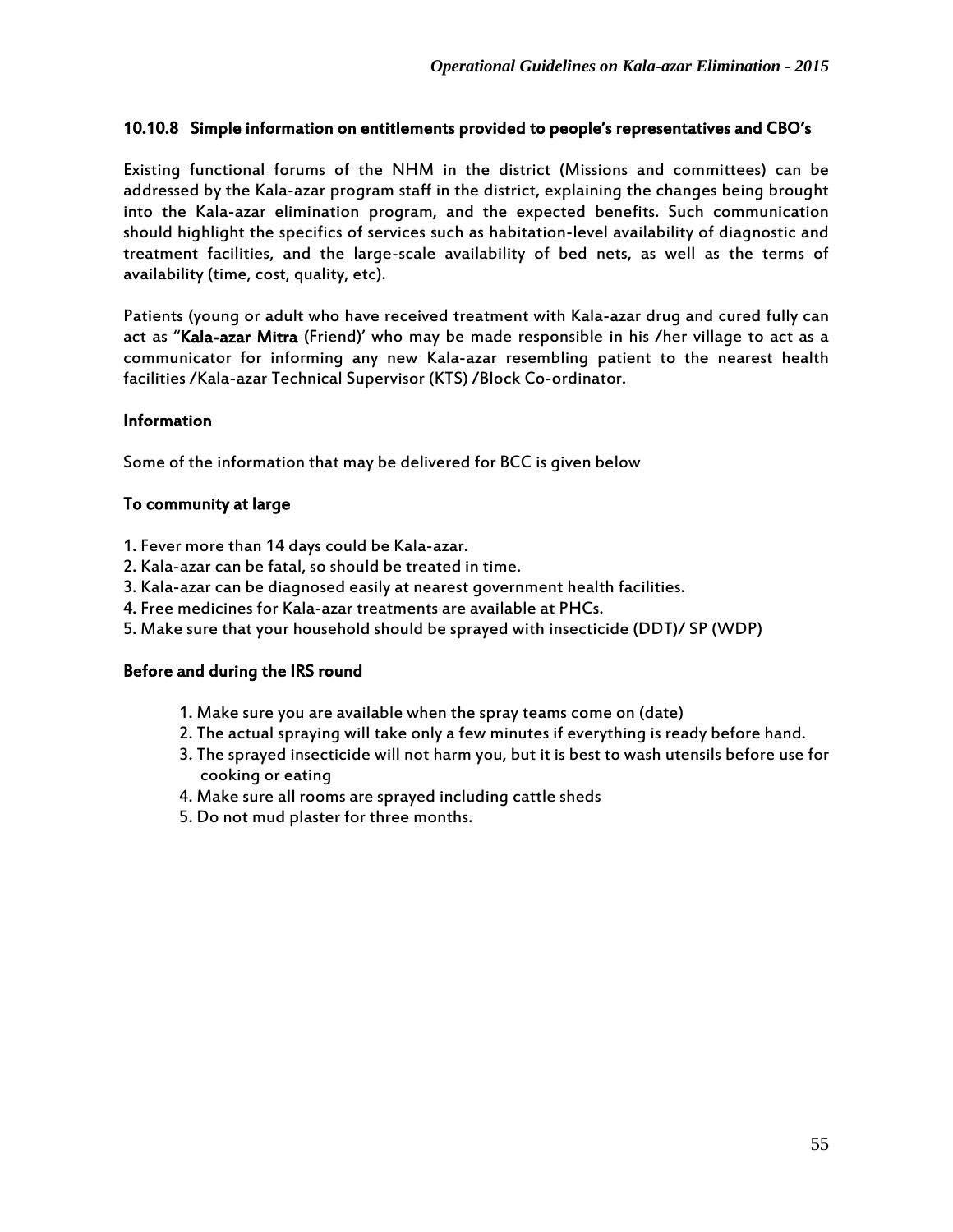### 10.10.8 Simple information on entitlements provided to people's representatives and CBO's

Existing functional forums of the NHM in the district (Missions and committees) can be addressed by the Kala-azar program staff in the district, explaining the changes being brought into the Kala-azar elimination program, and the expected benefits. Such communication should highlight the specifics of services such as habitation-level availability of diagnostic and treatment facilities, and the large-scale availability of bed nets, as well as the terms of availability (time, cost, quality, etc).

Patients (young or adult who have received treatment with Kala-azar drug and cured fully can act as "**Kala-azar Mitra** (Friend)' who may be made responsible in his /her village to act as a communicator for informing any new Kala-azar resembling patient to the nearest health facilities /Kala-azar Technical Supervisor (KTS) /Block Co-ordinator.

**Information**

Some of the information that may be delivered for BCC is given below

**To community at large**

1. Fever more than 14 days could be Kala-azar.
2. Kala-azar can be fatal, so should be treated in time.
3. Kala-azar can be diagnosed easily at nearest government health facilities.
4. Free medicines for Kala-azar treatments are available at PHCs.
5. Make sure that your household should be sprayed with insecticide (DDT)/ SP (WDP)

**Before and during the IRS round**

1. Make sure you are available when the spray teams come on (date)
2. The actual spraying will take only a few minutes if everything is ready before hand.
3. The sprayed insecticide will not harm you, but it is best to wash utensils before use for cooking or eating
4. Make sure all rooms are sprayed including cattle sheds
5. Do not mud plaster for three months.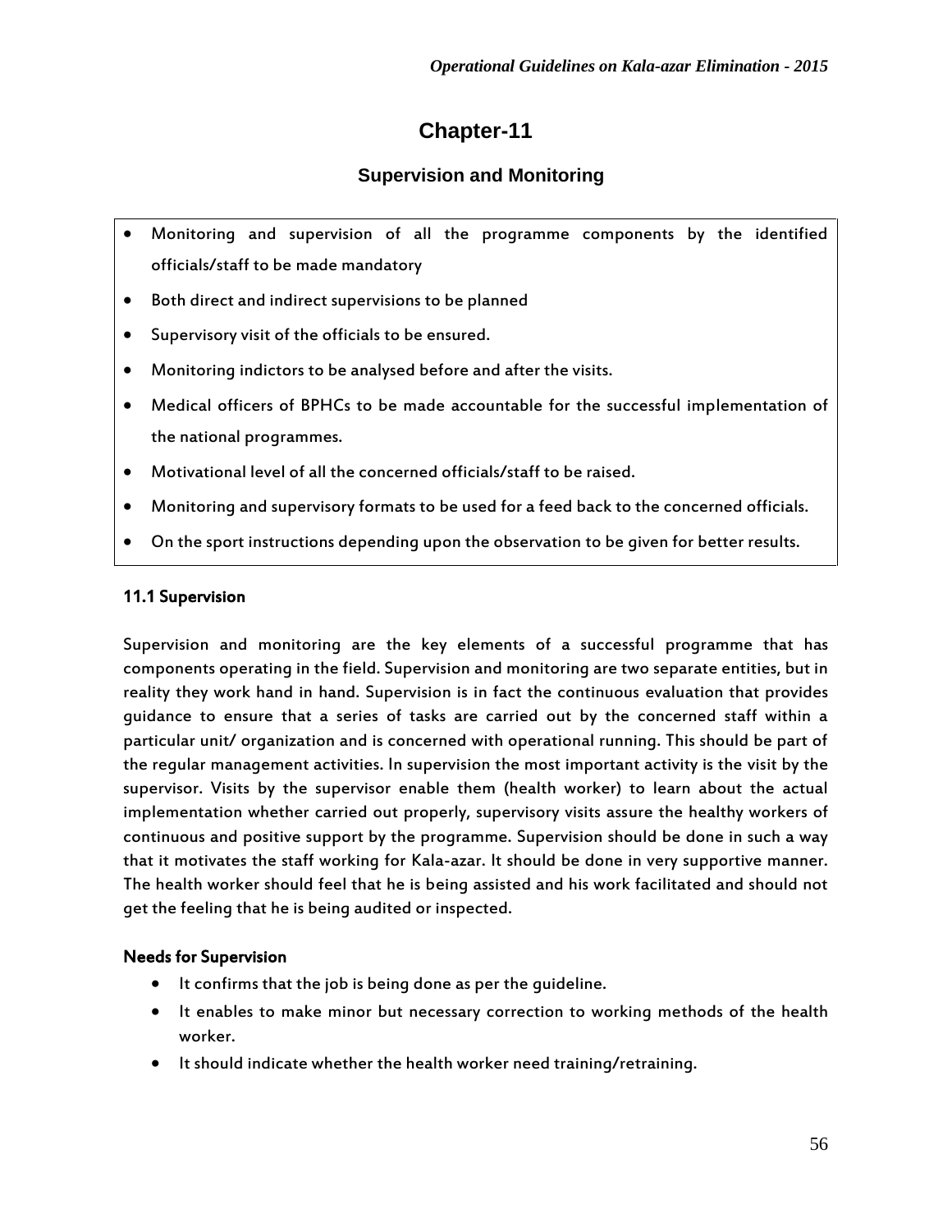# Chapter-11

## Supervision and Monitoring

- Monitoring and supervision of all the programme components by the identified officials/staff to be made mandatory
- Both direct and indirect supervisions to be planned
- Supervisory visit of the officials to be ensured.
- Monitoring indictors to be analysed before and after the visits.
- Medical officers of BPHCs to be made accountable for the successful implementation of the national programmes.
- Motivational level of all the concerned officials/staff to be raised.
- Monitoring and supervisory formats to be used for a feed back to the concerned officials.
- On the sport instructions depending upon the observation to be given for better results.

### 11.1 Supervision

Supervision and monitoring are the key elements of a successful programme that has components operating in the field. Supervision and monitoring are two separate entities, but in reality they work hand in hand. Supervision is in fact the continuous evaluation that provides guidance to ensure that a series of tasks are carried out by the concerned staff within a particular unit/ organization and is concerned with operational running. This should be part of the regular management activities. In supervision the most important activity is the visit by the supervisor. Visits by the supervisor enable them (health worker) to learn about the actual implementation whether carried out properly, supervisory visits assure the healthy workers of continuous and positive support by the programme. Supervision should be done in such a way that it motivates the staff working for Kala-azar. It should be done in very supportive manner. The health worker should feel that he is being assisted and his work facilitated and should not get the feeling that he is being audited or inspected.

**Needs for Supervision**

- It confirms that the job is being done as per the guideline.
- It enables to make minor but necessary correction to working methods of the health worker.
- It should indicate whether the health worker need training/retraining.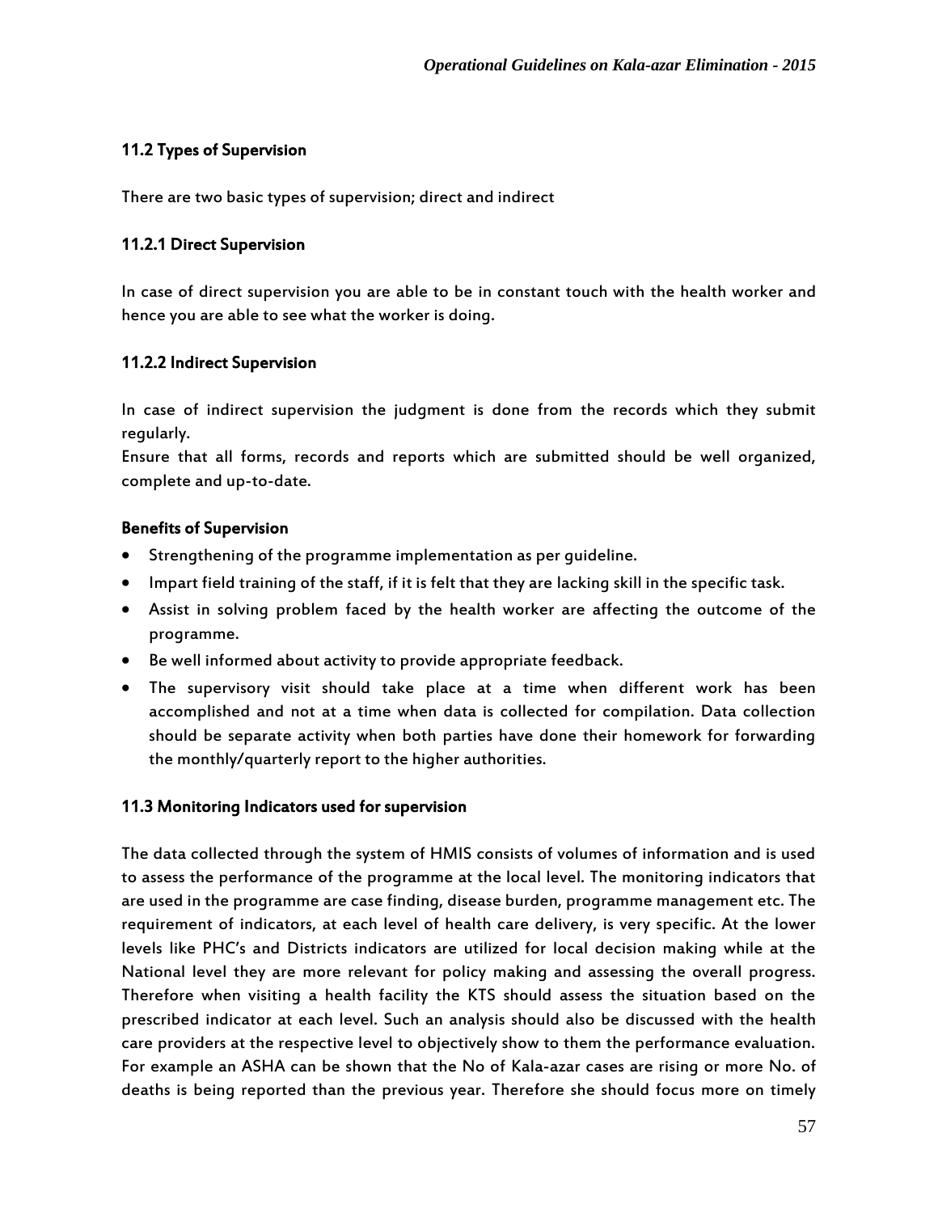### 11.2 Types of Supervision

There are two basic types of supervision; direct and indirect

#### 11.2.1 Direct Supervision

In case of direct supervision you are able to be in constant touch with the health worker and hence you are able to see what the worker is doing.

#### 11.2.2 Indirect Supervision

In case of indirect supervision the judgment is done from the records which they submit regularly.

Ensure that all forms, records and reports which are submitted should be well organized, complete and up-to-date.

**Benefits of Supervision**

- Strengthening of the programme implementation as per guideline.
- Impart field training of the staff, if it is felt that they are lacking skill in the specific task.
- Assist in solving problem faced by the health worker are affecting the outcome of the programme.
- Be well informed about activity to provide appropriate feedback.
- The supervisory visit should take place at a time when different work has been accomplished and not at a time when data is collected for compilation. Data collection should be separate activity when both parties have done their homework for forwarding the monthly/quarterly report to the higher authorities.

### 11.3 Monitoring Indicators used for supervision

The data collected through the system of HMIS consists of volumes of information and is used to assess the performance of the programme at the local level. The monitoring indicators that are used in the programme are case finding, disease burden, programme management etc. The requirement of indicators, at each level of health care delivery, is very specific. At the lower levels like PHC's and Districts indicators are utilized for local decision making while at the National level they are more relevant for policy making and assessing the overall progress. Therefore when visiting a health facility the KTS should assess the situation based on the prescribed indicator at each level. Such an analysis should also be discussed with the health care providers at the respective level to objectively show to them the performance evaluation. For example an ASHA can be shown that the No of Kala-azar cases are rising or more No. of deaths is being reported than the previous year. Therefore she should focus more on timely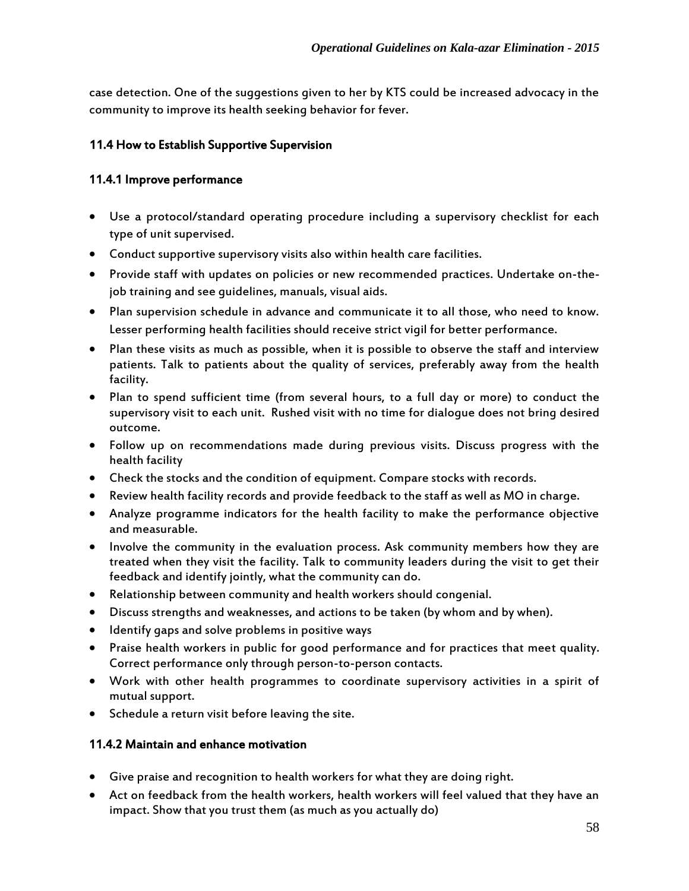case detection. One of the suggestions given to her by KTS could be increased advocacy in the community to improve its health seeking behavior for fever.

### 11.4 How to Establish Supportive Supervision

#### 11.4.1 Improve performance

- Use a protocol/standard operating procedure including a supervisory checklist for each type of unit supervised.
- Conduct supportive supervisory visits also within health care facilities.
- Provide staff with updates on policies or new recommended practices. Undertake on-the-job training and see guidelines, manuals, visual aids.
- Plan supervision schedule in advance and communicate it to all those, who need to know. Lesser performing health facilities should receive strict vigil for better performance.
- Plan these visits as much as possible, when it is possible to observe the staff and interview patients. Talk to patients about the quality of services, preferably away from the health facility.
- Plan to spend sufficient time (from several hours, to a full day or more) to conduct the supervisory visit to each unit. Rushed visit with no time for dialogue does not bring desired outcome.
- Follow up on recommendations made during previous visits. Discuss progress with the health facility
- Check the stocks and the condition of equipment. Compare stocks with records.
- Review health facility records and provide feedback to the staff as well as MO in charge.
- Analyze programme indicators for the health facility to make the performance objective and measurable.
- Involve the community in the evaluation process. Ask community members how they are treated when they visit the facility. Talk to community leaders during the visit to get their feedback and identify jointly, what the community can do.
- Relationship between community and health workers should congenial.
- Discuss strengths and weaknesses, and actions to be taken (by whom and by when).
- Identify gaps and solve problems in positive ways
- Praise health workers in public for good performance and for practices that meet quality. Correct performance only through person-to-person contacts.
- Work with other health programmes to coordinate supervisory activities in a spirit of mutual support.
- Schedule a return visit before leaving the site.

#### 11.4.2 Maintain and enhance motivation

- Give praise and recognition to health workers for what they are doing right.
- Act on feedback from the health workers, health workers will feel valued that they have an impact. Show that you trust them (as much as you actually do)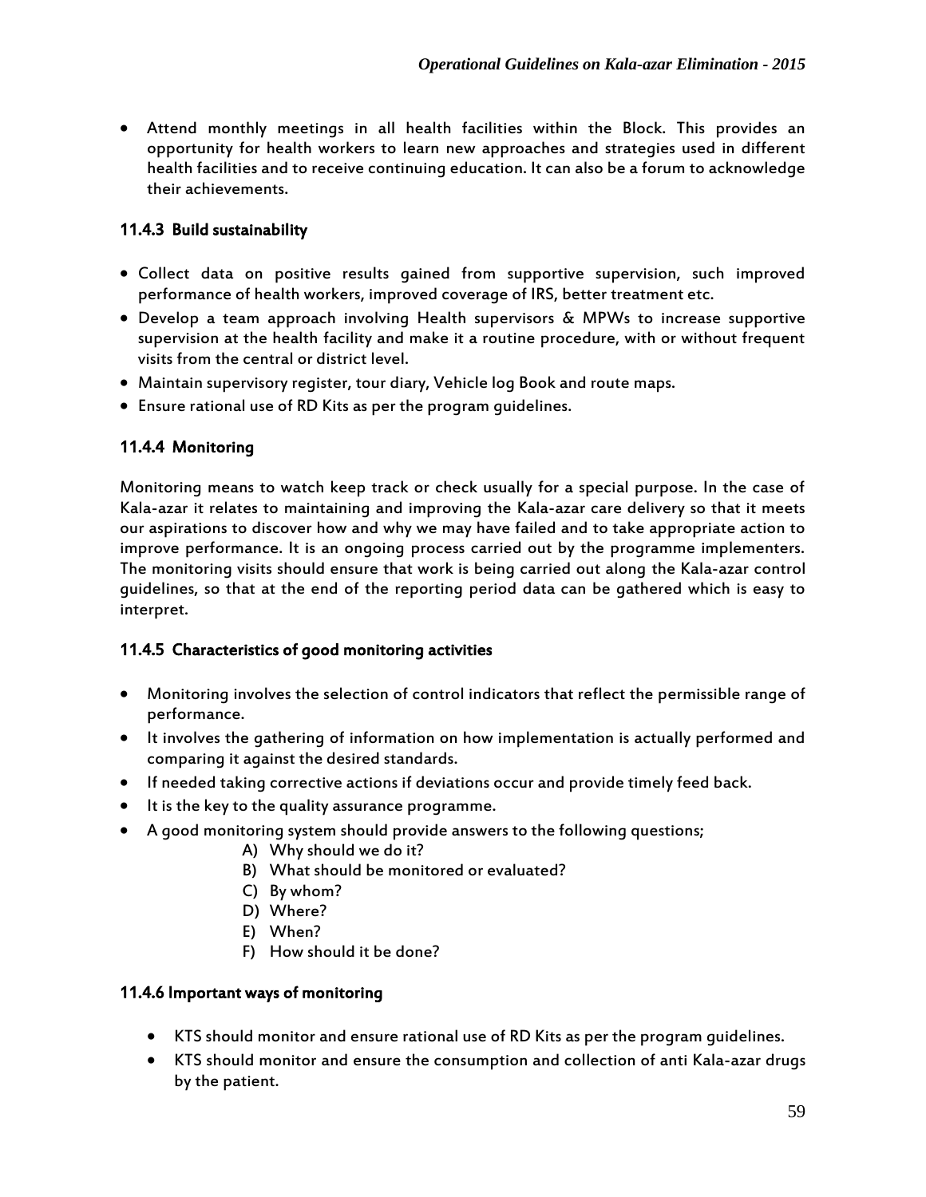- Attend monthly meetings in all health facilities within the Block. This provides an opportunity for health workers to learn new approaches and strategies used in different health facilities and to receive continuing education. It can also be a forum to acknowledge their achievements.

### 11.4.3 Build sustainability

- Collect data on positive results gained from supportive supervision, such improved performance of health workers, improved coverage of IRS, better treatment etc.
- Develop a team approach involving Health supervisors & MPWs to increase supportive supervision at the health facility and make it a routine procedure, with or without frequent visits from the central or district level.
- Maintain supervisory register, tour diary, Vehicle log Book and route maps.
- Ensure rational use of RD Kits as per the program guidelines.

### 11.4.4 Monitoring

Monitoring means to watch keep track or check usually for a special purpose. In the case of Kala-azar it relates to maintaining and improving the Kala-azar care delivery so that it meets our aspirations to discover how and why we may have failed and to take appropriate action to improve performance. It is an ongoing process carried out by the programme implementers. The monitoring visits should ensure that work is being carried out along the Kala-azar control guidelines, so that at the end of the reporting period data can be gathered which is easy to interpret.

### 11.4.5 Characteristics of good monitoring activities

- Monitoring involves the selection of control indicators that reflect the permissible range of performance.
- It involves the gathering of information on how implementation is actually performed and comparing it against the desired standards.
- If needed taking corrective actions if deviations occur and provide timely feed back.
- It is the key to the quality assurance programme.
- A good monitoring system should provide answers to the following questions;
  - A) Why should we do it?
  - B) What should be monitored or evaluated?
  - C) By whom?
  - D) Where?
  - E) When?
  - F) How should it be done?

### 11.4.6 Important ways of monitoring

- KTS should monitor and ensure rational use of RD Kits as per the program guidelines.
- KTS should monitor and ensure the consumption and collection of anti Kala-azar drugs by the patient.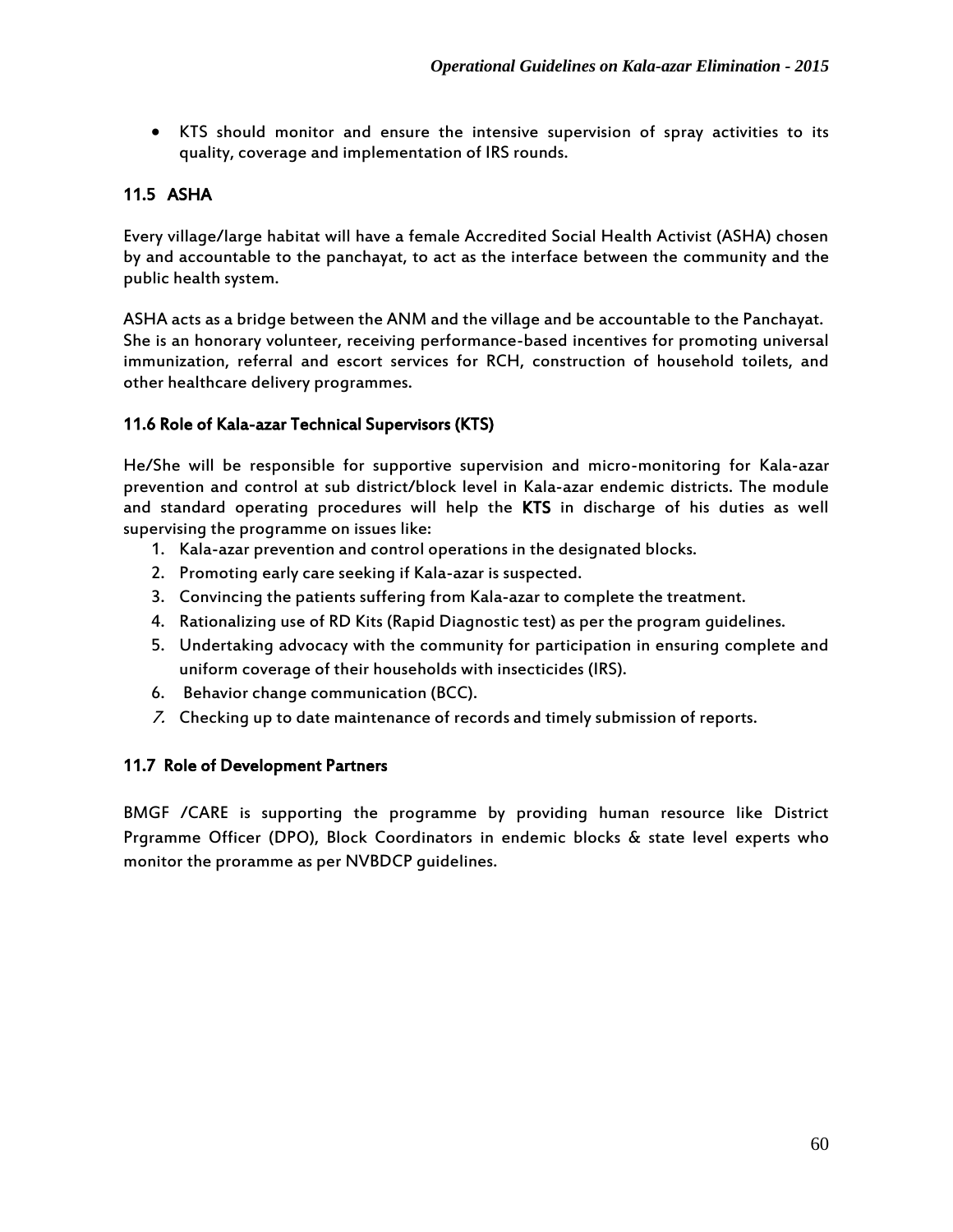- KTS should monitor and ensure the intensive supervision of spray activities to its quality, coverage and implementation of IRS rounds.

## 11.5 ASHA

Every village/large habitat will have a female Accredited Social Health Activist (ASHA) chosen by and accountable to the panchayat, to act as the interface between the community and the public health system.

ASHA acts as a bridge between the ANM and the village and be accountable to the Panchayat. She is an honorary volunteer, receiving performance-based incentives for promoting universal immunization, referral and escort services for RCH, construction of household toilets, and other healthcare delivery programmes.

## 11.6 Role of Kala-azar Technical Supervisors (KTS)

He/She will be responsible for supportive supervision and micro-monitoring for Kala-azar prevention and control at sub district/block level in Kala-azar endemic districts. The module and standard operating procedures will help the **KTS** in discharge of his duties as well supervising the programme on issues like:

1. Kala-azar prevention and control operations in the designated blocks.
2. Promoting early care seeking if Kala-azar is suspected.
3. Convincing the patients suffering from Kala-azar to complete the treatment.
4. Rationalizing use of RD Kits (Rapid Diagnostic test) as per the program guidelines.
5. Undertaking advocacy with the community for participation in ensuring complete and uniform coverage of their households with insecticides (IRS).
6. Behavior change communication (BCC).
7. Checking up to date maintenance of records and timely submission of reports.

## 11.7 Role of Development Partners

BMGF /CARE is supporting the programme by providing human resource like District Prgramme Officer (DPO), Block Coordinators in endemic blocks & state level experts who monitor the proramme as per NVBDCP guidelines.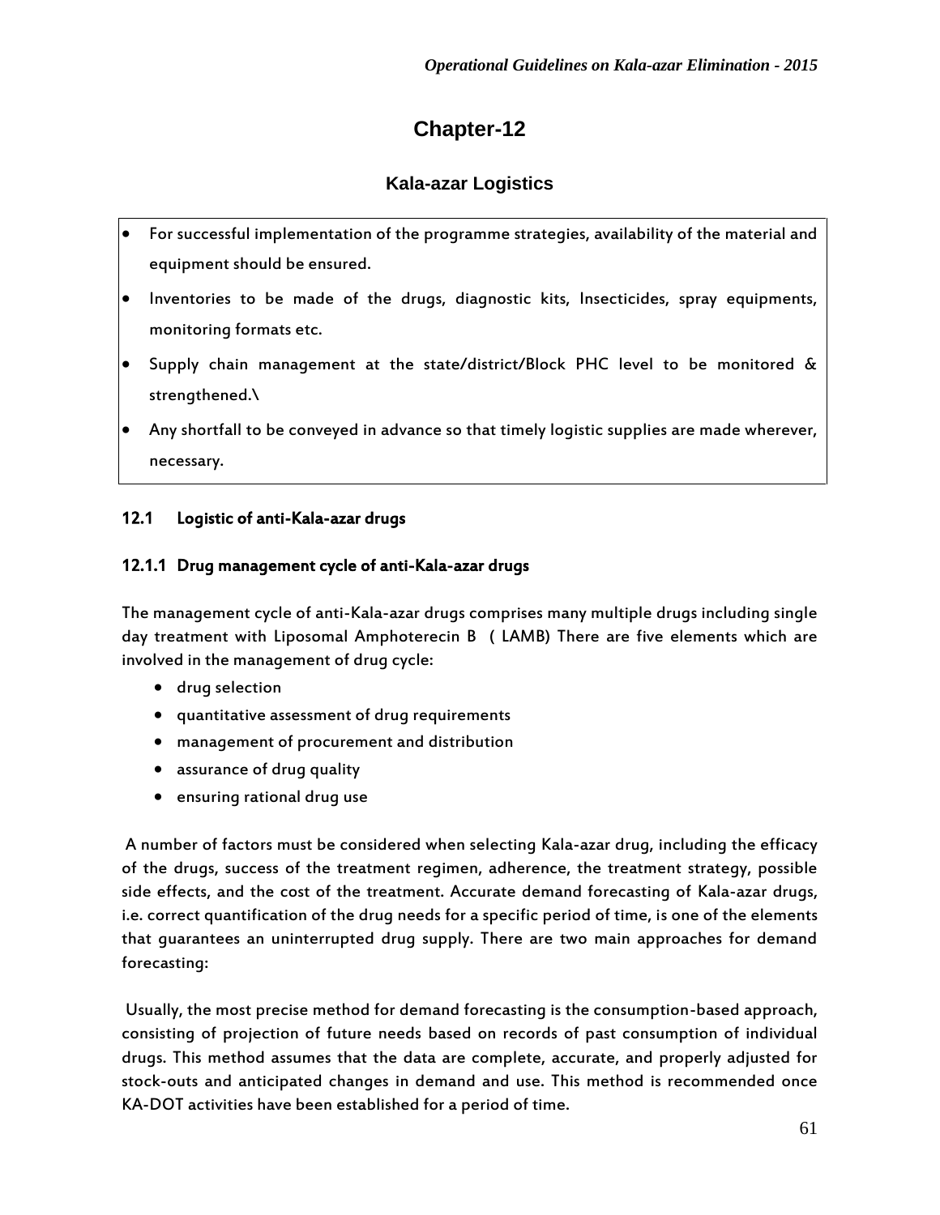# Chapter-12

## Kala-azar Logistics

- For successful implementation of the programme strategies, availability of the material and equipment should be ensured.
- Inventories to be made of the drugs, diagnostic kits, Insecticides, spray equipments, monitoring formats etc.
- Supply chain management at the state/district/Block PHC level to be monitored & strengthened.\
- Any shortfall to be conveyed in advance so that timely logistic supplies are made wherever, necessary.

### 12.1 Logistic of anti-Kala-azar drugs

#### 12.1.1 Drug management cycle of anti-Kala-azar drugs

The management cycle of anti-Kala-azar drugs comprises many multiple drugs including single day treatment with Liposomal Amphoterecin B ( LAMB) There are five elements which are involved in the management of drug cycle:

- drug selection
- quantitative assessment of drug requirements
- management of procurement and distribution
- assurance of drug quality
- ensuring rational drug use

A number of factors must be considered when selecting Kala-azar drug, including the efficacy of the drugs, success of the treatment regimen, adherence, the treatment strategy, possible side effects, and the cost of the treatment. Accurate demand forecasting of Kala-azar drugs, i.e. correct quantification of the drug needs for a specific period of time, is one of the elements that guarantees an uninterrupted drug supply. There are two main approaches for demand forecasting:

Usually, the most precise method for demand forecasting is the consumption-based approach, consisting of projection of future needs based on records of past consumption of individual drugs. This method assumes that the data are complete, accurate, and properly adjusted for stock-outs and anticipated changes in demand and use. This method is recommended once KA-DOT activities have been established for a period of time.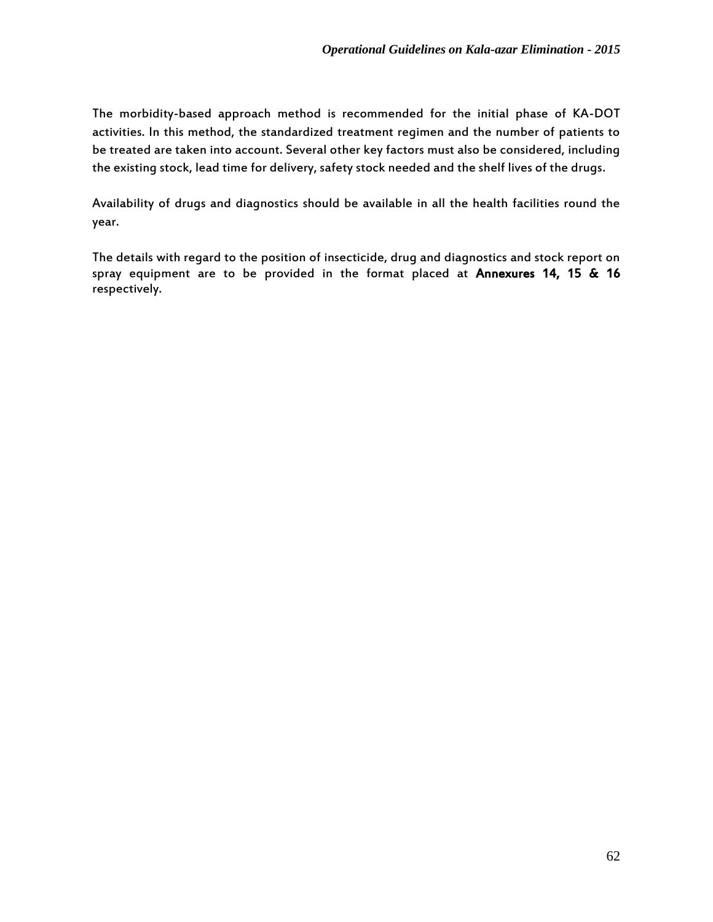The morbidity-based approach method is recommended for the initial phase of KA-DOT activities. In this method, the standardized treatment regimen and the number of patients to be treated are taken into account. Several other key factors must also be considered, including the existing stock, lead time for delivery, safety stock needed and the shelf lives of the drugs.

Availability of drugs and diagnostics should be available in all the health facilities round the year.

The details with regard to the position of insecticide, drug and diagnostics and stock report on spray equipment are to be provided in the format placed at **Annexures 14, 15 & 16** respectively.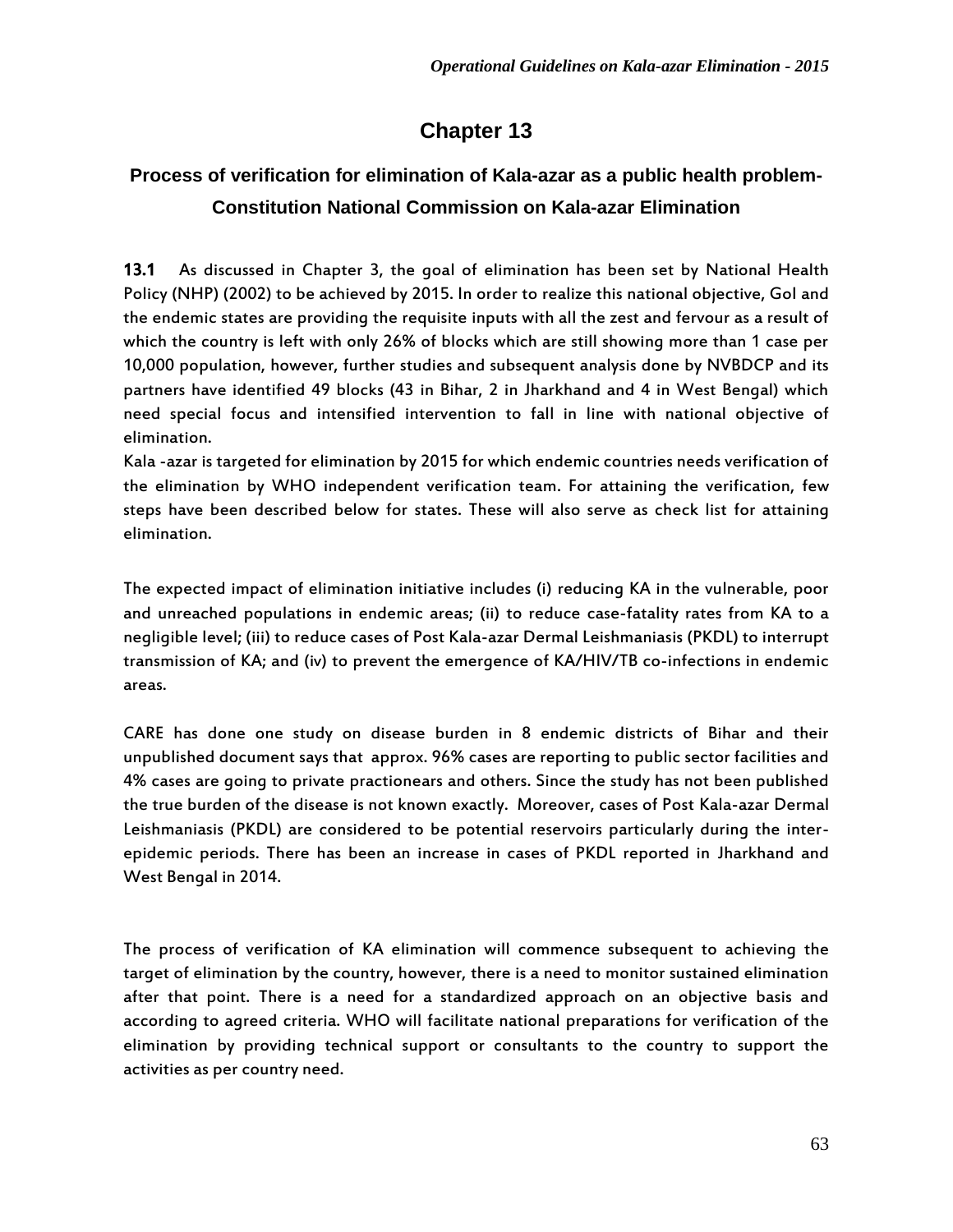# Chapter 13

## Process of verification for elimination of Kala-azar as a public health problem- Constitution National Commission on Kala-azar Elimination

**13.1** As discussed in Chapter 3, the goal of elimination has been set by National Health Policy (NHP) (2002) to be achieved by 2015. In order to realize this national objective, GoI and the endemic states are providing the requisite inputs with all the zest and fervour as a result of which the country is left with only 26% of blocks which are still showing more than 1 case per 10,000 population, however, further studies and subsequent analysis done by NVBDCP and its partners have identified 49 blocks (43 in Bihar, 2 in Jharkhand and 4 in West Bengal) which need special focus and intensified intervention to fall in line with national objective of elimination.

Kala -azar is targeted for elimination by 2015 for which endemic countries needs verification of the elimination by WHO independent verification team. For attaining the verification, few steps have been described below for states. These will also serve as check list for attaining elimination.

The expected impact of elimination initiative includes (i) reducing KA in the vulnerable, poor and unreached populations in endemic areas; (ii) to reduce case-fatality rates from KA to a negligible level; (iii) to reduce cases of Post Kala-azar Dermal Leishmaniasis (PKDL) to interrupt transmission of KA; and (iv) to prevent the emergence of KA/HIV/TB co-infections in endemic areas.

CARE has done one study on disease burden in 8 endemic districts of Bihar and their unpublished document says that approx. 96% cases are reporting to public sector facilities and 4% cases are going to private practionears and others. Since the study has not been published the true burden of the disease is not known exactly. Moreover, cases of Post Kala-azar Dermal Leishmaniasis (PKDL) are considered to be potential reservoirs particularly during the inter-epidemic periods. There has been an increase in cases of PKDL reported in Jharkhand and West Bengal in 2014.

The process of verification of KA elimination will commence subsequent to achieving the target of elimination by the country, however, there is a need to monitor sustained elimination after that point. There is a need for a standardized approach on an objective basis and according to agreed criteria. WHO will facilitate national preparations for verification of the elimination by providing technical support or consultants to the country to support the activities as per country need.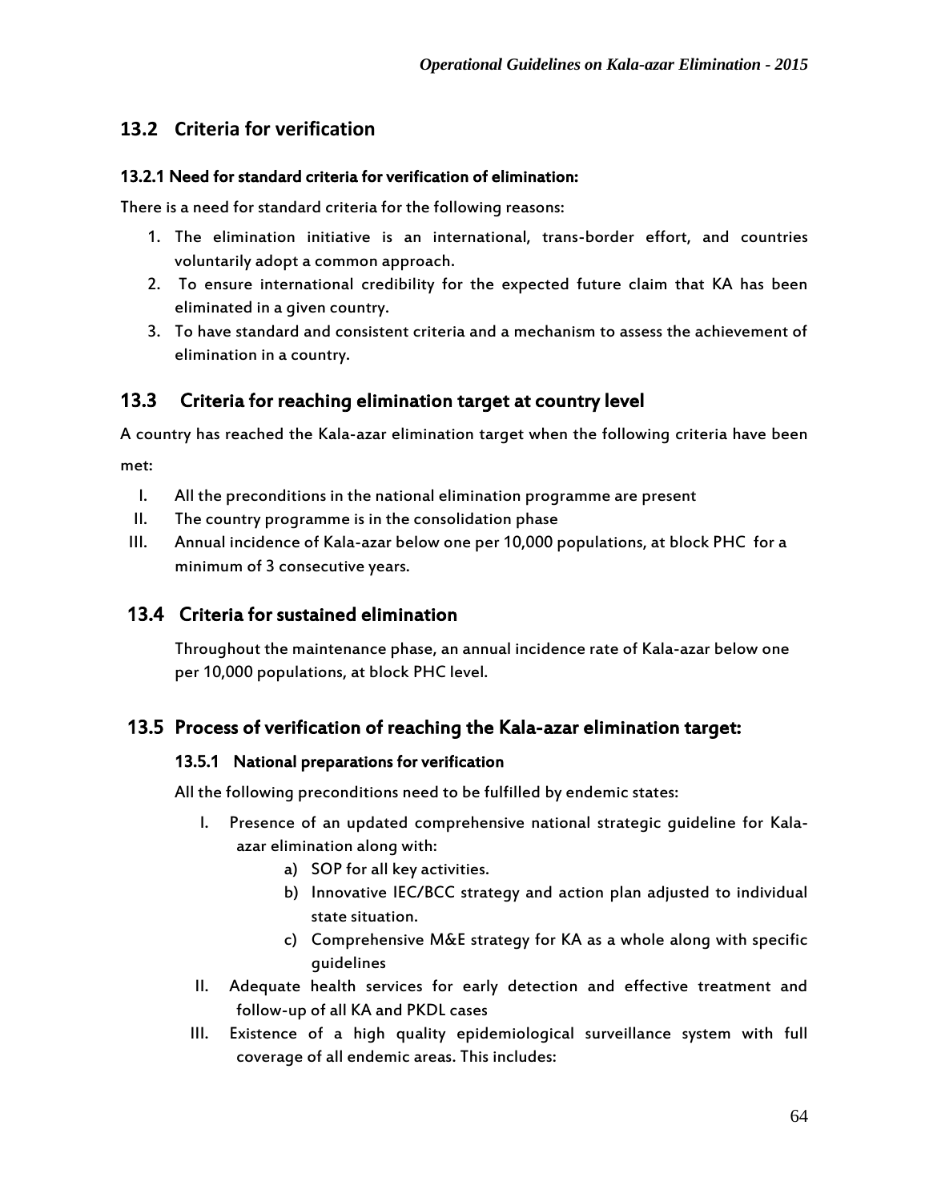## 13.2 Criteria for verification

### 13.2.1 Need for standard criteria for verification of elimination:

There is a need for standard criteria for the following reasons:

1. The elimination initiative is an international, trans-border effort, and countries voluntarily adopt a common approach.
2. To ensure international credibility for the expected future claim that KA has been eliminated in a given country.
3. To have standard and consistent criteria and a mechanism to assess the achievement of elimination in a country.

## 13.3 Criteria for reaching elimination target at country level

A country has reached the Kala-azar elimination target when the following criteria have been met:

I. All the preconditions in the national elimination programme are present
II. The country programme is in the consolidation phase
III. Annual incidence of Kala-azar below one per 10,000 populations, at block PHC for a minimum of 3 consecutive years.

## 13.4 Criteria for sustained elimination

Throughout the maintenance phase, an annual incidence rate of Kala-azar below one per 10,000 populations, at block PHC level.

## 13.5 Process of verification of reaching the Kala-azar elimination target:

### 13.5.1 National preparations for verification

All the following preconditions need to be fulfilled by endemic states:

I. Presence of an updated comprehensive national strategic guideline for Kala-azar elimination along with:
   a) SOP for all key activities.
   b) Innovative IEC/BCC strategy and action plan adjusted to individual state situation.
   c) Comprehensive M&E strategy for KA as a whole along with specific guidelines
II. Adequate health services for early detection and effective treatment and follow-up of all KA and PKDL cases
III. Existence of a high quality epidemiological surveillance system with full coverage of all endemic areas. This includes: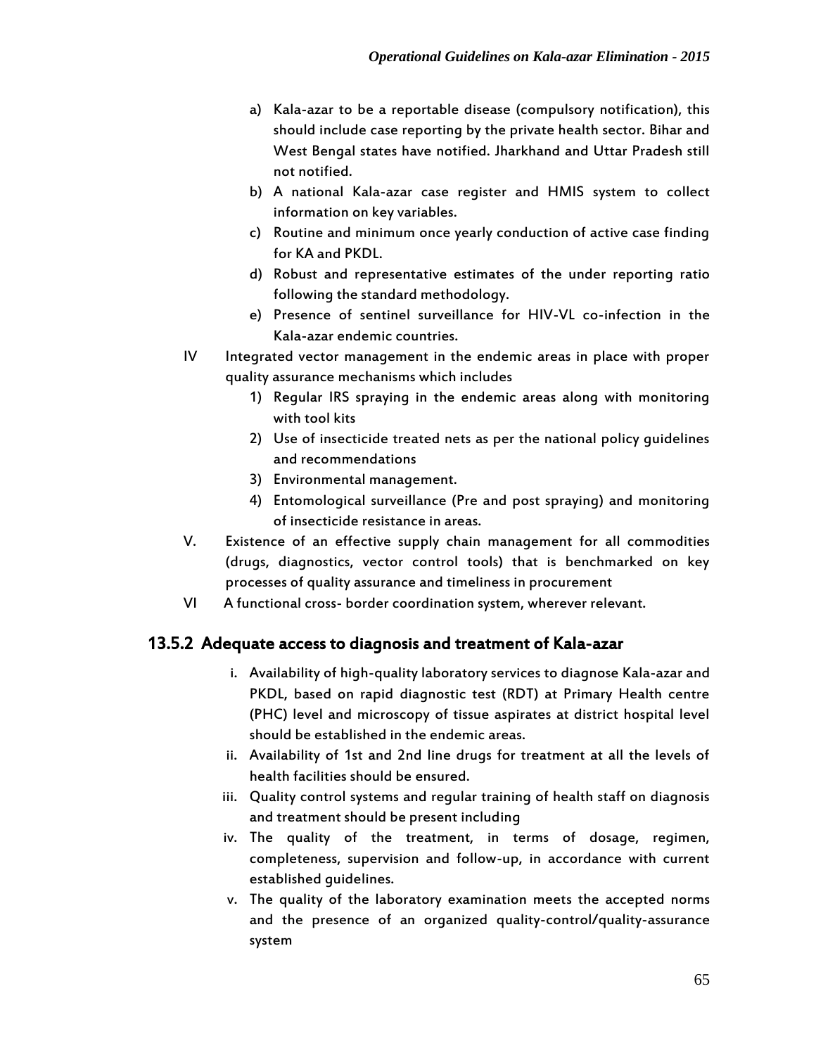a) Kala-azar to be a reportable disease (compulsory notification), this should include case reporting by the private health sector. Bihar and West Bengal states have notified. Jharkhand and Uttar Pradesh still not notified.
b) A national Kala-azar case register and HMIS system to collect information on key variables.
c) Routine and minimum once yearly conduction of active case finding for KA and PKDL.
d) Robust and representative estimates of the under reporting ratio following the standard methodology.
e) Presence of sentinel surveillance for HIV-VL co-infection in the Kala-azar endemic countries.

IV Integrated vector management in the endemic areas in place with proper quality assurance mechanisms which includes

1) Regular IRS spraying in the endemic areas along with monitoring with tool kits
2) Use of insecticide treated nets as per the national policy guidelines and recommendations
3) Environmental management.
4) Entomological surveillance (Pre and post spraying) and monitoring of insecticide resistance in areas.

V. Existence of an effective supply chain management for all commodities (drugs, diagnostics, vector control tools) that is benchmarked on key processes of quality assurance and timeliness in procurement

VI A functional cross- border coordination system, wherever relevant.

### 13.5.2 Adequate access to diagnosis and treatment of Kala-azar

i. Availability of high-quality laboratory services to diagnose Kala-azar and PKDL, based on rapid diagnostic test (RDT) at Primary Health centre (PHC) level and microscopy of tissue aspirates at district hospital level should be established in the endemic areas.
ii. Availability of 1st and 2nd line drugs for treatment at all the levels of health facilities should be ensured.
iii. Quality control systems and regular training of health staff on diagnosis and treatment should be present including
iv. The quality of the treatment, in terms of dosage, regimen, completeness, supervision and follow-up, in accordance with current established guidelines.
v. The quality of the laboratory examination meets the accepted norms and the presence of an organized quality-control/quality-assurance system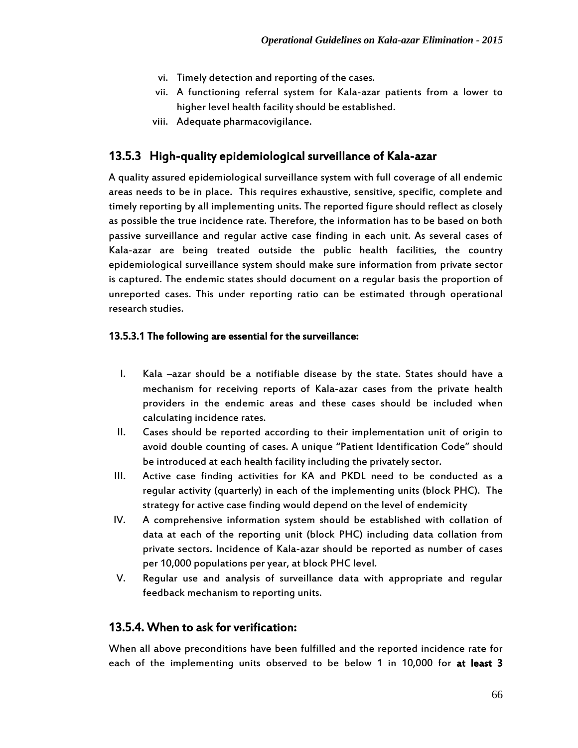vi. Timely detection and reporting of the cases.
vii. A functioning referral system for Kala-azar patients from a lower to higher level health facility should be established.
viii. Adequate pharmacovigilance.

### 13.5.3 High-quality epidemiological surveillance of Kala-azar

A quality assured epidemiological surveillance system with full coverage of all endemic areas needs to be in place. This requires exhaustive, sensitive, specific, complete and timely reporting by all implementing units. The reported figure should reflect as closely as possible the true incidence rate. Therefore, the information has to be based on both passive surveillance and regular active case finding in each unit. As several cases of Kala-azar are being treated outside the public health facilities, the country epidemiological surveillance system should make sure information from private sector is captured. The endemic states should document on a regular basis the proportion of unreported cases. This under reporting ratio can be estimated through operational research studies.

#### 13.5.3.1 The following are essential for the surveillance:

I. Kala –azar should be a notifiable disease by the state. States should have a mechanism for receiving reports of Kala-azar cases from the private health providers in the endemic areas and these cases should be included when calculating incidence rates.
II. Cases should be reported according to their implementation unit of origin to avoid double counting of cases. A unique "Patient Identification Code" should be introduced at each health facility including the privately sector.
III. Active case finding activities for KA and PKDL need to be conducted as a regular activity (quarterly) in each of the implementing units (block PHC). The strategy for active case finding would depend on the level of endemicity
IV. A comprehensive information system should be established with collation of data at each of the reporting unit (block PHC) including data collation from private sectors. Incidence of Kala-azar should be reported as number of cases per 10,000 populations per year, at block PHC level.
V. Regular use and analysis of surveillance data with appropriate and regular feedback mechanism to reporting units.

### 13.5.4. When to ask for verification:

When all above preconditions have been fulfilled and the reported incidence rate for each of the implementing units observed to be below 1 in 10,000 for **at least 3**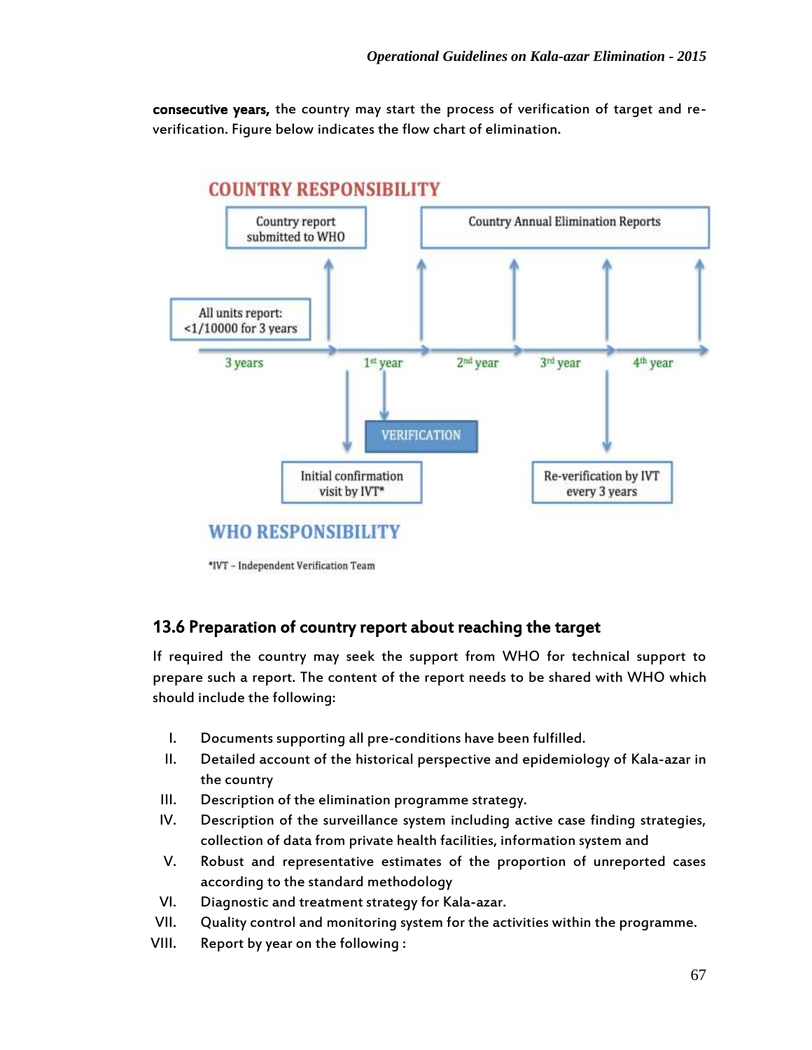**consecutive years,** the country may start the process of verification of target and re-verification. Figure below indicates the flow chart of elimination.

COUNTRY RESPONSIBILITY

Country report submitted to WHO

Country Annual Elimination Reports

All units report: <1/10000 for 3 years

3 years | 1st year | 2nd year | 3rd year | 4th year

VERIFICATION

Initial confirmation visit by IVT*

Re-verification by IVT every 3 years

WHO RESPONSIBILITY

*IVT – Independent Verification Team

## 13.6 Preparation of country report about reaching the target

If required the country may seek the support from WHO for technical support to prepare such a report. The content of the report needs to be shared with WHO which should include the following:

I. Documents supporting all pre-conditions have been fulfilled.
II. Detailed account of the historical perspective and epidemiology of Kala-azar in the country
III. Description of the elimination programme strategy.
IV. Description of the surveillance system including active case finding strategies, collection of data from private health facilities, information system and
V. Robust and representative estimates of the proportion of unreported cases according to the standard methodology
VI. Diagnostic and treatment strategy for Kala-azar.
VII. Quality control and monitoring system for the activities within the programme.
VIII. Report by year on the following :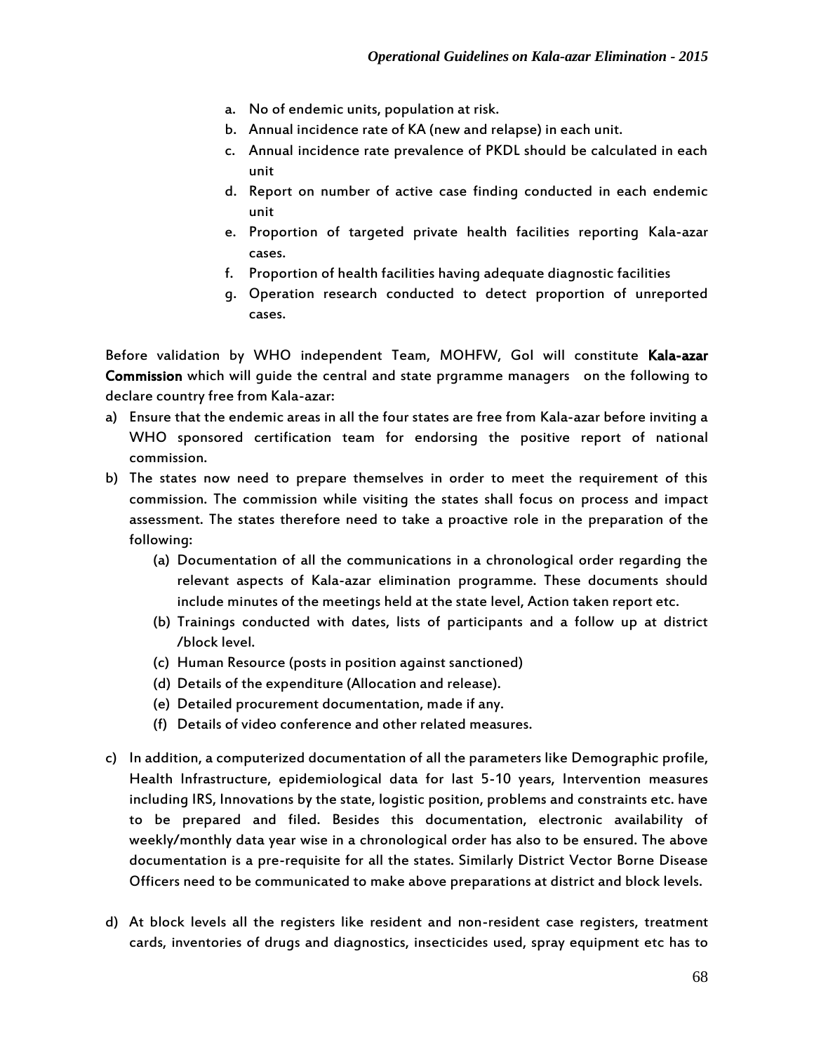a. No of endemic units, population at risk.
b. Annual incidence rate of KA (new and relapse) in each unit.
c. Annual incidence rate prevalence of PKDL should be calculated in each unit
d. Report on number of active case finding conducted in each endemic unit
e. Proportion of targeted private health facilities reporting Kala-azar cases.
f. Proportion of health facilities having adequate diagnostic facilities
g. Operation research conducted to detect proportion of unreported cases.

Before validation by WHO independent Team, MOHFW, GoI will constitute **Kala-azar Commission** which will guide the central and state prgramme managers on the following to declare country free from Kala-azar:

a) Ensure that the endemic areas in all the four states are free from Kala-azar before inviting a WHO sponsored certification team for endorsing the positive report of national commission.
b) The states now need to prepare themselves in order to meet the requirement of this commission. The commission while visiting the states shall focus on process and impact assessment. The states therefore need to take a proactive role in the preparation of the following:
    (a) Documentation of all the communications in a chronological order regarding the relevant aspects of Kala-azar elimination programme. These documents should include minutes of the meetings held at the state level, Action taken report etc.
    (b) Trainings conducted with dates, lists of participants and a follow up at district /block level.
    (c) Human Resource (posts in position against sanctioned)
    (d) Details of the expenditure (Allocation and release).
    (e) Detailed procurement documentation, made if any.
    (f) Details of video conference and other related measures.
c) In addition, a computerized documentation of all the parameters like Demographic profile, Health Infrastructure, epidemiological data for last 5-10 years, Intervention measures including IRS, Innovations by the state, logistic position, problems and constraints etc. have to be prepared and filed. Besides this documentation, electronic availability of weekly/monthly data year wise in a chronological order has also to be ensured. The above documentation is a pre-requisite for all the states. Similarly District Vector Borne Disease Officers need to be communicated to make above preparations at district and block levels.
d) At block levels all the registers like resident and non-resident case registers, treatment cards, inventories of drugs and diagnostics, insecticides used, spray equipment etc has to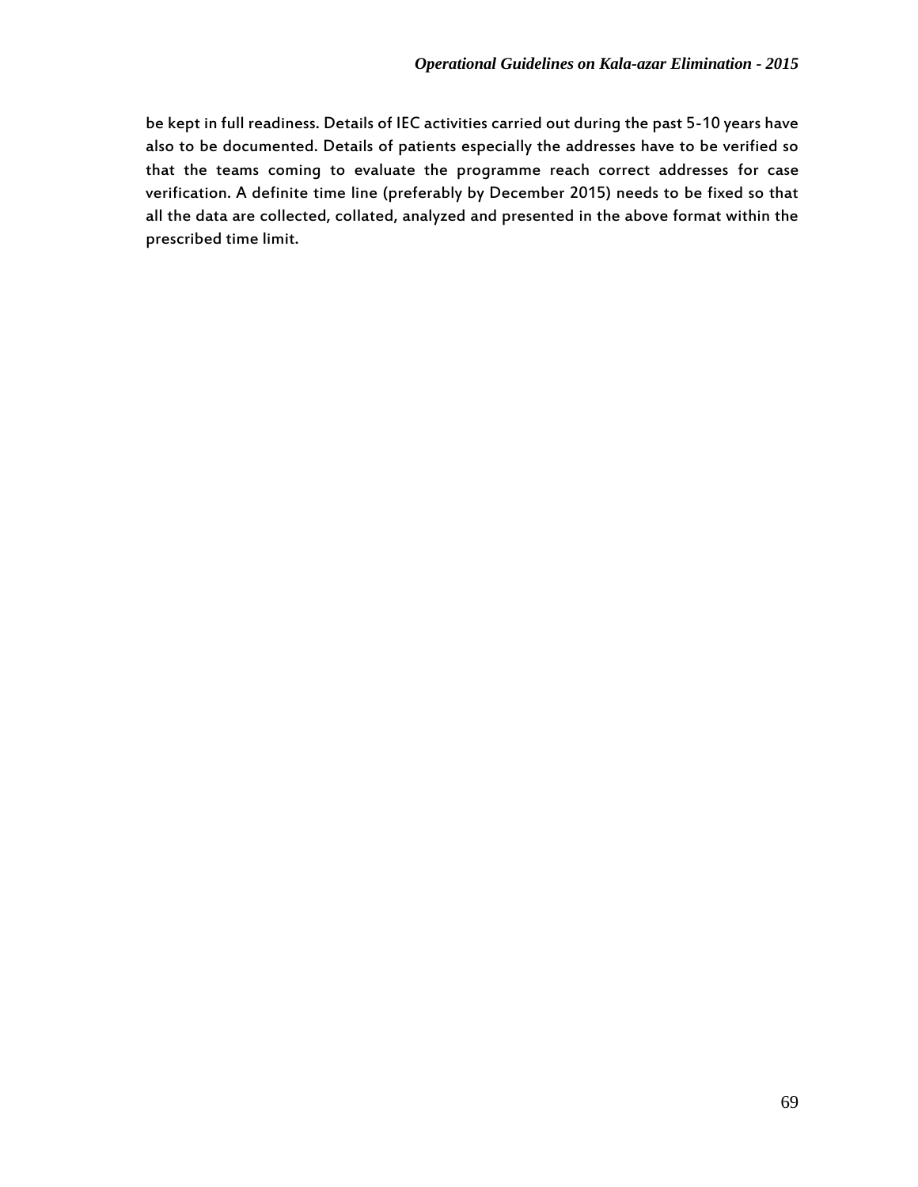be kept in full readiness. Details of IEC activities carried out during the past 5-10 years have also to be documented. Details of patients especially the addresses have to be verified so that the teams coming to evaluate the programme reach correct addresses for case verification. A definite time line (preferably by December 2015) needs to be fixed so that all the data are collected, collated, analyzed and presented in the above format within the prescribed time limit.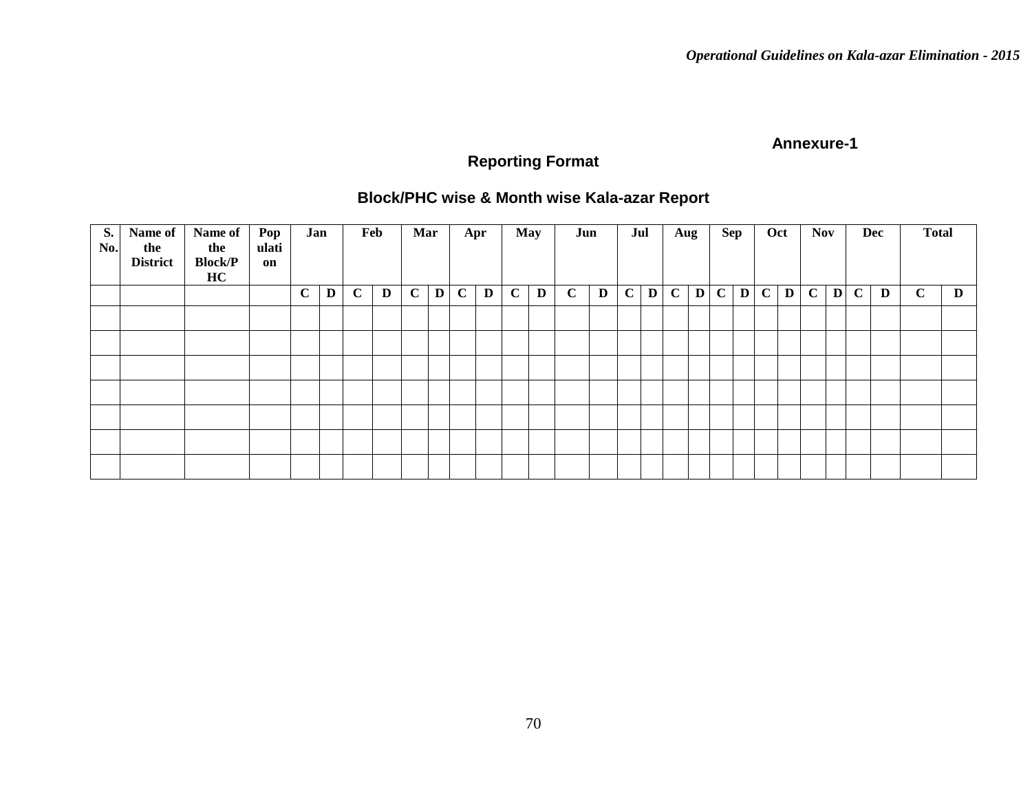Annexure-1

## Reporting Format

### Block/PHC wise & Month wise Kala-azar Report

| S. No. | Name of the District | Name of the Block/PHC | Population | Jan | | Feb | | Mar | | Apr | | May | | Jun | | Jul | | Aug | | Sep | | Oct | | Nov | | Dec | | Total | |
|---|---|---|---|---|---|---|---|---|---|---|---|---|---|---|---|---|---|---|---|---|---|---|---|---|---|---|---|---|---|
| | | | | C | D | C | D | C | D | C | D | C | D | C | D | C | D | C | D | C | D | C | D | C | D | C | D | C | D |
| | | | | | | | | | | | | | | | | | | | | | | | | | | | | | |
| | | | | | | | | | | | | | | | | | | | | | | | | | | | | | |
| | | | | | | | | | | | | | | | | | | | | | | | | | | | | | |
| | | | | | | | | | | | | | | | | | | | | | | | | | | | | | |
| | | | | | | | | | | | | | | | | | | | | | | | | | | | | | |
| | | | | | | | | | | | | | | | | | | | | | | | | | | | | | |
| | | | | | | | | | | | | | | | | | | | | | | | | | | | | | |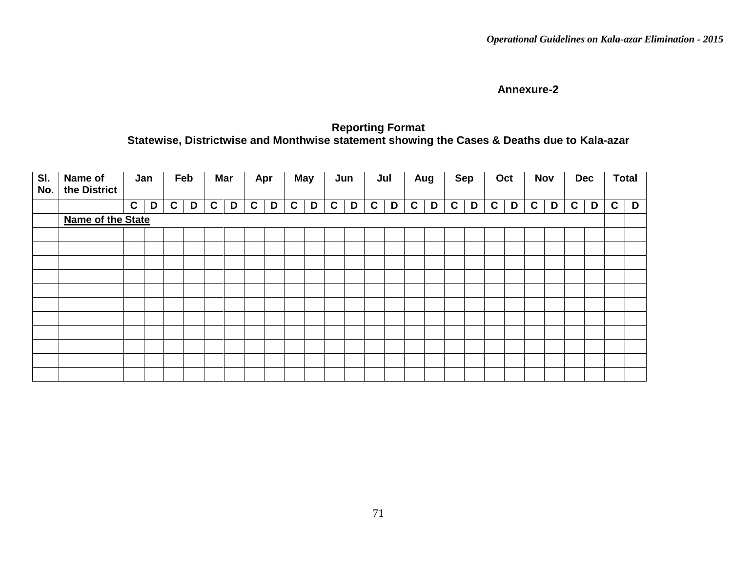**Annexure-2**

## Reporting Format
## Statewise, Districtwise and Monthwise statement showing the Cases & Deaths due to Kala-azar

| Sl. No. | Name of the District | Jan | | Feb | | Mar | | Apr | | May | | Jun | | Jul | | Aug | | Sep | | Oct | | Nov | | Dec | | Total | |
|---|---|---|---|---|---|---|---|---|---|---|---|---|---|---|---|---|---|---|---|---|---|---|---|---|---|---|---|
| | | C | D | C | D | C | D | C | D | C | D | C | D | C | D | C | D | C | D | C | D | C | D | C | D | C | D |
| | **Name of the State** | | | | | | | | | | | | | | | | | | | | | | | | | | |
| | | | | | | | | | | | | | | | | | | | | | | | | | | | |
| | | | | | | | | | | | | | | | | | | | | | | | | | | | |
| | | | | | | | | | | | | | | | | | | | | | | | | | | | |
| | | | | | | | | | | | | | | | | | | | | | | | | | | | |
| | | | | | | | | | | | | | | | | | | | | | | | | | | | |
| | | | | | | | | | | | | | | | | | | | | | | | | | | | |
| | | | | | | | | | | | | | | | | | | | | | | | | | | | |
| | | | | | | | | | | | | | | | | | | | | | | | | | | | |
| | | | | | | | | | | | | | | | | | | | | | | | | | | | |
| | | | | | | | | | | | | | | | | | | | | | | | | | | | |
| | | | | | | | | | | | | | | | | | | | | | | | | | | | |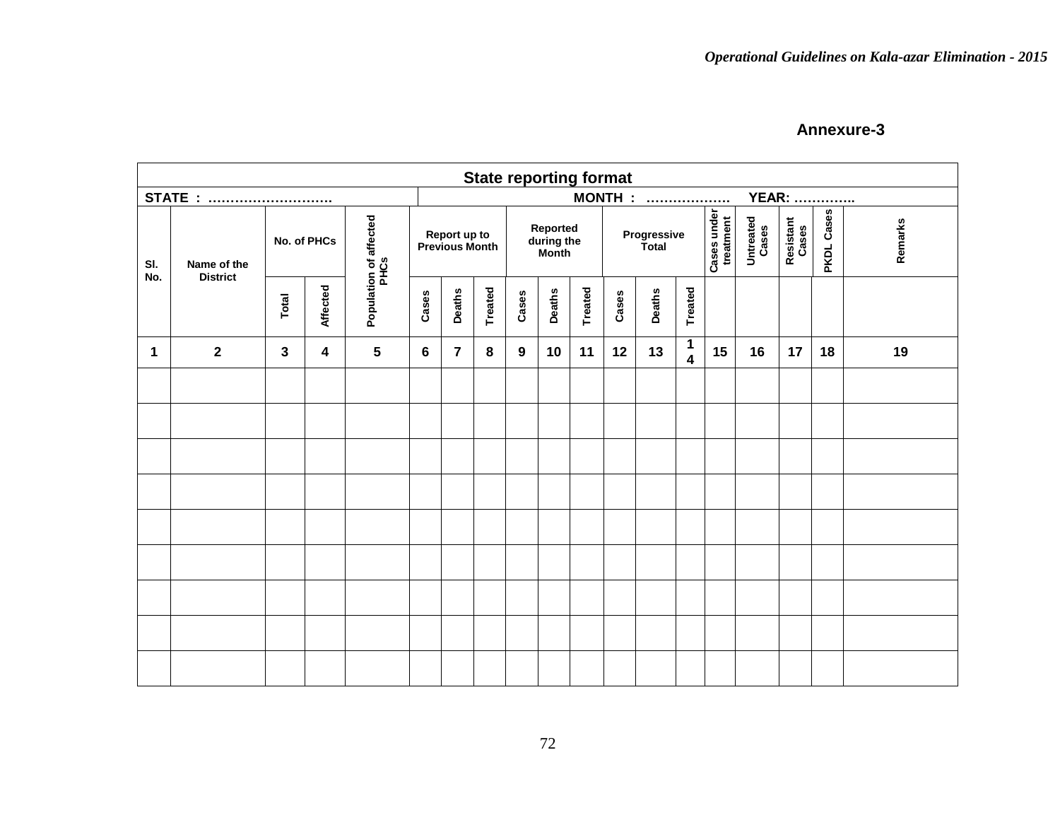**Annexure-3**

| State reporting format | | | | | | | | | | | | | | | | | | |
|---|---|---|---|---|---|---|---|---|---|---|---|---|---|---|---|---|---|---|
| STATE : ………………………. | | | | | MONTH : ………………. YEAR: …………. | | | | | | | | | | | | | |
| Sl. No. | Name of the District | No. of PHCs | | Population of affected PHCs | Report up to Previous Month | | | Reported during the Month | | | Progressive Total | | | Cases under treatment | Untreated Cases | Resistant Cases | PKDL Cases | Remarks |
| | | Total | Affected | | Cases | Deaths | Treated | Cases | Deaths | Treated | Cases | Deaths | Treated | | | | | |
| 1 | 2 | 3 | 4 | 5 | 6 | 7 | 8 | 9 | 10 | 11 | 12 | 13 | 14 | 15 | 16 | 17 | 18 | 19 |
| | | | | | | | | | | | | | | | | | | |
| | | | | | | | | | | | | | | | | | | |
| | | | | | | | | | | | | | | | | | | |
| | | | | | | | | | | | | | | | | | | |
| | | | | | | | | | | | | | | | | | | |
| | | | | | | | | | | | | | | | | | | |
| | | | | | | | | | | | | | | | | | | |
| | | | | | | | | | | | | | | | | | | |
| | | | | | | | | | | | | | | | | | | |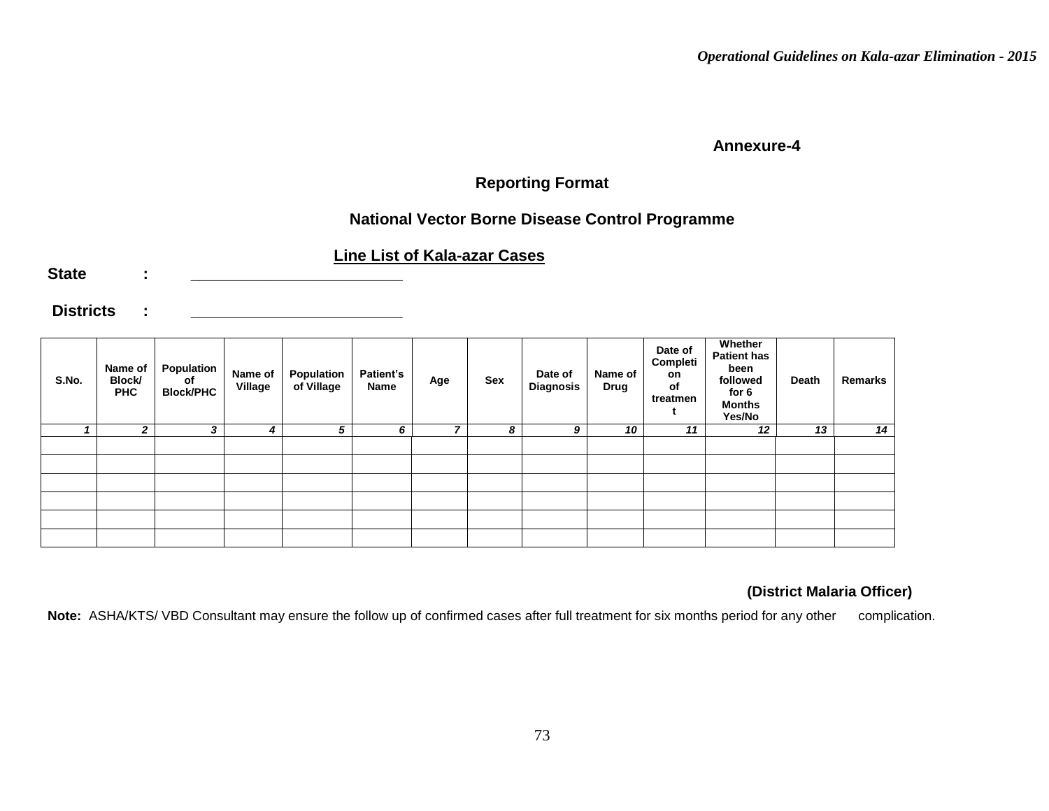**Annexure-4**

**Reporting Format**

**National Vector Borne Disease Control Programme**

**Line List of Kala-azar Cases**

**State :** _________________________

**Districts :** _________________________

| S.No. | Name of Block/ PHC | Population of Block/PHC | Name of Village | Population of Village | Patient's Name | Age | Sex | Date of Diagnosis | Name of Drug | Date of Completion of treatment | Whether Patient has been followed for 6 Months Yes/No | Death | Remarks |
|---|---|---|---|---|---|---|---|---|---|---|---|---|---|
| *1* | *2* | *3* | *4* | *5* | *6* | *7* | *8* | *9* | *10* | *11* | *12* | *13* | *14* |
| | | | | | | | | | | | | | |
| | | | | | | | | | | | | | |
| | | | | | | | | | | | | | |
| | | | | | | | | | | | | | |
| | | | | | | | | | | | | | |
| | | | | | | | | | | | | | |

**(District Malaria Officer)**

**Note:** ASHA/KTS/ VBD Consultant may ensure the follow up of confirmed cases after full treatment for six months period for any other complication.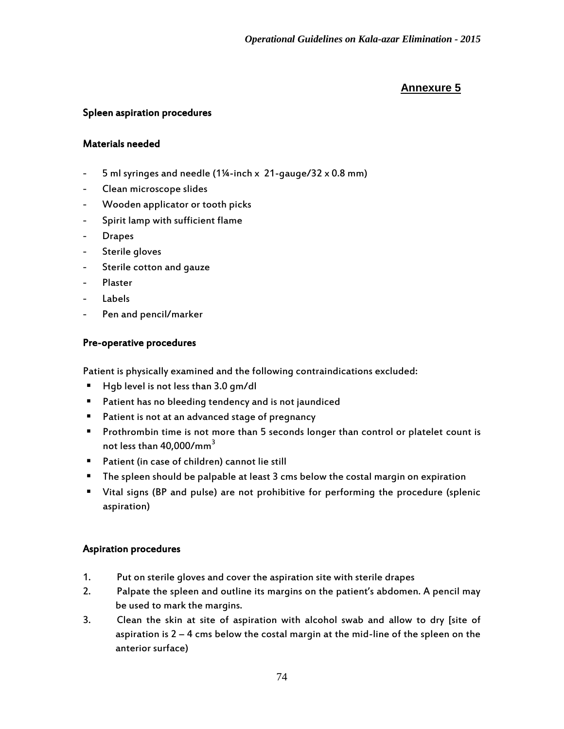## Annexure 5

### Spleen aspiration procedures

#### Materials needed

- 5 ml syringes and needle (1¼-inch x 21-gauge/32 x 0.8 mm)
- Clean microscope slides
- Wooden applicator or tooth picks
- Spirit lamp with sufficient flame
- Drapes
- Sterile gloves
- Sterile cotton and gauze
- Plaster
- Labels
- Pen and pencil/marker

#### Pre-operative procedures

Patient is physically examined and the following contraindications excluded:

- Hgb level is not less than 3.0 gm/dl
- Patient has no bleeding tendency and is not jaundiced
- Patient is not at an advanced stage of pregnancy
- Prothrombin time is not more than 5 seconds longer than control or platelet count is not less than 40,000/$mm^3$
- Patient (in case of children) cannot lie still
- The spleen should be palpable at least 3 cms below the costal margin on expiration
- Vital signs (BP and pulse) are not prohibitive for performing the procedure (splenic aspiration)

#### Aspiration procedures

1. Put on sterile gloves and cover the aspiration site with sterile drapes
2. Palpate the spleen and outline its margins on the patient's abdomen. A pencil may be used to mark the margins.
3. Clean the skin at site of aspiration with alcohol swab and allow to dry [site of aspiration is 2 – 4 cms below the costal margin at the mid-line of the spleen on the anterior surface)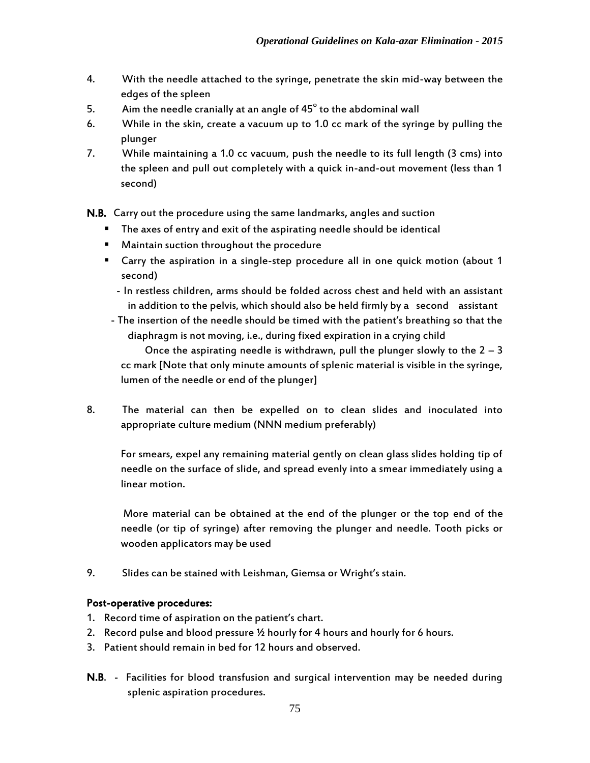4. With the needle attached to the syringe, penetrate the skin mid-way between the edges of the spleen
5. Aim the needle cranially at an angle of 45° to the abdominal wall
6. While in the skin, create a vacuum up to 1.0 cc mark of the syringe by pulling the plunger
7. While maintaining a 1.0 cc vacuum, push the needle to its full length (3 cms) into the spleen and pull out completely with a quick in-and-out movement (less than 1 second)

**N.B.** Carry out the procedure using the same landmarks, angles and suction

- The axes of entry and exit of the aspirating needle should be identical
- Maintain suction throughout the procedure
- Carry the aspiration in a single-step procedure all in one quick motion (about 1 second)
  - In restless children, arms should be folded across chest and held with an assistant in addition to the pelvis, which should also be held firmly by a second assistant
  - The insertion of the needle should be timed with the patient's breathing so that the diaphragm is not moving, i.e., during fixed expiration in a crying child

  Once the aspirating needle is withdrawn, pull the plunger slowly to the 2 – 3 cc mark [Note that only minute amounts of splenic material is visible in the syringe, lumen of the needle or end of the plunger]

8. The material can then be expelled on to clean slides and inoculated into appropriate culture medium (NNN medium preferably)

   For smears, expel any remaining material gently on clean glass slides holding tip of needle on the surface of slide, and spread evenly into a smear immediately using a linear motion.

   More material can be obtained at the end of the plunger or the top end of the needle (or tip of syringe) after removing the plunger and needle. Tooth picks or wooden applicators may be used

9. Slides can be stained with Leishman, Giemsa or Wright's stain.

**Post-operative procedures:**

1. Record time of aspiration on the patient's chart.
2. Record pulse and blood pressure ½ hourly for 4 hours and hourly for 6 hours.
3. Patient should remain in bed for 12 hours and observed.

**N.B.** - Facilities for blood transfusion and surgical intervention may be needed during splenic aspiration procedures.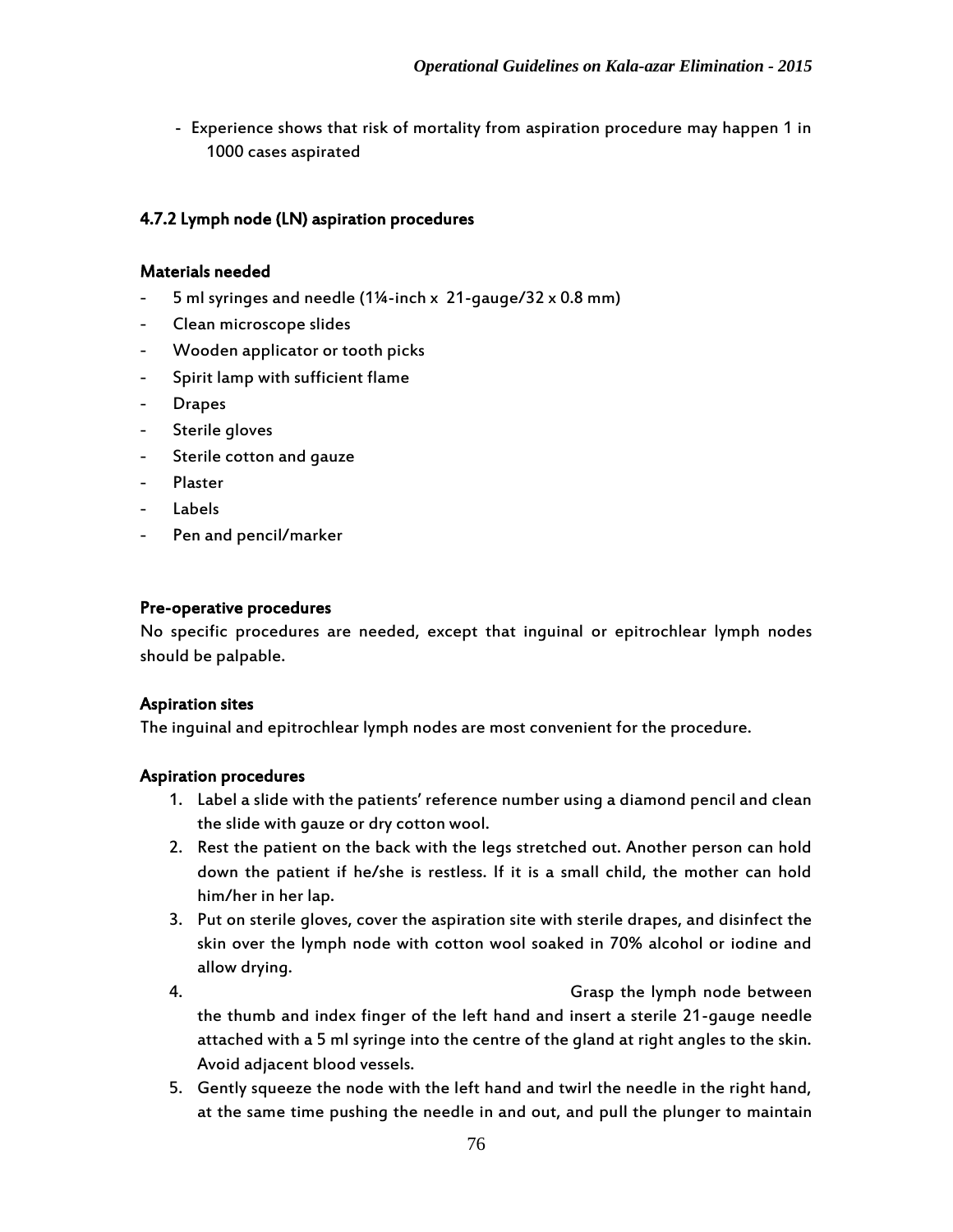- Experience shows that risk of mortality from aspiration procedure may happen 1 in 1000 cases aspirated

### 4.7.2 Lymph node (LN) aspiration procedures

**Materials needed**

- 5 ml syringes and needle (1¼-inch x 21-gauge/32 x 0.8 mm)
- Clean microscope slides
- Wooden applicator or tooth picks
- Spirit lamp with sufficient flame
- Drapes
- Sterile gloves
- Sterile cotton and gauze
- Plaster
- Labels
- Pen and pencil/marker

**Pre-operative procedures**

No specific procedures are needed, except that inguinal or epitrochlear lymph nodes should be palpable.

**Aspiration sites**

The inguinal and epitrochlear lymph nodes are most convenient for the procedure.

**Aspiration procedures**

1. Label a slide with the patients' reference number using a diamond pencil and clean the slide with gauze or dry cotton wool.
2. Rest the patient on the back with the legs stretched out. Another person can hold down the patient if he/she is restless. If it is a small child, the mother can hold him/her in her lap.
3. Put on sterile gloves, cover the aspiration site with sterile drapes, and disinfect the skin over the lymph node with cotton wool soaked in 70% alcohol or iodine and allow drying.
4. Grasp the lymph node between the thumb and index finger of the left hand and insert a sterile 21-gauge needle attached with a 5 ml syringe into the centre of the gland at right angles to the skin. Avoid adjacent blood vessels.
5. Gently squeeze the node with the left hand and twirl the needle in the right hand, at the same time pushing the needle in and out, and pull the plunger to maintain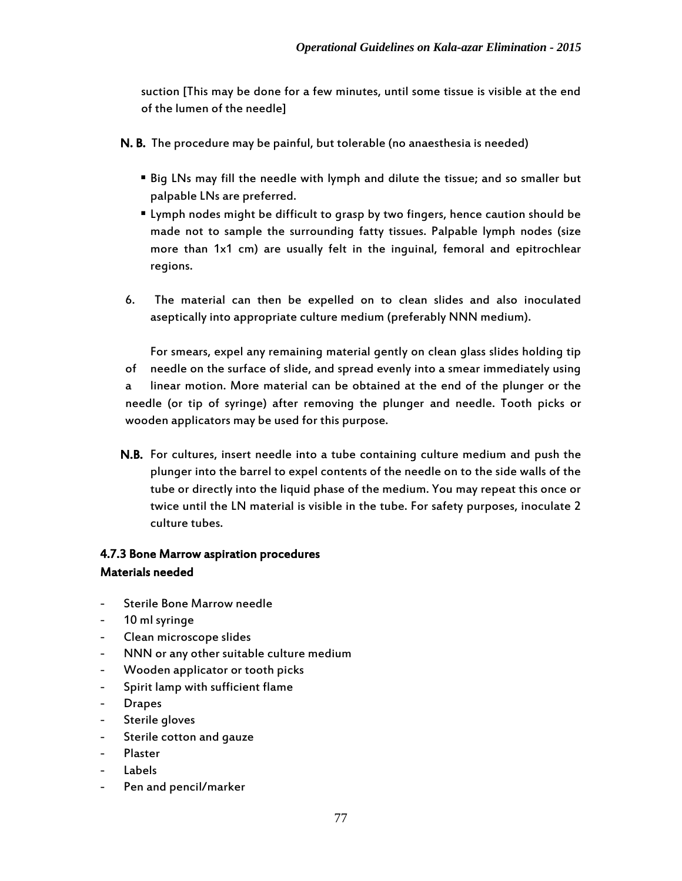suction [This may be done for a few minutes, until some tissue is visible at the end of the lumen of the needle]

**N. B.** The procedure may be painful, but tolerable (no anaesthesia is needed)

- Big LNs may fill the needle with lymph and dilute the tissue; and so smaller but palpable LNs are preferred.
- Lymph nodes might be difficult to grasp by two fingers, hence caution should be made not to sample the surrounding fatty tissues. Palpable lymph nodes (size more than 1x1 cm) are usually felt in the inguinal, femoral and epitrochlear regions.

6. The material can then be expelled on to clean slides and also inoculated aseptically into appropriate culture medium (preferably NNN medium).

For smears, expel any remaining material gently on clean glass slides holding tip of needle on the surface of slide, and spread evenly into a smear immediately using a linear motion. More material can be obtained at the end of the plunger or the needle (or tip of syringe) after removing the plunger and needle. Tooth picks or wooden applicators may be used for this purpose.

**N.B.** For cultures, insert needle into a tube containing culture medium and push the plunger into the barrel to expel contents of the needle on to the side walls of the tube or directly into the liquid phase of the medium. You may repeat this once or twice until the LN material is visible in the tube. For safety purposes, inoculate 2 culture tubes.

### 4.7.3 Bone Marrow aspiration procedures

**Materials needed**

- Sterile Bone Marrow needle
- 10 ml syringe
- Clean microscope slides
- NNN or any other suitable culture medium
- Wooden applicator or tooth picks
- Spirit lamp with sufficient flame
- Drapes
- Sterile gloves
- Sterile cotton and gauze
- Plaster
- Labels
- Pen and pencil/marker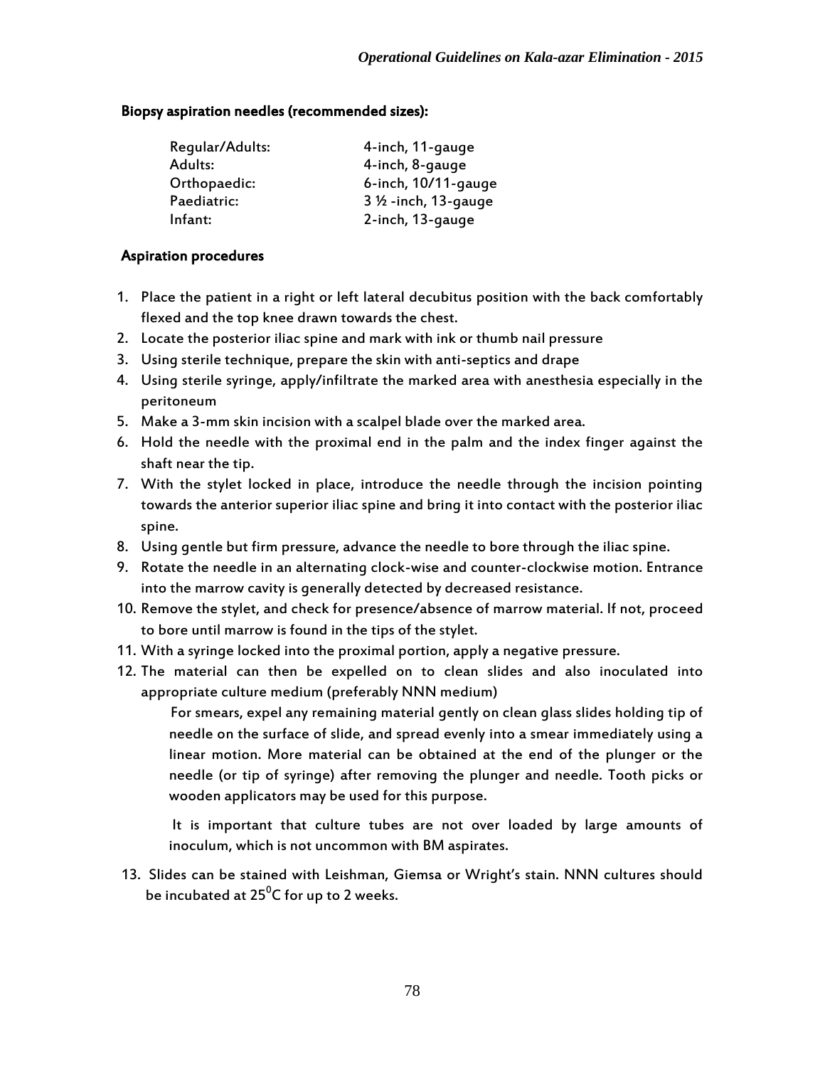**Biopsy aspiration needles (recommended sizes):**

| | |
|---|---|
| Regular/Adults: | 4-inch, 11-gauge |
| Adults: | 4-inch, 8-gauge |
| Orthopaedic: | 6-inch, 10/11-gauge |
| Paediatric: | 3 ½ -inch, 13-gauge |
| Infant: | 2-inch, 13-gauge |

**Aspiration procedures**

1. Place the patient in a right or left lateral decubitus position with the back comfortably flexed and the top knee drawn towards the chest.
2. Locate the posterior iliac spine and mark with ink or thumb nail pressure
3. Using sterile technique, prepare the skin with anti-septics and drape
4. Using sterile syringe, apply/infiltrate the marked area with anesthesia especially in the peritoneum
5. Make a 3-mm skin incision with a scalpel blade over the marked area.
6. Hold the needle with the proximal end in the palm and the index finger against the shaft near the tip.
7. With the stylet locked in place, introduce the needle through the incision pointing towards the anterior superior iliac spine and bring it into contact with the posterior iliac spine.
8. Using gentle but firm pressure, advance the needle to bore through the iliac spine.
9. Rotate the needle in an alternating clock-wise and counter-clockwise motion. Entrance into the marrow cavity is generally detected by decreased resistance.
10. Remove the stylet, and check for presence/absence of marrow material. If not, proceed to bore until marrow is found in the tips of the stylet.
11. With a syringe locked into the proximal portion, apply a negative pressure.
12. The material can then be expelled on to clean slides and also inoculated into appropriate culture medium (preferably NNN medium)

    For smears, expel any remaining material gently on clean glass slides holding tip of needle on the surface of slide, and spread evenly into a smear immediately using a linear motion. More material can be obtained at the end of the plunger or the needle (or tip of syringe) after removing the plunger and needle. Tooth picks or wooden applicators may be used for this purpose.

    It is important that culture tubes are not over loaded by large amounts of inoculum, which is not uncommon with BM aspirates.

13. Slides can be stained with Leishman, Giemsa or Wright's stain. NNN cultures should be incubated at $25^{0}$C for up to 2 weeks.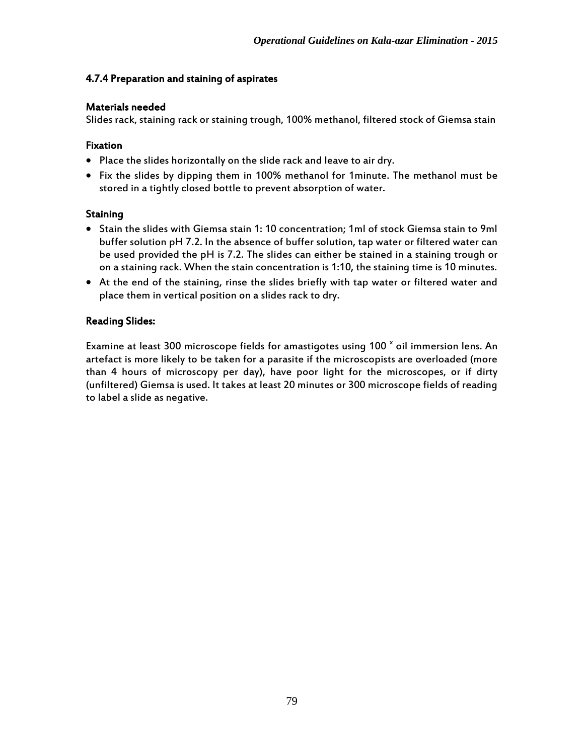### 4.7.4 Preparation and staining of aspirates

#### Materials needed

Slides rack, staining rack or staining trough, 100% methanol, filtered stock of Giemsa stain

#### Fixation

- Place the slides horizontally on the slide rack and leave to air dry.
- Fix the slides by dipping them in 100% methanol for 1minute. The methanol must be stored in a tightly closed bottle to prevent absorption of water.

#### Staining

- Stain the slides with Giemsa stain 1: 10 concentration; 1ml of stock Giemsa stain to 9ml buffer solution pH 7.2. In the absence of buffer solution, tap water or filtered water can be used provided the pH is 7.2. The slides can either be stained in a staining trough or on a staining rack. When the stain concentration is 1:10, the staining time is 10 minutes.
- At the end of the staining, rinse the slides briefly with tap water or filtered water and place them in vertical position on a slides rack to dry.

#### Reading Slides:

Examine at least 300 microscope fields for amastigotes using 100 $^{x}$ oil immersion lens. An artefact is more likely to be taken for a parasite if the microscopists are overloaded (more than 4 hours of microscopy per day), have poor light for the microscopes, or if dirty (unfiltered) Giemsa is used. It takes at least 20 minutes or 300 microscope fields of reading to label a slide as negative.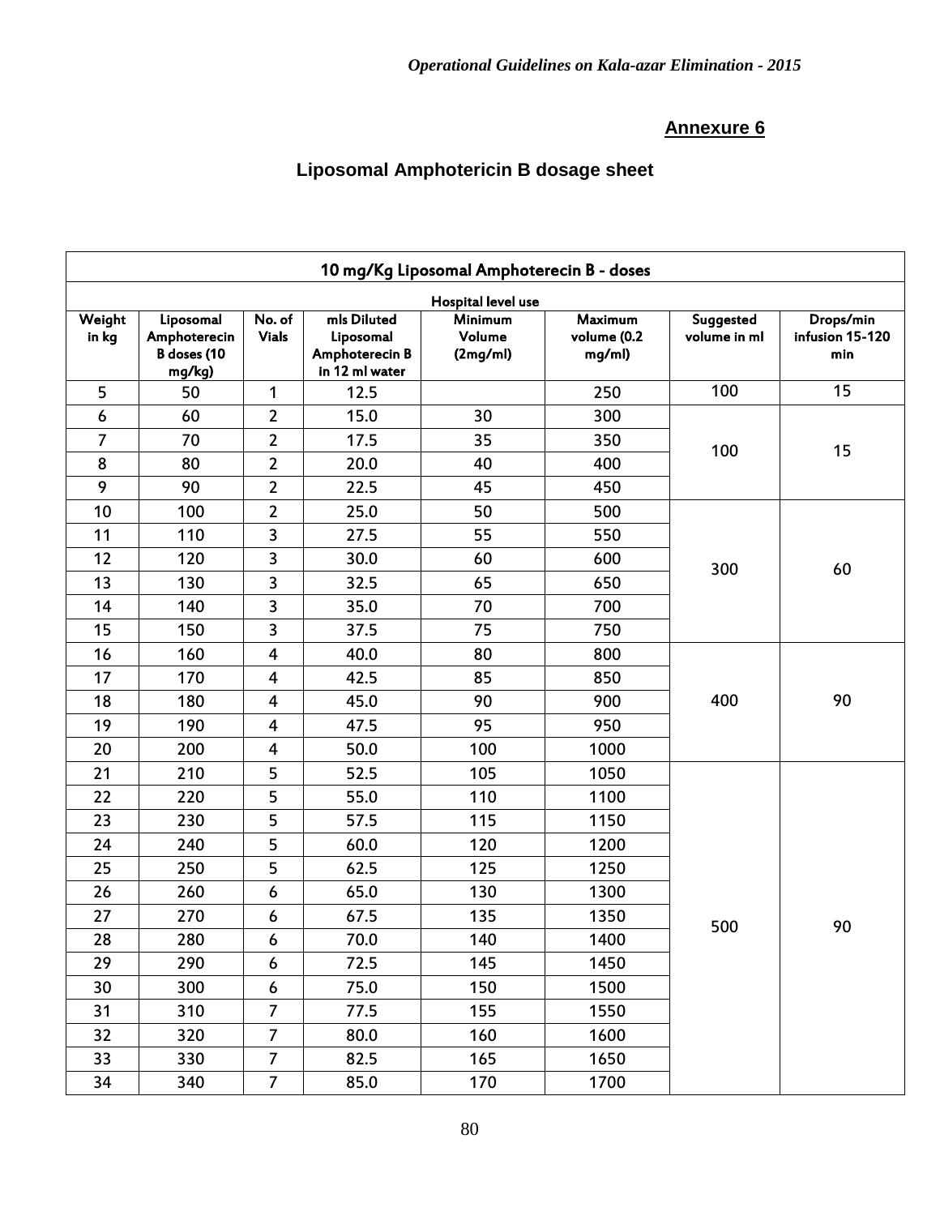## Annexure 6

# Liposomal Amphotericin B dosage sheet

| 10 mg/Kg Liposomal Amphoterecin B - doses | | | | | | | |
|---|---|---|---|---|---|---|---|
| Hospital level use | | | | | | | |
| Weight in kg | Liposomal Amphoterecin B doses (10 mg/kg) | No. of Vials | mls Diluted Liposomal Amphoterecin B in 12 ml water | Minimum Volume (2mg/ml) | Maximum volume (0.2 mg/ml) | Suggested volume in ml | Drops/min infusion 15-120 min |
| 5 | 50 | 1 | 12.5 | | 250 | 100 | 15 |
| 6 | 60 | 2 | 15.0 | 30 | 300 | 100 | 15 |
| 7 | 70 | 2 | 17.5 | 35 | 350 | | |
| 8 | 80 | 2 | 20.0 | 40 | 400 | | |
| 9 | 90 | 2 | 22.5 | 45 | 450 | | |
| 10 | 100 | 2 | 25.0 | 50 | 500 | 300 | 60 |
| 11 | 110 | 3 | 27.5 | 55 | 550 | | |
| 12 | 120 | 3 | 30.0 | 60 | 600 | | |
| 13 | 130 | 3 | 32.5 | 65 | 650 | | |
| 14 | 140 | 3 | 35.0 | 70 | 700 | | |
| 15 | 150 | 3 | 37.5 | 75 | 750 | | |
| 16 | 160 | 4 | 40.0 | 80 | 800 | 400 | 90 |
| 17 | 170 | 4 | 42.5 | 85 | 850 | | |
| 18 | 180 | 4 | 45.0 | 90 | 900 | | |
| 19 | 190 | 4 | 47.5 | 95 | 950 | | |
| 20 | 200 | 4 | 50.0 | 100 | 1000 | | |
| 21 | 210 | 5 | 52.5 | 105 | 1050 | 500 | 90 |
| 22 | 220 | 5 | 55.0 | 110 | 1100 | | |
| 23 | 230 | 5 | 57.5 | 115 | 1150 | | |
| 24 | 240 | 5 | 60.0 | 120 | 1200 | | |
| 25 | 250 | 5 | 62.5 | 125 | 1250 | | |
| 26 | 260 | 6 | 65.0 | 130 | 1300 | | |
| 27 | 270 | 6 | 67.5 | 135 | 1350 | | |
| 28 | 280 | 6 | 70.0 | 140 | 1400 | | |
| 29 | 290 | 6 | 72.5 | 145 | 1450 | | |
| 30 | 300 | 6 | 75.0 | 150 | 1500 | | |
| 31 | 310 | 7 | 77.5 | 155 | 1550 | | |
| 32 | 320 | 7 | 80.0 | 160 | 1600 | | |
| 33 | 330 | 7 | 82.5 | 165 | 1650 | | |
| 34 | 340 | 7 | 85.0 | 170 | 1700 | | |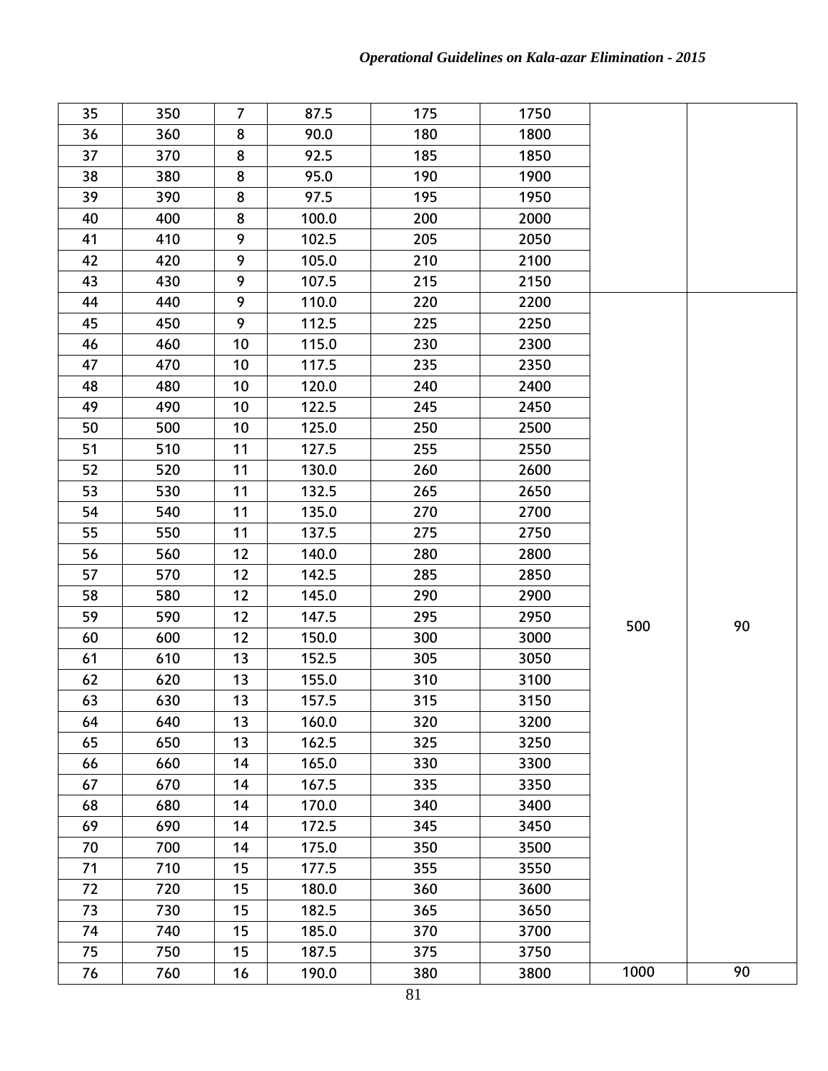| | | | | | | | |
|---|---|---|---|---|---|---|---|
| 35 | 350 | 7 | 87.5 | 175 | 1750 | | |
| 36 | 360 | 8 | 90.0 | 180 | 1800 | | |
| 37 | 370 | 8 | 92.5 | 185 | 1850 | | |
| 38 | 380 | 8 | 95.0 | 190 | 1900 | | |
| 39 | 390 | 8 | 97.5 | 195 | 1950 | | |
| 40 | 400 | 8 | 100.0 | 200 | 2000 | | |
| 41 | 410 | 9 | 102.5 | 205 | 2050 | | |
| 42 | 420 | 9 | 105.0 | 210 | 2100 | | |
| 43 | 430 | 9 | 107.5 | 215 | 2150 | | |
| 44 | 440 | 9 | 110.0 | 220 | 2200 | 500 | 90 |
| 45 | 450 | 9 | 112.5 | 225 | 2250 | | |
| 46 | 460 | 10 | 115.0 | 230 | 2300 | | |
| 47 | 470 | 10 | 117.5 | 235 | 2350 | | |
| 48 | 480 | 10 | 120.0 | 240 | 2400 | | |
| 49 | 490 | 10 | 122.5 | 245 | 2450 | | |
| 50 | 500 | 10 | 125.0 | 250 | 2500 | | |
| 51 | 510 | 11 | 127.5 | 255 | 2550 | | |
| 52 | 520 | 11 | 130.0 | 260 | 2600 | | |
| 53 | 530 | 11 | 132.5 | 265 | 2650 | | |
| 54 | 540 | 11 | 135.0 | 270 | 2700 | | |
| 55 | 550 | 11 | 137.5 | 275 | 2750 | | |
| 56 | 560 | 12 | 140.0 | 280 | 2800 | | |
| 57 | 570 | 12 | 142.5 | 285 | 2850 | | |
| 58 | 580 | 12 | 145.0 | 290 | 2900 | | |
| 59 | 590 | 12 | 147.5 | 295 | 2950 | | |
| 60 | 600 | 12 | 150.0 | 300 | 3000 | | |
| 61 | 610 | 13 | 152.5 | 305 | 3050 | | |
| 62 | 620 | 13 | 155.0 | 310 | 3100 | | |
| 63 | 630 | 13 | 157.5 | 315 | 3150 | | |
| 64 | 640 | 13 | 160.0 | 320 | 3200 | | |
| 65 | 650 | 13 | 162.5 | 325 | 3250 | | |
| 66 | 660 | 14 | 165.0 | 330 | 3300 | | |
| 67 | 670 | 14 | 167.5 | 335 | 3350 | | |
| 68 | 680 | 14 | 170.0 | 340 | 3400 | | |
| 69 | 690 | 14 | 172.5 | 345 | 3450 | | |
| 70 | 700 | 14 | 175.0 | 350 | 3500 | | |
| 71 | 710 | 15 | 177.5 | 355 | 3550 | | |
| 72 | 720 | 15 | 180.0 | 360 | 3600 | | |
| 73 | 730 | 15 | 182.5 | 365 | 3650 | | |
| 74 | 740 | 15 | 185.0 | 370 | 3700 | | |
| 75 | 750 | 15 | 187.5 | 375 | 3750 | | |
| 76 | 760 | 16 | 190.0 | 380 | 3800 | 1000 | 90 |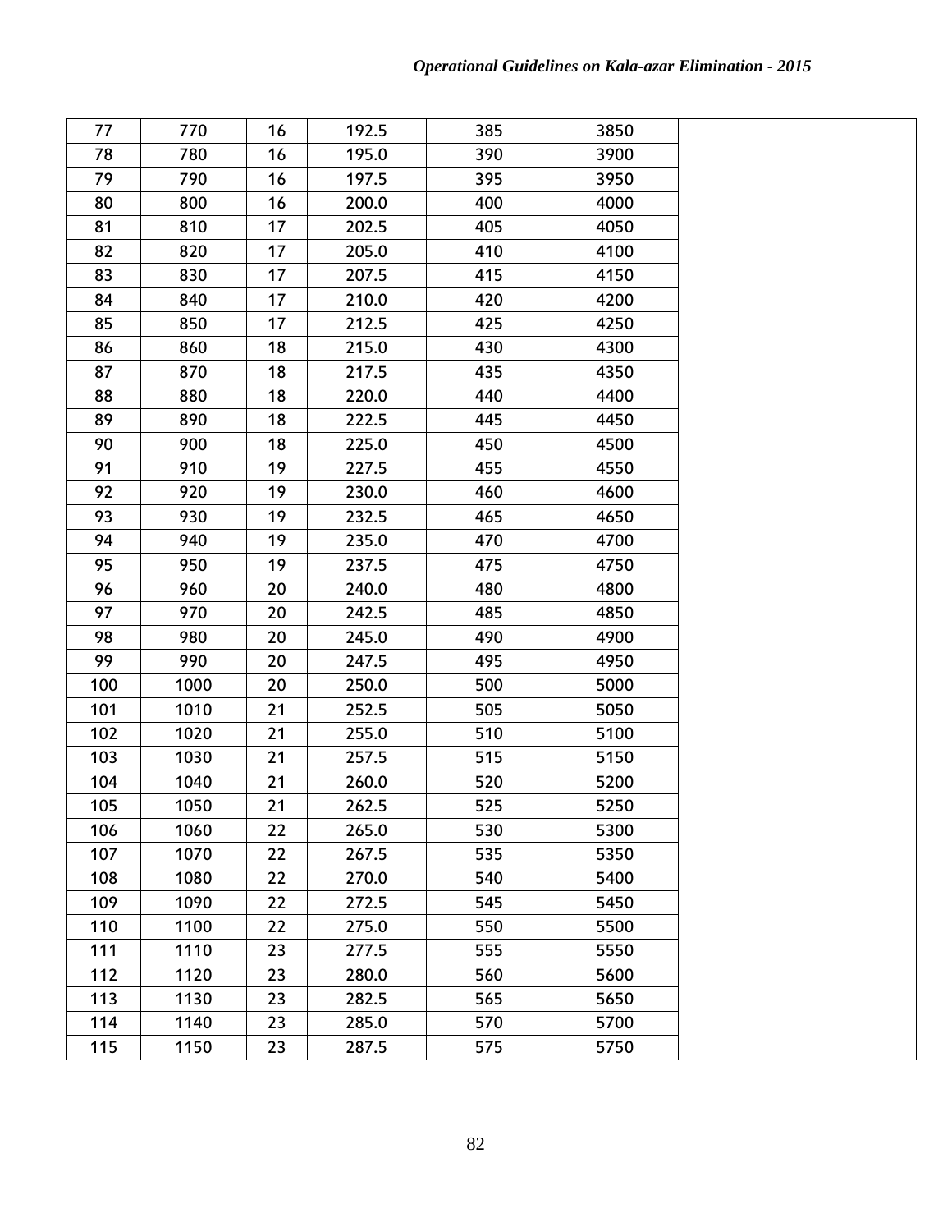| | | | | | | | |
|---|---|---|---|---|---|---|---|
| 77 | 770 | 16 | 192.5 | 385 | 3850 | | |
| 78 | 780 | 16 | 195.0 | 390 | 3900 | | |
| 79 | 790 | 16 | 197.5 | 395 | 3950 | | |
| 80 | 800 | 16 | 200.0 | 400 | 4000 | | |
| 81 | 810 | 17 | 202.5 | 405 | 4050 | | |
| 82 | 820 | 17 | 205.0 | 410 | 4100 | | |
| 83 | 830 | 17 | 207.5 | 415 | 4150 | | |
| 84 | 840 | 17 | 210.0 | 420 | 4200 | | |
| 85 | 850 | 17 | 212.5 | 425 | 4250 | | |
| 86 | 860 | 18 | 215.0 | 430 | 4300 | | |
| 87 | 870 | 18 | 217.5 | 435 | 4350 | | |
| 88 | 880 | 18 | 220.0 | 440 | 4400 | | |
| 89 | 890 | 18 | 222.5 | 445 | 4450 | | |
| 90 | 900 | 18 | 225.0 | 450 | 4500 | | |
| 91 | 910 | 19 | 227.5 | 455 | 4550 | | |
| 92 | 920 | 19 | 230.0 | 460 | 4600 | | |
| 93 | 930 | 19 | 232.5 | 465 | 4650 | | |
| 94 | 940 | 19 | 235.0 | 470 | 4700 | | |
| 95 | 950 | 19 | 237.5 | 475 | 4750 | | |
| 96 | 960 | 20 | 240.0 | 480 | 4800 | | |
| 97 | 970 | 20 | 242.5 | 485 | 4850 | | |
| 98 | 980 | 20 | 245.0 | 490 | 4900 | | |
| 99 | 990 | 20 | 247.5 | 495 | 4950 | | |
| 100 | 1000 | 20 | 250.0 | 500 | 5000 | | |
| 101 | 1010 | 21 | 252.5 | 505 | 5050 | | |
| 102 | 1020 | 21 | 255.0 | 510 | 5100 | | |
| 103 | 1030 | 21 | 257.5 | 515 | 5150 | | |
| 104 | 1040 | 21 | 260.0 | 520 | 5200 | | |
| 105 | 1050 | 21 | 262.5 | 525 | 5250 | | |
| 106 | 1060 | 22 | 265.0 | 530 | 5300 | | |
| 107 | 1070 | 22 | 267.5 | 535 | 5350 | | |
| 108 | 1080 | 22 | 270.0 | 540 | 5400 | | |
| 109 | 1090 | 22 | 272.5 | 545 | 5450 | | |
| 110 | 1100 | 22 | 275.0 | 550 | 5500 | | |
| 111 | 1110 | 23 | 277.5 | 555 | 5550 | | |
| 112 | 1120 | 23 | 280.0 | 560 | 5600 | | |
| 113 | 1130 | 23 | 282.5 | 565 | 5650 | | |
| 114 | 1140 | 23 | 285.0 | 570 | 5700 | | |
| 115 | 1150 | 23 | 287.5 | 575 | 5750 | | |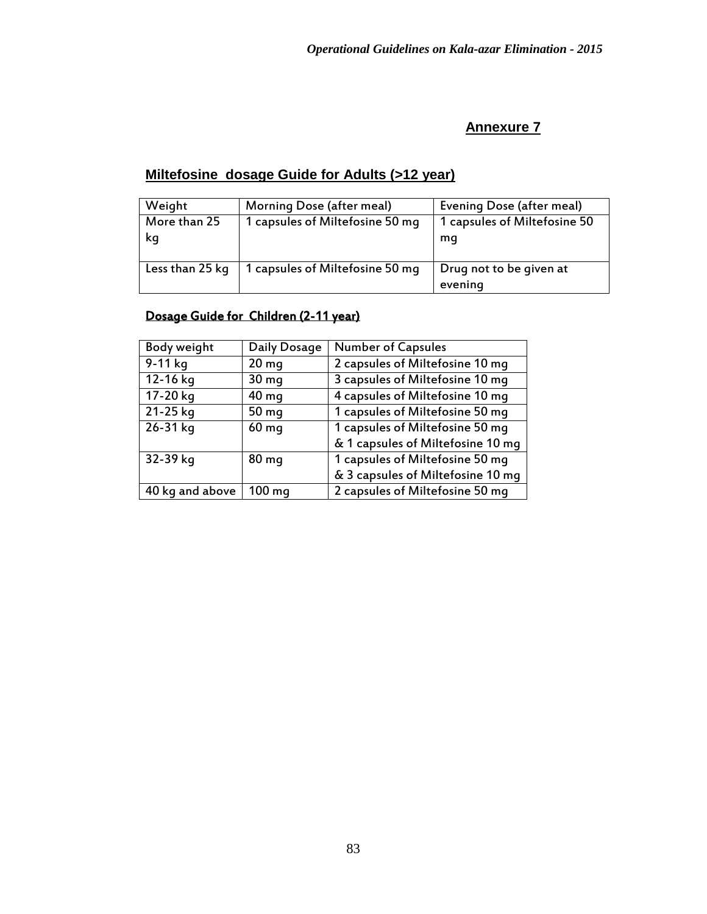## Annexure 7

### Miltefosine dosage Guide for Adults (>12 year)

| Weight | Morning Dose (after meal) | Evening Dose (after meal) |
|---|---|---|
| More than 25 kg | 1 capsules of Miltefosine 50 mg | 1 capsules of Miltefosine 50 mg |
| Less than 25 kg | 1 capsules of Miltefosine 50 mg | Drug not to be given at evening |

### Dosage Guide for Children (2-11 year)

| Body weight | Daily Dosage | Number of Capsules |
|---|---|---|
| 9-11 kg | 20 mg | 2 capsules of Miltefosine 10 mg |
| 12-16 kg | 30 mg | 3 capsules of Miltefosine 10 mg |
| 17-20 kg | 40 mg | 4 capsules of Miltefosine 10 mg |
| 21-25 kg | 50 mg | 1 capsules of Miltefosine 50 mg |
| 26-31 kg | 60 mg | 1 capsules of Miltefosine 50 mg & 1 capsules of Miltefosine 10 mg |
| 32-39 kg | 80 mg | 1 capsules of Miltefosine 50 mg & 3 capsules of Miltefosine 10 mg |
| 40 kg and above | 100 mg | 2 capsules of Miltefosine 50 mg |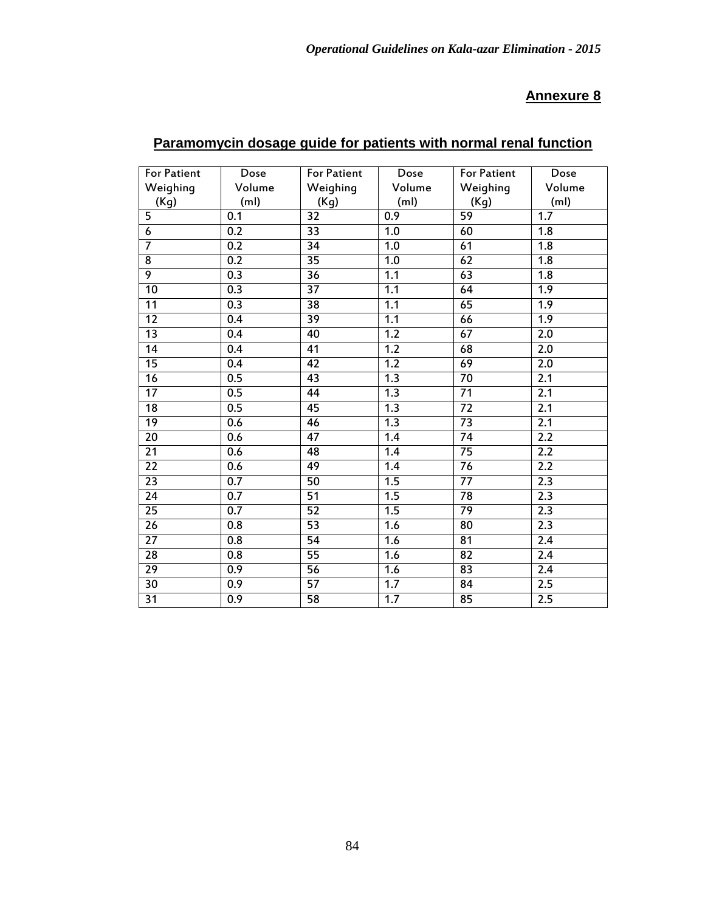## Annexure 8

### Paramomycin dosage guide for patients with normal renal function

| For Patient Weighing (Kg) | Dose Volume (ml) | For Patient Weighing (Kg) | Dose Volume (ml) | For Patient Weighing (Kg) | Dose Volume (ml) |
|---|---|---|---|---|---|
| 5 | 0.1 | 32 | 0.9 | 59 | 1.7 |
| 6 | 0.2 | 33 | 1.0 | 60 | 1.8 |
| 7 | 0.2 | 34 | 1.0 | 61 | 1.8 |
| 8 | 0.2 | 35 | 1.0 | 62 | 1.8 |
| 9 | 0.3 | 36 | 1.1 | 63 | 1.8 |
| 10 | 0.3 | 37 | 1.1 | 64 | 1.9 |
| 11 | 0.3 | 38 | 1.1 | 65 | 1.9 |
| 12 | 0.4 | 39 | 1.1 | 66 | 1.9 |
| 13 | 0.4 | 40 | 1.2 | 67 | 2.0 |
| 14 | 0.4 | 41 | 1.2 | 68 | 2.0 |
| 15 | 0.4 | 42 | 1.2 | 69 | 2.0 |
| 16 | 0.5 | 43 | 1.3 | 70 | 2.1 |
| 17 | 0.5 | 44 | 1.3 | 71 | 2.1 |
| 18 | 0.5 | 45 | 1.3 | 72 | 2.1 |
| 19 | 0.6 | 46 | 1.3 | 73 | 2.1 |
| 20 | 0.6 | 47 | 1.4 | 74 | 2.2 |
| 21 | 0.6 | 48 | 1.4 | 75 | 2.2 |
| 22 | 0.6 | 49 | 1.4 | 76 | 2.2 |
| 23 | 0.7 | 50 | 1.5 | 77 | 2.3 |
| 24 | 0.7 | 51 | 1.5 | 78 | 2.3 |
| 25 | 0.7 | 52 | 1.5 | 79 | 2.3 |
| 26 | 0.8 | 53 | 1.6 | 80 | 2.3 |
| 27 | 0.8 | 54 | 1.6 | 81 | 2.4 |
| 28 | 0.8 | 55 | 1.6 | 82 | 2.4 |
| 29 | 0.9 | 56 | 1.6 | 83 | 2.4 |
| 30 | 0.9 | 57 | 1.7 | 84 | 2.5 |
| 31 | 0.9 | 58 | 1.7 | 85 | 2.5 |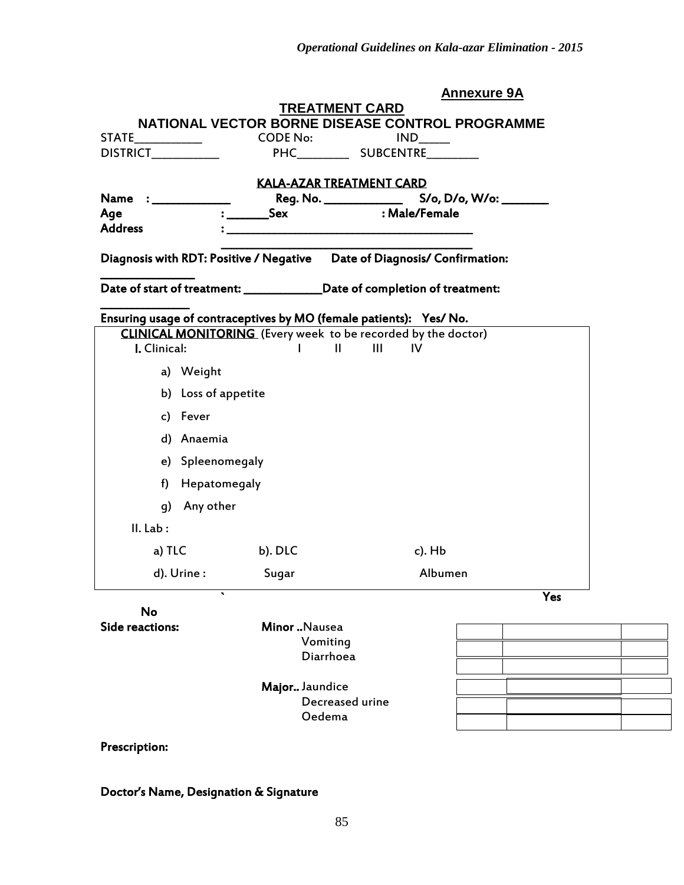**Annexure 9A**

## TREATMENT CARD

## NATIONAL VECTOR BORNE DISEASE CONTROL PROGRAMME

STATE__________ CODE No: IND_____

DISTRICT__________ PHC________ SUBCENTRE________

**KALA-AZAR TREATMENT CARD**

**Name :** ____________ **Reg. No.** ____________ **S/o, D/o, W/o:** _______

**Age :** ______ **Sex : Male/Female**

**Address :** ________________________________________

________________________________________

**Diagnosis with RDT: Positive / Negative Date of Diagnosis/ Confirmation:** ______________

**Date of start of treatment:** ____________ **Date of completion of treatment:** ______________

**Ensuring usage of contraceptives by MO (female patients): Yes/ No.**

**CLINICAL MONITORING** (Every week to be recorded by the doctor)

| I. Clinical: | I | II | III | IV |
|---|---|---|---|---|
| a) Weight | | | | |
| b) Loss of appetite | | | | |
| c) Fever | | | | |
| d) Anaemia | | | | |
| e) Spleenomegaly | | | | |
| f) Hepatomegaly | | | | |
| g) Any other | | | | |

II. Lab :

a) TLC b). DLC c). Hb

d). Urine : Sugar Albumen

| Side reactions: | | Yes | | No |
|---|---|---|---|---|
| Minor.. | Nausea | | | |
| | Vomiting | | | |
| | Diarrhoea | | | |
| Major.. | Jaundice | | | |
| | Decreased urine | | | |
| | Oedema | | | |

**Prescription:**

**Doctor's Name, Designation & Signature**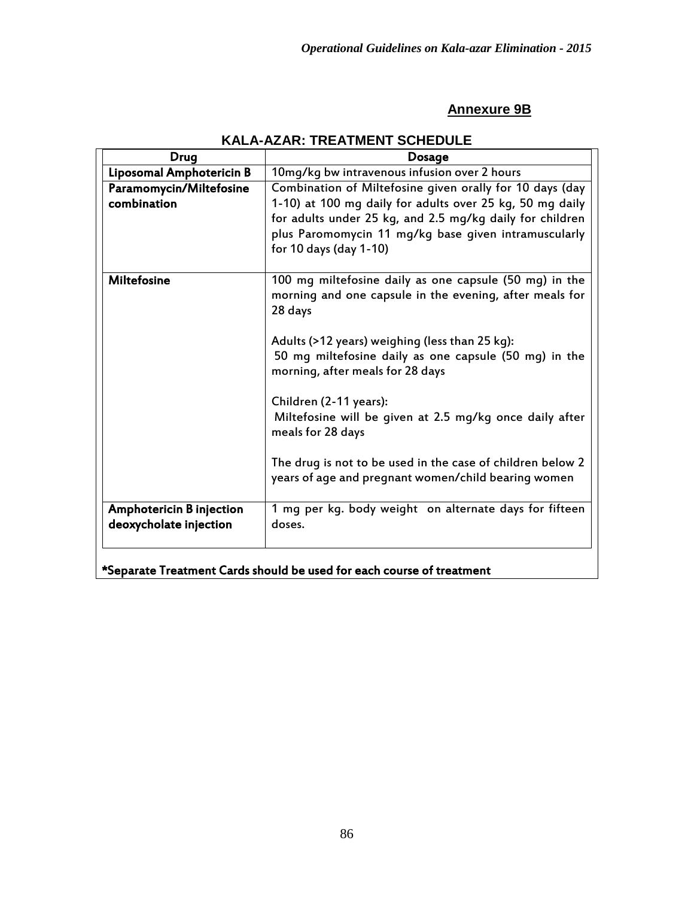## Annexure 9B

### KALA-AZAR: TREATMENT SCHEDULE

| Drug | Dosage |
|---|---|
| **Liposomal Amphotericin B** | 10mg/kg bw intravenous infusion over 2 hours |
| **Paramomycin/Miltefosine combination** | Combination of Miltefosine given orally for 10 days (day 1-10) at 100 mg daily for adults over 25 kg, 50 mg daily for adults under 25 kg, and 2.5 mg/kg daily for children plus Paromomycin 11 mg/kg base given intramuscularly for 10 days (day 1-10) |
| **Miltefosine** | 100 mg miltefosine daily as one capsule (50 mg) in the morning and one capsule in the evening, after meals for 28 days<br><br>Adults (>12 years) weighing (less than 25 kg):<br>50 mg miltefosine daily as one capsule (50 mg) in the morning, after meals for 28 days<br><br>Children (2-11 years):<br>Miltefosine will be given at 2.5 mg/kg once daily after meals for 28 days<br><br>The drug is not to be used in the case of children below 2 years of age and pregnant women/child bearing women |
| **Amphotericin B injection deoxycholate injection** | 1 mg per kg. body weight on alternate days for fifteen doses. |

**\*Separate Treatment Cards should be used for each course of treatment**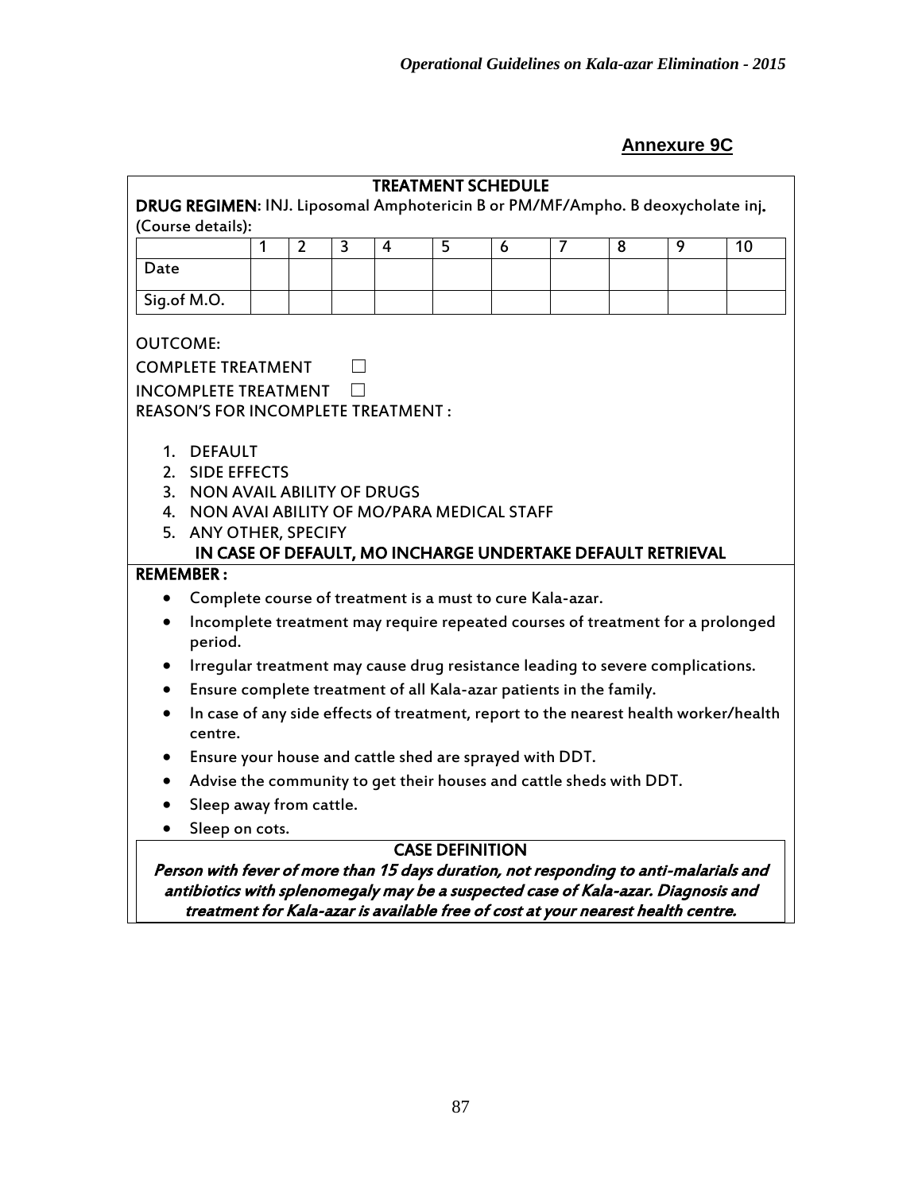## Annexure 9C

**TREATMENT SCHEDULE**

**DRUG REGIMEN**: INJ. Liposomal Amphotericin B or PM/MF/Ampho. B deoxycholate inj**.**
(Course details):

| | 1 | 2 | 3 | 4 | 5 | 6 | 7 | 8 | 9 | 10 |
|---|---|---|---|---|---|---|---|---|---|---|
| Date | | | | | | | | | | |
| Sig.of M.O. | | | | | | | | | | |

OUTCOME:

COMPLETE TREATMENT ☐

INCOMPLETE TREATMENT ☐

REASON'S FOR INCOMPLETE TREATMENT :

1. DEFAULT
2. SIDE EFFECTS
3. NON AVAIL ABILITY OF DRUGS
4. NON AVAI ABILITY OF MO/PARA MEDICAL STAFF
5. ANY OTHER, SPECIFY

**IN CASE OF DEFAULT, MO INCHARGE UNDERTAKE DEFAULT RETRIEVAL**

**REMEMBER :**

- Complete course of treatment is a must to cure Kala-azar.
- Incomplete treatment may require repeated courses of treatment for a prolonged period.
- Irregular treatment may cause drug resistance leading to severe complications.
- Ensure complete treatment of all Kala-azar patients in the family.
- In case of any side effects of treatment, report to the nearest health worker/health centre.
- Ensure your house and cattle shed are sprayed with DDT.
- Advise the community to get their houses and cattle sheds with DDT.
- Sleep away from cattle.
- Sleep on cots.

**CASE DEFINITION**

***Person with fever of more than 15 days duration, not responding to anti-malarials and antibiotics with splenomegaly may be a suspected case of Kala-azar. Diagnosis and treatment for Kala-azar is available free of cost at your nearest health centre.***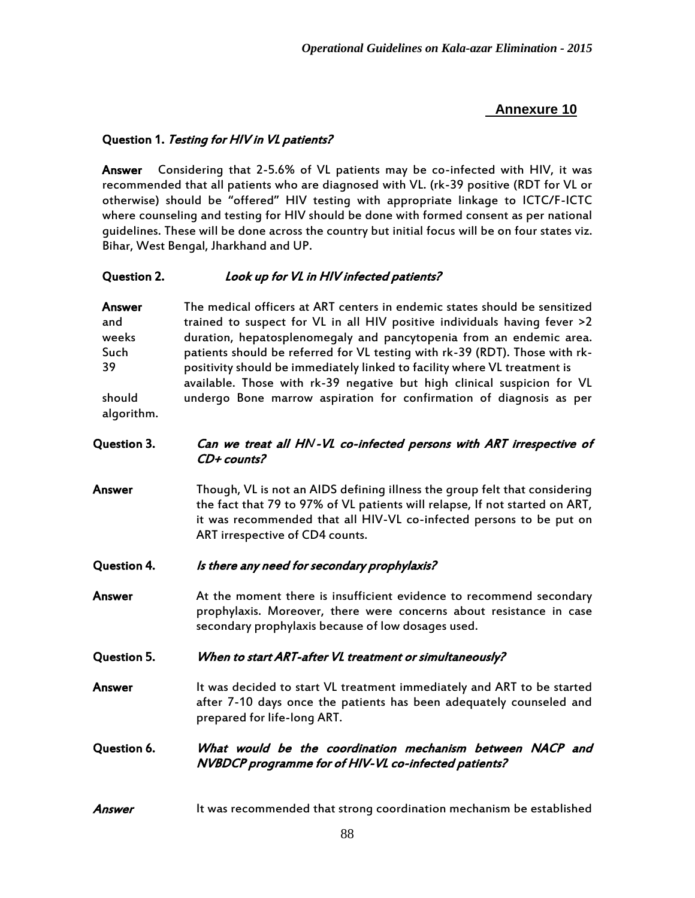## Annexure 10

**Question 1.** ***Testing for HIV in VL patients?***

**Answer** Considering that 2-5.6% of VL patients may be co-infected with HIV, it was recommended that all patients who are diagnosed with VL. (rk-39 positive (RDT for VL or otherwise) should be "offered" HIV testing with appropriate linkage to ICTC/F-ICTC where counseling and testing for HIV should be done with formed consent as per national guidelines. These will be done across the country but initial focus will be on four states viz. Bihar, West Bengal, Jharkhand and UP.

**Question 2.** ***Look up for VL in HIV infected patients?***

**Answer** The medical officers at ART centers in endemic states should be sensitized and trained to suspect for VL in all HIV positive individuals having fever >2 weeks duration, hepatosplenomegaly and pancytopenia from an endemic area. Such patients should be referred for VL testing with rk-39 (RDT). Those with rk-39 positivity should be immediately linked to facility where VL treatment is available. Those with rk-39 negative but high clinical suspicion for VL should undergo Bone marrow aspiration for confirmation of diagnosis as per algorithm.

**Question 3.** ***Can we treat all HIV-VL co-infected persons with ART irrespective of CD+ counts?***

**Answer** Though, VL is not an AIDS defining illness the group felt that considering the fact that 79 to 97% of VL patients will relapse, If not started on ART, it was recommended that all HIV-VL co-infected persons to be put on ART irrespective of CD4 counts.

**Question 4.** ***Is there any need for secondary prophylaxis?***

**Answer** At the moment there is insufficient evidence to recommend secondary prophylaxis. Moreover, there were concerns about resistance in case secondary prophylaxis because of low dosages used.

**Question 5.** ***When to start ART-after VL treatment or simultaneously?***

**Answer** It was decided to start VL treatment immediately and ART to be started after 7-10 days once the patients has been adequately counseled and prepared for life-long ART.

**Question 6.** ***What would be the coordination mechanism between NACP and NVBDCP programme for of HIV-VL co-infected patients?***

***Answer*** It was recommended that strong coordination mechanism be established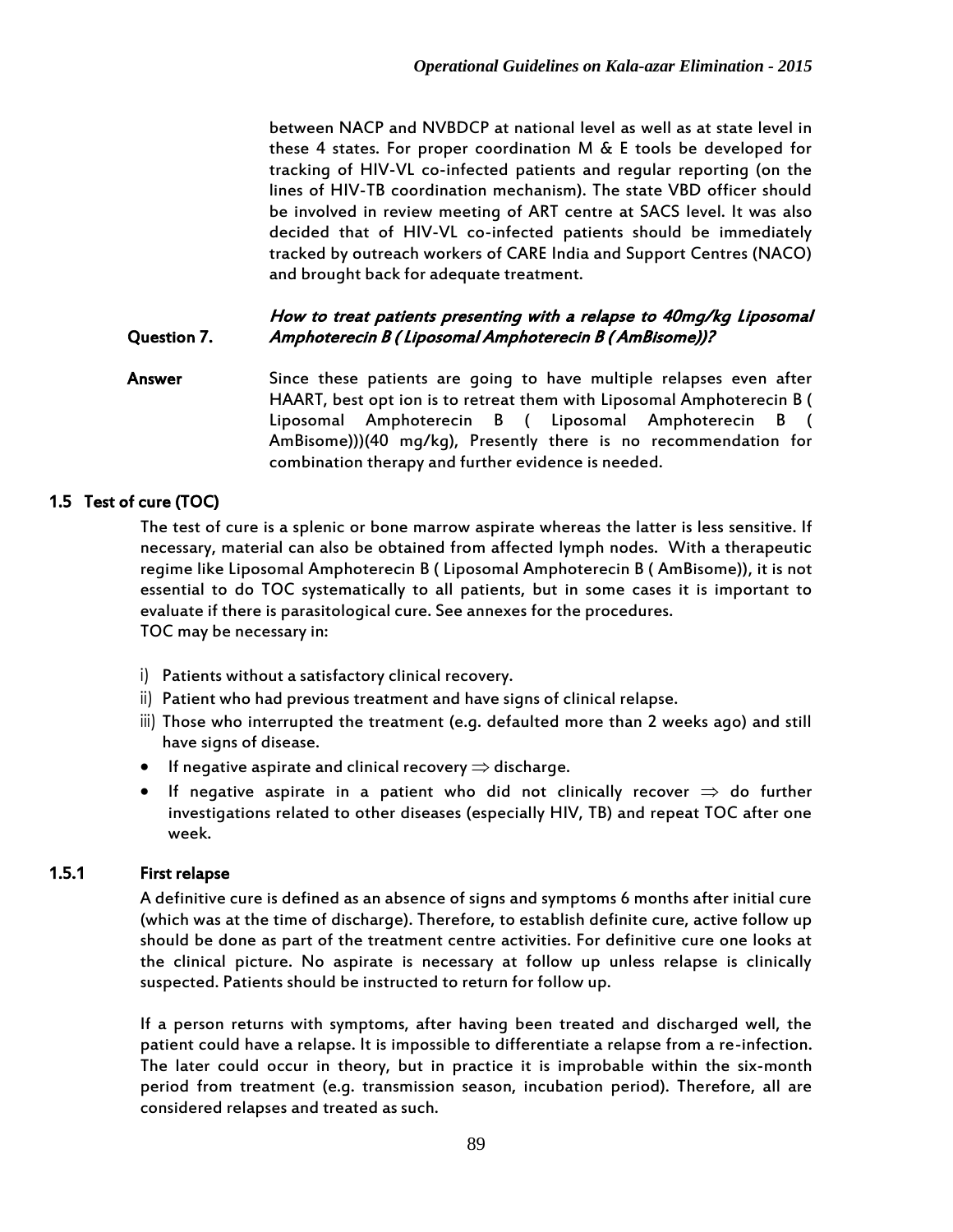between NACP and NVBDCP at national level as well as at state level in these 4 states. For proper coordination M & E tools be developed for tracking of HIV-VL co-infected patients and regular reporting (on the lines of HIV-TB coordination mechanism). The state VBD officer should be involved in review meeting of ART centre at SACS level. It was also decided that of HIV-VL co-infected patients should be immediately tracked by outreach workers of CARE India and Support Centres (NACO) and brought back for adequate treatment.

**Question 7.** ***How to treat patients presenting with a relapse to 40mg/kg Liposomal Amphoterecin B ( Liposomal Amphoterecin B ( AmBisome))?***

**Answer** Since these patients are going to have multiple relapses even after HAART, best opt ion is to retreat them with Liposomal Amphoterecin B ( Liposomal Amphoterecin B ( Liposomal Amphoterecin B ( AmBisome)))(40 mg/kg), Presently there is no recommendation for combination therapy and further evidence is needed.

## 1.5 Test of cure (TOC)

The test of cure is a splenic or bone marrow aspirate whereas the latter is less sensitive. If necessary, material can also be obtained from affected lymph nodes. With a therapeutic regime like Liposomal Amphoterecin B ( Liposomal Amphoterecin B ( AmBisome)), it is not essential to do TOC systematically to all patients, but in some cases it is important to evaluate if there is parasitological cure. See annexes for the procedures.
TOC may be necessary in:

i) Patients without a satisfactory clinical recovery.
ii) Patient who had previous treatment and have signs of clinical relapse.
iii) Those who interrupted the treatment (e.g. defaulted more than 2 weeks ago) and still have signs of disease.

- If negative aspirate and clinical recovery $\Rightarrow$ discharge.
- If negative aspirate in a patient who did not clinically recover $\Rightarrow$ do further investigations related to other diseases (especially HIV, TB) and repeat TOC after one week.

### 1.5.1 First relapse

A definitive cure is defined as an absence of signs and symptoms 6 months after initial cure (which was at the time of discharge). Therefore, to establish definite cure, active follow up should be done as part of the treatment centre activities. For definitive cure one looks at the clinical picture. No aspirate is necessary at follow up unless relapse is clinically suspected. Patients should be instructed to return for follow up.

If a person returns with symptoms, after having been treated and discharged well, the patient could have a relapse. It is impossible to differentiate a relapse from a re-infection. The later could occur in theory, but in practice it is improbable within the six-month period from treatment (e.g. transmission season, incubation period). Therefore, all are considered relapses and treated as such.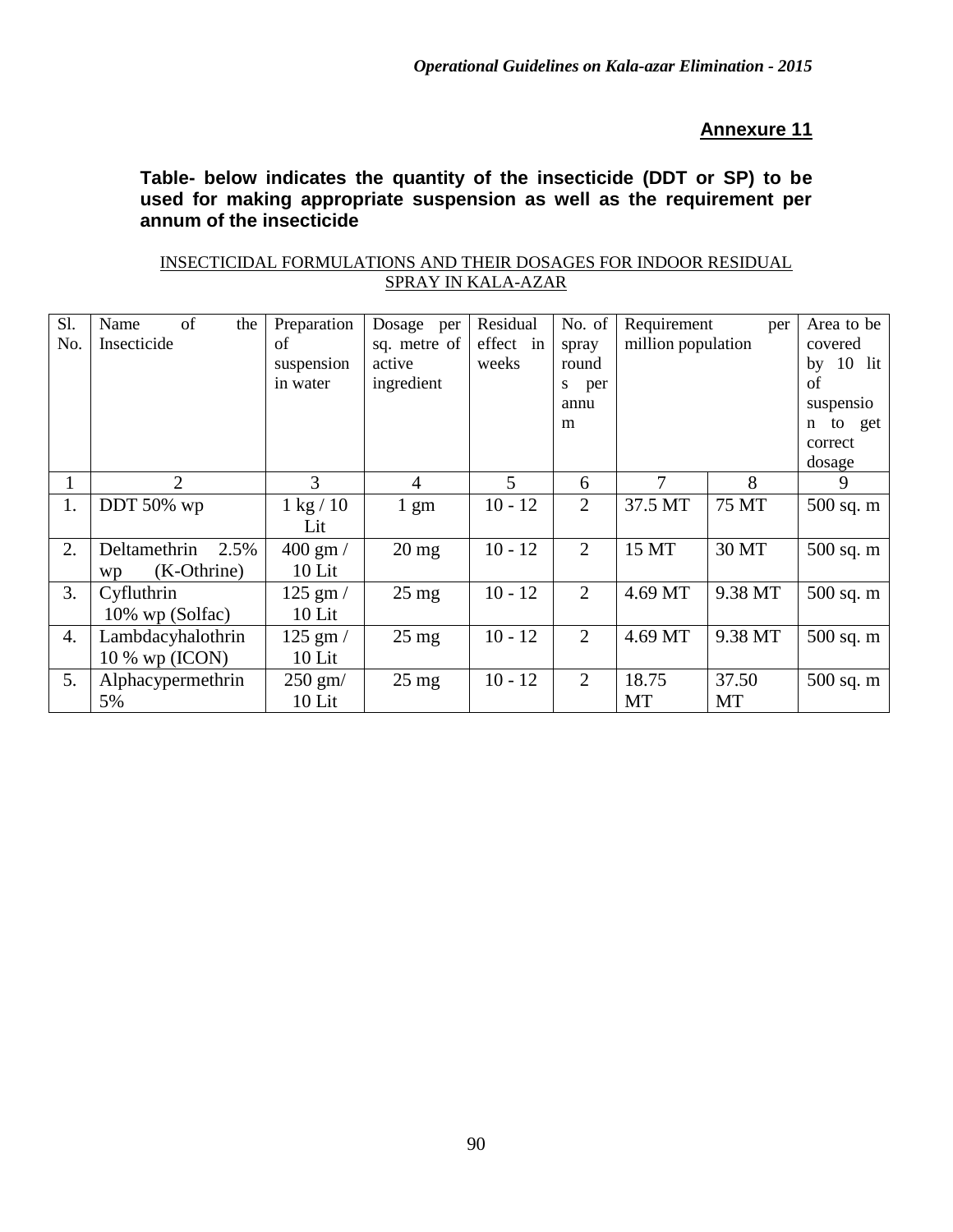## Annexure 11

**Table- below indicates the quantity of the insecticide (DDT or SP) to be used for making appropriate suspension as well as the requirement per annum of the insecticide**

INSECTICIDAL FORMULATIONS AND THEIR DOSAGES FOR INDOOR RESIDUAL SPRAY IN KALA-AZAR

| Sl. No. | Name of the Insecticide | Preparation of suspension in water | Dosage per sq. metre of active ingredient | Residual effect in weeks | No. of spray rounds per annum | Requirement per million population | | Area to be covered by 10 lit of suspension to get correct dosage |
|---|---|---|---|---|---|---|---|---|
| 1 | 2 | 3 | 4 | 5 | 6 | 7 | 8 | 9 |
| 1. | DDT 50% wp | 1 kg / 10 Lit | 1 gm | 10 - 12 | 2 | 37.5 MT | 75 MT | 500 sq. m |
| 2. | Deltamethrin 2.5% wp (K-Othrine) | 400 gm / 10 Lit | 20 mg | 10 - 12 | 2 | 15 MT | 30 MT | 500 sq. m |
| 3. | Cyfluthrin 10% wp (Solfac) | 125 gm / 10 Lit | 25 mg | 10 - 12 | 2 | 4.69 MT | 9.38 MT | 500 sq. m |
| 4. | Lambdacyhalothrin 10 % wp (ICON) | 125 gm / 10 Lit | 25 mg | 10 - 12 | 2 | 4.69 MT | 9.38 MT | 500 sq. m |
| 5. | Alphacypermethrin 5% | 250 gm/ 10 Lit | 25 mg | 10 - 12 | 2 | 18.75 MT | 37.50 MT | 500 sq. m |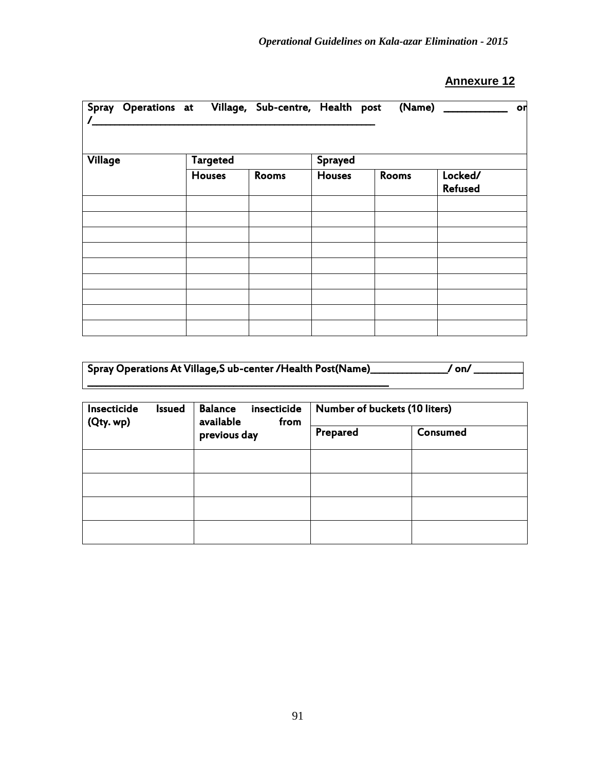**Annexure 12**

| Spray Operations at Village, Sub-centre, Health post (Name) ___________ on /_____________________________________________________ | | | | | |
|---|---|---|---|---|---|
| **Village** | **Targeted** | | **Sprayed** | | |
| | **Houses** | **Rooms** | **Houses** | **Rooms** | **Locked/ Refused** |
| | | | | | |
| | | | | | |
| | | | | | |
| | | | | | |
| | | | | | |
| | | | | | |
| | | | | | |
| | | | | | |
| | | | | | |

**Spray Operations At Village,S ub-center /Health Post(Name)______________/ on/ _________ ________________________________________________________**

| **Insecticide Issued (Qty. wp)** | **Balance insecticide available from previous day** | **Number of buckets (10 liters)** | |
|---|---|---|---|
| | | **Prepared** | **Consumed** |
| | | | |
| | | | |
| | | | |
| | | | |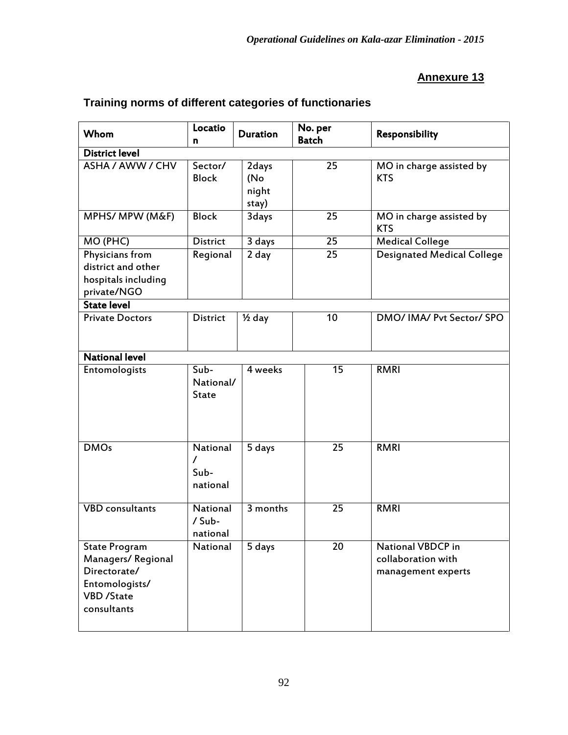## Annexure 13

### Training norms of different categories of functionaries

| Whom | Location | Duration | No. per Batch | Responsibility |
|---|---|---|---|---|
| **District level** | | | | |
| ASHA / AWW / CHV | Sector/ Block | 2days (No night stay) | 25 | MO in charge assisted by KTS |
| MPHS/ MPW (M&F) | Block | 3days | 25 | MO in charge assisted by KTS |
| MO (PHC) | District | 3 days | 25 | Medical College |
| Physicians from district and other hospitals including private/NGO | Regional | 2 day | 25 | Designated Medical College |
| **State level** | | | | |
| Private Doctors | District | ½ day | 10 | DMO/ IMA/ Pvt Sector/ SPO |
| **National level** | | | | |
| Entomologists | Sub-National/ State | 4 weeks | 15 | RMRI |
| DMOs | National / Sub-national | 5 days | 25 | RMRI |
| VBD consultants | National / Sub-national | 3 months | 25 | RMRI |
| State Program Managers/ Regional Directorate/ Entomologists/ VBD /State consultants | National | 5 days | 20 | National VBDCP in collaboration with management experts |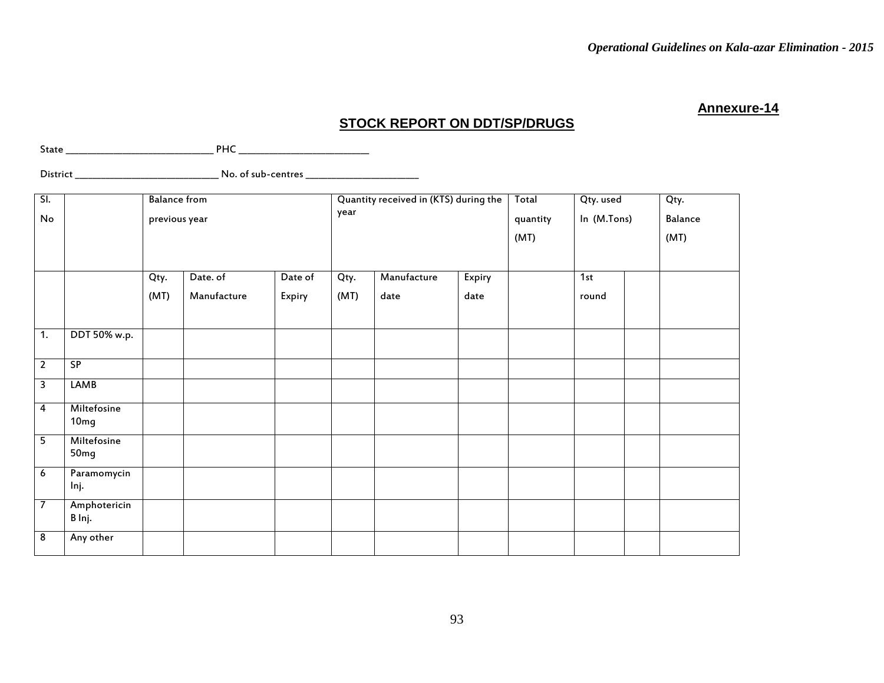Annexure-14

## STOCK REPORT ON DDT/SP/DRUGS

State ____________________________ PHC __________________________

District ____________________________ No. of sub-centres ______________________

| Sl. No | | Balance from previous year | | | Quantity received in (KTS) during the year | | | Total quantity (MT) | Qty. used In (M.Tons) | | Qty. Balance (MT) |
|---|---|---|---|---|---|---|---|---|---|---|---|
| | | Qty. (MT) | Date. of Manufacture | Date of Expiry | Qty. (MT) | Manufacture date | Expiry date | | 1st round | | |
| 1. | DDT 50% w.p. | | | | | | | | | | |
| 2 | SP | | | | | | | | | | |
| 3 | LAMB | | | | | | | | | | |
| 4 | Miltefosine 10mg | | | | | | | | | | |
| 5 | Miltefosine 50mg | | | | | | | | | | |
| 6 | Paramomycin Inj. | | | | | | | | | | |
| 7 | Amphotericin B Inj. | | | | | | | | | | |
| 8 | Any other | | | | | | | | | | |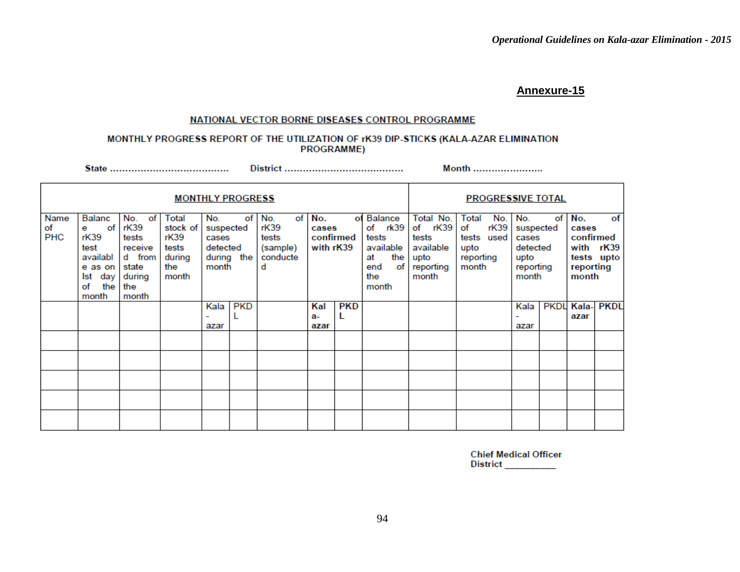## Annexure-15

**NATIONAL VECTOR BORNE DISEASES CONTROL PROGRAMME**

**MONTHLY PROGRESS REPORT OF THE UTILIZATION OF rK39 DIP-STICKS (KALA-AZAR ELIMINATION PROGRAMME)**

**State .......................................** **District .......................................** **Month .......................**

| MONTHLY PROGRESS | | | | | | | | | | PROGRESSIVE TOTAL | | | | | |
|---|---|---|---|---|---|---|---|---|---|---|---|---|---|---|---|
| Name of PHC | Balance of rK39 test available as on Ist day of the month | No. of rK39 tests received from state during the month | Total stock of rK39 tests during the month | No. of suspected cases detected during the month | | No. of rK39 tests (sample) conducted | **No. of cases confirmed with rK39** | | Balance of rk39 tests available at the end of the month | Total No. of rK39 tests available upto reporting month | Total No. of rK39 tests used upto reporting month | No. of suspected cases detected upto reporting month | | **No. of cases confirmed with rK39 tests upto reporting month** | |
| | | | | Kala-azar | PKDL | | **Kala-azar** | **PKDL** | | | | Kala-azar | PKDL | **Kala-azar** | **PKDL** |
| | | | | | | | | | | | | | | | |
| | | | | | | | | | | | | | | | |
| | | | | | | | | | | | | | | | |
| | | | | | | | | | | | | | | | |
| | | | | | | | | | | | | | | | |

**Chief Medical Officer**
**District __________**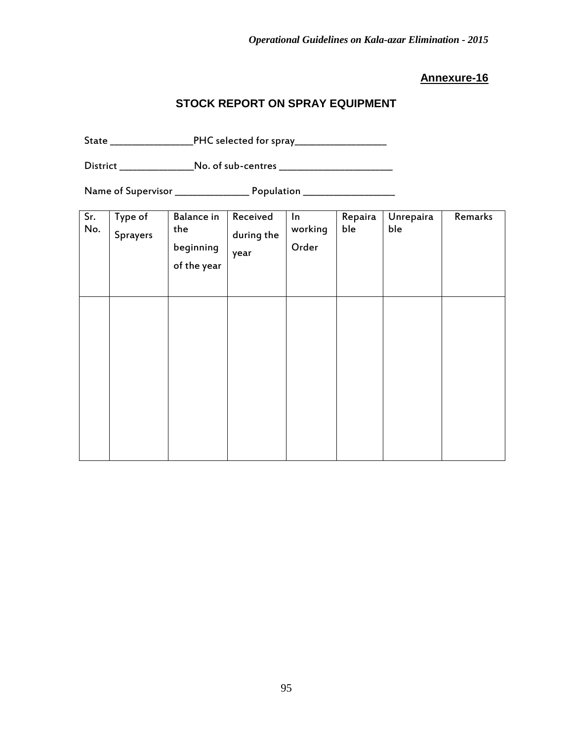**Annexure-16**

## STOCK REPORT ON SPRAY EQUIPMENT

State _______________PHC selected for spray________________

District _____________No. of sub-centres ____________________

Name of Supervisor _____________ Population ________________

| Sr. No. | Type of Sprayers | Balance in the beginning of the year | Received during the year | In working Order | Repairable | Unrepairable | Remarks |
|---|---|---|---|---|---|---|---|
| | | | | | | | |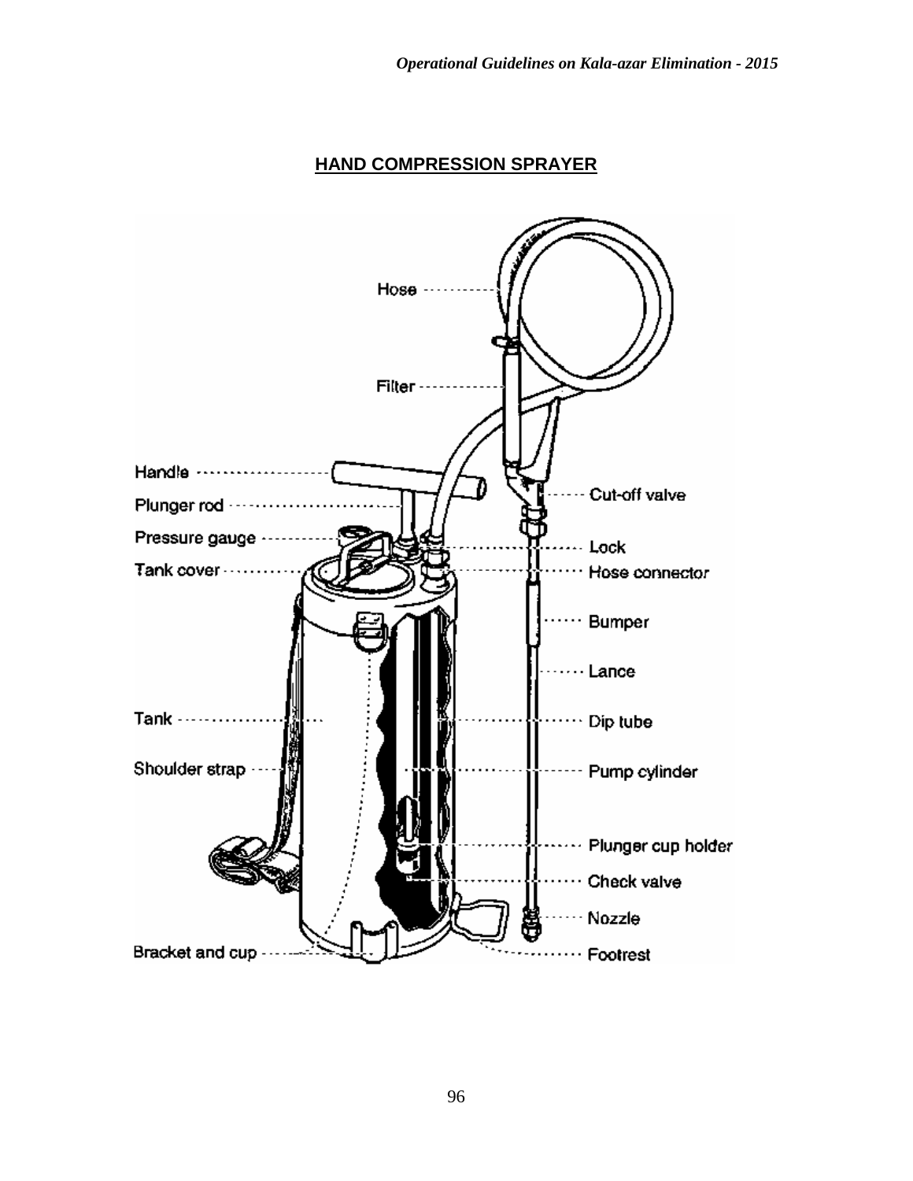## HAND COMPRESSION SPRAYER

Hose

Filter

Handle

Plunger rod

Pressure gauge

Tank cover

Cut-off valve

Lock

Hose connector

Bumper

Lance

Tank

Dip tube

Shoulder strap

Pump cylinder

Plunger cup holder

Check valve

Nozzle

Bracket and cup

Footrest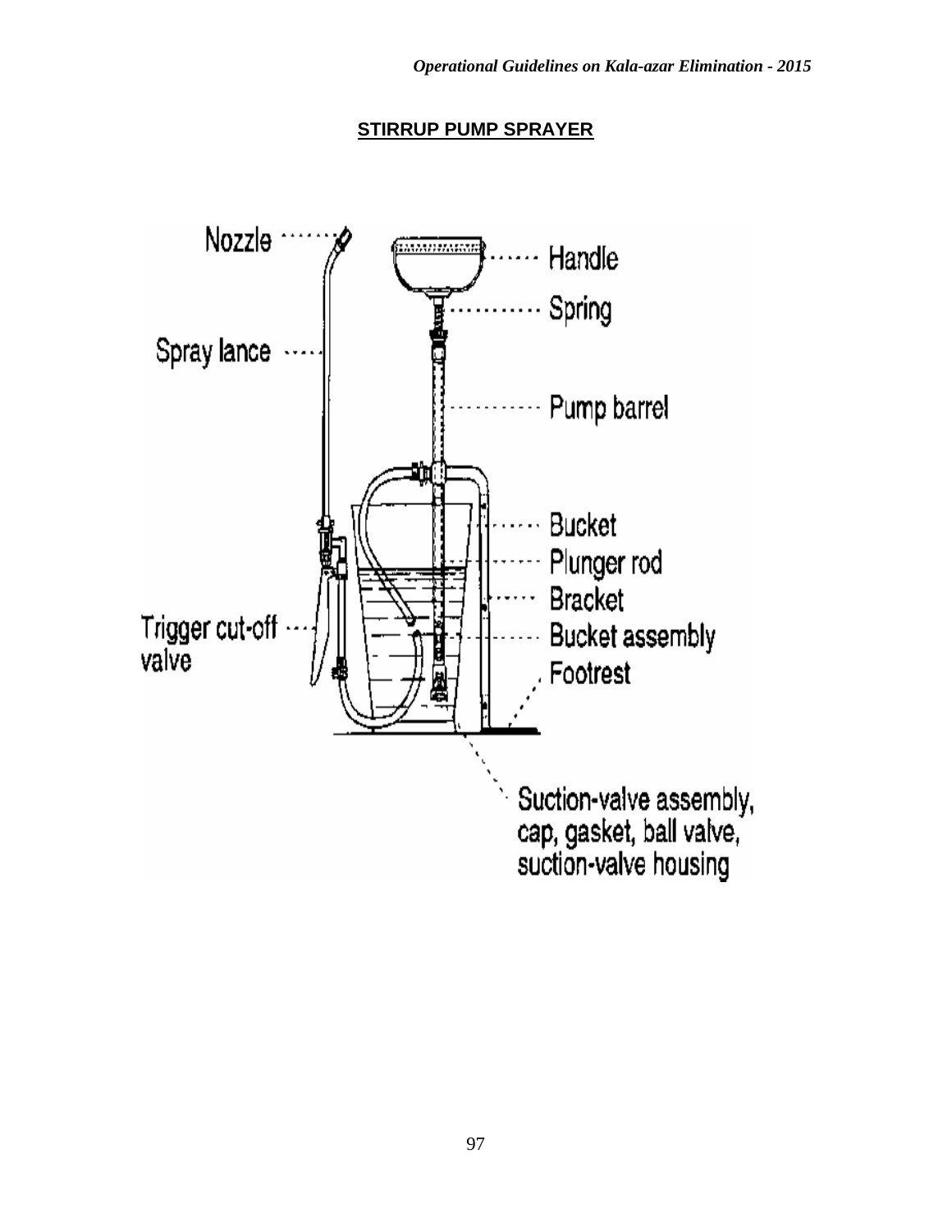## STIRRUP PUMP SPRAYER

Nozzle

Spray lance

Trigger cut-off valve

Handle

Spring

Pump barrel

Bucket

Plunger rod

Bracket

Bucket assembly

Footrest

Suction-valve assembly, cap, gasket, ball valve, suction-valve housing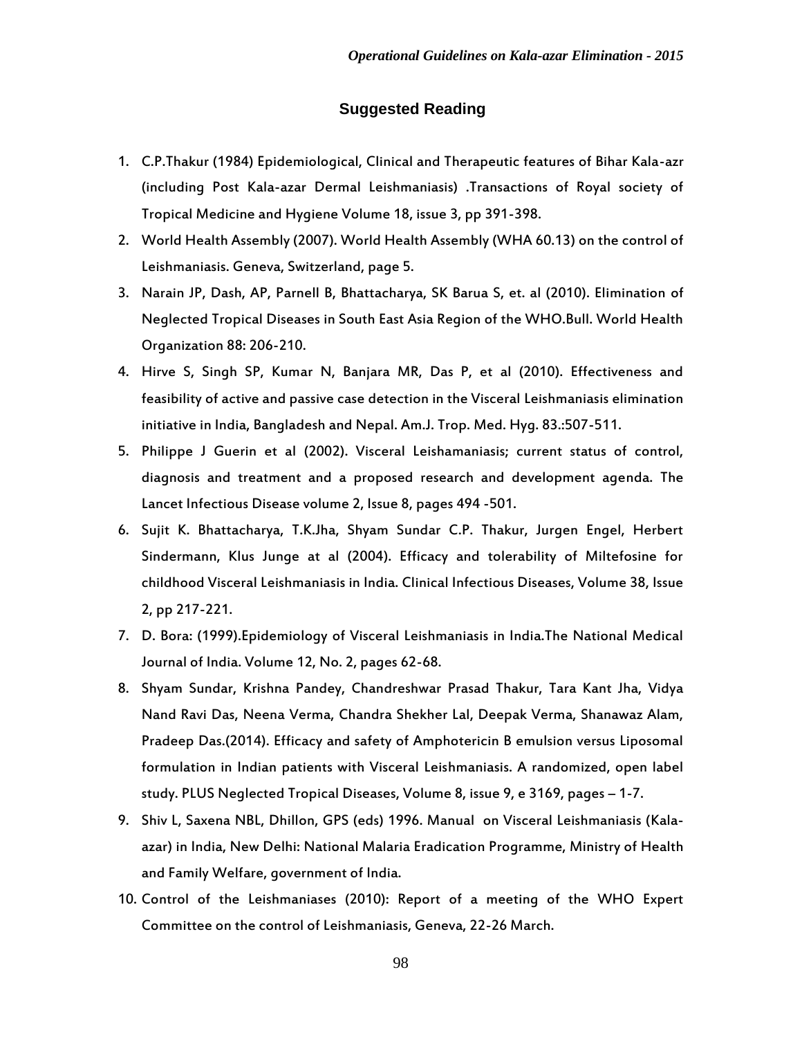## Suggested Reading

1. C.P.Thakur (1984) Epidemiological, Clinical and Therapeutic features of Bihar Kala-azr (including Post Kala-azar Dermal Leishmaniasis) .Transactions of Royal society of Tropical Medicine and Hygiene Volume 18, issue 3, pp 391-398.
2. World Health Assembly (2007). World Health Assembly (WHA 60.13) on the control of Leishmaniasis. Geneva, Switzerland, page 5.
3. Narain JP, Dash, AP, Parnell B, Bhattacharya, SK Barua S, et. al (2010). Elimination of Neglected Tropical Diseases in South East Asia Region of the WHO.Bull. World Health Organization 88: 206-210.
4. Hirve S, Singh SP, Kumar N, Banjara MR, Das P, et al (2010). Effectiveness and feasibility of active and passive case detection in the Visceral Leishmaniasis elimination initiative in India, Bangladesh and Nepal. Am.J. Trop. Med. Hyg. 83.:507-511.
5. Philippe J Guerin et al (2002). Visceral Leishamaniasis; current status of control, diagnosis and treatment and a proposed research and development agenda. The Lancet Infectious Disease volume 2, Issue 8, pages 494 -501.
6. Sujit K. Bhattacharya, T.K.Jha, Shyam Sundar C.P. Thakur, Jurgen Engel, Herbert Sindermann, Klus Junge at al (2004). Efficacy and tolerability of Miltefosine for childhood Visceral Leishmaniasis in India. Clinical Infectious Diseases, Volume 38, Issue 2, pp 217-221.
7. D. Bora: (1999).Epidemiology of Visceral Leishmaniasis in India.The National Medical Journal of India. Volume 12, No. 2, pages 62-68.
8. Shyam Sundar, Krishna Pandey, Chandreshwar Prasad Thakur, Tara Kant Jha, Vidya Nand Ravi Das, Neena Verma, Chandra Shekher Lal, Deepak Verma, Shanawaz Alam, Pradeep Das.(2014). Efficacy and safety of Amphotericin B emulsion versus Liposomal formulation in Indian patients with Visceral Leishmaniasis. A randomized, open label study. PLUS Neglected Tropical Diseases, Volume 8, issue 9, e 3169, pages – 1-7.
9. Shiv L, Saxena NBL, Dhillon, GPS (eds) 1996. Manual on Visceral Leishmaniasis (Kala-azar) in India, New Delhi: National Malaria Eradication Programme, Ministry of Health and Family Welfare, government of India.
10. Control of the Leishmaniases (2010): Report of a meeting of the WHO Expert Committee on the control of Leishmaniasis, Geneva, 22-26 March.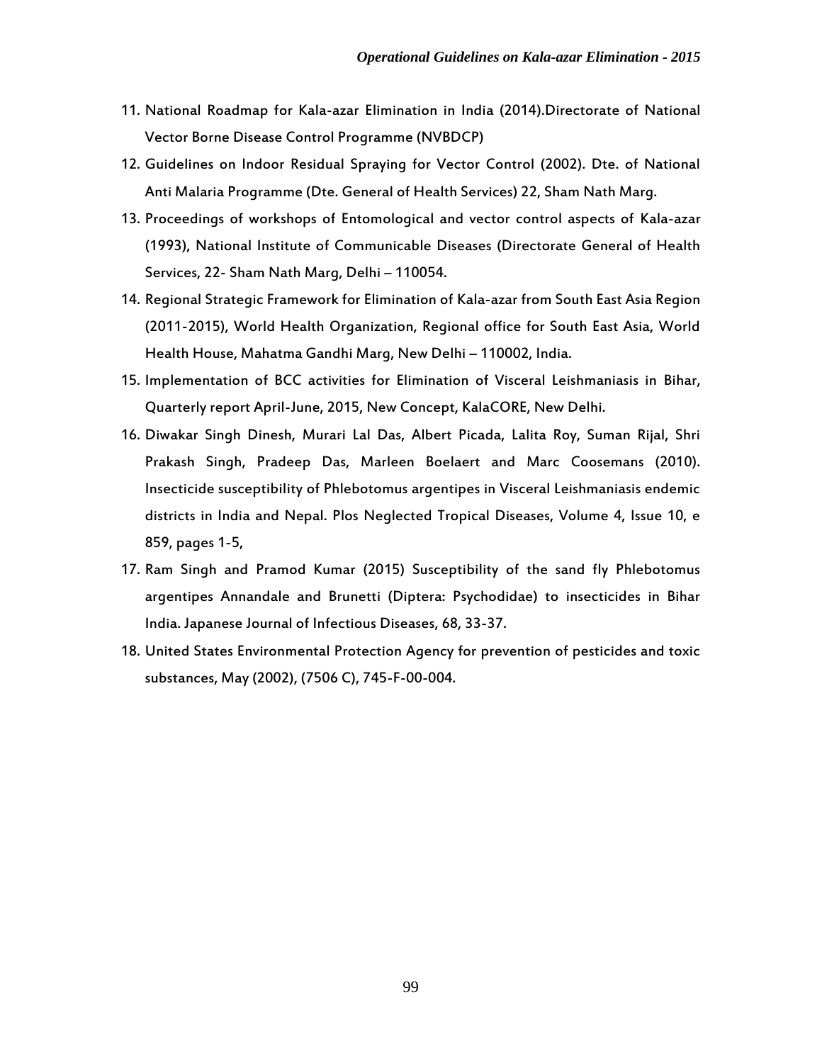11. National Roadmap for Kala-azar Elimination in India (2014).Directorate of National Vector Borne Disease Control Programme (NVBDCP)
12. Guidelines on Indoor Residual Spraying for Vector Control (2002). Dte. of National Anti Malaria Programme (Dte. General of Health Services) 22, Sham Nath Marg.
13. Proceedings of workshops of Entomological and vector control aspects of Kala-azar (1993), National Institute of Communicable Diseases (Directorate General of Health Services, 22- Sham Nath Marg, Delhi – 110054.
14. Regional Strategic Framework for Elimination of Kala-azar from South East Asia Region (2011-2015), World Health Organization, Regional office for South East Asia, World Health House, Mahatma Gandhi Marg, New Delhi – 110002, India.
15. Implementation of BCC activities for Elimination of Visceral Leishmaniasis in Bihar, Quarterly report April-June, 2015, New Concept, KalaCORE, New Delhi.
16. Diwakar Singh Dinesh, Murari Lal Das, Albert Picada, Lalita Roy, Suman Rijal, Shri Prakash Singh, Pradeep Das, Marleen Boelaert and Marc Coosemans (2010). Insecticide susceptibility of Phlebotomus argentipes in Visceral Leishmaniasis endemic districts in India and Nepal. Plos Neglected Tropical Diseases, Volume 4, Issue 10, e 859, pages 1-5,
17. Ram Singh and Pramod Kumar (2015) Susceptibility of the sand fly Phlebotomus argentipes Annandale and Brunetti (Diptera: Psychodidae) to insecticides in Bihar India. Japanese Journal of Infectious Diseases, 68, 33-37.
18. United States Environmental Protection Agency for prevention of pesticides and toxic substances, May (2002), (7506 C), 745-F-00-004.